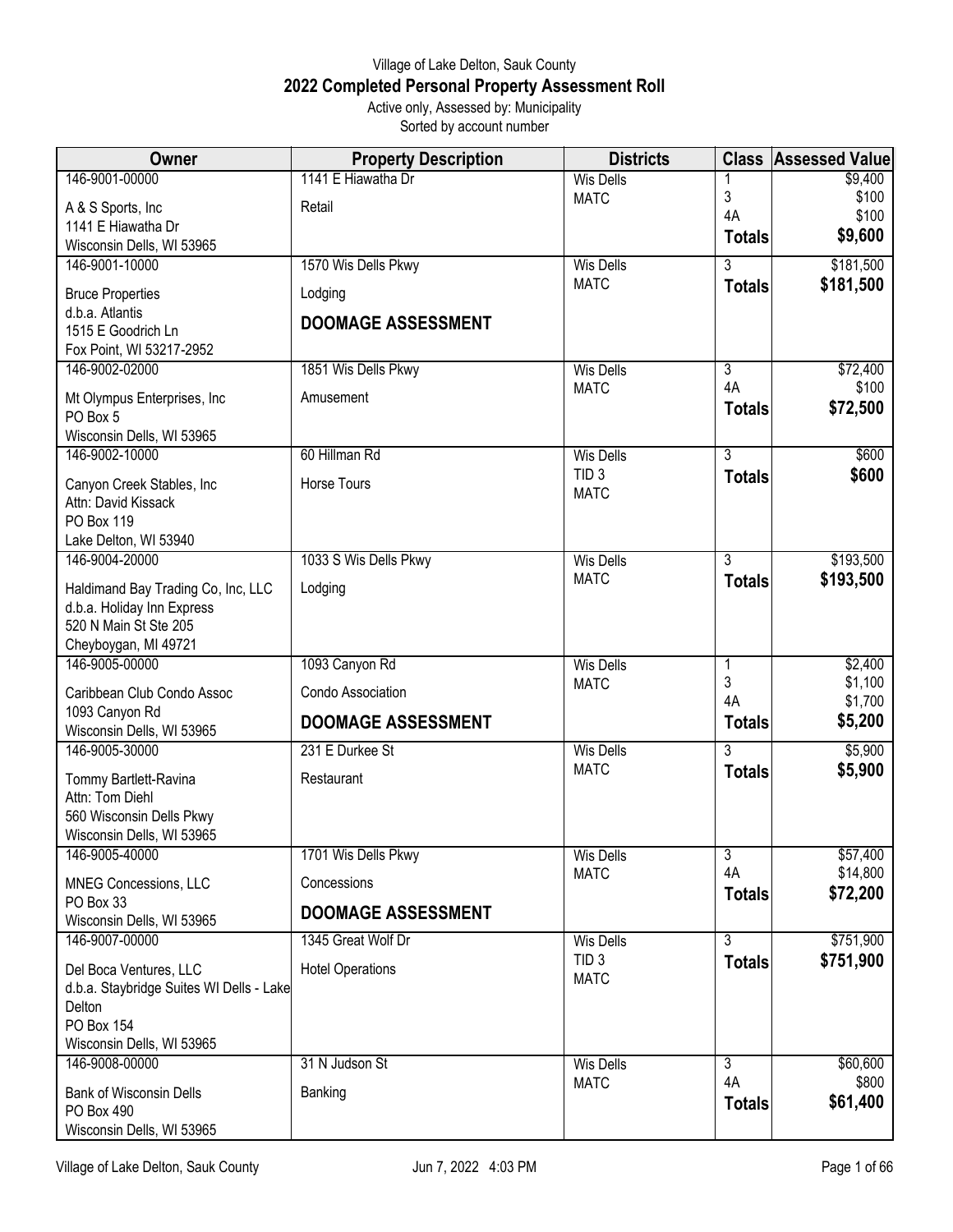Village of Lake Delton, Sauk County

# 2022 Completed Personal Property Assessment Roll

Active only, Assessed by: Municipality

Sorted by account number

| Owner | Property Description | Districts | Class | Assessed Value |
|---|---|---|---|---|
| 146-9001-00000<br>A & S Sports, Inc<br>1141 E Hiawatha Dr<br>Wisconsin Dells, WI 53965 | 1141 E Hiawatha Dr<br>Retail | Wis Dells<br>MATC | 1<br>3<br>4A<br>**Totals** | $9,400<br>$100<br>$100<br>**$9,600** |
| 146-9001-10000<br>Bruce Properties<br>d.b.a. Atlantis<br>1515 E Goodrich Ln<br>Fox Point, WI 53217-2952 | 1570 Wis Dells Pkwy<br>Lodging<br>**DOOMAGE ASSESSMENT** | Wis Dells<br>MATC | 3<br>**Totals** | $181,500<br>**$181,500** |
| 146-9002-02000<br>Mt Olympus Enterprises, Inc<br>PO Box 5<br>Wisconsin Dells, WI 53965 | 1851 Wis Dells Pkwy<br>Amusement | Wis Dells<br>MATC | 3<br>4A<br>**Totals** | $72,400<br>$100<br>**$72,500** |
| 146-9002-10000<br>Canyon Creek Stables, Inc<br>Attn: David Kissack<br>PO Box 119<br>Lake Delton, WI 53940 | 60 Hillman Rd<br>Horse Tours | Wis Dells<br>TID 3<br>MATC | 3<br>**Totals** | $600<br>**$600** |
| 146-9004-20000<br>Haldimand Bay Trading Co, Inc, LLC<br>d.b.a. Holiday Inn Express<br>520 N Main St Ste 205<br>Cheyboygan, MI 49721 | 1033 S Wis Dells Pkwy<br>Lodging | Wis Dells<br>MATC | 3<br>**Totals** | $193,500<br>**$193,500** |
| 146-9005-00000<br>Caribbean Club Condo Assoc<br>1093 Canyon Rd<br>Wisconsin Dells, WI 53965 | 1093 Canyon Rd<br>Condo Association<br>**DOOMAGE ASSESSMENT** | Wis Dells<br>MATC | 1<br>3<br>4A<br>**Totals** | $2,400<br>$1,100<br>$1,700<br>**$5,200** |
| 146-9005-30000<br>Tommy Bartlett-Ravina<br>Attn: Tom Diehl<br>560 Wisconsin Dells Pkwy<br>Wisconsin Dells, WI 53965 | 231 E Durkee St<br>Restaurant | Wis Dells<br>MATC | 3<br>**Totals** | $5,900<br>**$5,900** |
| 146-9005-40000<br>MNEG Concessions, LLC<br>PO Box 33<br>Wisconsin Dells, WI 53965 | 1701 Wis Dells Pkwy<br>Concessions<br>**DOOMAGE ASSESSMENT** | Wis Dells<br>MATC | 3<br>4A<br>**Totals** | $57,400<br>$14,800<br>**$72,200** |
| 146-9007-00000<br>Del Boca Ventures, LLC<br>d.b.a. Staybridge Suites WI Dells - Lake Delton<br>PO Box 154<br>Wisconsin Dells, WI 53965 | 1345 Great Wolf Dr<br>Hotel Operations | Wis Dells<br>TID 3<br>MATC | 3<br>**Totals** | $751,900<br>**$751,900** |
| 146-9008-00000<br>Bank of Wisconsin Dells<br>PO Box 490<br>Wisconsin Dells, WI 53965 | 31 N Judson St<br>Banking | Wis Dells<br>MATC | 3<br>4A<br>**Totals** | $60,600<br>$800<br>**$61,400** |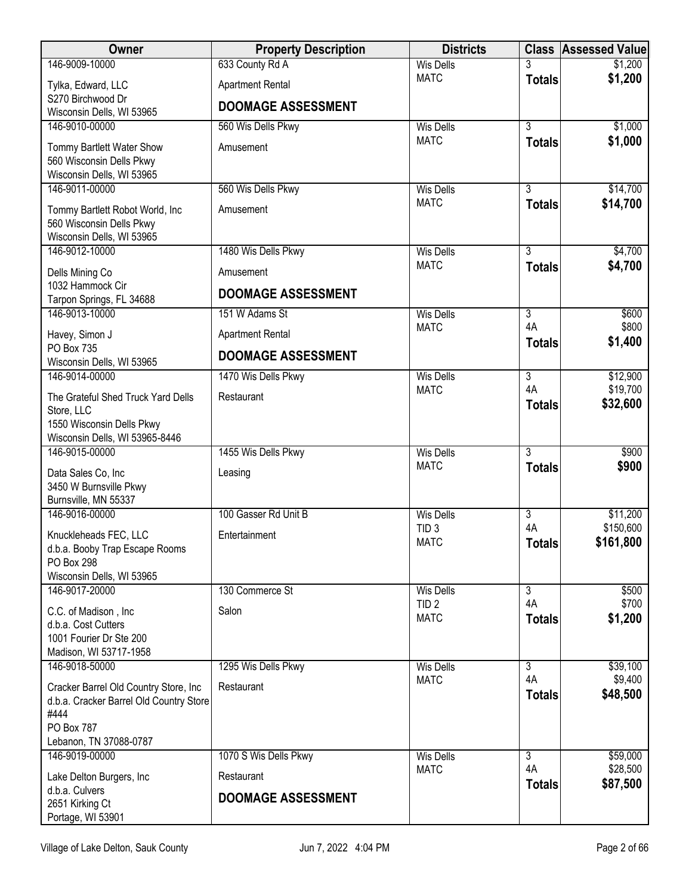| Owner | Property Description | Districts | Class | Assessed Value |
|---|---|---|---|---|
| 146-9009-10000<br>Tylka, Edward, LLC<br>S270 Birchwood Dr<br>Wisconsin Dells, WI 53965 | 633 County Rd A<br>Apartment Rental<br>**DOOMAGE ASSESSMENT** | Wis Dells<br>MATC | 3<br>**Totals** | $1,200<br>**$1,200** |
| 146-9010-00000<br>Tommy Bartlett Water Show<br>560 Wisconsin Dells Pkwy<br>Wisconsin Dells, WI 53965 | 560 Wis Dells Pkwy<br>Amusement | Wis Dells<br>MATC | 3<br>**Totals** | $1,000<br>**$1,000** |
| 146-9011-00000<br>Tommy Bartlett Robot World, Inc<br>560 Wisconsin Dells Pkwy<br>Wisconsin Dells, WI 53965 | 560 Wis Dells Pkwy<br>Amusement | Wis Dells<br>MATC | 3<br>**Totals** | $14,700<br>**$14,700** |
| 146-9012-10000<br>Dells Mining Co<br>1032 Hammock Cir<br>Tarpon Springs, FL 34688 | 1480 Wis Dells Pkwy<br>Amusement<br>**DOOMAGE ASSESSMENT** | Wis Dells<br>MATC | 3<br>**Totals** | $4,700<br>**$4,700** |
| 146-9013-10000<br>Havey, Simon J<br>PO Box 735<br>Wisconsin Dells, WI 53965 | 151 W Adams St<br>Apartment Rental<br>**DOOMAGE ASSESSMENT** | Wis Dells<br>MATC | 3<br>4A<br>**Totals** | $600<br>$800<br>**$1,400** |
| 146-9014-00000<br>The Grateful Shed Truck Yard Dells Store, LLC<br>1550 Wisconsin Dells Pkwy<br>Wisconsin Dells, WI 53965-8446 | 1470 Wis Dells Pkwy<br>Restaurant | Wis Dells<br>MATC | 3<br>4A<br>**Totals** | $12,900<br>$19,700<br>**$32,600** |
| 146-9015-00000<br>Data Sales Co, Inc<br>3450 W Burnsville Pkwy<br>Burnsville, MN 55337 | 1455 Wis Dells Pkwy<br>Leasing | Wis Dells<br>MATC | 3<br>**Totals** | $900<br>**$900** |
| 146-9016-00000<br>Knuckleheads FEC, LLC<br>d.b.a. Booby Trap Escape Rooms<br>PO Box 298<br>Wisconsin Dells, WI 53965 | 100 Gasser Rd Unit B<br>Entertainment | Wis Dells<br>TID 3<br>MATC | 3<br>4A<br>**Totals** | $11,200<br>$150,600<br>**$161,800** |
| 146-9017-20000<br>C.C. of Madison , Inc<br>d.b.a. Cost Cutters<br>1001 Fourier Dr Ste 200<br>Madison, WI 53717-1958 | 130 Commerce St<br>Salon | Wis Dells<br>TID 2<br>MATC | 3<br>4A<br>**Totals** | $500<br>$700<br>**$1,200** |
| 146-9018-50000<br>Cracker Barrel Old Country Store, Inc<br>d.b.a. Cracker Barrel Old Country Store #444<br>PO Box 787<br>Lebanon, TN 37088-0787 | 1295 Wis Dells Pkwy<br>Restaurant | Wis Dells<br>MATC | 3<br>4A<br>**Totals** | $39,100<br>$9,400<br>**$48,500** |
| 146-9019-00000<br>Lake Delton Burgers, Inc<br>d.b.a. Culvers<br>2651 Kirking Ct<br>Portage, WI 53901 | 1070 S Wis Dells Pkwy<br>Restaurant<br>**DOOMAGE ASSESSMENT** | Wis Dells<br>MATC | 3<br>4A<br>**Totals** | $59,000<br>$28,500<br>**$87,500** |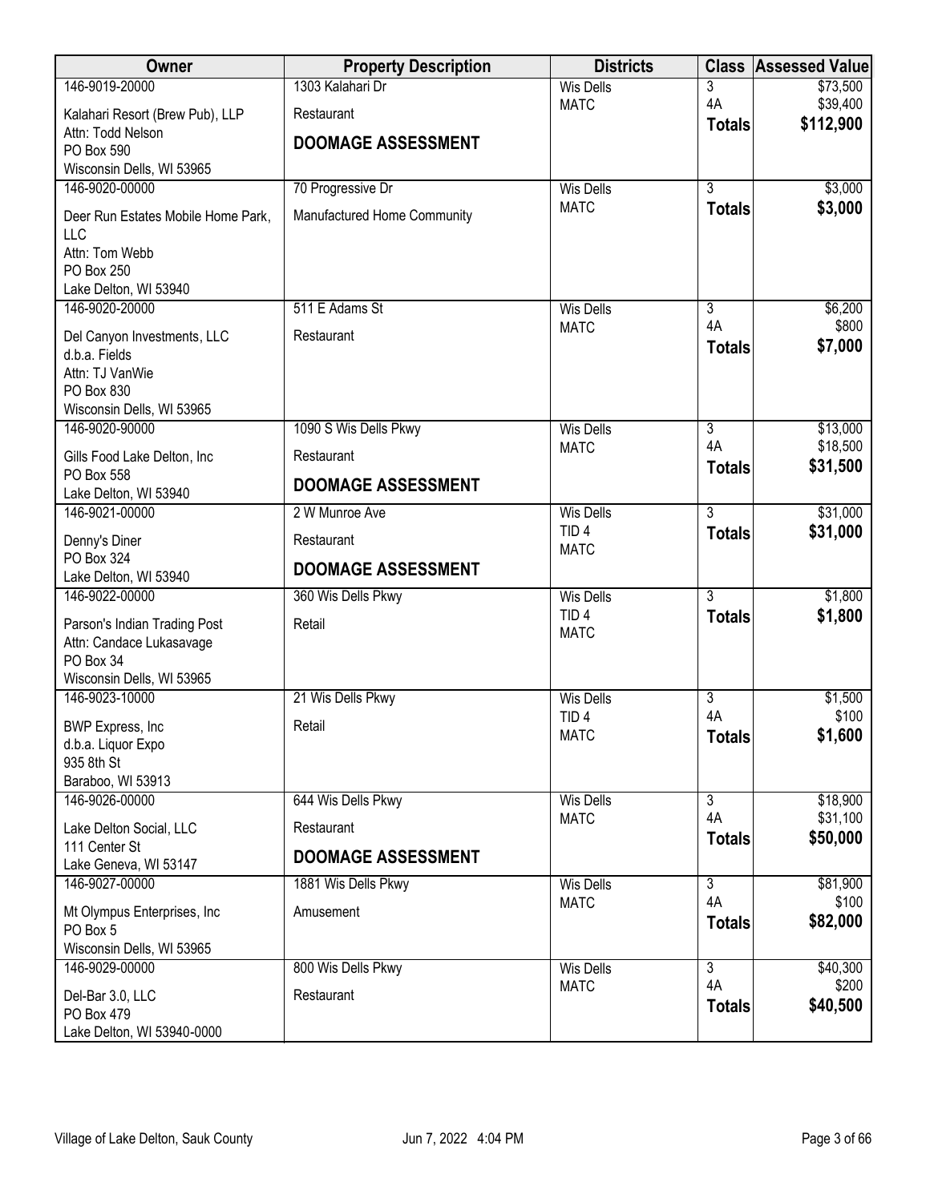| Owner | Property Description | Districts | Class | Assessed Value |
|---|---|---|---|---|
| 146-9019-20000<br>Kalahari Resort (Brew Pub), LLP<br>Attn: Todd Nelson<br>PO Box 590<br>Wisconsin Dells, WI 53965 | 1303 Kalahari Dr<br>Restaurant<br>**DOOMAGE ASSESSMENT** | Wis Dells<br>MATC | 3<br>4A<br>**Totals** | $73,500<br>$39,400<br>**$112,900** |
| 146-9020-00000<br>Deer Run Estates Mobile Home Park, LLC<br>Attn: Tom Webb<br>PO Box 250<br>Lake Delton, WI 53940 | 70 Progressive Dr<br>Manufactured Home Community | Wis Dells<br>MATC | 3<br>**Totals** | $3,000<br>**$3,000** |
| 146-9020-20000<br>Del Canyon Investments, LLC<br>d.b.a. Fields<br>Attn: TJ VanWie<br>PO Box 830<br>Wisconsin Dells, WI 53965 | 511 E Adams St<br>Restaurant | Wis Dells<br>MATC | 3<br>4A<br>**Totals** | $6,200<br>$800<br>**$7,000** |
| 146-9020-90000<br>Gills Food Lake Delton, Inc<br>PO Box 558<br>Lake Delton, WI 53940 | 1090 S Wis Dells Pkwy<br>Restaurant<br>**DOOMAGE ASSESSMENT** | Wis Dells<br>MATC | 3<br>4A<br>**Totals** | $13,000<br>$18,500<br>**$31,500** |
| 146-9021-00000<br>Denny's Diner<br>PO Box 324<br>Lake Delton, WI 53940 | 2 W Munroe Ave<br>Restaurant<br>**DOOMAGE ASSESSMENT** | Wis Dells<br>TID 4<br>MATC | 3<br>**Totals** | $31,000<br>**$31,000** |
| 146-9022-00000<br>Parson's Indian Trading Post<br>Attn: Candace Lukasavage<br>PO Box 34<br>Wisconsin Dells, WI 53965 | 360 Wis Dells Pkwy<br>Retail | Wis Dells<br>TID 4<br>MATC | 3<br>**Totals** | $1,800<br>**$1,800** |
| 146-9023-10000<br>BWP Express, Inc<br>d.b.a. Liquor Expo<br>935 8th St<br>Baraboo, WI 53913 | 21 Wis Dells Pkwy<br>Retail | Wis Dells<br>TID 4<br>MATC | 3<br>4A<br>**Totals** | $1,500<br>$100<br>**$1,600** |
| 146-9026-00000<br>Lake Delton Social, LLC<br>111 Center St<br>Lake Geneva, WI 53147 | 644 Wis Dells Pkwy<br>Restaurant<br>**DOOMAGE ASSESSMENT** | Wis Dells<br>MATC | 3<br>4A<br>**Totals** | $18,900<br>$31,100<br>**$50,000** |
| 146-9027-00000<br>Mt Olympus Enterprises, Inc<br>PO Box 5<br>Wisconsin Dells, WI 53965 | 1881 Wis Dells Pkwy<br>Amusement | Wis Dells<br>MATC | 3<br>4A<br>**Totals** | $81,900<br>$100<br>**$82,000** |
| 146-9029-00000<br>Del-Bar 3.0, LLC<br>PO Box 479<br>Lake Delton, WI 53940-0000 | 800 Wis Dells Pkwy<br>Restaurant | Wis Dells<br>MATC | 3<br>4A<br>**Totals** | $40,300<br>$200<br>**$40,500** |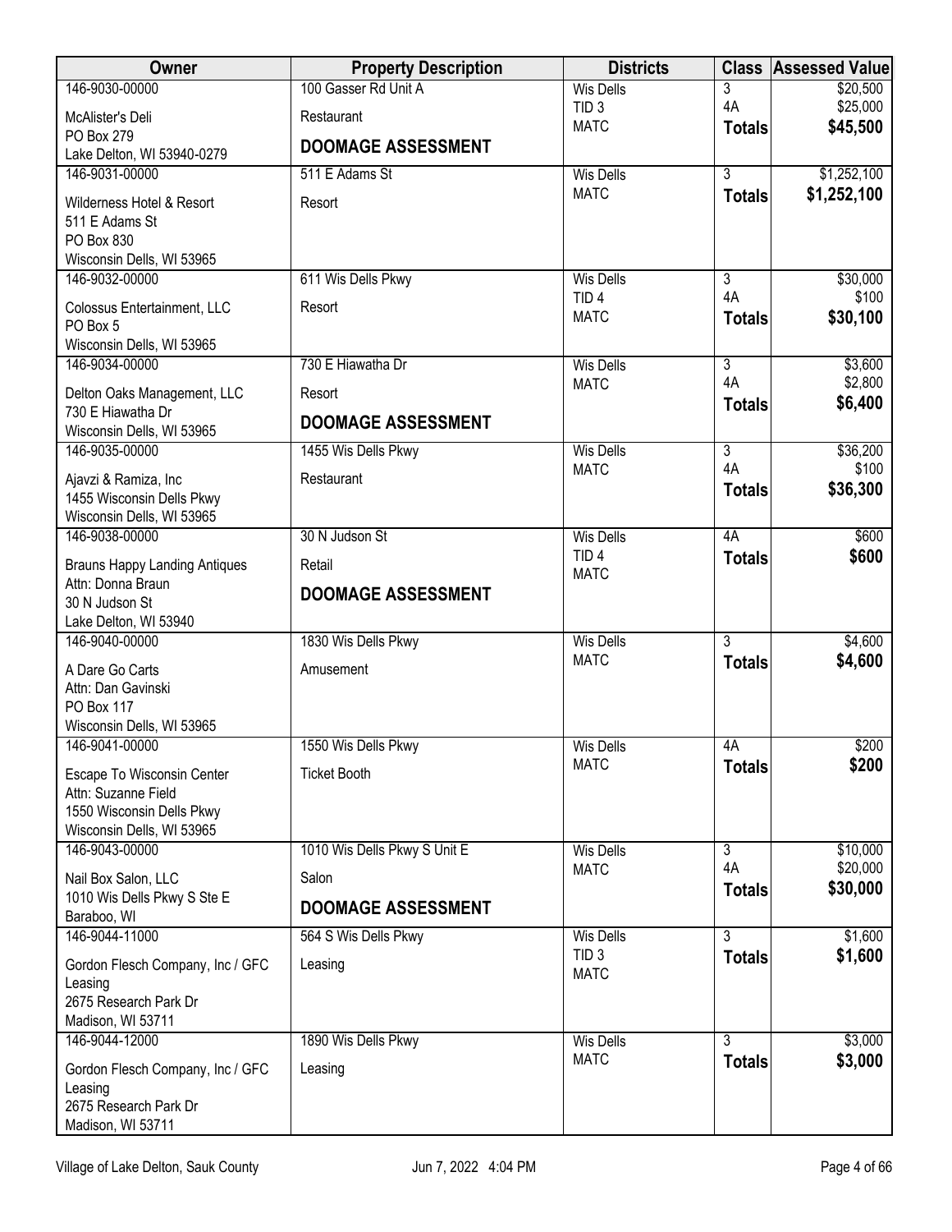| Owner | Property Description | Districts | Class | Assessed Value |
|---|---|---|---|---|
| 146-9030-00000<br>McAlister's Deli<br>PO Box 279<br>Lake Delton, WI 53940-0279 | 100 Gasser Rd Unit A<br>Restaurant<br>**DOOMAGE ASSESSMENT** | Wis Dells<br>TID 3<br>MATC | 3<br>4A<br>**Totals** | $20,500<br>$25,000<br>**$45,500** |
| 146-9031-00000<br>Wilderness Hotel & Resort<br>511 E Adams St<br>PO Box 830<br>Wisconsin Dells, WI 53965 | 511 E Adams St<br>Resort | Wis Dells<br>MATC | 3<br>**Totals** | $1,252,100<br>**$1,252,100** |
| 146-9032-00000<br>Colossus Entertainment, LLC<br>PO Box 5<br>Wisconsin Dells, WI 53965 | 611 Wis Dells Pkwy<br>Resort | Wis Dells<br>TID 4<br>MATC | 3<br>4A<br>**Totals** | $30,000<br>$100<br>**$30,100** |
| 146-9034-00000<br>Delton Oaks Management, LLC<br>730 E Hiawatha Dr<br>Wisconsin Dells, WI 53965 | 730 E Hiawatha Dr<br>Resort<br>**DOOMAGE ASSESSMENT** | Wis Dells<br>MATC | 3<br>4A<br>**Totals** | $3,600<br>$2,800<br>**$6,400** |
| 146-9035-00000<br>Ajavzi & Ramiza, Inc<br>1455 Wisconsin Dells Pkwy<br>Wisconsin Dells, WI 53965 | 1455 Wis Dells Pkwy<br>Restaurant | Wis Dells<br>MATC | 3<br>4A<br>**Totals** | $36,200<br>$100<br>**$36,300** |
| 146-9038-00000<br>Brauns Happy Landing Antiques<br>Attn: Donna Braun<br>30 N Judson St<br>Lake Delton, WI 53940 | 30 N Judson St<br>Retail<br>**DOOMAGE ASSESSMENT** | Wis Dells<br>TID 4<br>MATC | 4A<br>**Totals** | $600<br>**$600** |
| 146-9040-00000<br>A Dare Go Carts<br>Attn: Dan Gavinski<br>PO Box 117<br>Wisconsin Dells, WI 53965 | 1830 Wis Dells Pkwy<br>Amusement | Wis Dells<br>MATC | 3<br>**Totals** | $4,600<br>**$4,600** |
| 146-9041-00000<br>Escape To Wisconsin Center<br>Attn: Suzanne Field<br>1550 Wisconsin Dells Pkwy<br>Wisconsin Dells, WI 53965 | 1550 Wis Dells Pkwy<br>Ticket Booth | Wis Dells<br>MATC | 4A<br>**Totals** | $200<br>**$200** |
| 146-9043-00000<br>Nail Box Salon, LLC<br>1010 Wis Dells Pkwy S Ste E<br>Baraboo, WI | 1010 Wis Dells Pkwy S Unit E<br>Salon<br>**DOOMAGE ASSESSMENT** | Wis Dells<br>MATC | 3<br>4A<br>**Totals** | $10,000<br>$20,000<br>**$30,000** |
| 146-9044-11000<br>Gordon Flesch Company, Inc / GFC Leasing<br>2675 Research Park Dr<br>Madison, WI 53711 | 564 S Wis Dells Pkwy<br>Leasing | Wis Dells<br>TID 3<br>MATC | 3<br>**Totals** | $1,600<br>**$1,600** |
| 146-9044-12000<br>Gordon Flesch Company, Inc / GFC Leasing<br>2675 Research Park Dr<br>Madison, WI 53711 | 1890 Wis Dells Pkwy<br>Leasing | Wis Dells<br>MATC | 3<br>**Totals** | $3,000<br>**$3,000** |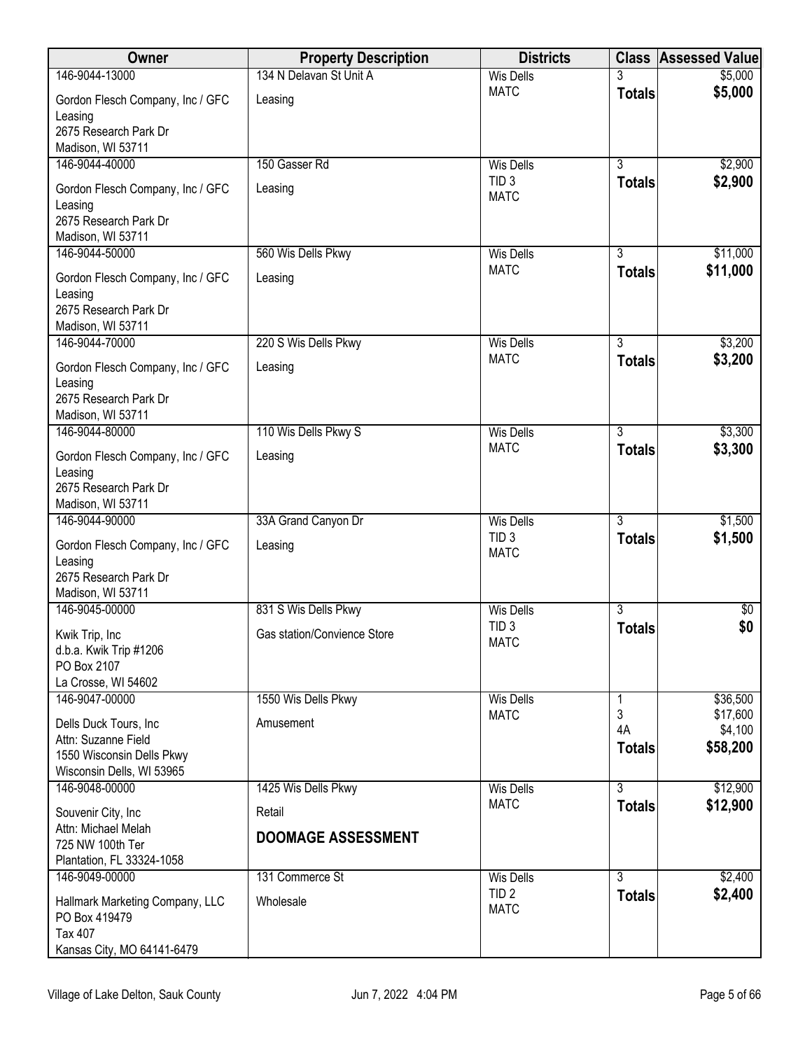| Owner | Property Description | Districts | Class | Assessed Value |
|---|---|---|---|---|
| 146-9044-13000<br>Gordon Flesch Company, Inc / GFC Leasing<br>2675 Research Park Dr<br>Madison, WI 53711 | 134 N Delavan St Unit A<br>Leasing | Wis Dells<br>MATC | 3<br>**Totals** | $5,000<br>**$5,000** |
| 146-9044-40000<br>Gordon Flesch Company, Inc / GFC Leasing<br>2675 Research Park Dr<br>Madison, WI 53711 | 150 Gasser Rd<br>Leasing | Wis Dells<br>TID 3<br>MATC | 3<br>**Totals** | $2,900<br>**$2,900** |
| 146-9044-50000<br>Gordon Flesch Company, Inc / GFC Leasing<br>2675 Research Park Dr<br>Madison, WI 53711 | 560 Wis Dells Pkwy<br>Leasing | Wis Dells<br>MATC | 3<br>**Totals** | $11,000<br>**$11,000** |
| 146-9044-70000<br>Gordon Flesch Company, Inc / GFC Leasing<br>2675 Research Park Dr<br>Madison, WI 53711 | 220 S Wis Dells Pkwy<br>Leasing | Wis Dells<br>MATC | 3<br>**Totals** | $3,200<br>**$3,200** |
| 146-9044-80000<br>Gordon Flesch Company, Inc / GFC Leasing<br>2675 Research Park Dr<br>Madison, WI 53711 | 110 Wis Dells Pkwy S<br>Leasing | Wis Dells<br>MATC | 3<br>**Totals** | $3,300<br>**$3,300** |
| 146-9044-90000<br>Gordon Flesch Company, Inc / GFC Leasing<br>2675 Research Park Dr<br>Madison, WI 53711 | 33A Grand Canyon Dr<br>Leasing | Wis Dells<br>TID 3<br>MATC | 3<br>**Totals** | $1,500<br>**$1,500** |
| 146-9045-00000<br>Kwik Trip, Inc<br>d.b.a. Kwik Trip #1206<br>PO Box 2107<br>La Crosse, WI 54602 | 831 S Wis Dells Pkwy<br>Gas station/Convience Store | Wis Dells<br>TID 3<br>MATC | 3<br>**Totals** | $0<br>**$0** |
| 146-9047-00000<br>Dells Duck Tours, Inc<br>Attn: Suzanne Field<br>1550 Wisconsin Dells Pkwy<br>Wisconsin Dells, WI 53965 | 1550 Wis Dells Pkwy<br>Amusement | Wis Dells<br>MATC | 1<br>3<br>4A<br>**Totals** | $36,500<br>$17,600<br>$4,100<br>**$58,200** |
| 146-9048-00000<br>Souvenir City, Inc<br>Attn: Michael Melah<br>725 NW 100th Ter<br>Plantation, FL 33324-1058 | 1425 Wis Dells Pkwy<br>Retail<br>**DOOMAGE ASSESSMENT** | Wis Dells<br>MATC | 3<br>**Totals** | $12,900<br>**$12,900** |
| 146-9049-00000<br>Hallmark Marketing Company, LLC<br>PO Box 419479<br>Tax 407<br>Kansas City, MO 64141-6479 | 131 Commerce St<br>Wholesale | Wis Dells<br>TID 2<br>MATC | 3<br>**Totals** | $2,400<br>**$2,400** |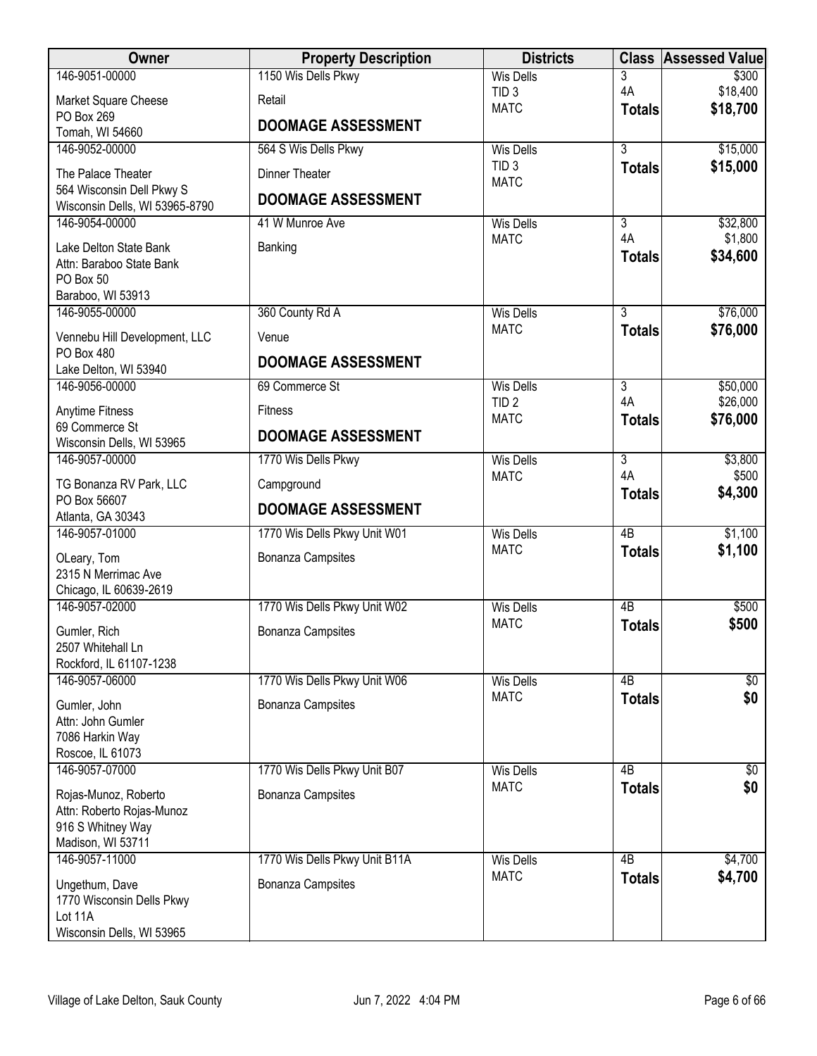| Owner | Property Description | Districts | Class | Assessed Value |
|---|---|---|---|---|
| 146-9051-00000<br>Market Square Cheese<br>PO Box 269<br>Tomah, WI 54660 | 1150 Wis Dells Pkwy<br>Retail<br>**DOOMAGE ASSESSMENT** | Wis Dells<br>TID 3<br>MATC | 3<br>4A<br>**Totals** | $300<br>$18,400<br>**$18,700** |
| 146-9052-00000<br>The Palace Theater<br>564 Wisconsin Dell Pkwy S<br>Wisconsin Dells, WI 53965-8790 | 564 S Wis Dells Pkwy<br>Dinner Theater<br>**DOOMAGE ASSESSMENT** | Wis Dells<br>TID 3<br>MATC | 3<br>**Totals** | $15,000<br>**$15,000** |
| 146-9054-00000<br>Lake Delton State Bank<br>Attn: Baraboo State Bank<br>PO Box 50<br>Baraboo, WI 53913 | 41 W Munroe Ave<br>Banking | Wis Dells<br>MATC | 3<br>4A<br>**Totals** | $32,800<br>$1,800<br>**$34,600** |
| 146-9055-00000<br>Vennebu Hill Development, LLC<br>PO Box 480<br>Lake Delton, WI 53940 | 360 County Rd A<br>Venue<br>**DOOMAGE ASSESSMENT** | Wis Dells<br>MATC | 3<br>**Totals** | $76,000<br>**$76,000** |
| 146-9056-00000<br>Anytime Fitness<br>69 Commerce St<br>Wisconsin Dells, WI 53965 | 69 Commerce St<br>Fitness<br>**DOOMAGE ASSESSMENT** | Wis Dells<br>TID 2<br>MATC | 3<br>4A<br>**Totals** | $50,000<br>$26,000<br>**$76,000** |
| 146-9057-00000<br>TG Bonanza RV Park, LLC<br>PO Box 56607<br>Atlanta, GA 30343 | 1770 Wis Dells Pkwy<br>Campground<br>**DOOMAGE ASSESSMENT** | Wis Dells<br>MATC | 3<br>4A<br>**Totals** | $3,800<br>$500<br>**$4,300** |
| 146-9057-01000<br>OLeary, Tom<br>2315 N Merrimac Ave<br>Chicago, IL 60639-2619 | 1770 Wis Dells Pkwy Unit W01<br>Bonanza Campsites | Wis Dells<br>MATC | 4B<br>**Totals** | $1,100<br>**$1,100** |
| 146-9057-02000<br>Gumler, Rich<br>2507 Whitehall Ln<br>Rockford, IL 61107-1238 | 1770 Wis Dells Pkwy Unit W02<br>Bonanza Campsites | Wis Dells<br>MATC | 4B<br>**Totals** | $500<br>**$500** |
| 146-9057-06000<br>Gumler, John<br>Attn: John Gumler<br>7086 Harkin Way<br>Roscoe, IL 61073 | 1770 Wis Dells Pkwy Unit W06<br>Bonanza Campsites | Wis Dells<br>MATC | 4B<br>**Totals** | $0<br>**$0** |
| 146-9057-07000<br>Rojas-Munoz, Roberto<br>Attn: Roberto Rojas-Munoz<br>916 S Whitney Way<br>Madison, WI 53711 | 1770 Wis Dells Pkwy Unit B07<br>Bonanza Campsites | Wis Dells<br>MATC | 4B<br>**Totals** | $0<br>**$0** |
| 146-9057-11000<br>Ungethum, Dave<br>1770 Wisconsin Dells Pkwy<br>Lot 11A<br>Wisconsin Dells, WI 53965 | 1770 Wis Dells Pkwy Unit B11A<br>Bonanza Campsites | Wis Dells<br>MATC | 4B<br>**Totals** | $4,700<br>**$4,700** |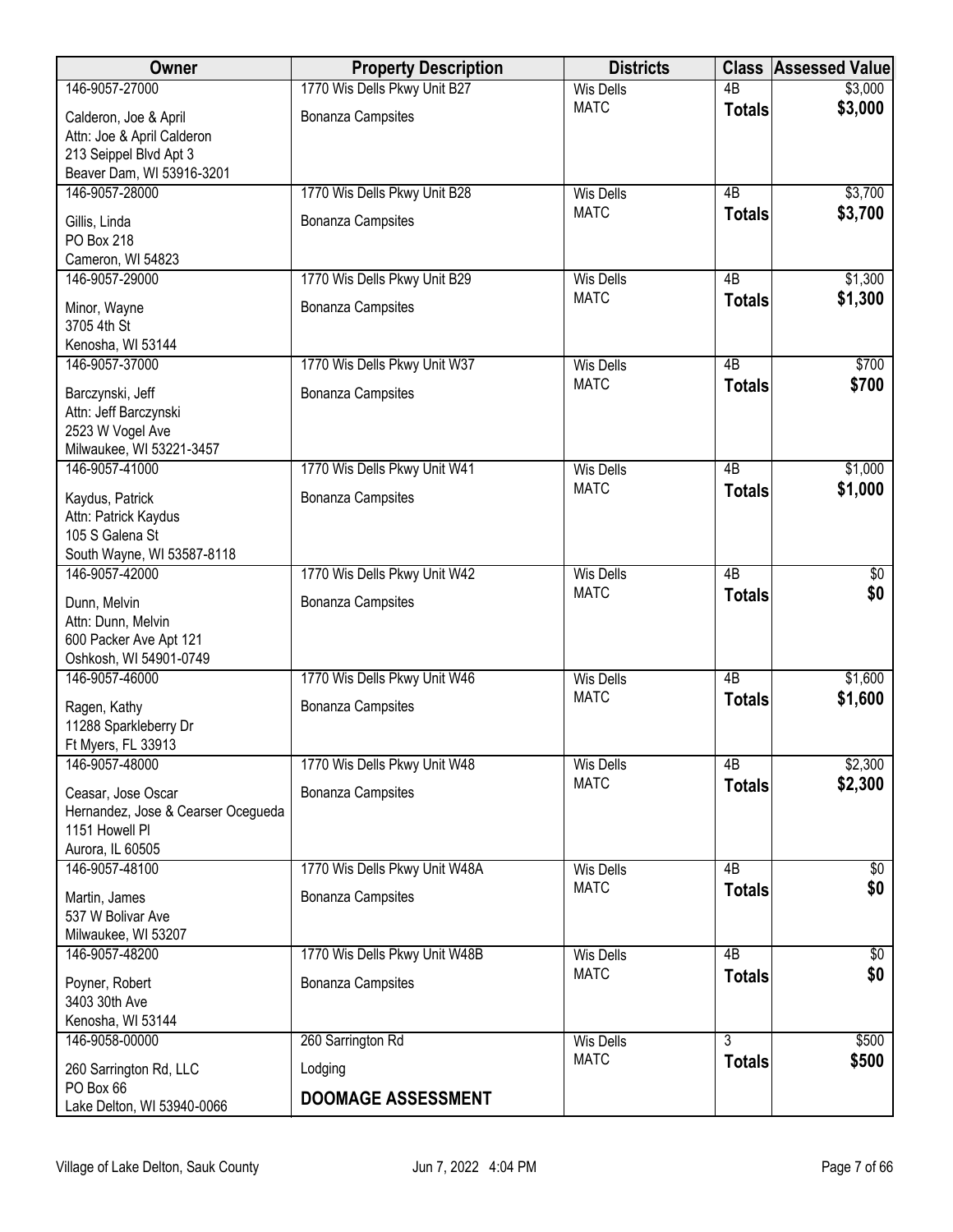| Owner | Property Description | Districts | Class | Assessed Value |
|---|---|---|---|---|
| 146-9057-27000<br>Calderon, Joe & April<br>Attn: Joe & April Calderon<br>213 Seippel Blvd Apt 3<br>Beaver Dam, WI 53916-3201 | 1770 Wis Dells Pkwy Unit B27<br>Bonanza Campsites | Wis Dells<br>MATC | 4B<br>**Totals** | $3,000<br>**$3,000** |
| 146-9057-28000<br>Gillis, Linda<br>PO Box 218<br>Cameron, WI 54823 | 1770 Wis Dells Pkwy Unit B28<br>Bonanza Campsites | Wis Dells<br>MATC | 4B<br>**Totals** | $3,700<br>**$3,700** |
| 146-9057-29000<br>Minor, Wayne<br>3705 4th St<br>Kenosha, WI 53144 | 1770 Wis Dells Pkwy Unit B29<br>Bonanza Campsites | Wis Dells<br>MATC | 4B<br>**Totals** | $1,300<br>**$1,300** |
| 146-9057-37000<br>Barczynski, Jeff<br>Attn: Jeff Barczynski<br>2523 W Vogel Ave<br>Milwaukee, WI 53221-3457 | 1770 Wis Dells Pkwy Unit W37<br>Bonanza Campsites | Wis Dells<br>MATC | 4B<br>**Totals** | $700<br>**$700** |
| 146-9057-41000<br>Kaydus, Patrick<br>Attn: Patrick Kaydus<br>105 S Galena St<br>South Wayne, WI 53587-8118 | 1770 Wis Dells Pkwy Unit W41<br>Bonanza Campsites | Wis Dells<br>MATC | 4B<br>**Totals** | $1,000<br>**$1,000** |
| 146-9057-42000<br>Dunn, Melvin<br>Attn: Dunn, Melvin<br>600 Packer Ave Apt 121<br>Oshkosh, WI 54901-0749 | 1770 Wis Dells Pkwy Unit W42<br>Bonanza Campsites | Wis Dells<br>MATC | 4B<br>**Totals** | $0<br>**$0** |
| 146-9057-46000<br>Ragen, Kathy<br>11288 Sparkleberry Dr<br>Ft Myers, FL 33913 | 1770 Wis Dells Pkwy Unit W46<br>Bonanza Campsites | Wis Dells<br>MATC | 4B<br>**Totals** | $1,600<br>**$1,600** |
| 146-9057-48000<br>Ceasar, Jose Oscar<br>Hernandez, Jose & Cearser Ocegueda<br>1151 Howell Pl<br>Aurora, IL 60505 | 1770 Wis Dells Pkwy Unit W48<br>Bonanza Campsites | Wis Dells<br>MATC | 4B<br>**Totals** | $2,300<br>**$2,300** |
| 146-9057-48100<br>Martin, James<br>537 W Bolivar Ave<br>Milwaukee, WI 53207 | 1770 Wis Dells Pkwy Unit W48A<br>Bonanza Campsites | Wis Dells<br>MATC | 4B<br>**Totals** | $0<br>**$0** |
| 146-9057-48200<br>Poyner, Robert<br>3403 30th Ave<br>Kenosha, WI 53144 | 1770 Wis Dells Pkwy Unit W48B<br>Bonanza Campsites | Wis Dells<br>MATC | 4B<br>**Totals** | $0<br>**$0** |
| 146-9058-00000<br>260 Sarrington Rd, LLC<br>PO Box 66<br>Lake Delton, WI 53940-0066 | 260 Sarrington Rd<br>Lodging<br>**DOOMAGE ASSESSMENT** | Wis Dells<br>MATC | 3<br>**Totals** | $500<br>**$500** |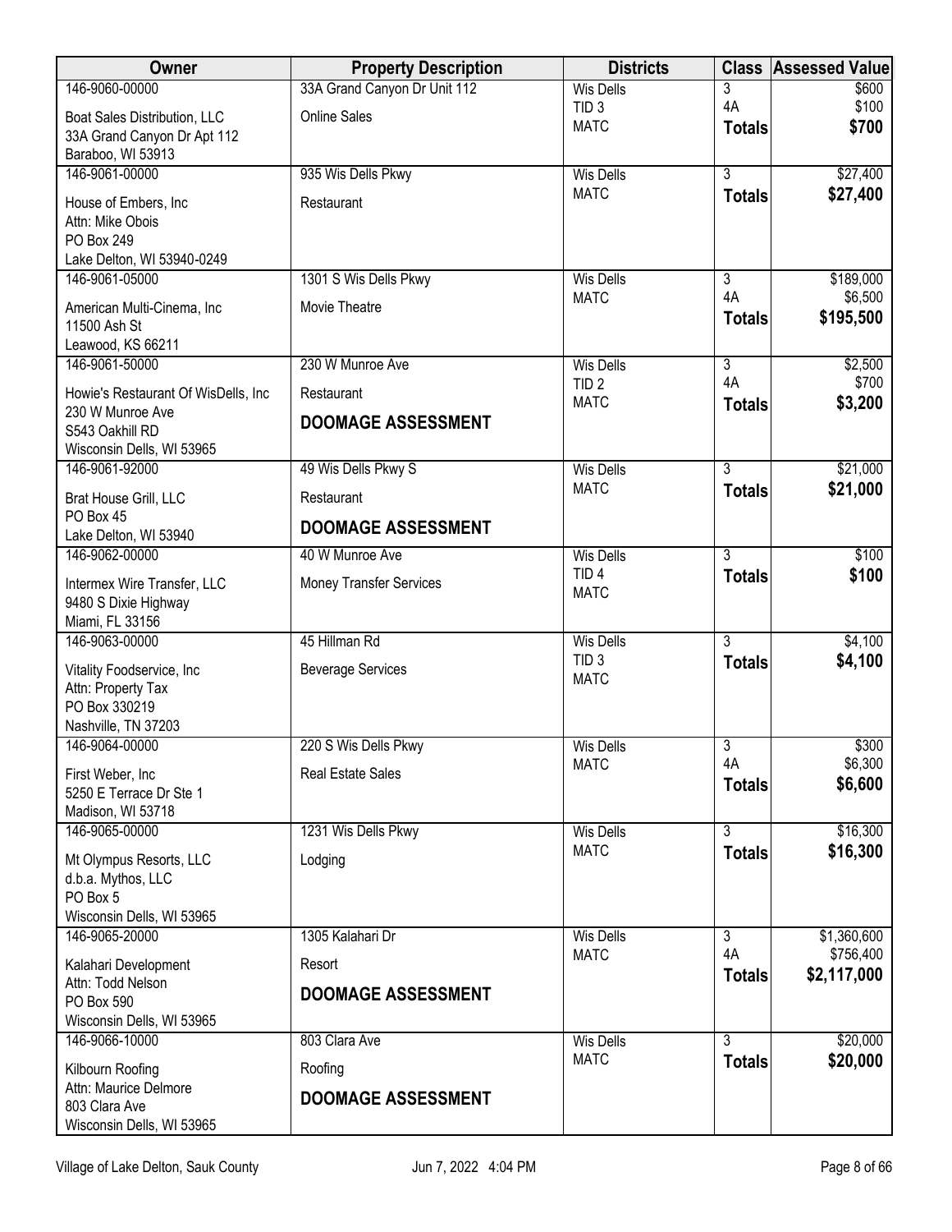| Owner | Property Description | Districts | Class | Assessed Value |
|---|---|---|---|---|
| 146-9060-00000<br>Boat Sales Distribution, LLC<br>33A Grand Canyon Dr Apt 112<br>Baraboo, WI 53913 | 33A Grand Canyon Dr Unit 112<br>Online Sales | Wis Dells<br>TID 3<br>MATC | 3<br>4A<br>**Totals** | $600<br>$100<br>**$700** |
| 146-9061-00000<br>House of Embers, Inc<br>Attn: Mike Obois<br>PO Box 249<br>Lake Delton, WI 53940-0249 | 935 Wis Dells Pkwy<br>Restaurant | Wis Dells<br>MATC | 3<br>**Totals** | $27,400<br>**$27,400** |
| 146-9061-05000<br>American Multi-Cinema, Inc<br>11500 Ash St<br>Leawood, KS 66211 | 1301 S Wis Dells Pkwy<br>Movie Theatre | Wis Dells<br>MATC | 3<br>4A<br>**Totals** | $189,000<br>$6,500<br>**$195,500** |
| 146-9061-50000<br>Howie's Restaurant Of WisDells, Inc<br>230 W Munroe Ave<br>S543 Oakhill RD<br>Wisconsin Dells, WI 53965 | 230 W Munroe Ave<br>Restaurant<br>**DOOMAGE ASSESSMENT** | Wis Dells<br>TID 2<br>MATC | 3<br>4A<br>**Totals** | $2,500<br>$700<br>**$3,200** |
| 146-9061-92000<br>Brat House Grill, LLC<br>PO Box 45<br>Lake Delton, WI 53940 | 49 Wis Dells Pkwy S<br>Restaurant<br>**DOOMAGE ASSESSMENT** | Wis Dells<br>MATC | 3<br>**Totals** | $21,000<br>**$21,000** |
| 146-9062-00000<br>Intermex Wire Transfer, LLC<br>9480 S Dixie Highway<br>Miami, FL 33156 | 40 W Munroe Ave<br>Money Transfer Services | Wis Dells<br>TID 4<br>MATC | 3<br>**Totals** | $100<br>**$100** |
| 146-9063-00000<br>Vitality Foodservice, Inc<br>Attn: Property Tax<br>PO Box 330219<br>Nashville, TN 37203 | 45 Hillman Rd<br>Beverage Services | Wis Dells<br>TID 3<br>MATC | 3<br>**Totals** | $4,100<br>**$4,100** |
| 146-9064-00000<br>First Weber, Inc<br>5250 E Terrace Dr Ste 1<br>Madison, WI 53718 | 220 S Wis Dells Pkwy<br>Real Estate Sales | Wis Dells<br>MATC | 3<br>4A<br>**Totals** | $300<br>$6,300<br>**$6,600** |
| 146-9065-00000<br>Mt Olympus Resorts, LLC<br>d.b.a. Mythos, LLC<br>PO Box 5<br>Wisconsin Dells, WI 53965 | 1231 Wis Dells Pkwy<br>Lodging | Wis Dells<br>MATC | 3<br>**Totals** | $16,300<br>**$16,300** |
| 146-9065-20000<br>Kalahari Development<br>Attn: Todd Nelson<br>PO Box 590<br>Wisconsin Dells, WI 53965 | 1305 Kalahari Dr<br>Resort<br>**DOOMAGE ASSESSMENT** | Wis Dells<br>MATC | 3<br>4A<br>**Totals** | $1,360,600<br>$756,400<br>**$2,117,000** |
| 146-9066-10000<br>Kilbourn Roofing<br>Attn: Maurice Delmore<br>803 Clara Ave<br>Wisconsin Dells, WI 53965 | 803 Clara Ave<br>Roofing<br>**DOOMAGE ASSESSMENT** | Wis Dells<br>MATC | 3<br>**Totals** | $20,000<br>**$20,000** |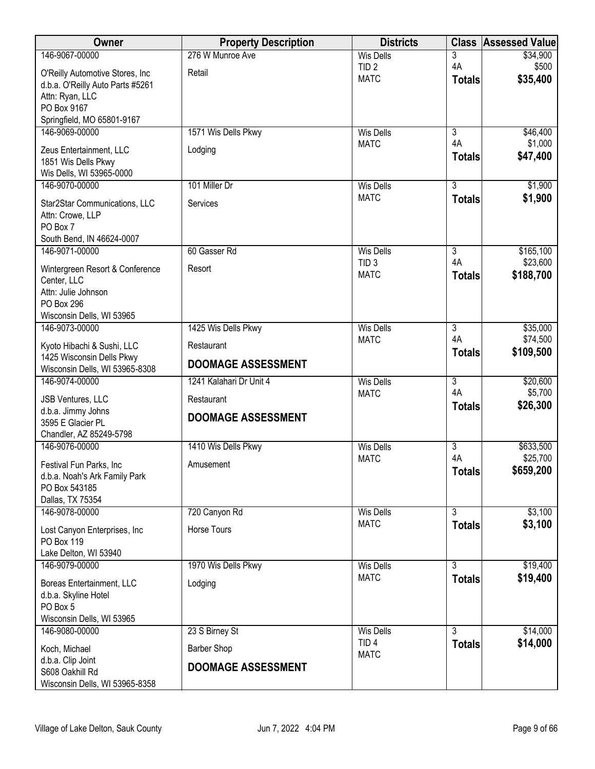| Owner | Property Description | Districts | Class | Assessed Value |
|---|---|---|---|---|
| 146-9067-00000<br>O'Reilly Automotive Stores, Inc<br>d.b.a. O'Reilly Auto Parts #5261<br>Attn: Ryan, LLC<br>PO Box 9167<br>Springfield, MO 65801-9167 | 276 W Munroe Ave<br>Retail | Wis Dells<br>TID 2<br>MATC | 3<br>4A<br>**Totals** | $34,900<br>$500<br>**$35,400** |
| 146-9069-00000<br>Zeus Entertainment, LLC<br>1851 Wis Dells Pkwy<br>Wis Dells, WI 53965-0000 | 1571 Wis Dells Pkwy<br>Lodging | Wis Dells<br>MATC | 3<br>4A<br>**Totals** | $46,400<br>$1,000<br>**$47,400** |
| 146-9070-00000<br>Star2Star Communications, LLC<br>Attn: Crowe, LLP<br>PO Box 7<br>South Bend, IN 46624-0007 | 101 Miller Dr<br>Services | Wis Dells<br>MATC | 3<br>**Totals** | $1,900<br>**$1,900** |
| 146-9071-00000<br>Wintergreen Resort & Conference Center, LLC<br>Attn: Julie Johnson<br>PO Box 296<br>Wisconsin Dells, WI 53965 | 60 Gasser Rd<br>Resort | Wis Dells<br>TID 3<br>MATC | 3<br>4A<br>**Totals** | $165,100<br>$23,600<br>**$188,700** |
| 146-9073-00000<br>Kyoto Hibachi & Sushi, LLC<br>1425 Wisconsin Dells Pkwy<br>Wisconsin Dells, WI 53965-8308 | 1425 Wis Dells Pkwy<br>Restaurant<br>**DOOMAGE ASSESSMENT** | Wis Dells<br>MATC | 3<br>4A<br>**Totals** | $35,000<br>$74,500<br>**$109,500** |
| 146-9074-00000<br>JSB Ventures, LLC<br>d.b.a. Jimmy Johns<br>3595 E Glacier PL<br>Chandler, AZ 85249-5798 | 1241 Kalahari Dr Unit 4<br>Restaurant<br>**DOOMAGE ASSESSMENT** | Wis Dells<br>MATC | 3<br>4A<br>**Totals** | $20,600<br>$5,700<br>**$26,300** |
| 146-9076-00000<br>Festival Fun Parks, Inc<br>d.b.a. Noah's Ark Family Park<br>PO Box 543185<br>Dallas, TX 75354 | 1410 Wis Dells Pkwy<br>Amusement | Wis Dells<br>MATC | 3<br>4A<br>**Totals** | $633,500<br>$25,700<br>**$659,200** |
| 146-9078-00000<br>Lost Canyon Enterprises, Inc<br>PO Box 119<br>Lake Delton, WI 53940 | 720 Canyon Rd<br>Horse Tours | Wis Dells<br>MATC | 3<br>**Totals** | $3,100<br>**$3,100** |
| 146-9079-00000<br>Boreas Entertainment, LLC<br>d.b.a. Skyline Hotel<br>PO Box 5<br>Wisconsin Dells, WI 53965 | 1970 Wis Dells Pkwy<br>Lodging | Wis Dells<br>MATC | 3<br>**Totals** | $19,400<br>**$19,400** |
| 146-9080-00000<br>Koch, Michael<br>d.b.a. Clip Joint<br>S608 Oakhill Rd<br>Wisconsin Dells, WI 53965-8358 | 23 S Birney St<br>Barber Shop<br>**DOOMAGE ASSESSMENT** | Wis Dells<br>TID 4<br>MATC | 3<br>**Totals** | $14,000<br>**$14,000** |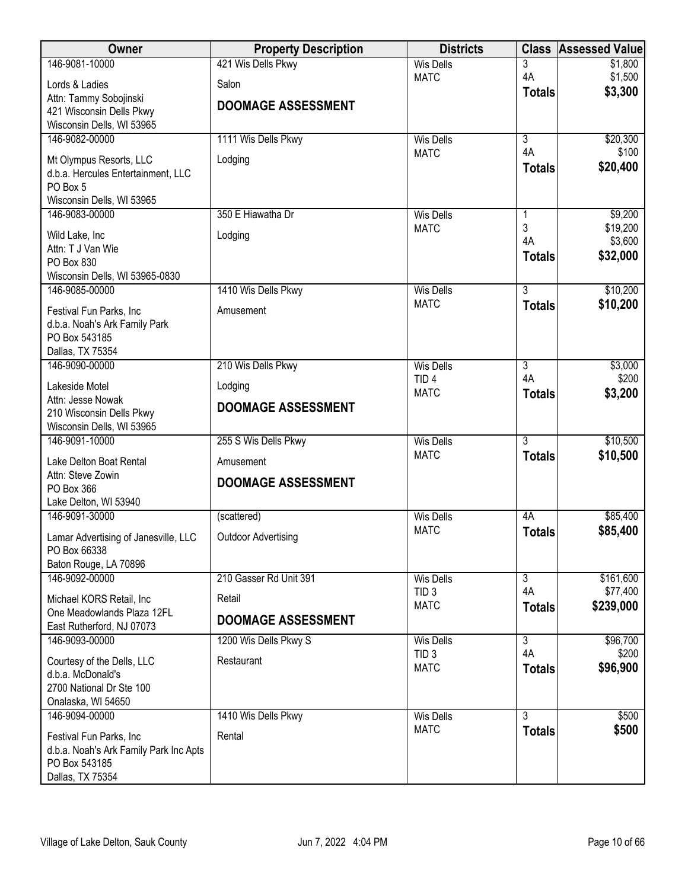| Owner | Property Description | Districts | Class | Assessed Value |
|---|---|---|---|---|
| 146-9081-10000<br>Lords & Ladies<br>Attn: Tammy Sobojinski<br>421 Wisconsin Dells Pkwy<br>Wisconsin Dells, WI 53965 | 421 Wis Dells Pkwy<br>Salon<br>**DOOMAGE ASSESSMENT** | Wis Dells<br>MATC | 3<br>4A<br>**Totals** | $1,800<br>$1,500<br>**$3,300** |
| 146-9082-00000<br>Mt Olympus Resorts, LLC<br>d.b.a. Hercules Entertainment, LLC<br>PO Box 5<br>Wisconsin Dells, WI 53965 | 1111 Wis Dells Pkwy<br>Lodging | Wis Dells<br>MATC | 3<br>4A<br>**Totals** | $20,300<br>$100<br>**$20,400** |
| 146-9083-00000<br>Wild Lake, Inc<br>Attn: T J Van Wie<br>PO Box 830<br>Wisconsin Dells, WI 53965-0830 | 350 E Hiawatha Dr<br>Lodging | Wis Dells<br>MATC | 1<br>3<br>4A<br>**Totals** | $9,200<br>$19,200<br>$3,600<br>**$32,000** |
| 146-9085-00000<br>Festival Fun Parks, Inc<br>d.b.a. Noah's Ark Family Park<br>PO Box 543185<br>Dallas, TX 75354 | 1410 Wis Dells Pkwy<br>Amusement | Wis Dells<br>MATC | 3<br>**Totals** | $10,200<br>**$10,200** |
| 146-9090-00000<br>Lakeside Motel<br>Attn: Jesse Nowak<br>210 Wisconsin Dells Pkwy<br>Wisconsin Dells, WI 53965 | 210 Wis Dells Pkwy<br>Lodging<br>**DOOMAGE ASSESSMENT** | Wis Dells<br>TID 4<br>MATC | 3<br>4A<br>**Totals** | $3,000<br>$200<br>**$3,200** |
| 146-9091-10000<br>Lake Delton Boat Rental<br>Attn: Steve Zowin<br>PO Box 366<br>Lake Delton, WI 53940 | 255 S Wis Dells Pkwy<br>Amusement<br>**DOOMAGE ASSESSMENT** | Wis Dells<br>MATC | 3<br>**Totals** | $10,500<br>**$10,500** |
| 146-9091-30000<br>Lamar Advertising of Janesville, LLC<br>PO Box 66338<br>Baton Rouge, LA 70896 | (scattered)<br>Outdoor Advertising | Wis Dells<br>MATC | 4A<br>**Totals** | $85,400<br>**$85,400** |
| 146-9092-00000<br>Michael KORS Retail, Inc<br>One Meadowlands Plaza 12FL<br>East Rutherford, NJ 07073 | 210 Gasser Rd Unit 391<br>Retail<br>**DOOMAGE ASSESSMENT** | Wis Dells<br>TID 3<br>MATC | 3<br>4A<br>**Totals** | $161,600<br>$77,400<br>**$239,000** |
| 146-9093-00000<br>Courtesy of the Dells, LLC<br>d.b.a. McDonald's<br>2700 National Dr Ste 100<br>Onalaska, WI 54650 | 1200 Wis Dells Pkwy S<br>Restaurant | Wis Dells<br>TID 3<br>MATC | 3<br>4A<br>**Totals** | $96,700<br>$200<br>**$96,900** |
| 146-9094-00000<br>Festival Fun Parks, Inc<br>d.b.a. Noah's Ark Family Park Inc Apts<br>PO Box 543185<br>Dallas, TX 75354 | 1410 Wis Dells Pkwy<br>Rental | Wis Dells<br>MATC | 3<br>**Totals** | $500<br>**$500** |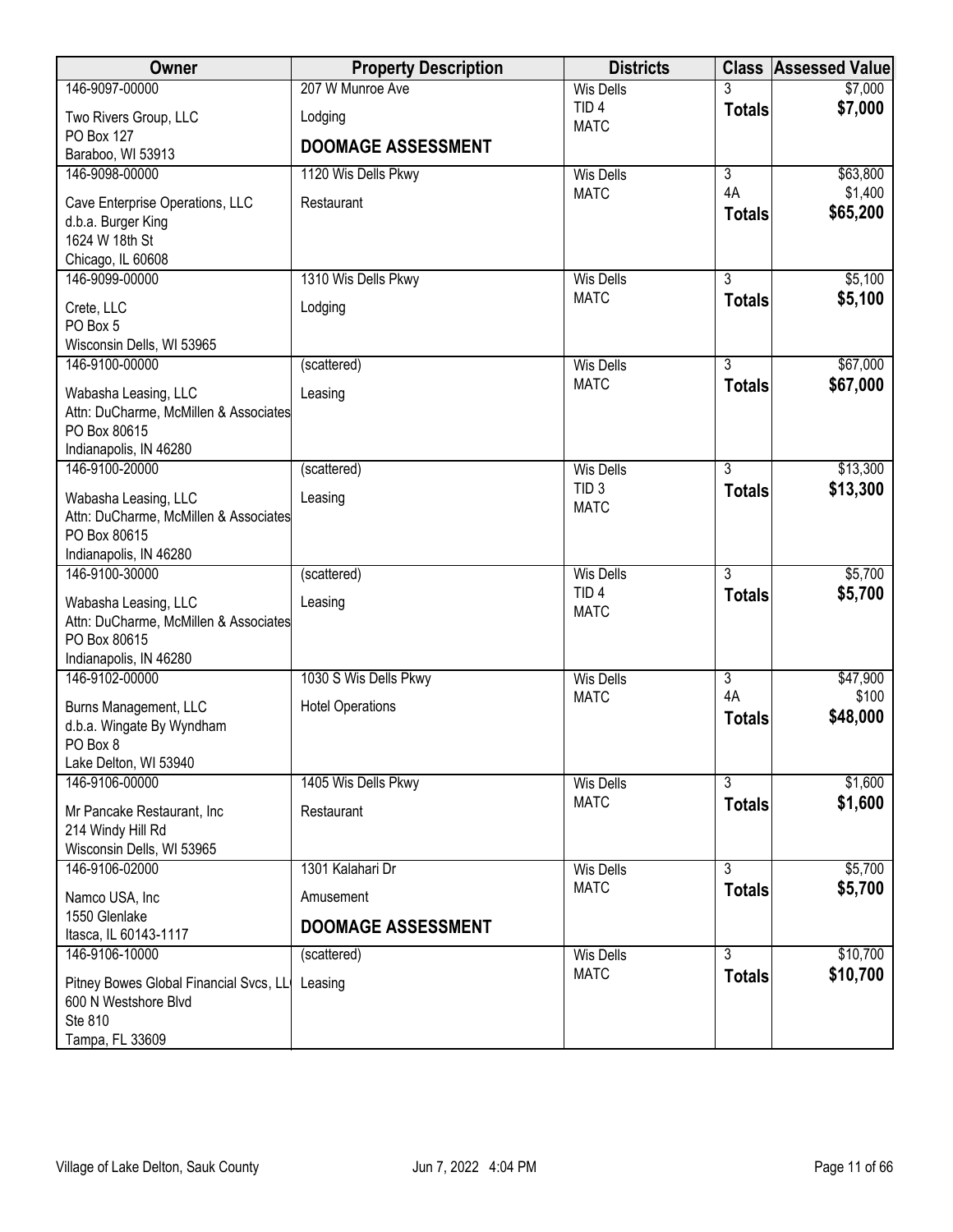| Owner | Property Description | Districts | Class | Assessed Value |
|---|---|---|---|---|
| 146-9097-00000<br>Two Rivers Group, LLC<br>PO Box 127<br>Baraboo, WI 53913 | 207 W Munroe Ave<br>Lodging<br>**DOOMAGE ASSESSMENT** | Wis Dells<br>TID 4<br>MATC | 3<br>**Totals** | $7,000<br>**$7,000** |
| 146-9098-00000<br>Cave Enterprise Operations, LLC<br>d.b.a. Burger King<br>1624 W 18th St<br>Chicago, IL 60608 | 1120 Wis Dells Pkwy<br>Restaurant | Wis Dells<br>MATC | 3<br>4A<br>**Totals** | $63,800<br>$1,400<br>**$65,200** |
| 146-9099-00000<br>Crete, LLC<br>PO Box 5<br>Wisconsin Dells, WI 53965 | 1310 Wis Dells Pkwy<br>Lodging | Wis Dells<br>MATC | 3<br>**Totals** | $5,100<br>**$5,100** |
| 146-9100-00000<br>Wabasha Leasing, LLC<br>Attn: DuCharme, McMillen & Associates<br>PO Box 80615<br>Indianapolis, IN 46280 | (scattered)<br>Leasing | Wis Dells<br>MATC | 3<br>**Totals** | $67,000<br>**$67,000** |
| 146-9100-20000<br>Wabasha Leasing, LLC<br>Attn: DuCharme, McMillen & Associates<br>PO Box 80615<br>Indianapolis, IN 46280 | (scattered)<br>Leasing | Wis Dells<br>TID 3<br>MATC | 3<br>**Totals** | $13,300<br>**$13,300** |
| 146-9100-30000<br>Wabasha Leasing, LLC<br>Attn: DuCharme, McMillen & Associates<br>PO Box 80615<br>Indianapolis, IN 46280 | (scattered)<br>Leasing | Wis Dells<br>TID 4<br>MATC | 3<br>**Totals** | $5,700<br>**$5,700** |
| 146-9102-00000<br>Burns Management, LLC<br>d.b.a. Wingate By Wyndham<br>PO Box 8<br>Lake Delton, WI 53940 | 1030 S Wis Dells Pkwy<br>Hotel Operations | Wis Dells<br>MATC | 3<br>4A<br>**Totals** | $47,900<br>$100<br>**$48,000** |
| 146-9106-00000<br>Mr Pancake Restaurant, Inc<br>214 Windy Hill Rd<br>Wisconsin Dells, WI 53965 | 1405 Wis Dells Pkwy<br>Restaurant | Wis Dells<br>MATC | 3<br>**Totals** | $1,600<br>**$1,600** |
| 146-9106-02000<br>Namco USA, Inc<br>1550 Glenlake<br>Itasca, IL 60143-1117 | 1301 Kalahari Dr<br>Amusement<br>**DOOMAGE ASSESSMENT** | Wis Dells<br>MATC | 3<br>**Totals** | $5,700<br>**$5,700** |
| 146-9106-10000<br>Pitney Bowes Global Financial Svcs, LL<br>600 N Westshore Blvd<br>Ste 810<br>Tampa, FL 33609 | (scattered)<br>Leasing | Wis Dells<br>MATC | 3<br>**Totals** | $10,700<br>**$10,700** |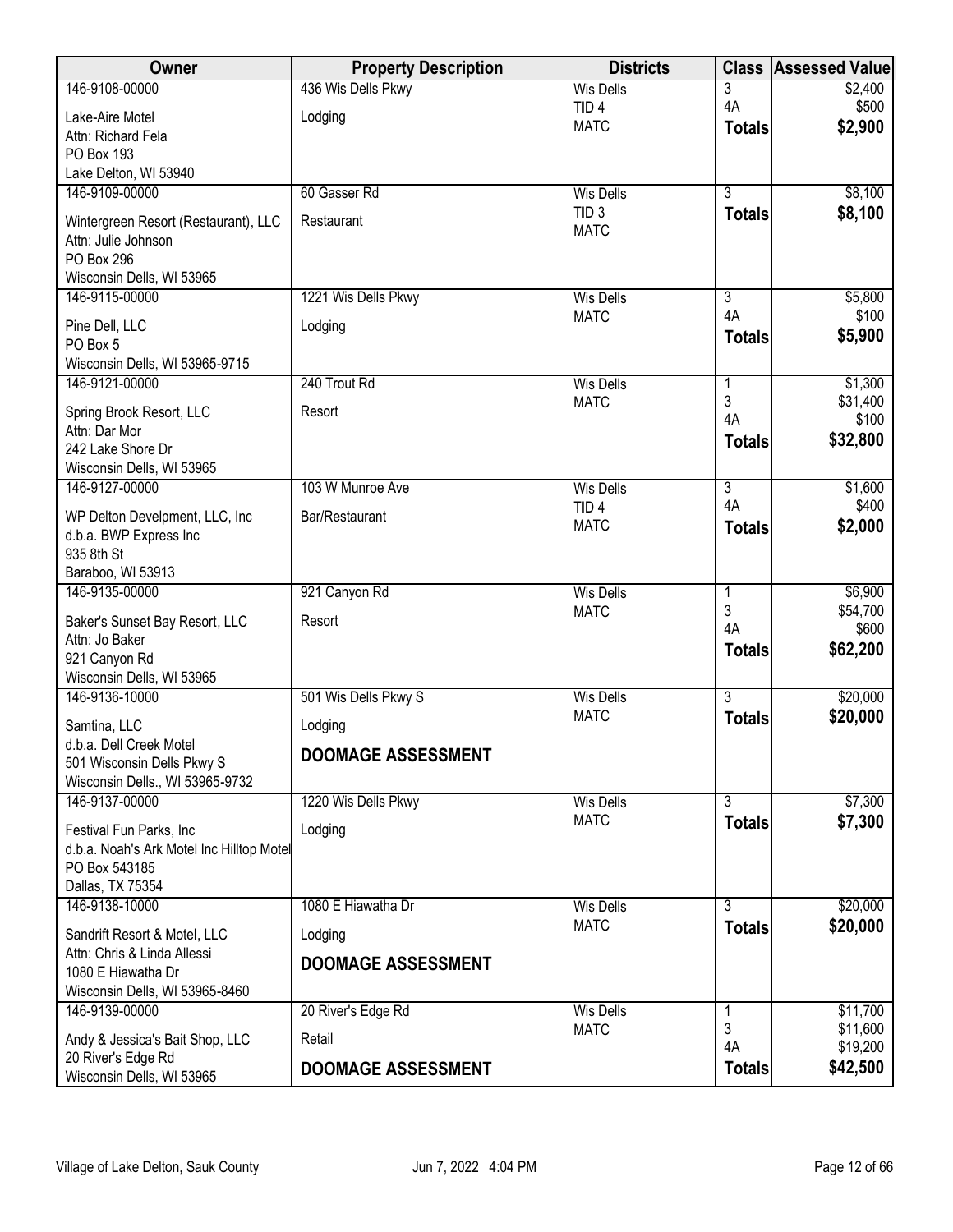| Owner | Property Description | Districts | Class | Assessed Value |
|---|---|---|---|---|
| 146-9108-00000<br>Lake-Aire Motel<br>Attn: Richard Fela<br>PO Box 193<br>Lake Delton, WI 53940 | 436 Wis Dells Pkwy<br>Lodging | Wis Dells<br>TID 4<br>MATC | 3<br>4A<br>**Totals** | $2,400<br>$500<br>**$2,900** |
| 146-9109-00000<br>Wintergreen Resort (Restaurant), LLC<br>Attn: Julie Johnson<br>PO Box 296<br>Wisconsin Dells, WI 53965 | 60 Gasser Rd<br>Restaurant | Wis Dells<br>TID 3<br>MATC | 3<br>**Totals** | $8,100<br>**$8,100** |
| 146-9115-00000<br>Pine Dell, LLC<br>PO Box 5<br>Wisconsin Dells, WI 53965-9715 | 1221 Wis Dells Pkwy<br>Lodging | Wis Dells<br>MATC | 3<br>4A<br>**Totals** | $5,800<br>$100<br>**$5,900** |
| 146-9121-00000<br>Spring Brook Resort, LLC<br>Attn: Dar Mor<br>242 Lake Shore Dr<br>Wisconsin Dells, WI 53965 | 240 Trout Rd<br>Resort | Wis Dells<br>MATC | 1<br>3<br>4A<br>**Totals** | $1,300<br>$31,400<br>$100<br>**$32,800** |
| 146-9127-00000<br>WP Delton Develpment, LLC, Inc<br>d.b.a. BWP Express Inc<br>935 8th St<br>Baraboo, WI 53913 | 103 W Munroe Ave<br>Bar/Restaurant | Wis Dells<br>TID 4<br>MATC | 3<br>4A<br>**Totals** | $1,600<br>$400<br>**$2,000** |
| 146-9135-00000<br>Baker's Sunset Bay Resort, LLC<br>Attn: Jo Baker<br>921 Canyon Rd<br>Wisconsin Dells, WI 53965 | 921 Canyon Rd<br>Resort | Wis Dells<br>MATC | 1<br>3<br>4A<br>**Totals** | $6,900<br>$54,700<br>$600<br>**$62,200** |
| 146-9136-10000<br>Samtina, LLC<br>d.b.a. Dell Creek Motel<br>501 Wisconsin Dells Pkwy S<br>Wisconsin Dells., WI 53965-9732 | 501 Wis Dells Pkwy S<br>Lodging<br>**DOOMAGE ASSESSMENT** | Wis Dells<br>MATC | 3<br>**Totals** | $20,000<br>**$20,000** |
| 146-9137-00000<br>Festival Fun Parks, Inc<br>d.b.a. Noah's Ark Motel Inc Hilltop Motel<br>PO Box 543185<br>Dallas, TX 75354 | 1220 Wis Dells Pkwy<br>Lodging | Wis Dells<br>MATC | 3<br>**Totals** | $7,300<br>**$7,300** |
| 146-9138-10000<br>Sandrift Resort & Motel, LLC<br>Attn: Chris & Linda Allessi<br>1080 E Hiawatha Dr<br>Wisconsin Dells, WI 53965-8460 | 1080 E Hiawatha Dr<br>Lodging<br>**DOOMAGE ASSESSMENT** | Wis Dells<br>MATC | 3<br>**Totals** | $20,000<br>**$20,000** |
| 146-9139-00000<br>Andy & Jessica's Bait Shop, LLC<br>20 River's Edge Rd<br>Wisconsin Dells, WI 53965 | 20 River's Edge Rd<br>Retail<br>**DOOMAGE ASSESSMENT** | Wis Dells<br>MATC | 1<br>3<br>4A<br>**Totals** | $11,700<br>$11,600<br>$19,200<br>**$42,500** |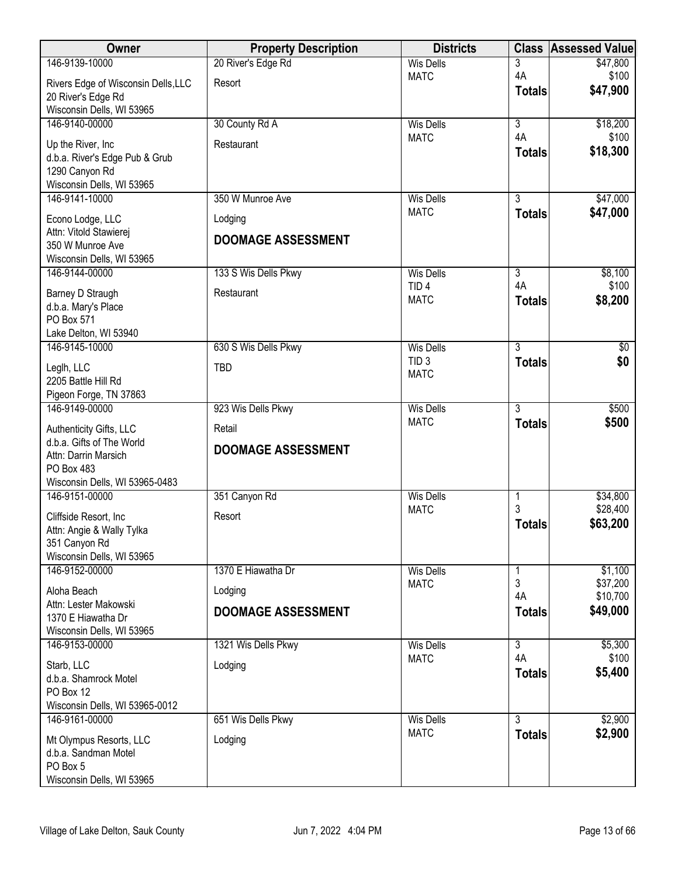| Owner | Property Description | Districts | Class | Assessed Value |
|---|---|---|---|---|
| 146-9139-10000<br>Rivers Edge of Wisconsin Dells,LLC<br>20 River's Edge Rd<br>Wisconsin Dells, WI 53965 | 20 River's Edge Rd<br>Resort | Wis Dells<br>MATC | 3<br>4A<br>**Totals** | $47,800<br>$100<br>**$47,900** |
| 146-9140-00000<br>Up the River, Inc<br>d.b.a. River's Edge Pub & Grub<br>1290 Canyon Rd<br>Wisconsin Dells, WI 53965 | 30 County Rd A<br>Restaurant | Wis Dells<br>MATC | 3<br>4A<br>**Totals** | $18,200<br>$100<br>**$18,300** |
| 146-9141-10000<br>Econo Lodge, LLC<br>Attn: Vitold Stawierej<br>350 W Munroe Ave<br>Wisconsin Dells, WI 53965 | 350 W Munroe Ave<br>Lodging<br>**DOOMAGE ASSESSMENT** | Wis Dells<br>MATC | 3<br>**Totals** | $47,000<br>**$47,000** |
| 146-9144-00000<br>Barney D Straugh<br>d.b.a. Mary's Place<br>PO Box 571<br>Lake Delton, WI 53940 | 133 S Wis Dells Pkwy<br>Restaurant | Wis Dells<br>TID 4<br>MATC | 3<br>4A<br>**Totals** | $8,100<br>$100<br>**$8,200** |
| 146-9145-10000<br>Leglh, LLC<br>2205 Battle Hill Rd<br>Pigeon Forge, TN 37863 | 630 S Wis Dells Pkwy<br>TBD | Wis Dells<br>TID 3<br>MATC | 3<br>**Totals** | $0<br>**$0** |
| 146-9149-00000<br>Authenticity Gifts, LLC<br>d.b.a. Gifts of The World<br>Attn: Darrin Marsich<br>PO Box 483<br>Wisconsin Dells, WI 53965-0483 | 923 Wis Dells Pkwy<br>Retail<br>**DOOMAGE ASSESSMENT** | Wis Dells<br>MATC | 3<br>**Totals** | $500<br>**$500** |
| 146-9151-00000<br>Cliffside Resort, Inc<br>Attn: Angie & Wally Tylka<br>351 Canyon Rd<br>Wisconsin Dells, WI 53965 | 351 Canyon Rd<br>Resort | Wis Dells<br>MATC | 1<br>3<br>**Totals** | $34,800<br>$28,400<br>**$63,200** |
| 146-9152-00000<br>Aloha Beach<br>Attn: Lester Makowski<br>1370 E Hiawatha Dr<br>Wisconsin Dells, WI 53965 | 1370 E Hiawatha Dr<br>Lodging<br>**DOOMAGE ASSESSMENT** | Wis Dells<br>MATC | 1<br>3<br>4A<br>**Totals** | $1,100<br>$37,200<br>$10,700<br>**$49,000** |
| 146-9153-00000<br>Starb, LLC<br>d.b.a. Shamrock Motel<br>PO Box 12<br>Wisconsin Dells, WI 53965-0012 | 1321 Wis Dells Pkwy<br>Lodging | Wis Dells<br>MATC | 3<br>4A<br>**Totals** | $5,300<br>$100<br>**$5,400** |
| 146-9161-00000<br>Mt Olympus Resorts, LLC<br>d.b.a. Sandman Motel<br>PO Box 5<br>Wisconsin Dells, WI 53965 | 651 Wis Dells Pkwy<br>Lodging | Wis Dells<br>MATC | 3<br>**Totals** | $2,900<br>**$2,900** |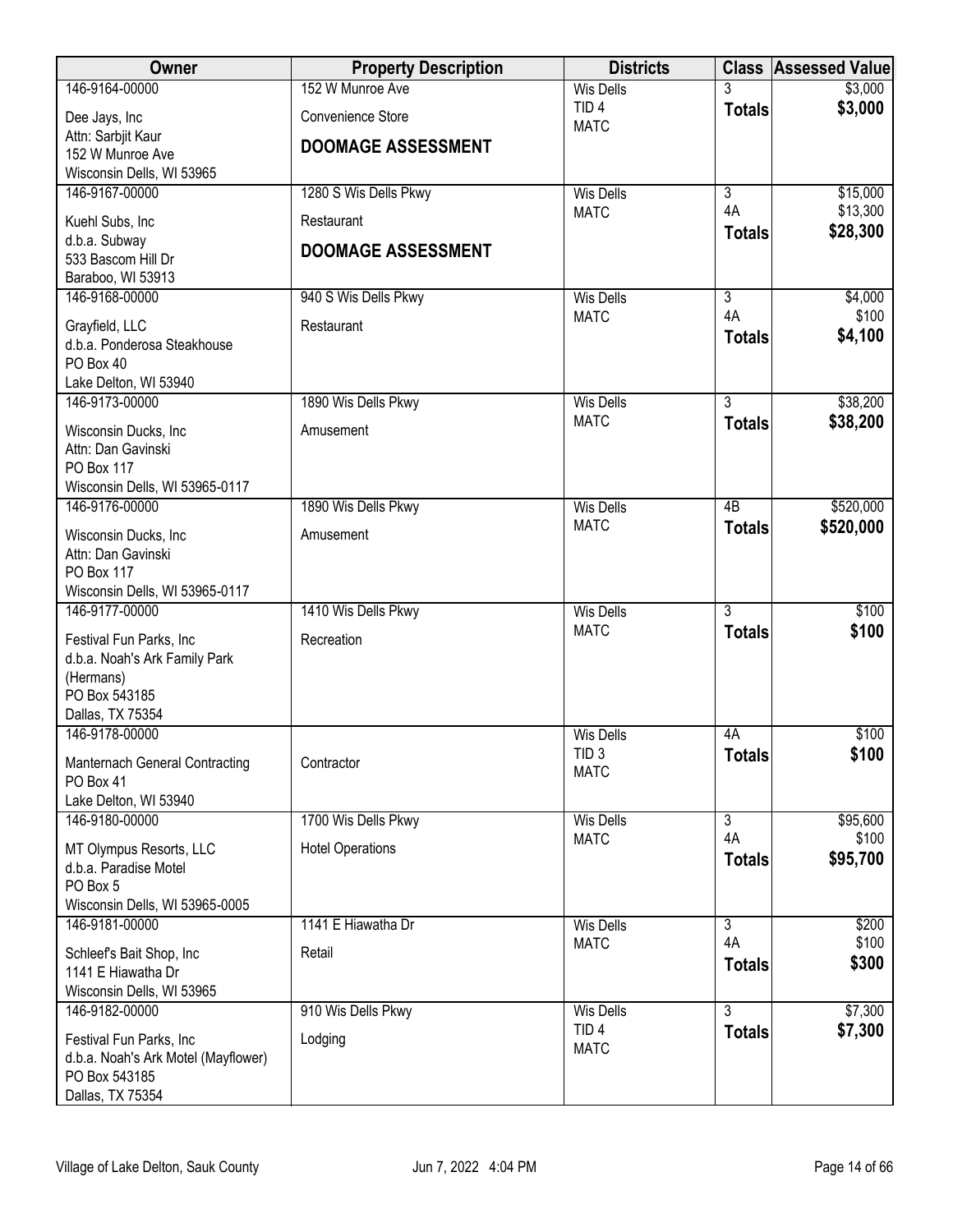| Owner | Property Description | Districts | Class | Assessed Value |
|---|---|---|---|---|
| 146-9164-00000<br>Dee Jays, Inc<br>Attn: Sarbjit Kaur<br>152 W Munroe Ave<br>Wisconsin Dells, WI 53965 | 152 W Munroe Ave<br>Convenience Store<br>**DOOMAGE ASSESSMENT** | Wis Dells<br>TID 4<br>MATC | 3<br>**Totals** | \$3,000<br>**\$3,000** |
| 146-9167-00000<br>Kuehl Subs, Inc<br>d.b.a. Subway<br>533 Bascom Hill Dr<br>Baraboo, WI 53913 | 1280 S Wis Dells Pkwy<br>Restaurant<br>**DOOMAGE ASSESSMENT** | Wis Dells<br>MATC | 3<br>4A<br>**Totals** | \$15,000<br>\$13,300<br>**\$28,300** |
| 146-9168-00000<br>Grayfield, LLC<br>d.b.a. Ponderosa Steakhouse<br>PO Box 40<br>Lake Delton, WI 53940 | 940 S Wis Dells Pkwy<br>Restaurant | Wis Dells<br>MATC | 3<br>4A<br>**Totals** | \$4,000<br>\$100<br>**\$4,100** |
| 146-9173-00000<br>Wisconsin Ducks, Inc<br>Attn: Dan Gavinski<br>PO Box 117<br>Wisconsin Dells, WI 53965-0117 | 1890 Wis Dells Pkwy<br>Amusement | Wis Dells<br>MATC | 3<br>**Totals** | \$38,200<br>**\$38,200** |
| 146-9176-00000<br>Wisconsin Ducks, Inc<br>Attn: Dan Gavinski<br>PO Box 117<br>Wisconsin Dells, WI 53965-0117 | 1890 Wis Dells Pkwy<br>Amusement | Wis Dells<br>MATC | 4B<br>**Totals** | \$520,000<br>**\$520,000** |
| 146-9177-00000<br>Festival Fun Parks, Inc<br>d.b.a. Noah's Ark Family Park<br>(Hermans)<br>PO Box 543185<br>Dallas, TX 75354 | 1410 Wis Dells Pkwy<br>Recreation | Wis Dells<br>MATC | 3<br>**Totals** | \$100<br>**\$100** |
| 146-9178-00000<br>Manternach General Contracting<br>PO Box 41<br>Lake Delton, WI 53940 | Contractor | Wis Dells<br>TID 3<br>MATC | 4A<br>**Totals** | \$100<br>**\$100** |
| 146-9180-00000<br>MT Olympus Resorts, LLC<br>d.b.a. Paradise Motel<br>PO Box 5<br>Wisconsin Dells, WI 53965-0005 | 1700 Wis Dells Pkwy<br>Hotel Operations | Wis Dells<br>MATC | 3<br>4A<br>**Totals** | \$95,600<br>\$100<br>**\$95,700** |
| 146-9181-00000<br>Schleef's Bait Shop, Inc<br>1141 E Hiawatha Dr<br>Wisconsin Dells, WI 53965 | 1141 E Hiawatha Dr<br>Retail | Wis Dells<br>MATC | 3<br>4A<br>**Totals** | \$200<br>\$100<br>**\$300** |
| 146-9182-00000<br>Festival Fun Parks, Inc<br>d.b.a. Noah's Ark Motel (Mayflower)<br>PO Box 543185<br>Dallas, TX 75354 | 910 Wis Dells Pkwy<br>Lodging | Wis Dells<br>TID 4<br>MATC | 3<br>**Totals** | \$7,300<br>**\$7,300** |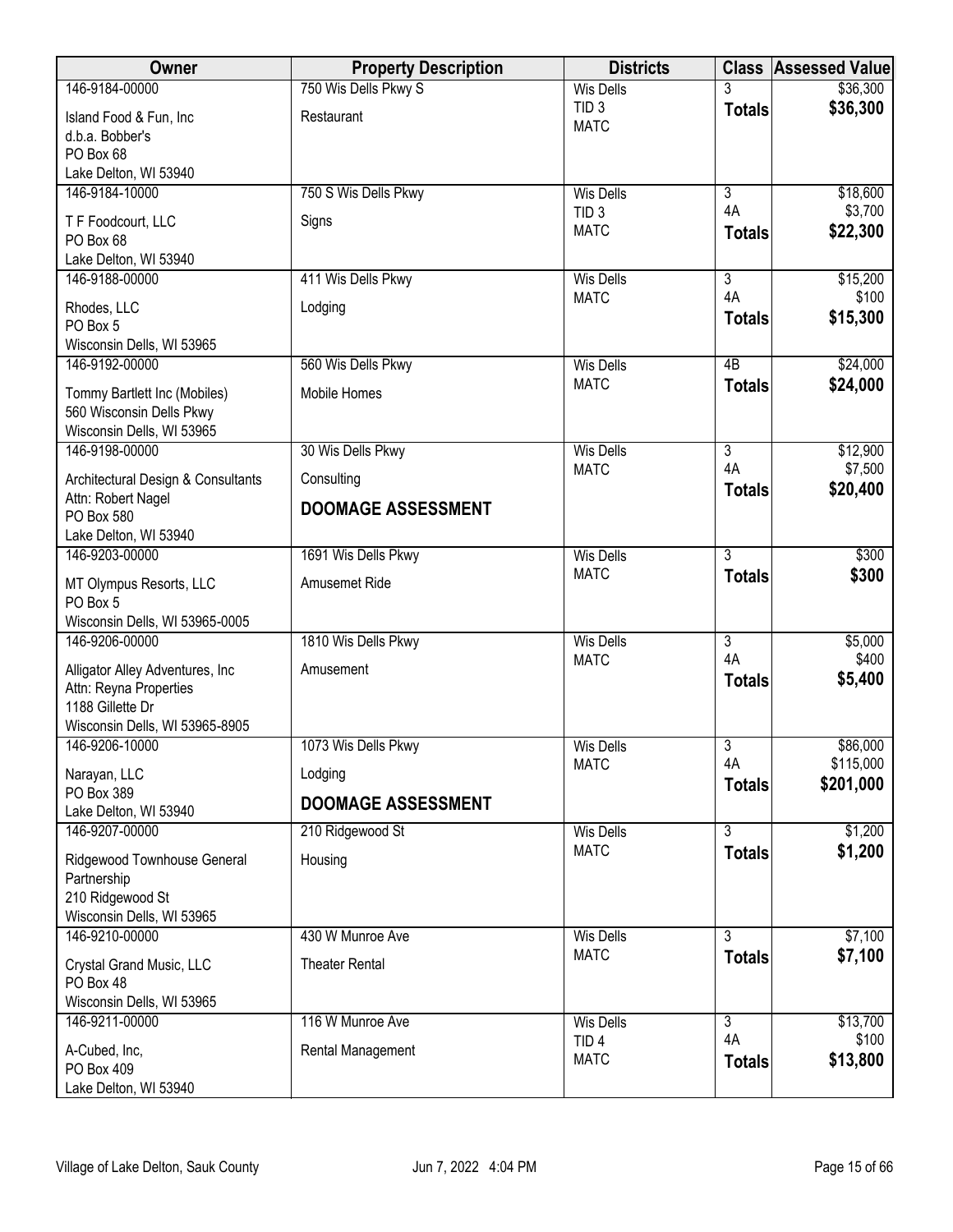| Owner | Property Description | Districts | Class | Assessed Value |
|---|---|---|---|---|
| 146-9184-00000<br>Island Food & Fun, Inc<br>d.b.a. Bobber's<br>PO Box 68<br>Lake Delton, WI 53940 | 750 Wis Dells Pkwy S<br>Restaurant | Wis Dells<br>TID 3<br>MATC | 3<br>**Totals** | $36,300<br>**$36,300** |
| 146-9184-10000<br>T F Foodcourt, LLC<br>PO Box 68<br>Lake Delton, WI 53940 | 750 S Wis Dells Pkwy<br>Signs | Wis Dells<br>TID 3<br>MATC | 3<br>4A<br>**Totals** | $18,600<br>$3,700<br>**$22,300** |
| 146-9188-00000<br>Rhodes, LLC<br>PO Box 5<br>Wisconsin Dells, WI 53965 | 411 Wis Dells Pkwy<br>Lodging | Wis Dells<br>MATC | 3<br>4A<br>**Totals** | $15,200<br>$100<br>**$15,300** |
| 146-9192-00000<br>Tommy Bartlett Inc (Mobiles)<br>560 Wisconsin Dells Pkwy<br>Wisconsin Dells, WI 53965 | 560 Wis Dells Pkwy<br>Mobile Homes | Wis Dells<br>MATC | 4B<br>**Totals** | $24,000<br>**$24,000** |
| 146-9198-00000<br>Architectural Design & Consultants<br>Attn: Robert Nagel<br>PO Box 580<br>Lake Delton, WI 53940 | 30 Wis Dells Pkwy<br>Consulting<br>**DOOMAGE ASSESSMENT** | Wis Dells<br>MATC | 3<br>4A<br>**Totals** | $12,900<br>$7,500<br>**$20,400** |
| 146-9203-00000<br>MT Olympus Resorts, LLC<br>PO Box 5<br>Wisconsin Dells, WI 53965-0005 | 1691 Wis Dells Pkwy<br>Amusemet Ride | Wis Dells<br>MATC | 3<br>**Totals** | $300<br>**$300** |
| 146-9206-00000<br>Alligator Alley Adventures, Inc<br>Attn: Reyna Properties<br>1188 Gillette Dr<br>Wisconsin Dells, WI 53965-8905 | 1810 Wis Dells Pkwy<br>Amusement | Wis Dells<br>MATC | 3<br>4A<br>**Totals** | $5,000<br>$400<br>**$5,400** |
| 146-9206-10000<br>Narayan, LLC<br>PO Box 389<br>Lake Delton, WI 53940 | 1073 Wis Dells Pkwy<br>Lodging<br>**DOOMAGE ASSESSMENT** | Wis Dells<br>MATC | 3<br>4A<br>**Totals** | $86,000<br>$115,000<br>**$201,000** |
| 146-9207-00000<br>Ridgewood Townhouse General Partnership<br>210 Ridgewood St<br>Wisconsin Dells, WI 53965 | 210 Ridgewood St<br>Housing | Wis Dells<br>MATC | 3<br>**Totals** | $1,200<br>**$1,200** |
| 146-9210-00000<br>Crystal Grand Music, LLC<br>PO Box 48<br>Wisconsin Dells, WI 53965 | 430 W Munroe Ave<br>Theater Rental | Wis Dells<br>MATC | 3<br>**Totals** | $7,100<br>**$7,100** |
| 146-9211-00000<br>A-Cubed, Inc,<br>PO Box 409<br>Lake Delton, WI 53940 | 116 W Munroe Ave<br>Rental Management | Wis Dells<br>TID 4<br>MATC | 3<br>4A<br>**Totals** | $13,700<br>$100<br>**$13,800** |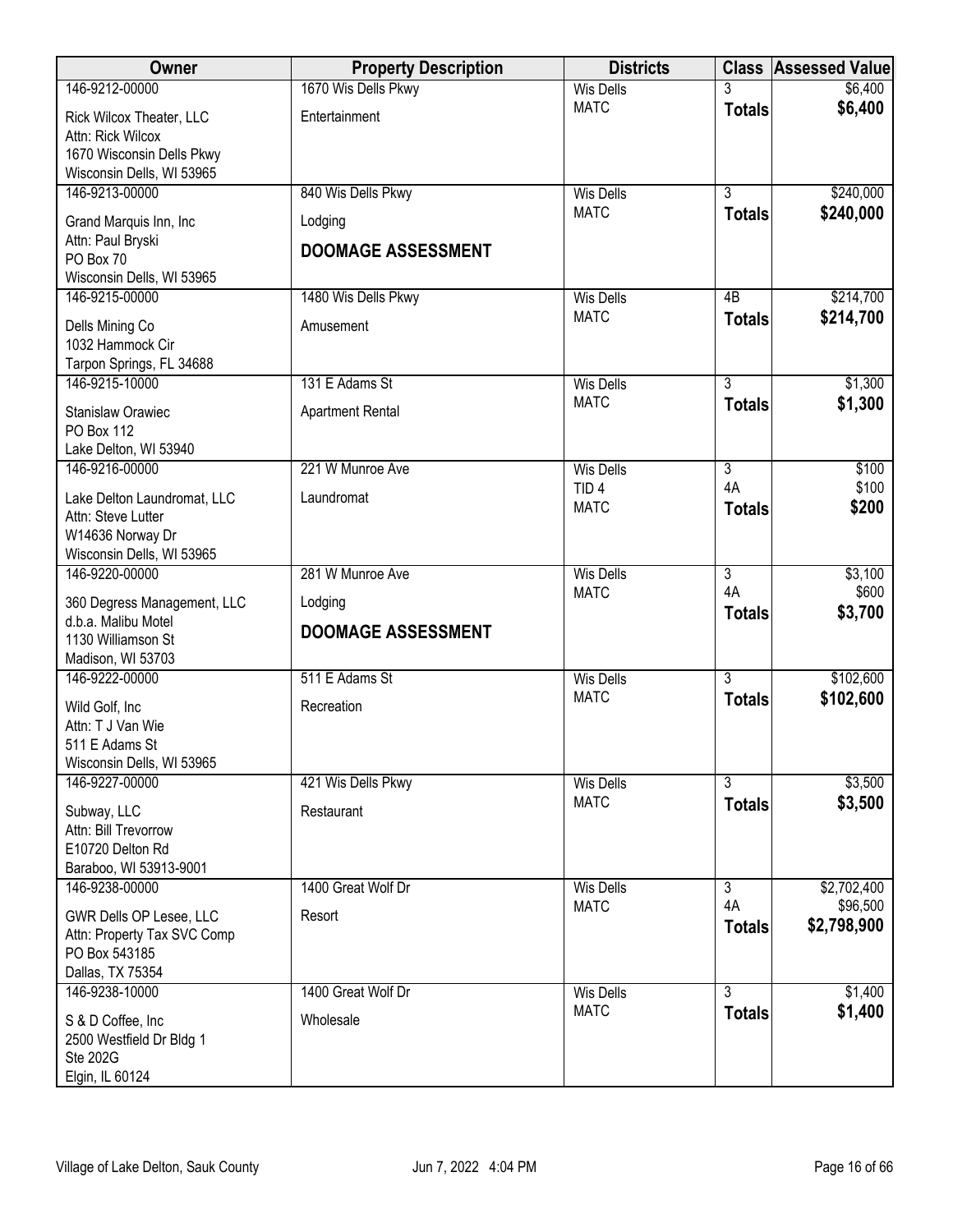| Owner | Property Description | Districts | Class | Assessed Value |
|---|---|---|---|---|
| 146-9212-00000<br>Rick Wilcox Theater, LLC<br>Attn: Rick Wilcox<br>1670 Wisconsin Dells Pkwy<br>Wisconsin Dells, WI 53965 | 1670 Wis Dells Pkwy<br>Entertainment | Wis Dells<br>MATC | 3<br>**Totals** | \$6,400<br>**\$6,400** |
| 146-9213-00000<br>Grand Marquis Inn, Inc<br>Attn: Paul Bryski<br>PO Box 70<br>Wisconsin Dells, WI 53965 | 840 Wis Dells Pkwy<br>Lodging<br>**DOOMAGE ASSESSMENT** | Wis Dells<br>MATC | 3<br>**Totals** | \$240,000<br>**\$240,000** |
| 146-9215-00000<br>Dells Mining Co<br>1032 Hammock Cir<br>Tarpon Springs, FL 34688 | 1480 Wis Dells Pkwy<br>Amusement | Wis Dells<br>MATC | 4B<br>**Totals** | \$214,700<br>**\$214,700** |
| 146-9215-10000<br>Stanislaw Orawiec<br>PO Box 112<br>Lake Delton, WI 53940 | 131 E Adams St<br>Apartment Rental | Wis Dells<br>MATC | 3<br>**Totals** | \$1,300<br>**\$1,300** |
| 146-9216-00000<br>Lake Delton Laundromat, LLC<br>Attn: Steve Lutter<br>W14636 Norway Dr<br>Wisconsin Dells, WI 53965 | 221 W Munroe Ave<br>Laundromat | Wis Dells<br>TID 4<br>MATC | 3<br>4A<br>**Totals** | \$100<br>\$100<br>**\$200** |
| 146-9220-00000<br>360 Degress Management, LLC<br>d.b.a. Malibu Motel<br>1130 Williamson St<br>Madison, WI 53703 | 281 W Munroe Ave<br>Lodging<br>**DOOMAGE ASSESSMENT** | Wis Dells<br>MATC | 3<br>4A<br>**Totals** | \$3,100<br>\$600<br>**\$3,700** |
| 146-9222-00000<br>Wild Golf, Inc<br>Attn: T J Van Wie<br>511 E Adams St<br>Wisconsin Dells, WI 53965 | 511 E Adams St<br>Recreation | Wis Dells<br>MATC | 3<br>**Totals** | \$102,600<br>**\$102,600** |
| 146-9227-00000<br>Subway, LLC<br>Attn: Bill Trevorrow<br>E10720 Delton Rd<br>Baraboo, WI 53913-9001 | 421 Wis Dells Pkwy<br>Restaurant | Wis Dells<br>MATC | 3<br>**Totals** | \$3,500<br>**\$3,500** |
| 146-9238-00000<br>GWR Dells OP Lesee, LLC<br>Attn: Property Tax SVC Comp<br>PO Box 543185<br>Dallas, TX 75354 | 1400 Great Wolf Dr<br>Resort | Wis Dells<br>MATC | 3<br>4A<br>**Totals** | \$2,702,400<br>\$96,500<br>**\$2,798,900** |
| 146-9238-10000<br>S & D Coffee, Inc<br>2500 Westfield Dr Bldg 1<br>Ste 202G<br>Elgin, IL 60124 | 1400 Great Wolf Dr<br>Wholesale | Wis Dells<br>MATC | 3<br>**Totals** | \$1,400<br>**\$1,400** |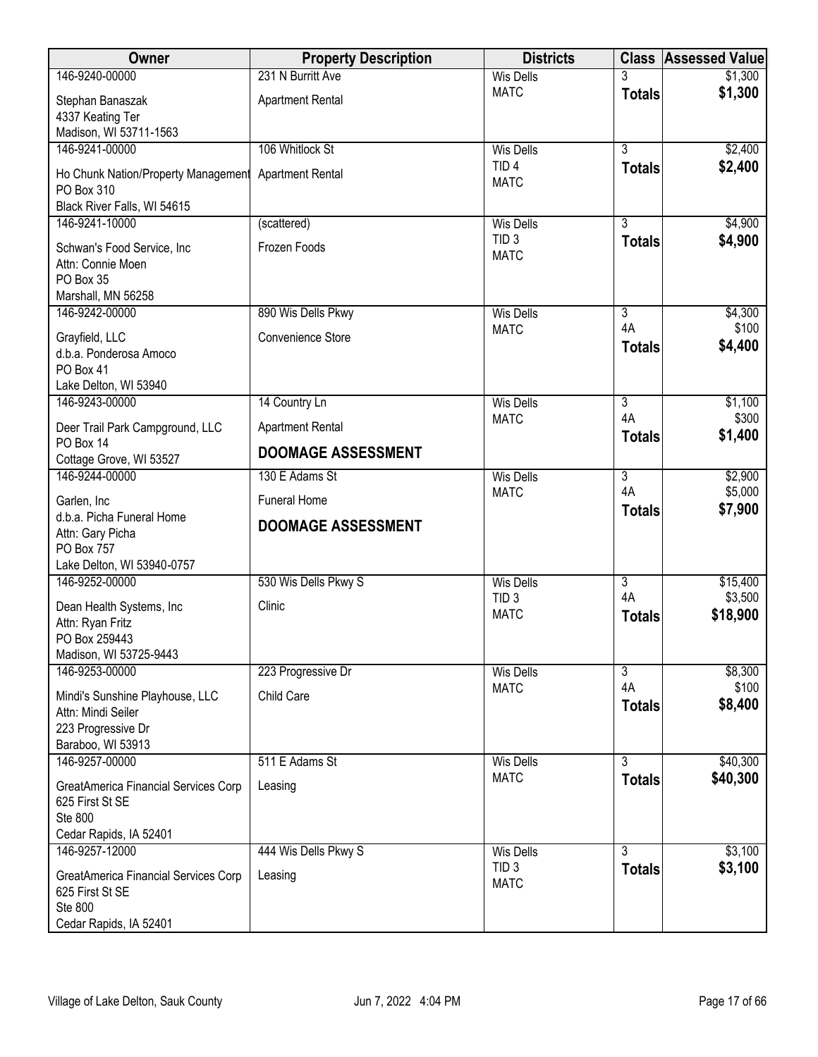| Owner | Property Description | Districts | Class | Assessed Value |
|---|---|---|---|---|
| 146-9240-00000<br>Stephan Banaszak<br>4337 Keating Ter<br>Madison, WI 53711-1563 | 231 N Burritt Ave<br>Apartment Rental | Wis Dells<br>MATC | 3<br>**Totals** | $1,300<br>**$1,300** |
| 146-9241-00000<br>Ho Chunk Nation/Property Management<br>PO Box 310<br>Black River Falls, WI 54615 | 106 Whitlock St<br>Apartment Rental | Wis Dells<br>TID 4<br>MATC | 3<br>**Totals** | $2,400<br>**$2,400** |
| 146-9241-10000<br>Schwan's Food Service, Inc<br>Attn: Connie Moen<br>PO Box 35<br>Marshall, MN 56258 | (scattered)<br>Frozen Foods | Wis Dells<br>TID 3<br>MATC | 3<br>**Totals** | $4,900<br>**$4,900** |
| 146-9242-00000<br>Grayfield, LLC<br>d.b.a. Ponderosa Amoco<br>PO Box 41<br>Lake Delton, WI 53940 | 890 Wis Dells Pkwy<br>Convenience Store | Wis Dells<br>MATC | 3<br>4A<br>**Totals** | $4,300<br>$100<br>**$4,400** |
| 146-9243-00000<br>Deer Trail Park Campground, LLC<br>PO Box 14<br>Cottage Grove, WI 53527 | 14 Country Ln<br>Apartment Rental<br>**DOOMAGE ASSESSMENT** | Wis Dells<br>MATC | 3<br>4A<br>**Totals** | $1,100<br>$300<br>**$1,400** |
| 146-9244-00000<br>Garlen, Inc<br>d.b.a. Picha Funeral Home<br>Attn: Gary Picha<br>PO Box 757<br>Lake Delton, WI 53940-0757 | 130 E Adams St<br>Funeral Home<br>**DOOMAGE ASSESSMENT** | Wis Dells<br>MATC | 3<br>4A<br>**Totals** | $2,900<br>$5,000<br>**$7,900** |
| 146-9252-00000<br>Dean Health Systems, Inc<br>Attn: Ryan Fritz<br>PO Box 259443<br>Madison, WI 53725-9443 | 530 Wis Dells Pkwy S<br>Clinic | Wis Dells<br>TID 3<br>MATC | 3<br>4A<br>**Totals** | $15,400<br>$3,500<br>**$18,900** |
| 146-9253-00000<br>Mindi's Sunshine Playhouse, LLC<br>Attn: Mindi Seiler<br>223 Progressive Dr<br>Baraboo, WI 53913 | 223 Progressive Dr<br>Child Care | Wis Dells<br>MATC | 3<br>4A<br>**Totals** | $8,300<br>$100<br>**$8,400** |
| 146-9257-00000<br>GreatAmerica Financial Services Corp<br>625 First St SE<br>Ste 800<br>Cedar Rapids, IA 52401 | 511 E Adams St<br>Leasing | Wis Dells<br>MATC | 3<br>**Totals** | $40,300<br>**$40,300** |
| 146-9257-12000<br>GreatAmerica Financial Services Corp<br>625 First St SE<br>Ste 800<br>Cedar Rapids, IA 52401 | 444 Wis Dells Pkwy S<br>Leasing | Wis Dells<br>TID 3<br>MATC | 3<br>**Totals** | $3,100<br>**$3,100** |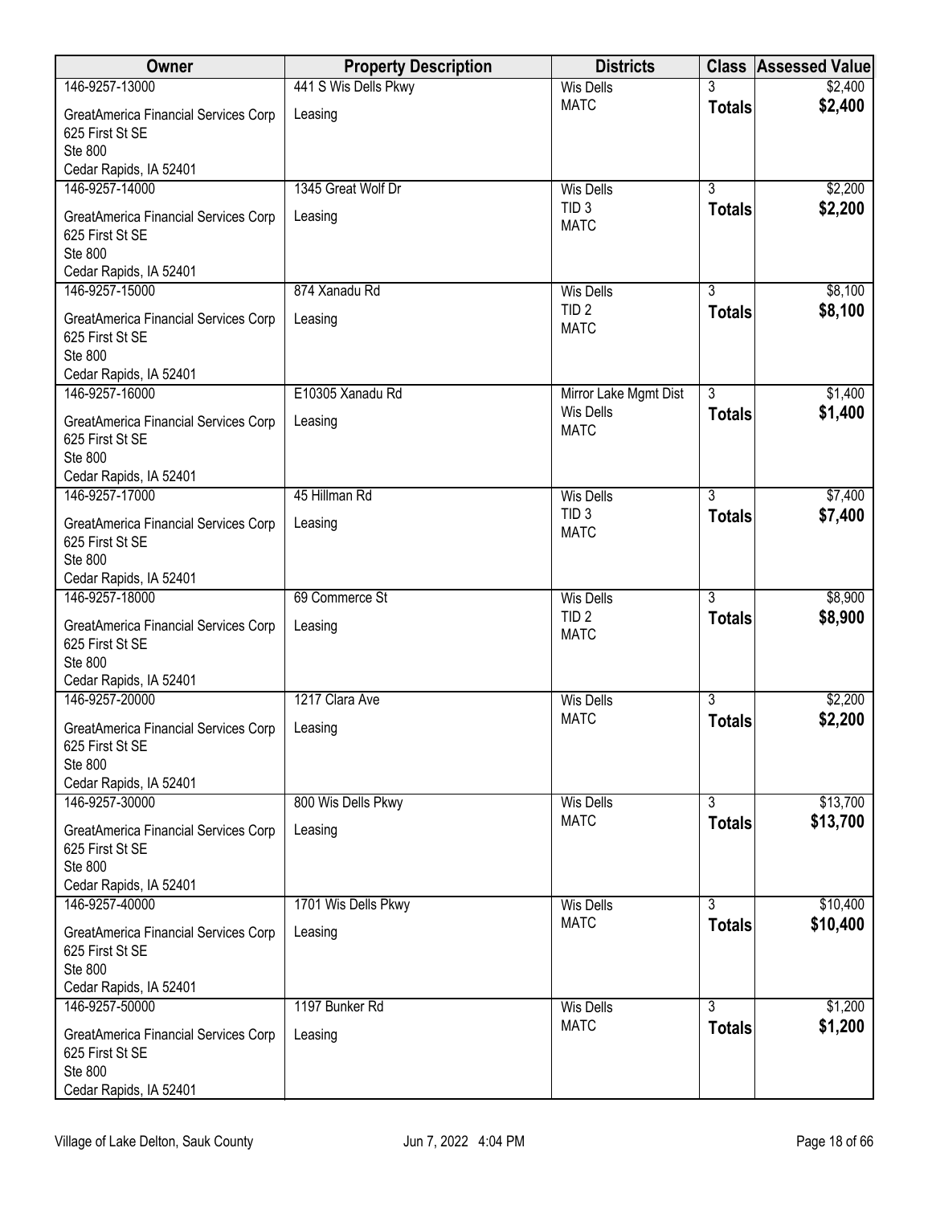| Owner | Property Description | Districts | Class | Assessed Value |
|---|---|---|---|---|
| 146-9257-13000<br>GreatAmerica Financial Services Corp<br>625 First St SE<br>Ste 800<br>Cedar Rapids, IA 52401 | 441 S Wis Dells Pkwy<br>Leasing | Wis Dells<br>MATC | 3<br>**Totals** | $2,400<br>**$2,400** |
| 146-9257-14000<br>GreatAmerica Financial Services Corp<br>625 First St SE<br>Ste 800<br>Cedar Rapids, IA 52401 | 1345 Great Wolf Dr<br>Leasing | Wis Dells<br>TID 3<br>MATC | 3<br>**Totals** | $2,200<br>**$2,200** |
| 146-9257-15000<br>GreatAmerica Financial Services Corp<br>625 First St SE<br>Ste 800<br>Cedar Rapids, IA 52401 | 874 Xanadu Rd<br>Leasing | Wis Dells<br>TID 2<br>MATC | 3<br>**Totals** | $8,100<br>**$8,100** |
| 146-9257-16000<br>GreatAmerica Financial Services Corp<br>625 First St SE<br>Ste 800<br>Cedar Rapids, IA 52401 | E10305 Xanadu Rd<br>Leasing | Mirror Lake Mgmt Dist<br>Wis Dells<br>MATC | 3<br>**Totals** | $1,400<br>**$1,400** |
| 146-9257-17000<br>GreatAmerica Financial Services Corp<br>625 First St SE<br>Ste 800<br>Cedar Rapids, IA 52401 | 45 Hillman Rd<br>Leasing | Wis Dells<br>TID 3<br>MATC | 3<br>**Totals** | $7,400<br>**$7,400** |
| 146-9257-18000<br>GreatAmerica Financial Services Corp<br>625 First St SE<br>Ste 800<br>Cedar Rapids, IA 52401 | 69 Commerce St<br>Leasing | Wis Dells<br>TID 2<br>MATC | 3<br>**Totals** | $8,900<br>**$8,900** |
| 146-9257-20000<br>GreatAmerica Financial Services Corp<br>625 First St SE<br>Ste 800<br>Cedar Rapids, IA 52401 | 1217 Clara Ave<br>Leasing | Wis Dells<br>MATC | 3<br>**Totals** | $2,200<br>**$2,200** |
| 146-9257-30000<br>GreatAmerica Financial Services Corp<br>625 First St SE<br>Ste 800<br>Cedar Rapids, IA 52401 | 800 Wis Dells Pkwy<br>Leasing | Wis Dells<br>MATC | 3<br>**Totals** | $13,700<br>**$13,700** |
| 146-9257-40000<br>GreatAmerica Financial Services Corp<br>625 First St SE<br>Ste 800<br>Cedar Rapids, IA 52401 | 1701 Wis Dells Pkwy<br>Leasing | Wis Dells<br>MATC | 3<br>**Totals** | $10,400<br>**$10,400** |
| 146-9257-50000<br>GreatAmerica Financial Services Corp<br>625 First St SE<br>Ste 800<br>Cedar Rapids, IA 52401 | 1197 Bunker Rd<br>Leasing | Wis Dells<br>MATC | 3<br>**Totals** | $1,200<br>**$1,200** |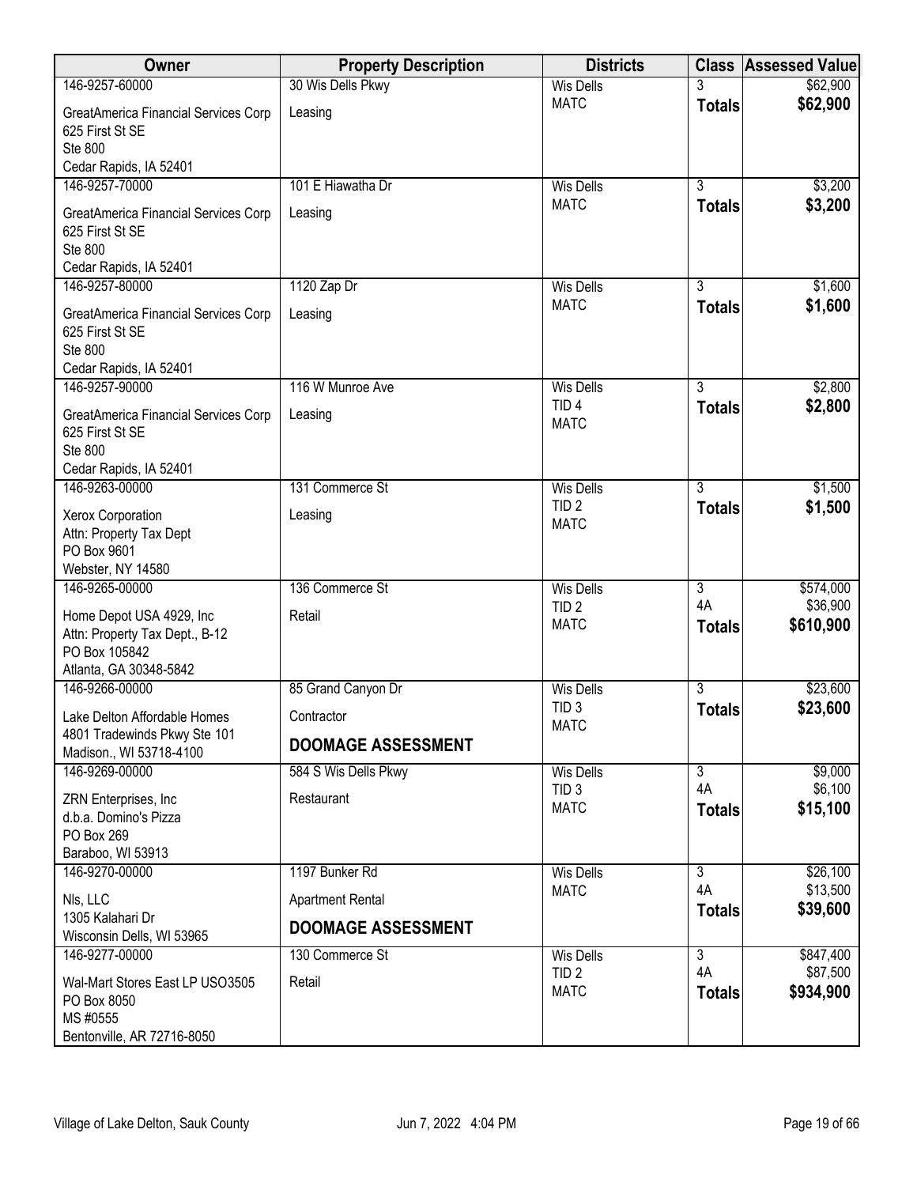| Owner | Property Description | Districts | Class | Assessed Value |
|---|---|---|---|---|
| 146-9257-60000<br>GreatAmerica Financial Services Corp<br>625 First St SE<br>Ste 800<br>Cedar Rapids, IA 52401 | 30 Wis Dells Pkwy<br>Leasing | Wis Dells<br>MATC | 3<br>**Totals** | $62,900<br>**$62,900** |
| 146-9257-70000<br>GreatAmerica Financial Services Corp<br>625 First St SE<br>Ste 800<br>Cedar Rapids, IA 52401 | 101 E Hiawatha Dr<br>Leasing | Wis Dells<br>MATC | 3<br>**Totals** | $3,200<br>**$3,200** |
| 146-9257-80000<br>GreatAmerica Financial Services Corp<br>625 First St SE<br>Ste 800<br>Cedar Rapids, IA 52401 | 1120 Zap Dr<br>Leasing | Wis Dells<br>MATC | 3<br>**Totals** | $1,600<br>**$1,600** |
| 146-9257-90000<br>GreatAmerica Financial Services Corp<br>625 First St SE<br>Ste 800<br>Cedar Rapids, IA 52401 | 116 W Munroe Ave<br>Leasing | Wis Dells<br>TID 4<br>MATC | 3<br>**Totals** | $2,800<br>**$2,800** |
| 146-9263-00000<br>Xerox Corporation<br>Attn: Property Tax Dept<br>PO Box 9601<br>Webster, NY 14580 | 131 Commerce St<br>Leasing | Wis Dells<br>TID 2<br>MATC | 3<br>**Totals** | $1,500<br>**$1,500** |
| 146-9265-00000<br>Home Depot USA 4929, Inc<br>Attn: Property Tax Dept., B-12<br>PO Box 105842<br>Atlanta, GA 30348-5842 | 136 Commerce St<br>Retail | Wis Dells<br>TID 2<br>MATC | 3<br>4A<br>**Totals** | $574,000<br>$36,900<br>**$610,900** |
| 146-9266-00000<br>Lake Delton Affordable Homes<br>4801 Tradewinds Pkwy Ste 101<br>Madison., WI 53718-4100 | 85 Grand Canyon Dr<br>Contractor<br>**DOOMAGE ASSESSMENT** | Wis Dells<br>TID 3<br>MATC | 3<br>**Totals** | $23,600<br>**$23,600** |
| 146-9269-00000<br>ZRN Enterprises, Inc<br>d.b.a. Domino's Pizza<br>PO Box 269<br>Baraboo, WI 53913 | 584 S Wis Dells Pkwy<br>Restaurant | Wis Dells<br>TID 3<br>MATC | 3<br>4A<br>**Totals** | $9,000<br>$6,100<br>**$15,100** |
| 146-9270-00000<br>Nls, LLC<br>1305 Kalahari Dr<br>Wisconsin Dells, WI 53965 | 1197 Bunker Rd<br>Apartment Rental<br>**DOOMAGE ASSESSMENT** | Wis Dells<br>MATC | 3<br>4A<br>**Totals** | $26,100<br>$13,500<br>**$39,600** |
| 146-9277-00000<br>Wal-Mart Stores East LP USO3505<br>PO Box 8050<br>MS #0555<br>Bentonville, AR 72716-8050 | 130 Commerce St<br>Retail | Wis Dells<br>TID 2<br>MATC | 3<br>4A<br>**Totals** | $847,400<br>$87,500<br>**$934,900** |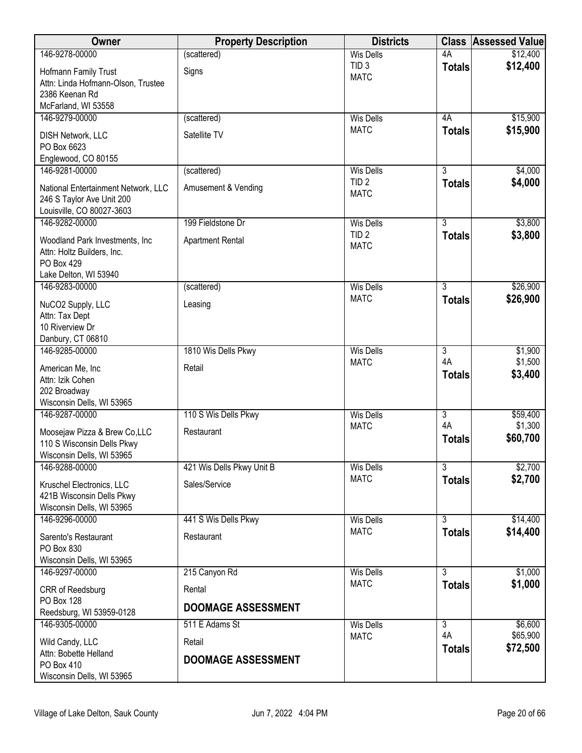| Owner | Property Description | Districts | Class | Assessed Value |
|---|---|---|---|---|
| 146-9278-00000<br>Hofmann Family Trust<br>Attn: Linda Hofmann-Olson, Trustee<br>2386 Keenan Rd<br>McFarland, WI 53558 | (scattered)<br>Signs | Wis Dells<br>TID 3<br>MATC | 4A<br>**Totals** | $12,400<br>**$12,400** |
| 146-9279-00000<br>DISH Network, LLC<br>PO Box 6623<br>Englewood, CO 80155 | (scattered)<br>Satellite TV | Wis Dells<br>MATC | 4A<br>**Totals** | $15,900<br>**$15,900** |
| 146-9281-00000<br>National Entertainment Network, LLC<br>246 S Taylor Ave Unit 200<br>Louisville, CO 80027-3603 | (scattered)<br>Amusement & Vending | Wis Dells<br>TID 2<br>MATC | 3<br>**Totals** | $4,000<br>**$4,000** |
| 146-9282-00000<br>Woodland Park Investments, Inc<br>Attn: Holtz Builders, Inc.<br>PO Box 429<br>Lake Delton, WI 53940 | 199 Fieldstone Dr<br>Apartment Rental | Wis Dells<br>TID 2<br>MATC | 3<br>**Totals** | $3,800<br>**$3,800** |
| 146-9283-00000<br>NuCO2 Supply, LLC<br>Attn: Tax Dept<br>10 Riverview Dr<br>Danbury, CT 06810 | (scattered)<br>Leasing | Wis Dells<br>MATC | 3<br>**Totals** | $26,900<br>**$26,900** |
| 146-9285-00000<br>American Me, Inc<br>Attn: Izik Cohen<br>202 Broadway<br>Wisconsin Dells, WI 53965 | 1810 Wis Dells Pkwy<br>Retail | Wis Dells<br>MATC | 3<br>4A<br>**Totals** | $1,900<br>$1,500<br>**$3,400** |
| 146-9287-00000<br>Moosejaw Pizza & Brew Co,LLC<br>110 S Wisconsin Dells Pkwy<br>Wisconsin Dells, WI 53965 | 110 S Wis Dells Pkwy<br>Restaurant | Wis Dells<br>MATC | 3<br>4A<br>**Totals** | $59,400<br>$1,300<br>**$60,700** |
| 146-9288-00000<br>Kruschel Electronics, LLC<br>421B Wisconsin Dells Pkwy<br>Wisconsin Dells, WI 53965 | 421 Wis Dells Pkwy Unit B<br>Sales/Service | Wis Dells<br>MATC | 3<br>**Totals** | $2,700<br>**$2,700** |
| 146-9296-00000<br>Sarento's Restaurant<br>PO Box 830<br>Wisconsin Dells, WI 53965 | 441 S Wis Dells Pkwy<br>Restaurant | Wis Dells<br>MATC | 3<br>**Totals** | $14,400<br>**$14,400** |
| 146-9297-00000<br>CRR of Reedsburg<br>PO Box 128<br>Reedsburg, WI 53959-0128 | 215 Canyon Rd<br>Rental<br>**DOOMAGE ASSESSMENT** | Wis Dells<br>MATC | 3<br>**Totals** | $1,000<br>**$1,000** |
| 146-9305-00000<br>Wild Candy, LLC<br>Attn: Bobette Helland<br>PO Box 410<br>Wisconsin Dells, WI 53965 | 511 E Adams St<br>Retail<br>**DOOMAGE ASSESSMENT** | Wis Dells<br>MATC | 3<br>4A<br>**Totals** | $6,600<br>$65,900<br>**$72,500** |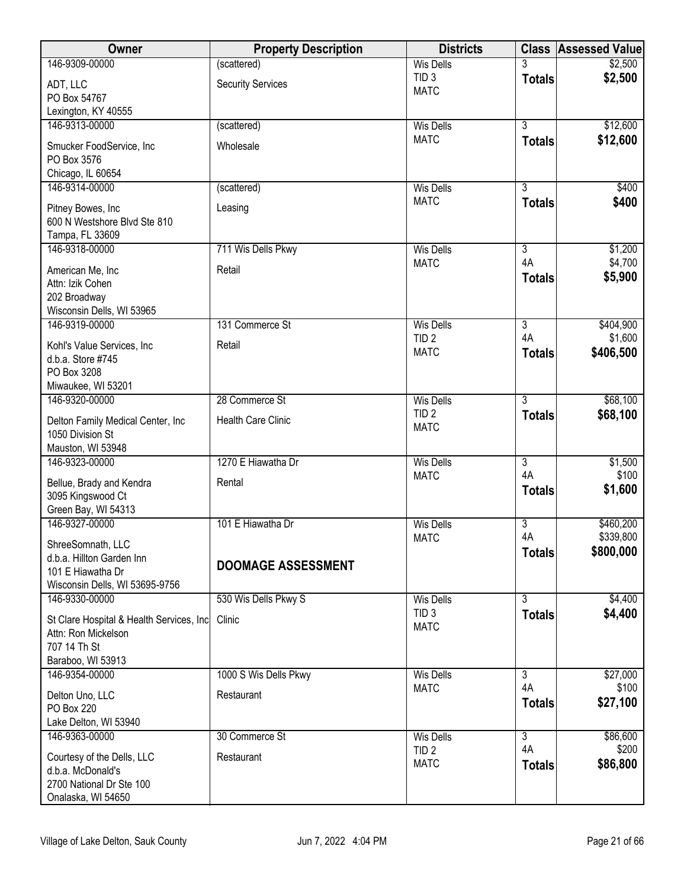| Owner | Property Description | Districts | Class | Assessed Value |
|---|---|---|---|---|
| 146-9309-00000<br>ADT, LLC<br>PO Box 54767<br>Lexington, KY 40555 | (scattered)<br>Security Services | Wis Dells<br>TID 3<br>MATC | 3<br>**Totals** | $2,500<br>**$2,500** |
| 146-9313-00000<br>Smucker FoodService, Inc<br>PO Box 3576<br>Chicago, IL 60654 | (scattered)<br>Wholesale | Wis Dells<br>MATC | 3<br>**Totals** | $12,600<br>**$12,600** |
| 146-9314-00000<br>Pitney Bowes, Inc<br>600 N Westshore Blvd Ste 810<br>Tampa, FL 33609 | (scattered)<br>Leasing | Wis Dells<br>MATC | 3<br>**Totals** | $400<br>**$400** |
| 146-9318-00000<br>American Me, Inc<br>Attn: Izik Cohen<br>202 Broadway<br>Wisconsin Dells, WI 53965 | 711 Wis Dells Pkwy<br>Retail | Wis Dells<br>MATC | 3<br>4A<br>**Totals** | $1,200<br>$4,700<br>**$5,900** |
| 146-9319-00000<br>Kohl's Value Services, Inc<br>d.b.a. Store #745<br>PO Box 3208<br>Miwaukee, WI 53201 | 131 Commerce St<br>Retail | Wis Dells<br>TID 2<br>MATC | 3<br>4A<br>**Totals** | $404,900<br>$1,600<br>**$406,500** |
| 146-9320-00000<br>Delton Family Medical Center, Inc<br>1050 Division St<br>Mauston, WI 53948 | 28 Commerce St<br>Health Care Clinic | Wis Dells<br>TID 2<br>MATC | 3<br>**Totals** | $68,100<br>**$68,100** |
| 146-9323-00000<br>Bellue, Brady and Kendra<br>3095 Kingswood Ct<br>Green Bay, WI 54313 | 1270 E Hiawatha Dr<br>Rental | Wis Dells<br>MATC | 3<br>4A<br>**Totals** | $1,500<br>$100<br>**$1,600** |
| 146-9327-00000<br>ShreeSomnath, LLC<br>d.b.a. Hillton Garden Inn<br>101 E Hiawatha Dr<br>Wisconsin Dells, WI 53695-9756 | 101 E Hiawatha Dr<br>**DOOMAGE ASSESSMENT** | Wis Dells<br>MATC | 3<br>4A<br>**Totals** | $460,200<br>$339,800<br>**$800,000** |
| 146-9330-00000<br>St Clare Hospital & Health Services, Inc<br>Attn: Ron Mickelson<br>707 14 Th St<br>Baraboo, WI 53913 | 530 Wis Dells Pkwy S<br>Clinic | Wis Dells<br>TID 3<br>MATC | 3<br>**Totals** | $4,400<br>**$4,400** |
| 146-9354-00000<br>Delton Uno, LLC<br>PO Box 220<br>Lake Delton, WI 53940 | 1000 S Wis Dells Pkwy<br>Restaurant | Wis Dells<br>MATC | 3<br>4A<br>**Totals** | $27,000<br>$100<br>**$27,100** |
| 146-9363-00000<br>Courtesy of the Dells, LLC<br>d.b.a. McDonald's<br>2700 National Dr Ste 100<br>Onalaska, WI 54650 | 30 Commerce St<br>Restaurant | Wis Dells<br>TID 2<br>MATC | 3<br>4A<br>**Totals** | $86,600<br>$200<br>**$86,800** |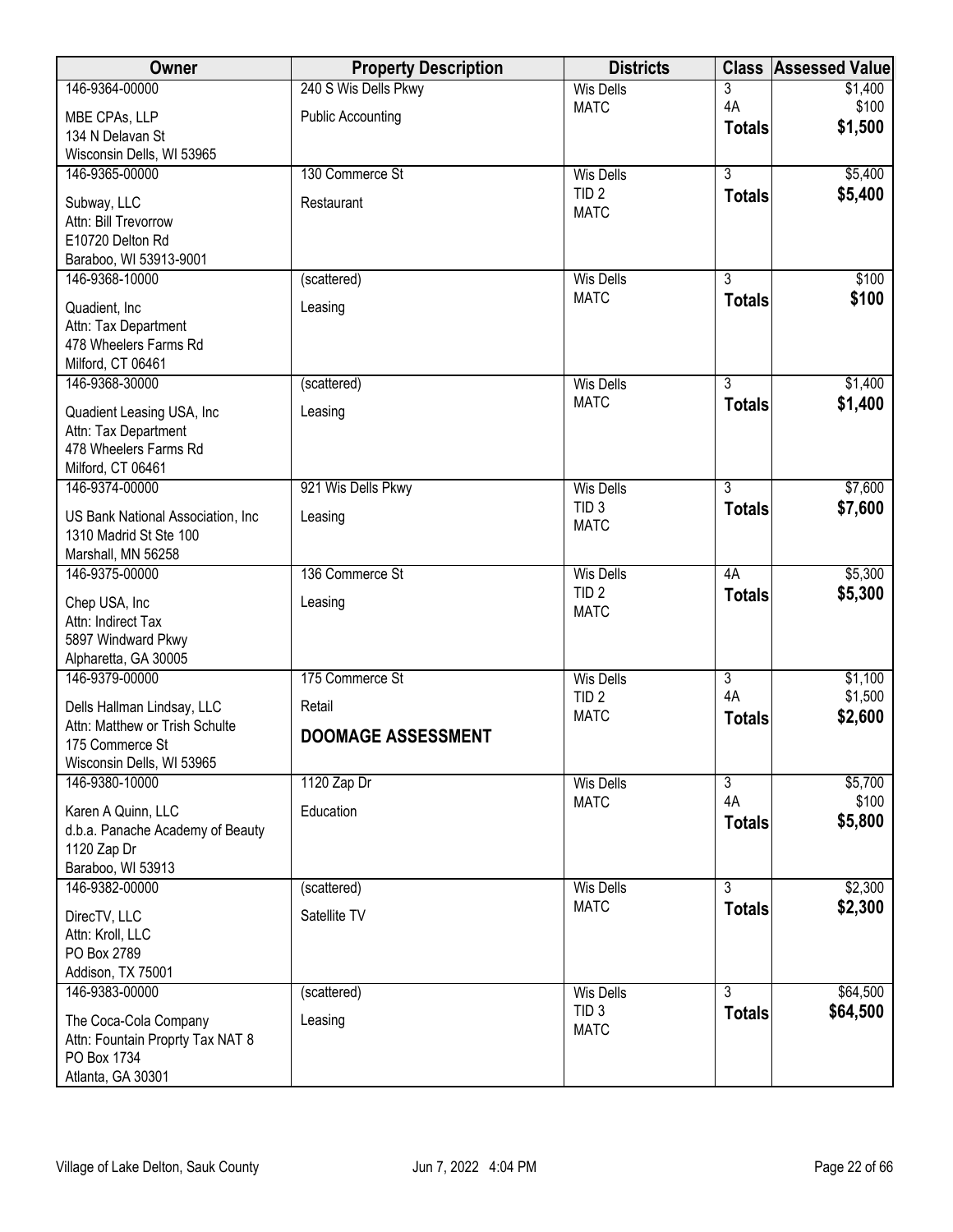| Owner | Property Description | Districts | Class | Assessed Value |
|---|---|---|---|---|
| 146-9364-00000 | 240 S Wis Dells Pkwy | Wis Dells | 3 | $1,400 |
| MBE CPAs, LLP | Public Accounting | MATC | 4A | $100 |
| 134 N Delavan St | | | **Totals** | **$1,500** |
| Wisconsin Dells, WI 53965 | | | | |
| 146-9365-00000 | 130 Commerce St | Wis Dells | 3 | $5,400 |
| Subway, LLC | Restaurant | TID 2 | **Totals** | **$5,400** |
| Attn: Bill Trevorrow | | MATC | | |
| E10720 Delton Rd | | | | |
| Baraboo, WI 53913-9001 | | | | |
| 146-9368-10000 | (scattered) | Wis Dells | 3 | $100 |
| Quadient, Inc | Leasing | MATC | **Totals** | **$100** |
| Attn: Tax Department | | | | |
| 478 Wheelers Farms Rd | | | | |
| Milford, CT 06461 | | | | |
| 146-9368-30000 | (scattered) | Wis Dells | 3 | $1,400 |
| Quadient Leasing USA, Inc | Leasing | MATC | **Totals** | **$1,400** |
| Attn: Tax Department | | | | |
| 478 Wheelers Farms Rd | | | | |
| Milford, CT 06461 | | | | |
| 146-9374-00000 | 921 Wis Dells Pkwy | Wis Dells | 3 | $7,600 |
| US Bank National Association, Inc | Leasing | TID 3 | **Totals** | **$7,600** |
| 1310 Madrid St Ste 100 | | MATC | | |
| Marshall, MN 56258 | | | | |
| 146-9375-00000 | 136 Commerce St | Wis Dells | 4A | $5,300 |
| Chep USA, Inc | Leasing | TID 2 | **Totals** | **$5,300** |
| Attn: Indirect Tax | | MATC | | |
| 5897 Windward Pkwy | | | | |
| Alpharetta, GA 30005 | | | | |
| 146-9379-00000 | 175 Commerce St | Wis Dells | 3 | $1,100 |
| Dells Hallman Lindsay, LLC | Retail | TID 2 | 4A | $1,500 |
| Attn: Matthew or Trish Schulte | **DOOMAGE ASSESSMENT** | MATC | **Totals** | **$2,600** |
| 175 Commerce St | | | | |
| Wisconsin Dells, WI 53965 | | | | |
| 146-9380-10000 | 1120 Zap Dr | Wis Dells | 3 | $5,700 |
| Karen A Quinn, LLC | Education | MATC | 4A | $100 |
| d.b.a. Panache Academy of Beauty | | | **Totals** | **$5,800** |
| 1120 Zap Dr | | | | |
| Baraboo, WI 53913 | | | | |
| 146-9382-00000 | (scattered) | Wis Dells | 3 | $2,300 |
| DirecTV, LLC | Satellite TV | MATC | **Totals** | **$2,300** |
| Attn: Kroll, LLC | | | | |
| PO Box 2789 | | | | |
| Addison, TX 75001 | | | | |
| 146-9383-00000 | (scattered) | Wis Dells | 3 | $64,500 |
| The Coca-Cola Company | Leasing | TID 3 | **Totals** | **$64,500** |
| Attn: Fountain Proprty Tax NAT 8 | | MATC | | |
| PO Box 1734 | | | | |
| Atlanta, GA 30301 | | | | |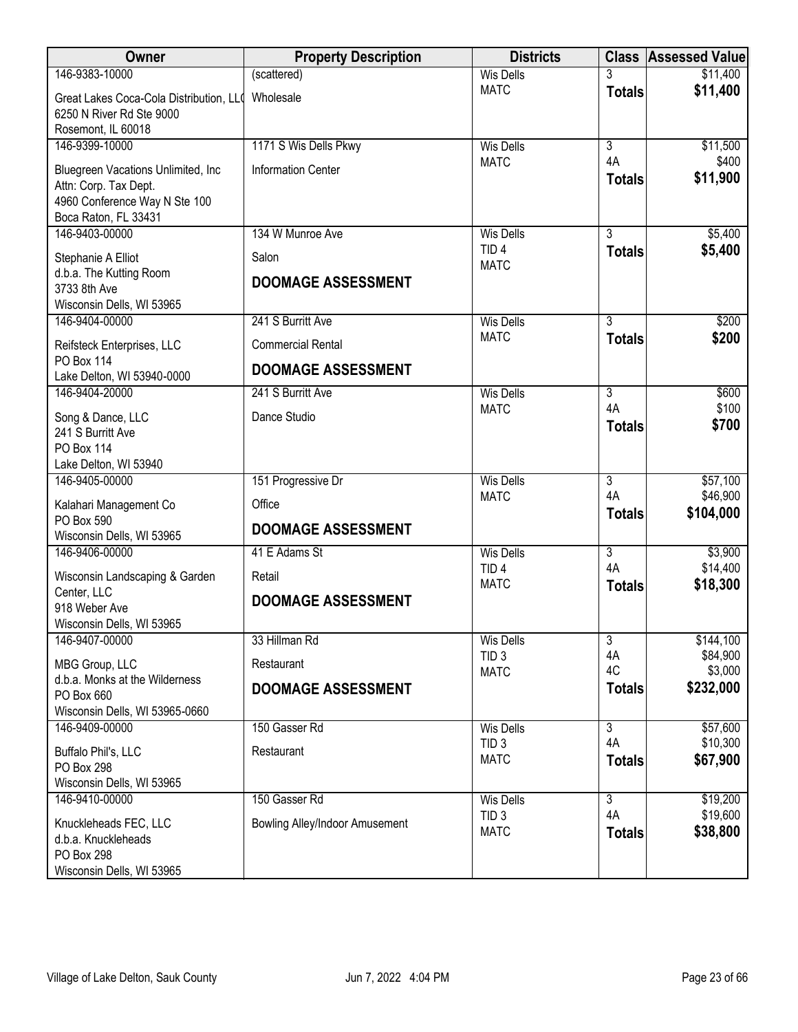| Owner | Property Description | Districts | Class | Assessed Value |
|---|---|---|---|---|
| 146-9383-10000<br>Great Lakes Coca-Cola Distribution, LLC<br>6250 N River Rd Ste 9000<br>Rosemont, IL 60018 | (scattered)<br>Wholesale | Wis Dells<br>MATC | 3<br>**Totals** | $11,400<br>**$11,400** |
| 146-9399-10000<br>Bluegreen Vacations Unlimited, Inc<br>Attn: Corp. Tax Dept.<br>4960 Conference Way N Ste 100<br>Boca Raton, FL 33431 | 1171 S Wis Dells Pkwy<br>Information Center | Wis Dells<br>MATC | 3<br>4A<br>**Totals** | $11,500<br>$400<br>**$11,900** |
| 146-9403-00000<br>Stephanie A Elliot<br>d.b.a. The Kutting Room<br>3733 8th Ave<br>Wisconsin Dells, WI 53965 | 134 W Munroe Ave<br>Salon<br>**DOOMAGE ASSESSMENT** | Wis Dells<br>TID 4<br>MATC | 3<br>**Totals** | $5,400<br>**$5,400** |
| 146-9404-00000<br>Reifsteck Enterprises, LLC<br>PO Box 114<br>Lake Delton, WI 53940-0000 | 241 S Burritt Ave<br>Commercial Rental<br>**DOOMAGE ASSESSMENT** | Wis Dells<br>MATC | 3<br>**Totals** | $200<br>**$200** |
| 146-9404-20000<br>Song & Dance, LLC<br>241 S Burritt Ave<br>PO Box 114<br>Lake Delton, WI 53940 | 241 S Burritt Ave<br>Dance Studio | Wis Dells<br>MATC | 3<br>4A<br>**Totals** | $600<br>$100<br>**$700** |
| 146-9405-00000<br>Kalahari Management Co<br>PO Box 590<br>Wisconsin Dells, WI 53965 | 151 Progressive Dr<br>Office<br>**DOOMAGE ASSESSMENT** | Wis Dells<br>MATC | 3<br>4A<br>**Totals** | $57,100<br>$46,900<br>**$104,000** |
| 146-9406-00000<br>Wisconsin Landscaping & Garden Center, LLC<br>918 Weber Ave<br>Wisconsin Dells, WI 53965 | 41 E Adams St<br>Retail<br>**DOOMAGE ASSESSMENT** | Wis Dells<br>TID 4<br>MATC | 3<br>4A<br>**Totals** | $3,900<br>$14,400<br>**$18,300** |
| 146-9407-00000<br>MBG Group, LLC<br>d.b.a. Monks at the Wilderness<br>PO Box 660<br>Wisconsin Dells, WI 53965-0660 | 33 Hillman Rd<br>Restaurant<br>**DOOMAGE ASSESSMENT** | Wis Dells<br>TID 3<br>MATC | 3<br>4A<br>4C<br>**Totals** | $144,100<br>$84,900<br>$3,000<br>**$232,000** |
| 146-9409-00000<br>Buffalo Phil's, LLC<br>PO Box 298<br>Wisconsin Dells, WI 53965 | 150 Gasser Rd<br>Restaurant | Wis Dells<br>TID 3<br>MATC | 3<br>4A<br>**Totals** | $57,600<br>$10,300<br>**$67,900** |
| 146-9410-00000<br>Knuckleheads FEC, LLC<br>d.b.a. Knuckleheads<br>PO Box 298<br>Wisconsin Dells, WI 53965 | 150 Gasser Rd<br>Bowling Alley/Indoor Amusement | Wis Dells<br>TID 3<br>MATC | 3<br>4A<br>**Totals** | $19,200<br>$19,600<br>**$38,800** |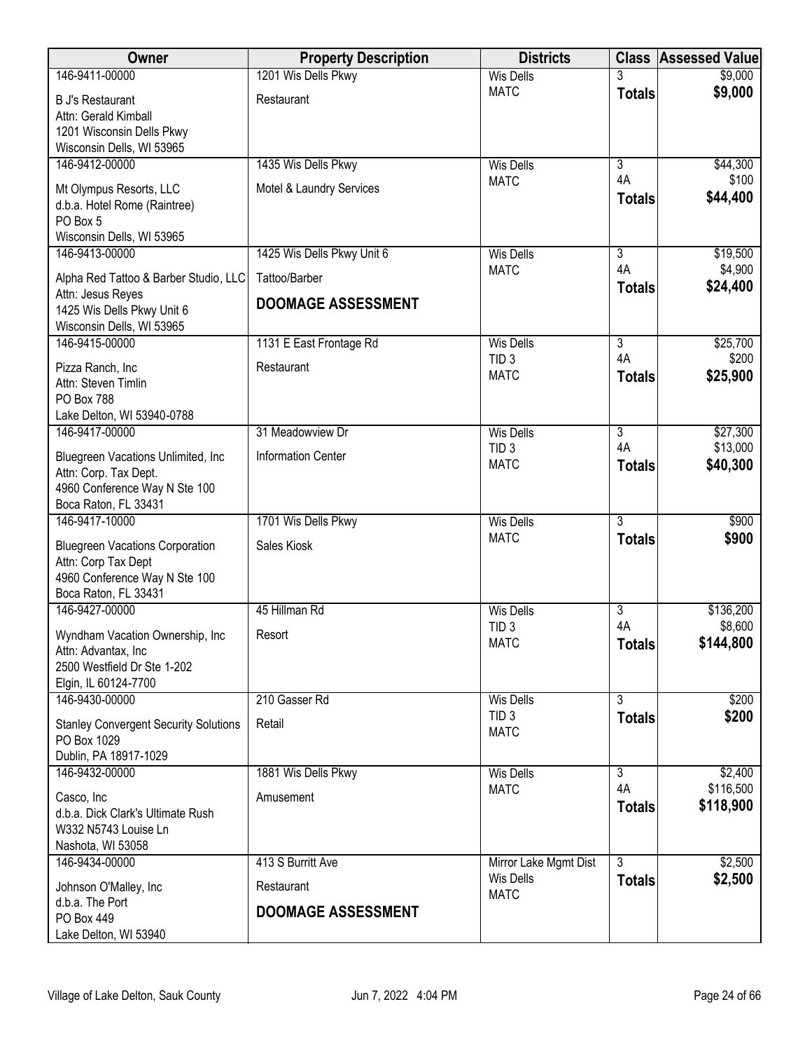| Owner | Property Description | Districts | Class | Assessed Value |
| --- | --- | --- | --- | --- |
| 146-9411-00000<br>B J's Restaurant<br>Attn: Gerald Kimball<br>1201 Wisconsin Dells Pkwy<br>Wisconsin Dells, WI 53965 | 1201 Wis Dells Pkwy<br>Restaurant | Wis Dells<br>MATC | 3<br>**Totals** | $9,000<br>**$9,000** |
| 146-9412-00000<br>Mt Olympus Resorts, LLC<br>d.b.a. Hotel Rome (Raintree)<br>PO Box 5<br>Wisconsin Dells, WI 53965 | 1435 Wis Dells Pkwy<br>Motel & Laundry Services | Wis Dells<br>MATC | 3<br>4A<br>**Totals** | $44,300<br>$100<br>**$44,400** |
| 146-9413-00000<br>Alpha Red Tattoo & Barber Studio, LLC<br>Attn: Jesus Reyes<br>1425 Wis Dells Pkwy Unit 6<br>Wisconsin Dells, WI 53965 | 1425 Wis Dells Pkwy Unit 6<br>Tattoo/Barber<br>**DOOMAGE ASSESSMENT** | Wis Dells<br>MATC | 3<br>4A<br>**Totals** | $19,500<br>$4,900<br>**$24,400** |
| 146-9415-00000<br>Pizza Ranch, Inc<br>Attn: Steven Timlin<br>PO Box 788<br>Lake Delton, WI 53940-0788 | 1131 E East Frontage Rd<br>Restaurant | Wis Dells<br>TID 3<br>MATC | 3<br>4A<br>**Totals** | $25,700<br>$200<br>**$25,900** |
| 146-9417-00000<br>Bluegreen Vacations Unlimited, Inc<br>Attn: Corp. Tax Dept.<br>4960 Conference Way N Ste 100<br>Boca Raton, FL 33431 | 31 Meadowview Dr<br>Information Center | Wis Dells<br>TID 3<br>MATC | 3<br>4A<br>**Totals** | $27,300<br>$13,000<br>**$40,300** |
| 146-9417-10000<br>Bluegreen Vacations Corporation<br>Attn: Corp Tax Dept<br>4960 Conference Way N Ste 100<br>Boca Raton, FL 33431 | 1701 Wis Dells Pkwy<br>Sales Kiosk | Wis Dells<br>MATC | 3<br>**Totals** | $900<br>**$900** |
| 146-9427-00000<br>Wyndham Vacation Ownership, Inc<br>Attn: Advantax, Inc<br>2500 Westfield Dr Ste 1-202<br>Elgin, IL 60124-7700 | 45 Hillman Rd<br>Resort | Wis Dells<br>TID 3<br>MATC | 3<br>4A<br>**Totals** | $136,200<br>$8,600<br>**$144,800** |
| 146-9430-00000<br>Stanley Convergent Security Solutions<br>PO Box 1029<br>Dublin, PA 18917-1029 | 210 Gasser Rd<br>Retail | Wis Dells<br>TID 3<br>MATC | 3<br>**Totals** | $200<br>**$200** |
| 146-9432-00000<br>Casco, Inc<br>d.b.a. Dick Clark's Ultimate Rush<br>W332 N5743 Louise Ln<br>Nashota, WI 53058 | 1881 Wis Dells Pkwy<br>Amusement | Wis Dells<br>MATC | 3<br>4A<br>**Totals** | $2,400<br>$116,500<br>**$118,900** |
| 146-9434-00000<br>Johnson O'Malley, Inc<br>d.b.a. The Port<br>PO Box 449<br>Lake Delton, WI 53940 | 413 S Burritt Ave<br>Restaurant<br>**DOOMAGE ASSESSMENT** | Mirror Lake Mgmt Dist<br>Wis Dells<br>MATC | 3<br>**Totals** | $2,500<br>**$2,500** |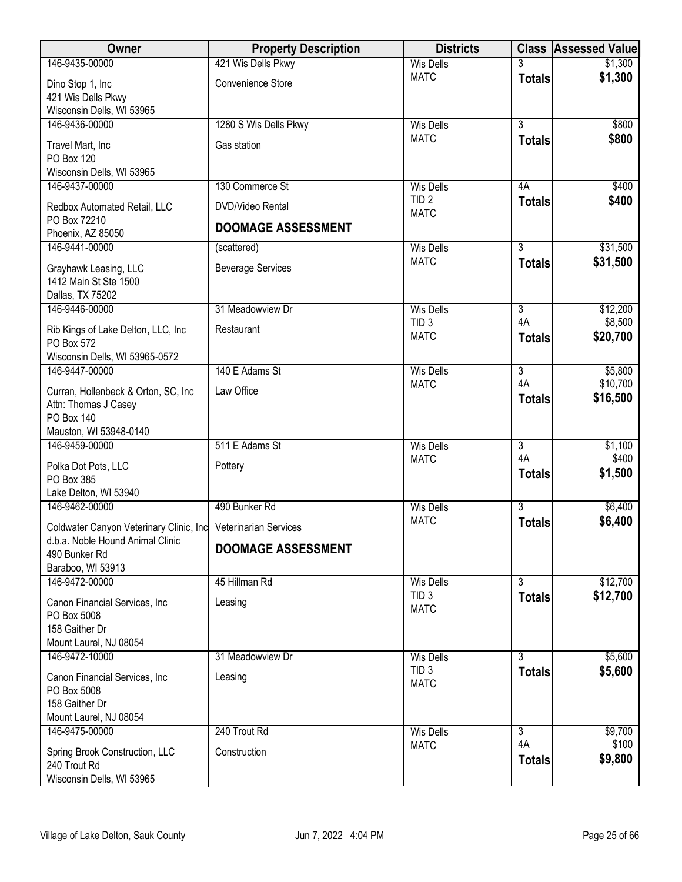| Owner | Property Description | Districts | Class | Assessed Value |
|---|---|---|---|---|
| 146-9435-00000<br>Dino Stop 1, Inc<br>421 Wis Dells Pkwy<br>Wisconsin Dells, WI 53965 | 421 Wis Dells Pkwy<br>Convenience Store | Wis Dells<br>MATC | 3<br>**Totals** | $1,300<br>**$1,300** |
| 146-9436-00000<br>Travel Mart, Inc<br>PO Box 120<br>Wisconsin Dells, WI 53965 | 1280 S Wis Dells Pkwy<br>Gas station | Wis Dells<br>MATC | 3<br>**Totals** | $800<br>**$800** |
| 146-9437-00000<br>Redbox Automated Retail, LLC<br>PO Box 72210<br>Phoenix, AZ 85050 | 130 Commerce St<br>DVD/Video Rental<br>**DOOMAGE ASSESSMENT** | Wis Dells<br>TID 2<br>MATC | 4A<br>**Totals** | $400<br>**$400** |
| 146-9441-00000<br>Grayhawk Leasing, LLC<br>1412 Main St Ste 1500<br>Dallas, TX 75202 | (scattered)<br>Beverage Services | Wis Dells<br>MATC | 3<br>**Totals** | $31,500<br>**$31,500** |
| 146-9446-00000<br>Rib Kings of Lake Delton, LLC, Inc<br>PO Box 572<br>Wisconsin Dells, WI 53965-0572 | 31 Meadowview Dr<br>Restaurant | Wis Dells<br>TID 3<br>MATC | 3<br>4A<br>**Totals** | $12,200<br>$8,500<br>**$20,700** |
| 146-9447-00000<br>Curran, Hollenbeck & Orton, SC, Inc<br>Attn: Thomas J Casey<br>PO Box 140<br>Mauston, WI 53948-0140 | 140 E Adams St<br>Law Office | Wis Dells<br>MATC | 3<br>4A<br>**Totals** | $5,800<br>$10,700<br>**$16,500** |
| 146-9459-00000<br>Polka Dot Pots, LLC<br>PO Box 385<br>Lake Delton, WI 53940 | 511 E Adams St<br>Pottery | Wis Dells<br>MATC | 3<br>4A<br>**Totals** | $1,100<br>$400<br>**$1,500** |
| 146-9462-00000<br>Coldwater Canyon Veterinary Clinic, Inc<br>d.b.a. Noble Hound Animal Clinic<br>490 Bunker Rd<br>Baraboo, WI 53913 | 490 Bunker Rd<br>Veterinarian Services<br>**DOOMAGE ASSESSMENT** | Wis Dells<br>MATC | 3<br>**Totals** | $6,400<br>**$6,400** |
| 146-9472-00000<br>Canon Financial Services, Inc<br>PO Box 5008<br>158 Gaither Dr<br>Mount Laurel, NJ 08054 | 45 Hillman Rd<br>Leasing | Wis Dells<br>TID 3<br>MATC | 3<br>**Totals** | $12,700<br>**$12,700** |
| 146-9472-10000<br>Canon Financial Services, Inc<br>PO Box 5008<br>158 Gaither Dr<br>Mount Laurel, NJ 08054 | 31 Meadowview Dr<br>Leasing | Wis Dells<br>TID 3<br>MATC | 3<br>**Totals** | $5,600<br>**$5,600** |
| 146-9475-00000<br>Spring Brook Construction, LLC<br>240 Trout Rd<br>Wisconsin Dells, WI 53965 | 240 Trout Rd<br>Construction | Wis Dells<br>MATC | 3<br>4A<br>**Totals** | $9,700<br>$100<br>**$9,800** |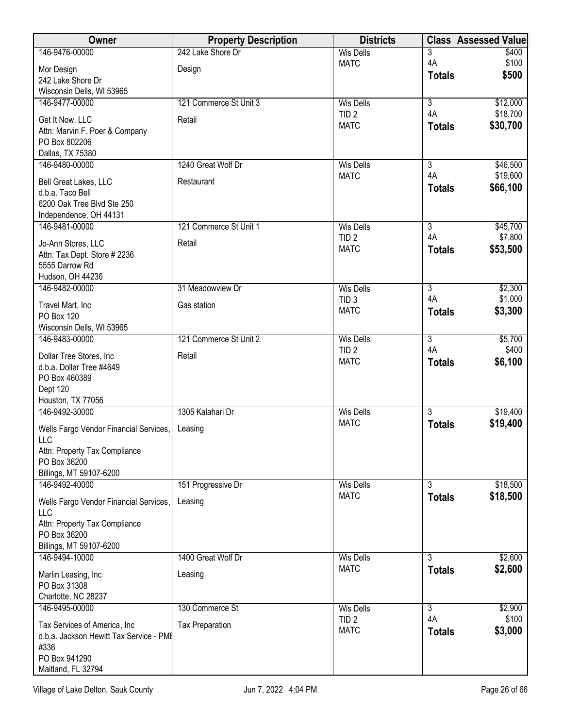| Owner | Property Description | Districts | Class | Assessed Value |
|---|---|---|---|---|
| 146-9476-00000<br>Mor Design<br>242 Lake Shore Dr<br>Wisconsin Dells, WI 53965 | 242 Lake Shore Dr<br>Design | Wis Dells<br>MATC | 3<br>4A<br>**Totals** | $400<br>$100<br>**$500** |
| 146-9477-00000<br>Get It Now, LLC<br>Attn: Marvin F. Poer & Company<br>PO Box 802206<br>Dallas, TX 75380 | 121 Commerce St Unit 3<br>Retail | Wis Dells<br>TID 2<br>MATC | 3<br>4A<br>**Totals** | $12,000<br>$18,700<br>**$30,700** |
| 146-9480-00000<br>Bell Great Lakes, LLC<br>d.b.a. Taco Bell<br>6200 Oak Tree Blvd Ste 250<br>Independence, OH 44131 | 1240 Great Wolf Dr<br>Restaurant | Wis Dells<br>MATC | 3<br>4A<br>**Totals** | $46,500<br>$19,600<br>**$66,100** |
| 146-9481-00000<br>Jo-Ann Stores, LLC<br>Attn: Tax Dept. Store # 2236<br>5555 Darrow Rd<br>Hudson, OH 44236 | 121 Commerce St Unit 1<br>Retail | Wis Dells<br>TID 2<br>MATC | 3<br>4A<br>**Totals** | $45,700<br>$7,800<br>**$53,500** |
| 146-9482-00000<br>Travel Mart, Inc<br>PO Box 120<br>Wisconsin Dells, WI 53965 | 31 Meadowview Dr<br>Gas station | Wis Dells<br>TID 3<br>MATC | 3<br>4A<br>**Totals** | $2,300<br>$1,000<br>**$3,300** |
| 146-9483-00000<br>Dollar Tree Stores, Inc<br>d.b.a. Dollar Tree #4649<br>PO Box 460389<br>Dept 120<br>Houston, TX 77056 | 121 Commerce St Unit 2<br>Retail | Wis Dells<br>TID 2<br>MATC | 3<br>4A<br>**Totals** | $5,700<br>$400<br>**$6,100** |
| 146-9492-30000<br>Wells Fargo Vendor Financial Services, LLC<br>Attn: Property Tax Compliance<br>PO Box 36200<br>Billings, MT 59107-6200 | 1305 Kalahari Dr<br>Leasing | Wis Dells<br>MATC | 3<br>**Totals** | $19,400<br>**$19,400** |
| 146-9492-40000<br>Wells Fargo Vendor Financial Services, LLC<br>Attn: Property Tax Compliance<br>PO Box 36200<br>Billings, MT 59107-6200 | 151 Progressive Dr<br>Leasing | Wis Dells<br>MATC | 3<br>**Totals** | $18,500<br>**$18,500** |
| 146-9494-10000<br>Marlin Leasing, Inc<br>PO Box 31308<br>Charlotte, NC 28237 | 1400 Great Wolf Dr<br>Leasing | Wis Dells<br>MATC | 3<br>**Totals** | $2,600<br>**$2,600** |
| 146-9495-00000<br>Tax Services of America, Inc<br>d.b.a. Jackson Hewitt Tax Service - PME #336<br>PO Box 941290<br>Maitland, FL 32794 | 130 Commerce St<br>Tax Preparation | Wis Dells<br>TID 2<br>MATC | 3<br>4A<br>**Totals** | $2,900<br>$100<br>**$3,000** |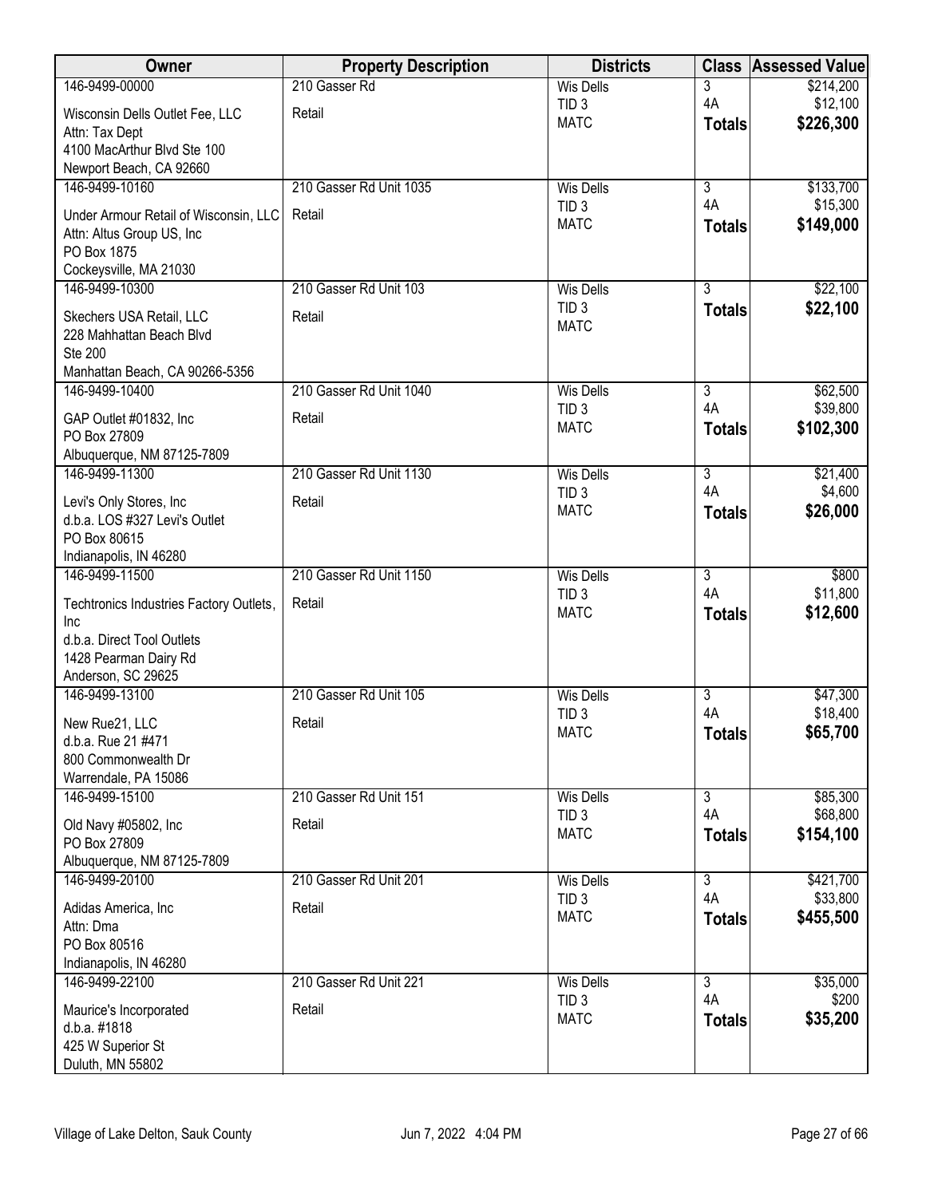| Owner | Property Description | Districts | Class | Assessed Value |
|---|---|---|---|---|
| 146-9499-00000<br>Wisconsin Dells Outlet Fee, LLC<br>Attn: Tax Dept<br>4100 MacArthur Blvd Ste 100<br>Newport Beach, CA 92660 | 210 Gasser Rd<br>Retail | Wis Dells<br>TID 3<br>MATC | 3<br>4A<br>**Totals** | $214,200<br>$12,100<br>**$226,300** |
| 146-9499-10160<br>Under Armour Retail of Wisconsin, LLC<br>Attn: Altus Group US, Inc<br>PO Box 1875<br>Cockeysville, MA 21030 | 210 Gasser Rd Unit 1035<br>Retail | Wis Dells<br>TID 3<br>MATC | 3<br>4A<br>**Totals** | $133,700<br>$15,300<br>**$149,000** |
| 146-9499-10300<br>Skechers USA Retail, LLC<br>228 Mahhattan Beach Blvd<br>Ste 200<br>Manhattan Beach, CA 90266-5356 | 210 Gasser Rd Unit 103<br>Retail | Wis Dells<br>TID 3<br>MATC | 3<br>**Totals** | $22,100<br>**$22,100** |
| 146-9499-10400<br>GAP Outlet #01832, Inc<br>PO Box 27809<br>Albuquerque, NM 87125-7809 | 210 Gasser Rd Unit 1040<br>Retail | Wis Dells<br>TID 3<br>MATC | 3<br>4A<br>**Totals** | $62,500<br>$39,800<br>**$102,300** |
| 146-9499-11300<br>Levi's Only Stores, Inc<br>d.b.a. LOS #327 Levi's Outlet<br>PO Box 80615<br>Indianapolis, IN 46280 | 210 Gasser Rd Unit 1130<br>Retail | Wis Dells<br>TID 3<br>MATC | 3<br>4A<br>**Totals** | $21,400<br>$4,600<br>**$26,000** |
| 146-9499-11500<br>Techtronics Industries Factory Outlets, Inc<br>d.b.a. Direct Tool Outlets<br>1428 Pearman Dairy Rd<br>Anderson, SC 29625 | 210 Gasser Rd Unit 1150<br>Retail | Wis Dells<br>TID 3<br>MATC | 3<br>4A<br>**Totals** | $800<br>$11,800<br>**$12,600** |
| 146-9499-13100<br>New Rue21, LLC<br>d.b.a. Rue 21 #471<br>800 Commonwealth Dr<br>Warrendale, PA 15086 | 210 Gasser Rd Unit 105<br>Retail | Wis Dells<br>TID 3<br>MATC | 3<br>4A<br>**Totals** | $47,300<br>$18,400<br>**$65,700** |
| 146-9499-15100<br>Old Navy #05802, Inc<br>PO Box 27809<br>Albuquerque, NM 87125-7809 | 210 Gasser Rd Unit 151<br>Retail | Wis Dells<br>TID 3<br>MATC | 3<br>4A<br>**Totals** | $85,300<br>$68,800<br>**$154,100** |
| 146-9499-20100<br>Adidas America, Inc<br>Attn: Dma<br>PO Box 80516<br>Indianapolis, IN 46280 | 210 Gasser Rd Unit 201<br>Retail | Wis Dells<br>TID 3<br>MATC | 3<br>4A<br>**Totals** | $421,700<br>$33,800<br>**$455,500** |
| 146-9499-22100<br>Maurice's Incorporated<br>d.b.a. #1818<br>425 W Superior St<br>Duluth, MN 55802 | 210 Gasser Rd Unit 221<br>Retail | Wis Dells<br>TID 3<br>MATC | 3<br>4A<br>**Totals** | $35,000<br>$200<br>**$35,200** |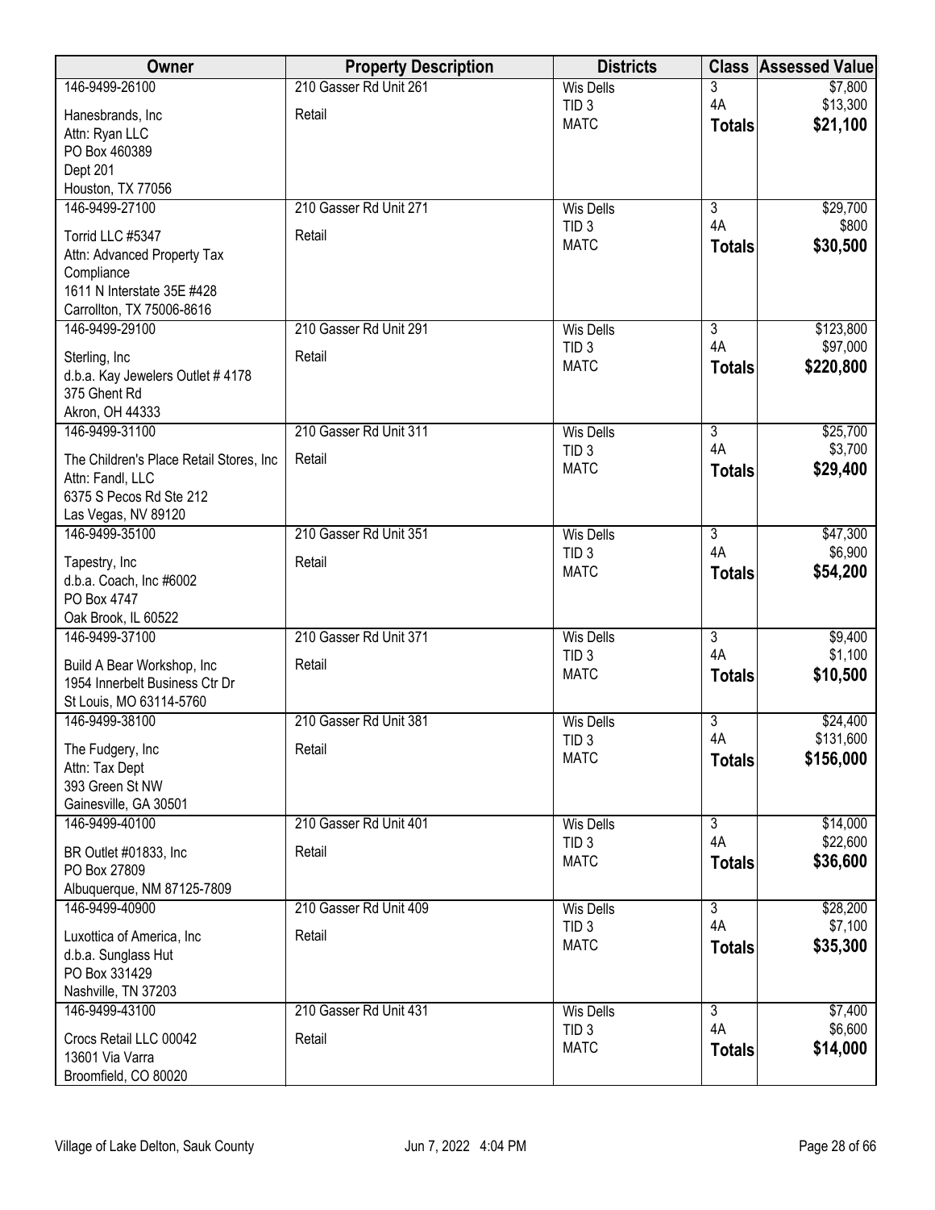| Owner | Property Description | Districts | Class | Assessed Value |
|---|---|---|---|---|
| 146-9499-26100<br>Hanesbrands, Inc<br>Attn: Ryan LLC<br>PO Box 460389<br>Dept 201<br>Houston, TX 77056 | 210 Gasser Rd Unit 261<br>Retail | Wis Dells<br>TID 3<br>MATC | 3<br>4A<br>**Totals** | $7,800<br>$13,300<br>**$21,100** |
| 146-9499-27100<br>Torrid LLC #5347<br>Attn: Advanced Property Tax Compliance<br>1611 N Interstate 35E #428<br>Carrollton, TX 75006-8616 | 210 Gasser Rd Unit 271<br>Retail | Wis Dells<br>TID 3<br>MATC | 3<br>4A<br>**Totals** | $29,700<br>$800<br>**$30,500** |
| 146-9499-29100<br>Sterling, Inc<br>d.b.a. Kay Jewelers Outlet # 4178<br>375 Ghent Rd<br>Akron, OH 44333 | 210 Gasser Rd Unit 291<br>Retail | Wis Dells<br>TID 3<br>MATC | 3<br>4A<br>**Totals** | $123,800<br>$97,000<br>**$220,800** |
| 146-9499-31100<br>The Children's Place Retail Stores, Inc<br>Attn: Fandl, LLC<br>6375 S Pecos Rd Ste 212<br>Las Vegas, NV 89120 | 210 Gasser Rd Unit 311<br>Retail | Wis Dells<br>TID 3<br>MATC | 3<br>4A<br>**Totals** | $25,700<br>$3,700<br>**$29,400** |
| 146-9499-35100<br>Tapestry, Inc<br>d.b.a. Coach, Inc #6002<br>PO Box 4747<br>Oak Brook, IL 60522 | 210 Gasser Rd Unit 351<br>Retail | Wis Dells<br>TID 3<br>MATC | 3<br>4A<br>**Totals** | $47,300<br>$6,900<br>**$54,200** |
| 146-9499-37100<br>Build A Bear Workshop, Inc<br>1954 Innerbelt Business Ctr Dr<br>St Louis, MO 63114-5760 | 210 Gasser Rd Unit 371<br>Retail | Wis Dells<br>TID 3<br>MATC | 3<br>4A<br>**Totals** | $9,400<br>$1,100<br>**$10,500** |
| 146-9499-38100<br>The Fudgery, Inc<br>Attn: Tax Dept<br>393 Green St NW<br>Gainesville, GA 30501 | 210 Gasser Rd Unit 381<br>Retail | Wis Dells<br>TID 3<br>MATC | 3<br>4A<br>**Totals** | $24,400<br>$131,600<br>**$156,000** |
| 146-9499-40100<br>BR Outlet #01833, Inc<br>PO Box 27809<br>Albuquerque, NM 87125-7809 | 210 Gasser Rd Unit 401<br>Retail | Wis Dells<br>TID 3<br>MATC | 3<br>4A<br>**Totals** | $14,000<br>$22,600<br>**$36,600** |
| 146-9499-40900<br>Luxottica of America, Inc<br>d.b.a. Sunglass Hut<br>PO Box 331429<br>Nashville, TN 37203 | 210 Gasser Rd Unit 409<br>Retail | Wis Dells<br>TID 3<br>MATC | 3<br>4A<br>**Totals** | $28,200<br>$7,100<br>**$35,300** |
| 146-9499-43100<br>Crocs Retail LLC 00042<br>13601 Via Varra<br>Broomfield, CO 80020 | 210 Gasser Rd Unit 431<br>Retail | Wis Dells<br>TID 3<br>MATC | 3<br>4A<br>**Totals** | $7,400<br>$6,600<br>**$14,000** |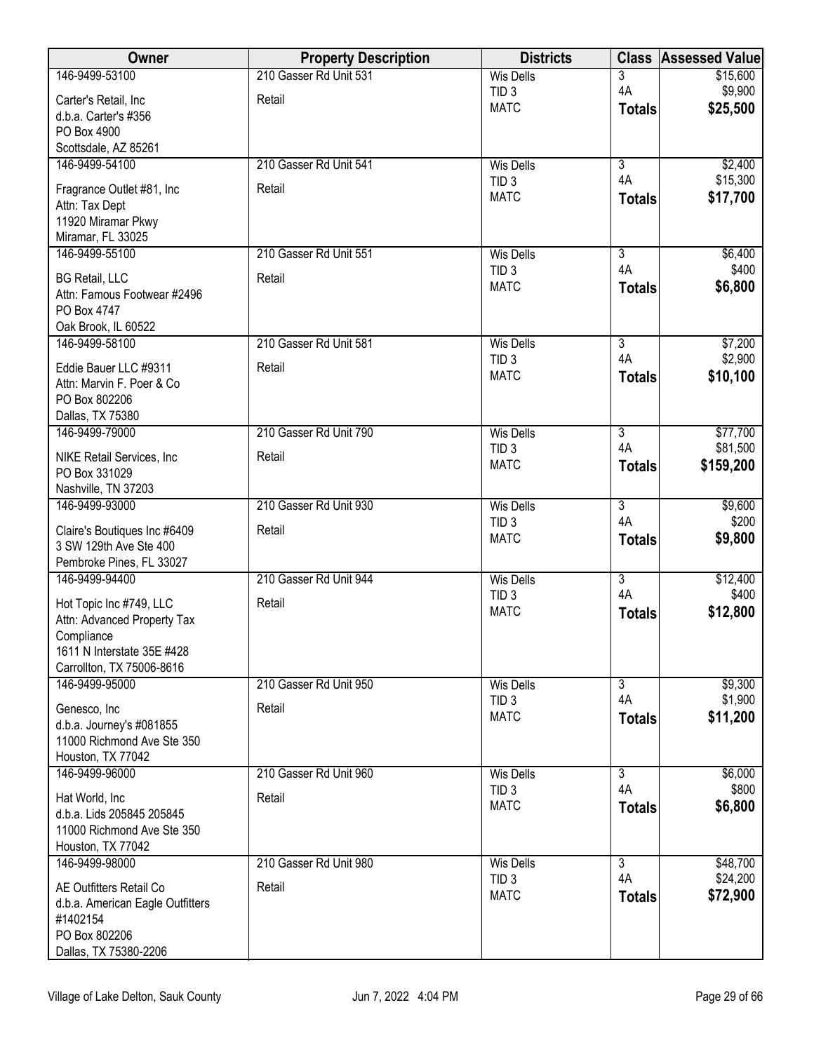| Owner | Property Description | Districts | Class | Assessed Value |
|---|---|---|---|---|
| 146-9499-53100<br>Carter's Retail, Inc<br>d.b.a. Carter's #356<br>PO Box 4900<br>Scottsdale, AZ 85261 | 210 Gasser Rd Unit 531<br>Retail | Wis Dells<br>TID 3<br>MATC | 3<br>4A<br>**Totals** | $15,600<br>$9,900<br>**$25,500** |
| 146-9499-54100<br>Fragrance Outlet #81, Inc<br>Attn: Tax Dept<br>11920 Miramar Pkwy<br>Miramar, FL 33025 | 210 Gasser Rd Unit 541<br>Retail | Wis Dells<br>TID 3<br>MATC | 3<br>4A<br>**Totals** | $2,400<br>$15,300<br>**$17,700** |
| 146-9499-55100<br>BG Retail, LLC<br>Attn: Famous Footwear #2496<br>PO Box 4747<br>Oak Brook, IL 60522 | 210 Gasser Rd Unit 551<br>Retail | Wis Dells<br>TID 3<br>MATC | 3<br>4A<br>**Totals** | $6,400<br>$400<br>**$6,800** |
| 146-9499-58100<br>Eddie Bauer LLC #9311<br>Attn: Marvin F. Poer & Co<br>PO Box 802206<br>Dallas, TX 75380 | 210 Gasser Rd Unit 581<br>Retail | Wis Dells<br>TID 3<br>MATC | 3<br>4A<br>**Totals** | $7,200<br>$2,900<br>**$10,100** |
| 146-9499-79000<br>NIKE Retail Services, Inc<br>PO Box 331029<br>Nashville, TN 37203 | 210 Gasser Rd Unit 790<br>Retail | Wis Dells<br>TID 3<br>MATC | 3<br>4A<br>**Totals** | $77,700<br>$81,500<br>**$159,200** |
| 146-9499-93000<br>Claire's Boutiques Inc #6409<br>3 SW 129th Ave Ste 400<br>Pembroke Pines, FL 33027 | 210 Gasser Rd Unit 930<br>Retail | Wis Dells<br>TID 3<br>MATC | 3<br>4A<br>**Totals** | $9,600<br>$200<br>**$9,800** |
| 146-9499-94400<br>Hot Topic Inc #749, LLC<br>Attn: Advanced Property Tax Compliance<br>1611 N Interstate 35E #428<br>Carrollton, TX 75006-8616 | 210 Gasser Rd Unit 944<br>Retail | Wis Dells<br>TID 3<br>MATC | 3<br>4A<br>**Totals** | $12,400<br>$400<br>**$12,800** |
| 146-9499-95000<br>Genesco, Inc<br>d.b.a. Journey's #081855<br>11000 Richmond Ave Ste 350<br>Houston, TX 77042 | 210 Gasser Rd Unit 950<br>Retail | Wis Dells<br>TID 3<br>MATC | 3<br>4A<br>**Totals** | $9,300<br>$1,900<br>**$11,200** |
| 146-9499-96000<br>Hat World, Inc<br>d.b.a. Lids 205845 205845<br>11000 Richmond Ave Ste 350<br>Houston, TX 77042 | 210 Gasser Rd Unit 960<br>Retail | Wis Dells<br>TID 3<br>MATC | 3<br>4A<br>**Totals** | $6,000<br>$800<br>**$6,800** |
| 146-9499-98000<br>AE Outfitters Retail Co<br>d.b.a. American Eagle Outfitters #1402154<br>PO Box 802206<br>Dallas, TX 75380-2206 | 210 Gasser Rd Unit 980<br>Retail | Wis Dells<br>TID 3<br>MATC | 3<br>4A<br>**Totals** | $48,700<br>$24,200<br>**$72,900** |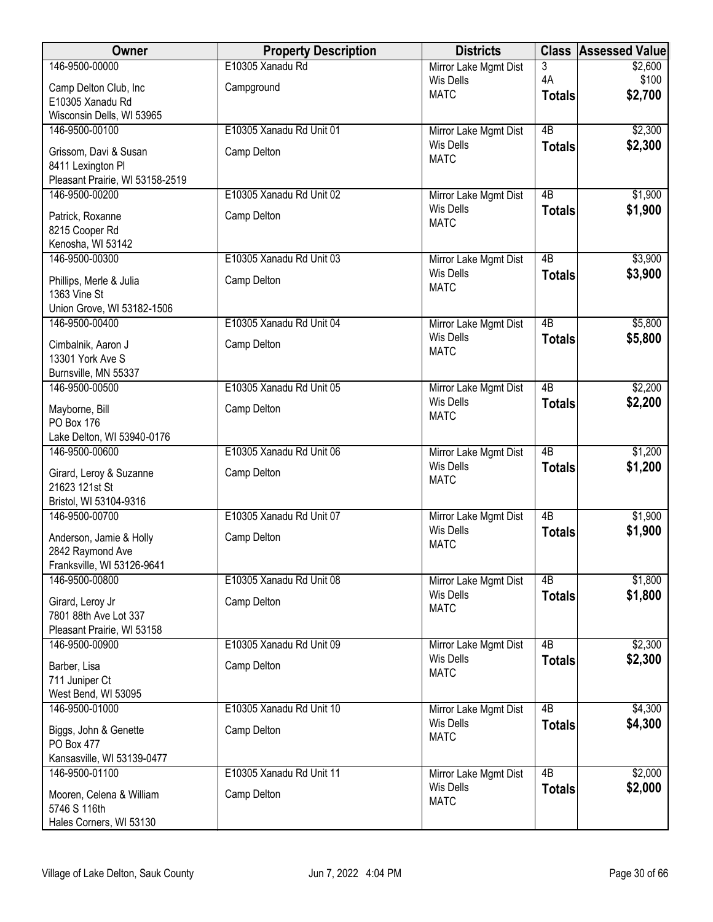| Owner | Property Description | Districts | Class | Assessed Value |
|---|---|---|---|---|
| 146-9500-00000<br>Camp Delton Club, Inc<br>E10305 Xanadu Rd<br>Wisconsin Dells, WI 53965 | E10305 Xanadu Rd<br>Campground | Mirror Lake Mgmt Dist<br>Wis Dells<br>MATC | 3<br>4A<br>**Totals** | $2,600<br>$100<br>**$2,700** |
| 146-9500-00100<br>Grissom, Davi & Susan<br>8411 Lexington Pl<br>Pleasant Prairie, WI 53158-2519 | E10305 Xanadu Rd Unit 01<br>Camp Delton | Mirror Lake Mgmt Dist<br>Wis Dells<br>MATC | 4B<br>**Totals** | $2,300<br>**$2,300** |
| 146-9500-00200<br>Patrick, Roxanne<br>8215 Cooper Rd<br>Kenosha, WI 53142 | E10305 Xanadu Rd Unit 02<br>Camp Delton | Mirror Lake Mgmt Dist<br>Wis Dells<br>MATC | 4B<br>**Totals** | $1,900<br>**$1,900** |
| 146-9500-00300<br>Phillips, Merle & Julia<br>1363 Vine St<br>Union Grove, WI 53182-1506 | E10305 Xanadu Rd Unit 03<br>Camp Delton | Mirror Lake Mgmt Dist<br>Wis Dells<br>MATC | 4B<br>**Totals** | $3,900<br>**$3,900** |
| 146-9500-00400<br>Cimbalnik, Aaron J<br>13301 York Ave S<br>Burnsville, MN 55337 | E10305 Xanadu Rd Unit 04<br>Camp Delton | Mirror Lake Mgmt Dist<br>Wis Dells<br>MATC | 4B<br>**Totals** | $5,800<br>**$5,800** |
| 146-9500-00500<br>Mayborne, Bill<br>PO Box 176<br>Lake Delton, WI 53940-0176 | E10305 Xanadu Rd Unit 05<br>Camp Delton | Mirror Lake Mgmt Dist<br>Wis Dells<br>MATC | 4B<br>**Totals** | $2,200<br>**$2,200** |
| 146-9500-00600<br>Girard, Leroy & Suzanne<br>21623 121st St<br>Bristol, WI 53104-9316 | E10305 Xanadu Rd Unit 06<br>Camp Delton | Mirror Lake Mgmt Dist<br>Wis Dells<br>MATC | 4B<br>**Totals** | $1,200<br>**$1,200** |
| 146-9500-00700<br>Anderson, Jamie & Holly<br>2842 Raymond Ave<br>Franksville, WI 53126-9641 | E10305 Xanadu Rd Unit 07<br>Camp Delton | Mirror Lake Mgmt Dist<br>Wis Dells<br>MATC | 4B<br>**Totals** | $1,900<br>**$1,900** |
| 146-9500-00800<br>Girard, Leroy Jr<br>7801 88th Ave Lot 337<br>Pleasant Prairie, WI 53158 | E10305 Xanadu Rd Unit 08<br>Camp Delton | Mirror Lake Mgmt Dist<br>Wis Dells<br>MATC | 4B<br>**Totals** | $1,800<br>**$1,800** |
| 146-9500-00900<br>Barber, Lisa<br>711 Juniper Ct<br>West Bend, WI 53095 | E10305 Xanadu Rd Unit 09<br>Camp Delton | Mirror Lake Mgmt Dist<br>Wis Dells<br>MATC | 4B<br>**Totals** | $2,300<br>**$2,300** |
| 146-9500-01000<br>Biggs, John & Genette<br>PO Box 477<br>Kansasville, WI 53139-0477 | E10305 Xanadu Rd Unit 10<br>Camp Delton | Mirror Lake Mgmt Dist<br>Wis Dells<br>MATC | 4B<br>**Totals** | $4,300<br>**$4,300** |
| 146-9500-01100<br>Mooren, Celena & William<br>5746 S 116th<br>Hales Corners, WI 53130 | E10305 Xanadu Rd Unit 11<br>Camp Delton | Mirror Lake Mgmt Dist<br>Wis Dells<br>MATC | 4B<br>**Totals** | $2,000<br>**$2,000** |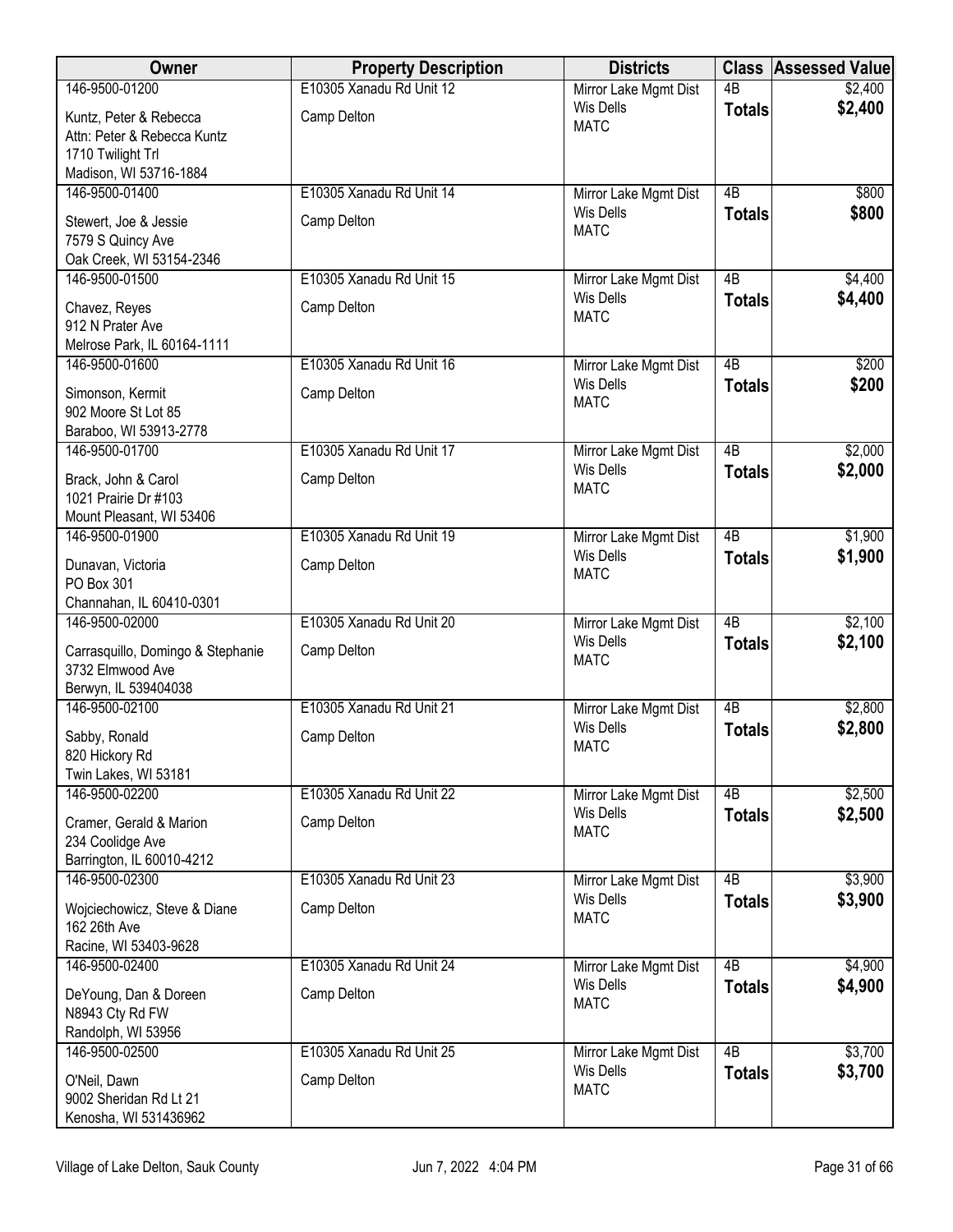| Owner | Property Description | Districts | Class | Assessed Value |
|---|---|---|---|---|
| 146-9500-01200<br>Kuntz, Peter & Rebecca<br>Attn: Peter & Rebecca Kuntz<br>1710 Twilight Trl<br>Madison, WI 53716-1884 | E10305 Xanadu Rd Unit 12<br>Camp Delton | Mirror Lake Mgmt Dist<br>Wis Dells<br>MATC | 4B<br>**Totals** | $2,400<br>**$2,400** |
| 146-9500-01400<br>Stewert, Joe & Jessie<br>7579 S Quincy Ave<br>Oak Creek, WI 53154-2346 | E10305 Xanadu Rd Unit 14<br>Camp Delton | Mirror Lake Mgmt Dist<br>Wis Dells<br>MATC | 4B<br>**Totals** | $800<br>**$800** |
| 146-9500-01500<br>Chavez, Reyes<br>912 N Prater Ave<br>Melrose Park, IL 60164-1111 | E10305 Xanadu Rd Unit 15<br>Camp Delton | Mirror Lake Mgmt Dist<br>Wis Dells<br>MATC | 4B<br>**Totals** | $4,400<br>**$4,400** |
| 146-9500-01600<br>Simonson, Kermit<br>902 Moore St Lot 85<br>Baraboo, WI 53913-2778 | E10305 Xanadu Rd Unit 16<br>Camp Delton | Mirror Lake Mgmt Dist<br>Wis Dells<br>MATC | 4B<br>**Totals** | $200<br>**$200** |
| 146-9500-01700<br>Brack, John & Carol<br>1021 Prairie Dr #103<br>Mount Pleasant, WI 53406 | E10305 Xanadu Rd Unit 17<br>Camp Delton | Mirror Lake Mgmt Dist<br>Wis Dells<br>MATC | 4B<br>**Totals** | $2,000<br>**$2,000** |
| 146-9500-01900<br>Dunavan, Victoria<br>PO Box 301<br>Channahan, IL 60410-0301 | E10305 Xanadu Rd Unit 19<br>Camp Delton | Mirror Lake Mgmt Dist<br>Wis Dells<br>MATC | 4B<br>**Totals** | $1,900<br>**$1,900** |
| 146-9500-02000<br>Carrasquillo, Domingo & Stephanie<br>3732 Elmwood Ave<br>Berwyn, IL 539404038 | E10305 Xanadu Rd Unit 20<br>Camp Delton | Mirror Lake Mgmt Dist<br>Wis Dells<br>MATC | 4B<br>**Totals** | $2,100<br>**$2,100** |
| 146-9500-02100<br>Sabby, Ronald<br>820 Hickory Rd<br>Twin Lakes, WI 53181 | E10305 Xanadu Rd Unit 21<br>Camp Delton | Mirror Lake Mgmt Dist<br>Wis Dells<br>MATC | 4B<br>**Totals** | $2,800<br>**$2,800** |
| 146-9500-02200<br>Cramer, Gerald & Marion<br>234 Coolidge Ave<br>Barrington, IL 60010-4212 | E10305 Xanadu Rd Unit 22<br>Camp Delton | Mirror Lake Mgmt Dist<br>Wis Dells<br>MATC | 4B<br>**Totals** | $2,500<br>**$2,500** |
| 146-9500-02300<br>Wojciechowicz, Steve & Diane<br>162 26th Ave<br>Racine, WI 53403-9628 | E10305 Xanadu Rd Unit 23<br>Camp Delton | Mirror Lake Mgmt Dist<br>Wis Dells<br>MATC | 4B<br>**Totals** | $3,900<br>**$3,900** |
| 146-9500-02400<br>DeYoung, Dan & Doreen<br>N8943 Cty Rd FW<br>Randolph, WI 53956 | E10305 Xanadu Rd Unit 24<br>Camp Delton | Mirror Lake Mgmt Dist<br>Wis Dells<br>MATC | 4B<br>**Totals** | $4,900<br>**$4,900** |
| 146-9500-02500<br>O'Neil, Dawn<br>9002 Sheridan Rd Lt 21<br>Kenosha, WI 531436962 | E10305 Xanadu Rd Unit 25<br>Camp Delton | Mirror Lake Mgmt Dist<br>Wis Dells<br>MATC | 4B<br>**Totals** | $3,700<br>**$3,700** |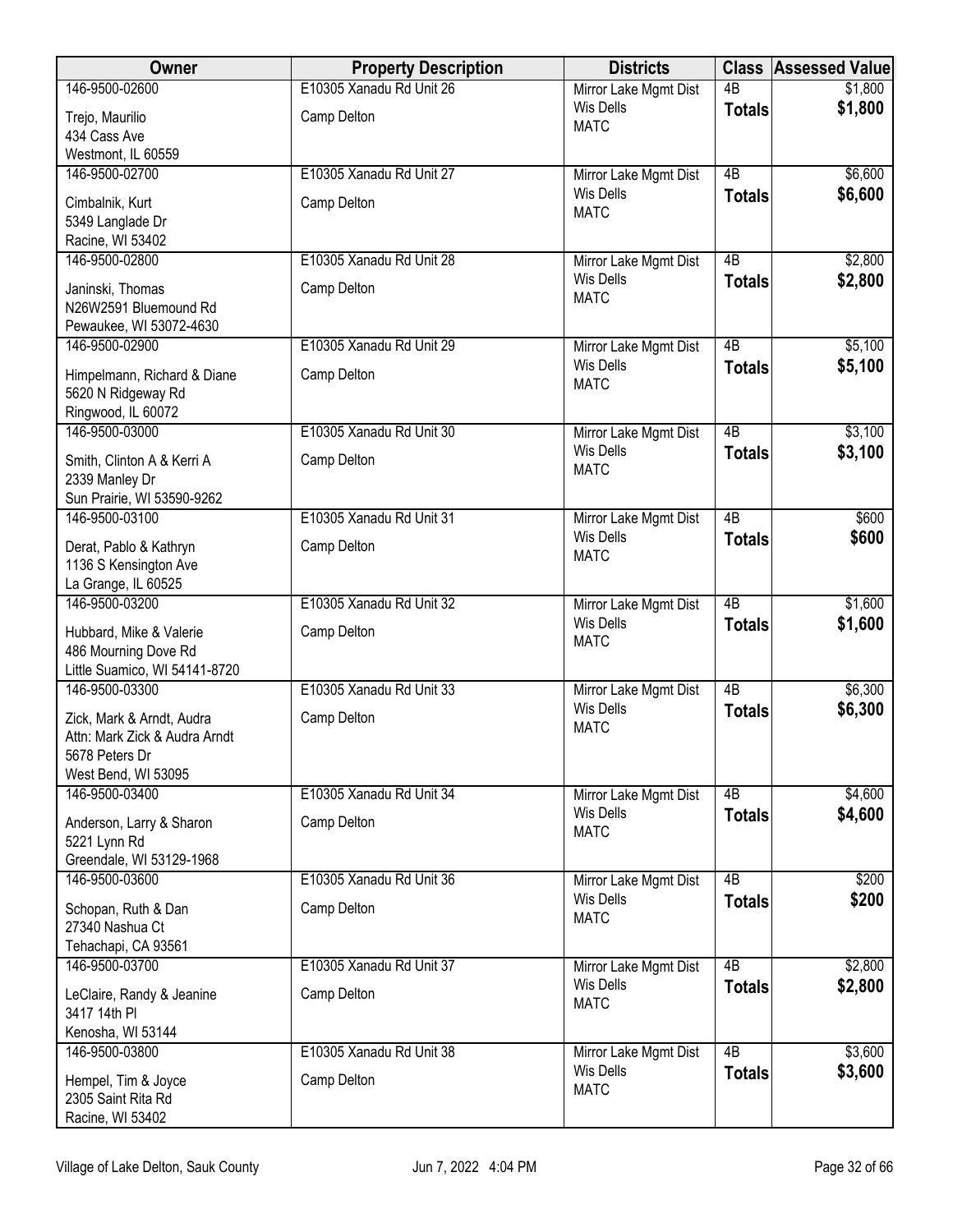| Owner | Property Description | Districts | Class | Assessed Value |
|---|---|---|---|---|
| 146-9500-02600<br>Trejo, Maurilio<br>434 Cass Ave<br>Westmont, IL 60559 | E10305 Xanadu Rd Unit 26<br>Camp Delton | Mirror Lake Mgmt Dist<br>Wis Dells<br>MATC | 4B<br>**Totals** | $1,800<br>**$1,800** |
| 146-9500-02700<br>Cimbalnik, Kurt<br>5349 Langlade Dr<br>Racine, WI 53402 | E10305 Xanadu Rd Unit 27<br>Camp Delton | Mirror Lake Mgmt Dist<br>Wis Dells<br>MATC | 4B<br>**Totals** | $6,600<br>**$6,600** |
| 146-9500-02800<br>Janinski, Thomas<br>N26W2591 Bluemound Rd<br>Pewaukee, WI 53072-4630 | E10305 Xanadu Rd Unit 28<br>Camp Delton | Mirror Lake Mgmt Dist<br>Wis Dells<br>MATC | 4B<br>**Totals** | $2,800<br>**$2,800** |
| 146-9500-02900<br>Himpelmann, Richard & Diane<br>5620 N Ridgeway Rd<br>Ringwood, IL 60072 | E10305 Xanadu Rd Unit 29<br>Camp Delton | Mirror Lake Mgmt Dist<br>Wis Dells<br>MATC | 4B<br>**Totals** | $5,100<br>**$5,100** |
| 146-9500-03000<br>Smith, Clinton A & Kerri A<br>2339 Manley Dr<br>Sun Prairie, WI 53590-9262 | E10305 Xanadu Rd Unit 30<br>Camp Delton | Mirror Lake Mgmt Dist<br>Wis Dells<br>MATC | 4B<br>**Totals** | $3,100<br>**$3,100** |
| 146-9500-03100<br>Derat, Pablo & Kathryn<br>1136 S Kensington Ave<br>La Grange, IL 60525 | E10305 Xanadu Rd Unit 31<br>Camp Delton | Mirror Lake Mgmt Dist<br>Wis Dells<br>MATC | 4B<br>**Totals** | $600<br>**$600** |
| 146-9500-03200<br>Hubbard, Mike & Valerie<br>486 Mourning Dove Rd<br>Little Suamico, WI 54141-8720 | E10305 Xanadu Rd Unit 32<br>Camp Delton | Mirror Lake Mgmt Dist<br>Wis Dells<br>MATC | 4B<br>**Totals** | $1,600<br>**$1,600** |
| 146-9500-03300<br>Zick, Mark & Arndt, Audra<br>Attn: Mark Zick & Audra Arndt<br>5678 Peters Dr<br>West Bend, WI 53095 | E10305 Xanadu Rd Unit 33<br>Camp Delton | Mirror Lake Mgmt Dist<br>Wis Dells<br>MATC | 4B<br>**Totals** | $6,300<br>**$6,300** |
| 146-9500-03400<br>Anderson, Larry & Sharon<br>5221 Lynn Rd<br>Greendale, WI 53129-1968 | E10305 Xanadu Rd Unit 34<br>Camp Delton | Mirror Lake Mgmt Dist<br>Wis Dells<br>MATC | 4B<br>**Totals** | $4,600<br>**$4,600** |
| 146-9500-03600<br>Schopan, Ruth & Dan<br>27340 Nashua Ct<br>Tehachapi, CA 93561 | E10305 Xanadu Rd Unit 36<br>Camp Delton | Mirror Lake Mgmt Dist<br>Wis Dells<br>MATC | 4B<br>**Totals** | $200<br>**$200** |
| 146-9500-03700<br>LeClaire, Randy & Jeanine<br>3417 14th Pl<br>Kenosha, WI 53144 | E10305 Xanadu Rd Unit 37<br>Camp Delton | Mirror Lake Mgmt Dist<br>Wis Dells<br>MATC | 4B<br>**Totals** | $2,800<br>**$2,800** |
| 146-9500-03800<br>Hempel, Tim & Joyce<br>2305 Saint Rita Rd<br>Racine, WI 53402 | E10305 Xanadu Rd Unit 38<br>Camp Delton | Mirror Lake Mgmt Dist<br>Wis Dells<br>MATC | 4B<br>**Totals** | $3,600<br>**$3,600** |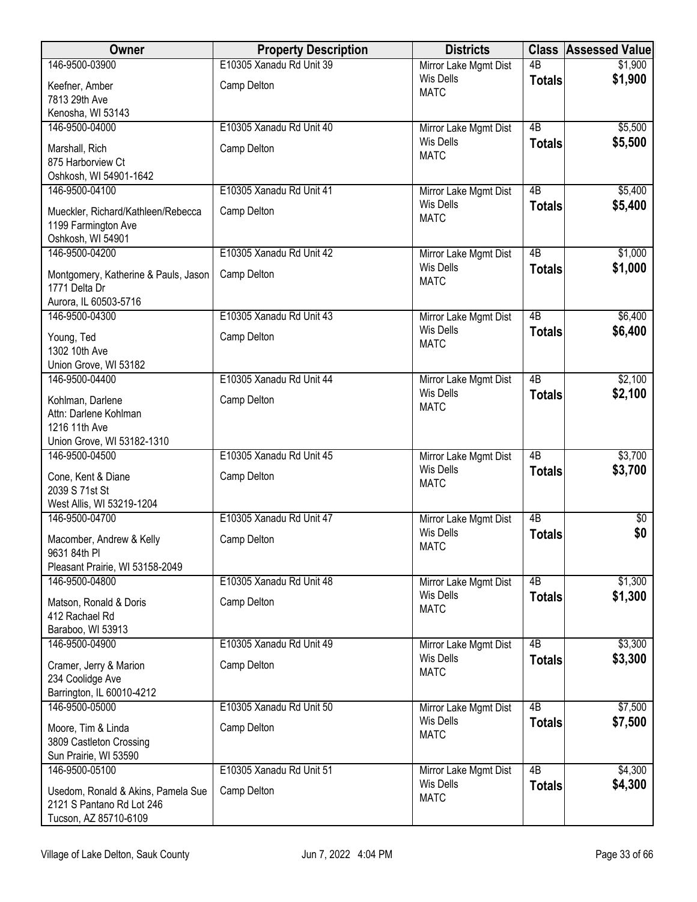| Owner | Property Description | Districts | Class | Assessed Value |
|---|---|---|---|---|
| 146-9500-03900<br>Keefner, Amber<br>7813 29th Ave<br>Kenosha, WI 53143 | E10305 Xanadu Rd Unit 39<br>Camp Delton | Mirror Lake Mgmt Dist<br>Wis Dells<br>MATC | 4B<br>**Totals** | $1,900<br>**$1,900** |
| 146-9500-04000<br>Marshall, Rich<br>875 Harborview Ct<br>Oshkosh, WI 54901-1642 | E10305 Xanadu Rd Unit 40<br>Camp Delton | Mirror Lake Mgmt Dist<br>Wis Dells<br>MATC | 4B<br>**Totals** | $5,500<br>**$5,500** |
| 146-9500-04100<br>Mueckler, Richard/Kathleen/Rebecca<br>1199 Farmington Ave<br>Oshkosh, WI 54901 | E10305 Xanadu Rd Unit 41<br>Camp Delton | Mirror Lake Mgmt Dist<br>Wis Dells<br>MATC | 4B<br>**Totals** | $5,400<br>**$5,400** |
| 146-9500-04200<br>Montgomery, Katherine & Pauls, Jason<br>1771 Delta Dr<br>Aurora, IL 60503-5716 | E10305 Xanadu Rd Unit 42<br>Camp Delton | Mirror Lake Mgmt Dist<br>Wis Dells<br>MATC | 4B<br>**Totals** | $1,000<br>**$1,000** |
| 146-9500-04300<br>Young, Ted<br>1302 10th Ave<br>Union Grove, WI 53182 | E10305 Xanadu Rd Unit 43<br>Camp Delton | Mirror Lake Mgmt Dist<br>Wis Dells<br>MATC | 4B<br>**Totals** | $6,400<br>**$6,400** |
| 146-9500-04400<br>Kohlman, Darlene<br>Attn: Darlene Kohlman<br>1216 11th Ave<br>Union Grove, WI 53182-1310 | E10305 Xanadu Rd Unit 44<br>Camp Delton | Mirror Lake Mgmt Dist<br>Wis Dells<br>MATC | 4B<br>**Totals** | $2,100<br>**$2,100** |
| 146-9500-04500<br>Cone, Kent & Diane<br>2039 S 71st St<br>West Allis, WI 53219-1204 | E10305 Xanadu Rd Unit 45<br>Camp Delton | Mirror Lake Mgmt Dist<br>Wis Dells<br>MATC | 4B<br>**Totals** | $3,700<br>**$3,700** |
| 146-9500-04700<br>Macomber, Andrew & Kelly<br>9631 84th Pl<br>Pleasant Prairie, WI 53158-2049 | E10305 Xanadu Rd Unit 47<br>Camp Delton | Mirror Lake Mgmt Dist<br>Wis Dells<br>MATC | 4B<br>**Totals** | $0<br>**$0** |
| 146-9500-04800<br>Matson, Ronald & Doris<br>412 Rachael Rd<br>Baraboo, WI 53913 | E10305 Xanadu Rd Unit 48<br>Camp Delton | Mirror Lake Mgmt Dist<br>Wis Dells<br>MATC | 4B<br>**Totals** | $1,300<br>**$1,300** |
| 146-9500-04900<br>Cramer, Jerry & Marion<br>234 Coolidge Ave<br>Barrington, IL 60010-4212 | E10305 Xanadu Rd Unit 49<br>Camp Delton | Mirror Lake Mgmt Dist<br>Wis Dells<br>MATC | 4B<br>**Totals** | $3,300<br>**$3,300** |
| 146-9500-05000<br>Moore, Tim & Linda<br>3809 Castleton Crossing<br>Sun Prairie, WI 53590 | E10305 Xanadu Rd Unit 50<br>Camp Delton | Mirror Lake Mgmt Dist<br>Wis Dells<br>MATC | 4B<br>**Totals** | $7,500<br>**$7,500** |
| 146-9500-05100<br>Usedom, Ronald & Akins, Pamela Sue<br>2121 S Pantano Rd Lot 246<br>Tucson, AZ 85710-6109 | E10305 Xanadu Rd Unit 51<br>Camp Delton | Mirror Lake Mgmt Dist<br>Wis Dells<br>MATC | 4B<br>**Totals** | $4,300<br>**$4,300** |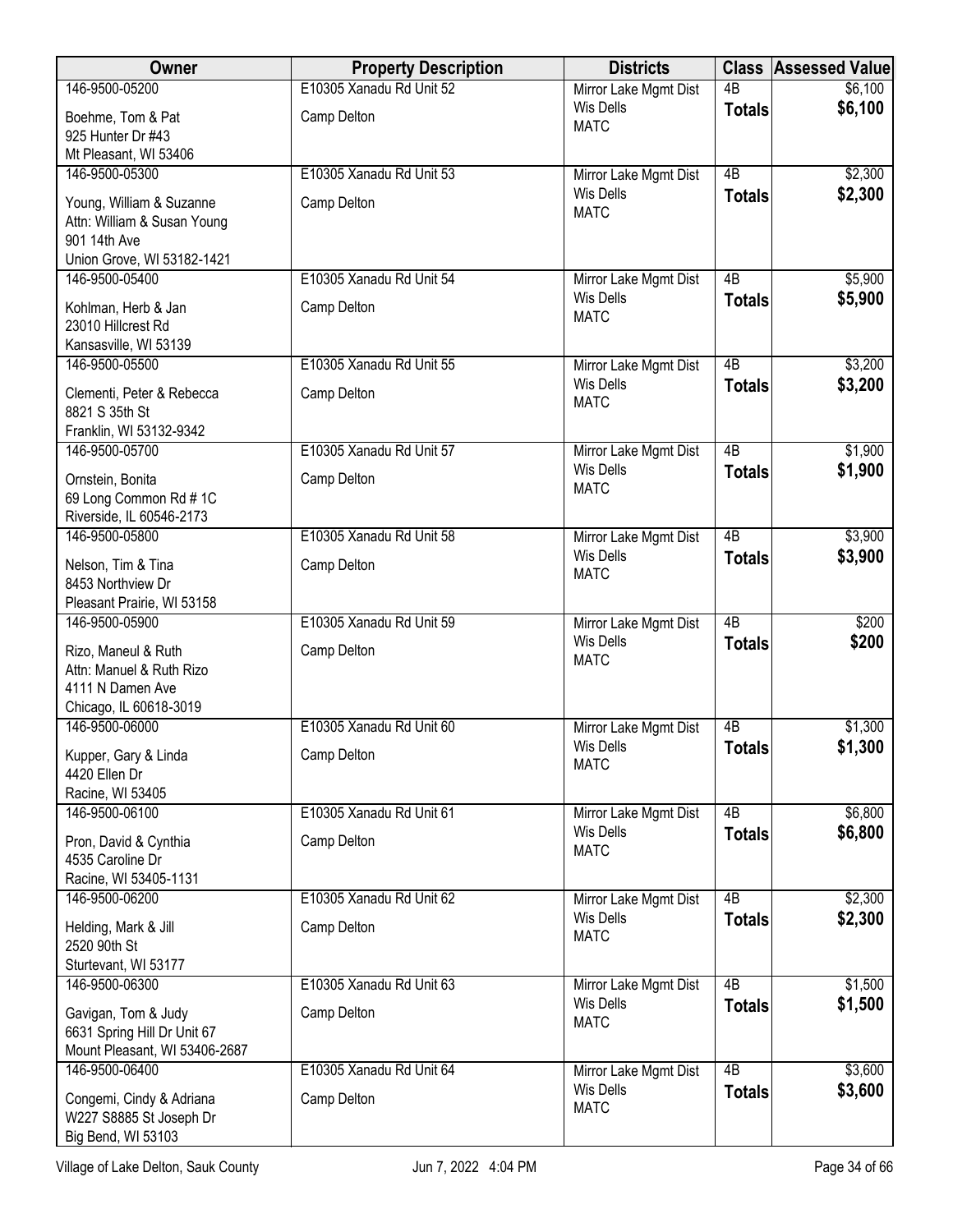| Owner | Property Description | Districts | Class | Assessed Value |
|---|---|---|---|---|
| 146-9500-05200<br>Boehme, Tom & Pat<br>925 Hunter Dr #43<br>Mt Pleasant, WI 53406 | E10305 Xanadu Rd Unit 52<br>Camp Delton | Mirror Lake Mgmt Dist<br>Wis Dells<br>MATC | 4B<br>**Totals** | $6,100<br>**$6,100** |
| 146-9500-05300<br>Young, William & Suzanne<br>Attn: William & Susan Young<br>901 14th Ave<br>Union Grove, WI 53182-1421 | E10305 Xanadu Rd Unit 53<br>Camp Delton | Mirror Lake Mgmt Dist<br>Wis Dells<br>MATC | 4B<br>**Totals** | $2,300<br>**$2,300** |
| 146-9500-05400<br>Kohlman, Herb & Jan<br>23010 Hillcrest Rd<br>Kansasville, WI 53139 | E10305 Xanadu Rd Unit 54<br>Camp Delton | Mirror Lake Mgmt Dist<br>Wis Dells<br>MATC | 4B<br>**Totals** | $5,900<br>**$5,900** |
| 146-9500-05500<br>Clementi, Peter & Rebecca<br>8821 S 35th St<br>Franklin, WI 53132-9342 | E10305 Xanadu Rd Unit 55<br>Camp Delton | Mirror Lake Mgmt Dist<br>Wis Dells<br>MATC | 4B<br>**Totals** | $3,200<br>**$3,200** |
| 146-9500-05700<br>Ornstein, Bonita<br>69 Long Common Rd # 1C<br>Riverside, IL 60546-2173 | E10305 Xanadu Rd Unit 57<br>Camp Delton | Mirror Lake Mgmt Dist<br>Wis Dells<br>MATC | 4B<br>**Totals** | $1,900<br>**$1,900** |
| 146-9500-05800<br>Nelson, Tim & Tina<br>8453 Northview Dr<br>Pleasant Prairie, WI 53158 | E10305 Xanadu Rd Unit 58<br>Camp Delton | Mirror Lake Mgmt Dist<br>Wis Dells<br>MATC | 4B<br>**Totals** | $3,900<br>**$3,900** |
| 146-9500-05900<br>Rizo, Maneul & Ruth<br>Attn: Manuel & Ruth Rizo<br>4111 N Damen Ave<br>Chicago, IL 60618-3019 | E10305 Xanadu Rd Unit 59<br>Camp Delton | Mirror Lake Mgmt Dist<br>Wis Dells<br>MATC | 4B<br>**Totals** | $200<br>**$200** |
| 146-9500-06000<br>Kupper, Gary & Linda<br>4420 Ellen Dr<br>Racine, WI 53405 | E10305 Xanadu Rd Unit 60<br>Camp Delton | Mirror Lake Mgmt Dist<br>Wis Dells<br>MATC | 4B<br>**Totals** | $1,300<br>**$1,300** |
| 146-9500-06100<br>Pron, David & Cynthia<br>4535 Caroline Dr<br>Racine, WI 53405-1131 | E10305 Xanadu Rd Unit 61<br>Camp Delton | Mirror Lake Mgmt Dist<br>Wis Dells<br>MATC | 4B<br>**Totals** | $6,800<br>**$6,800** |
| 146-9500-06200<br>Helding, Mark & Jill<br>2520 90th St<br>Sturtevant, WI 53177 | E10305 Xanadu Rd Unit 62<br>Camp Delton | Mirror Lake Mgmt Dist<br>Wis Dells<br>MATC | 4B<br>**Totals** | $2,300<br>**$2,300** |
| 146-9500-06300<br>Gavigan, Tom & Judy<br>6631 Spring Hill Dr Unit 67<br>Mount Pleasant, WI 53406-2687 | E10305 Xanadu Rd Unit 63<br>Camp Delton | Mirror Lake Mgmt Dist<br>Wis Dells<br>MATC | 4B<br>**Totals** | $1,500<br>**$1,500** |
| 146-9500-06400<br>Congemi, Cindy & Adriana<br>W227 S8885 St Joseph Dr<br>Big Bend, WI 53103 | E10305 Xanadu Rd Unit 64<br>Camp Delton | Mirror Lake Mgmt Dist<br>Wis Dells<br>MATC | 4B<br>**Totals** | $3,600<br>**$3,600** |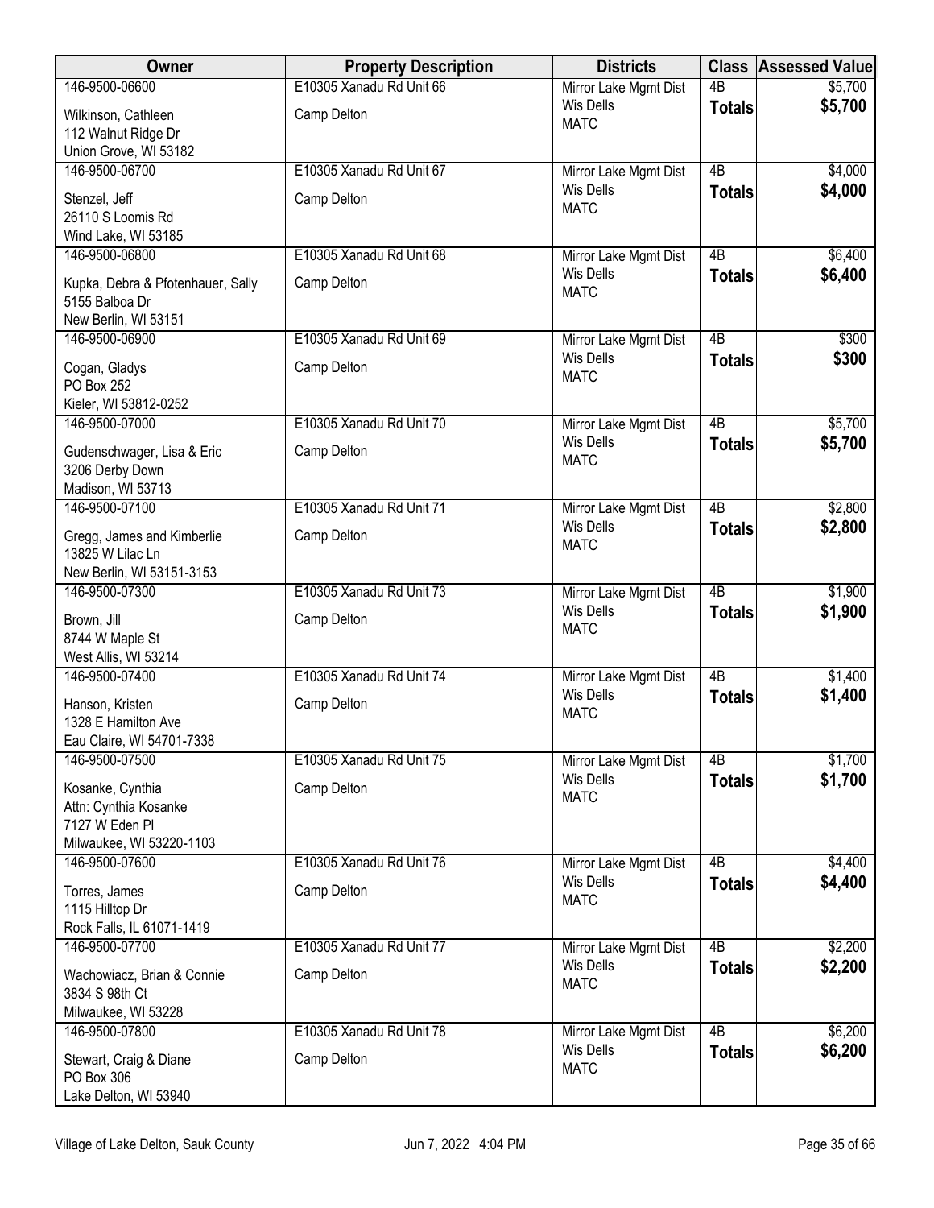| Owner | Property Description | Districts | Class | Assessed Value |
|---|---|---|---|---|
| 146-9500-06600<br>Wilkinson, Cathleen<br>112 Walnut Ridge Dr<br>Union Grove, WI 53182 | E10305 Xanadu Rd Unit 66<br>Camp Delton | Mirror Lake Mgmt Dist<br>Wis Dells<br>MATC | 4B<br>**Totals** | $5,700<br>**$5,700** |
| 146-9500-06700<br>Stenzel, Jeff<br>26110 S Loomis Rd<br>Wind Lake, WI 53185 | E10305 Xanadu Rd Unit 67<br>Camp Delton | Mirror Lake Mgmt Dist<br>Wis Dells<br>MATC | 4B<br>**Totals** | $4,000<br>**$4,000** |
| 146-9500-06800<br>Kupka, Debra & Pfotenhauer, Sally<br>5155 Balboa Dr<br>New Berlin, WI 53151 | E10305 Xanadu Rd Unit 68<br>Camp Delton | Mirror Lake Mgmt Dist<br>Wis Dells<br>MATC | 4B<br>**Totals** | $6,400<br>**$6,400** |
| 146-9500-06900<br>Cogan, Gladys<br>PO Box 252<br>Kieler, WI 53812-0252 | E10305 Xanadu Rd Unit 69<br>Camp Delton | Mirror Lake Mgmt Dist<br>Wis Dells<br>MATC | 4B<br>**Totals** | $300<br>**$300** |
| 146-9500-07000<br>Gudenschwager, Lisa & Eric<br>3206 Derby Down<br>Madison, WI 53713 | E10305 Xanadu Rd Unit 70<br>Camp Delton | Mirror Lake Mgmt Dist<br>Wis Dells<br>MATC | 4B<br>**Totals** | $5,700<br>**$5,700** |
| 146-9500-07100<br>Gregg, James and Kimberlie<br>13825 W Lilac Ln<br>New Berlin, WI 53151-3153 | E10305 Xanadu Rd Unit 71<br>Camp Delton | Mirror Lake Mgmt Dist<br>Wis Dells<br>MATC | 4B<br>**Totals** | $2,800<br>**$2,800** |
| 146-9500-07300<br>Brown, Jill<br>8744 W Maple St<br>West Allis, WI 53214 | E10305 Xanadu Rd Unit 73<br>Camp Delton | Mirror Lake Mgmt Dist<br>Wis Dells<br>MATC | 4B<br>**Totals** | $1,900<br>**$1,900** |
| 146-9500-07400<br>Hanson, Kristen<br>1328 E Hamilton Ave<br>Eau Claire, WI 54701-7338 | E10305 Xanadu Rd Unit 74<br>Camp Delton | Mirror Lake Mgmt Dist<br>Wis Dells<br>MATC | 4B<br>**Totals** | $1,400<br>**$1,400** |
| 146-9500-07500<br>Kosanke, Cynthia<br>Attn: Cynthia Kosanke<br>7127 W Eden Pl<br>Milwaukee, WI 53220-1103 | E10305 Xanadu Rd Unit 75<br>Camp Delton | Mirror Lake Mgmt Dist<br>Wis Dells<br>MATC | 4B<br>**Totals** | $1,700<br>**$1,700** |
| 146-9500-07600<br>Torres, James<br>1115 Hilltop Dr<br>Rock Falls, IL 61071-1419 | E10305 Xanadu Rd Unit 76<br>Camp Delton | Mirror Lake Mgmt Dist<br>Wis Dells<br>MATC | 4B<br>**Totals** | $4,400<br>**$4,400** |
| 146-9500-07700<br>Wachowiacz, Brian & Connie<br>3834 S 98th Ct<br>Milwaukee, WI 53228 | E10305 Xanadu Rd Unit 77<br>Camp Delton | Mirror Lake Mgmt Dist<br>Wis Dells<br>MATC | 4B<br>**Totals** | $2,200<br>**$2,200** |
| 146-9500-07800<br>Stewart, Craig & Diane<br>PO Box 306<br>Lake Delton, WI 53940 | E10305 Xanadu Rd Unit 78<br>Camp Delton | Mirror Lake Mgmt Dist<br>Wis Dells<br>MATC | 4B<br>**Totals** | $6,200<br>**$6,200** |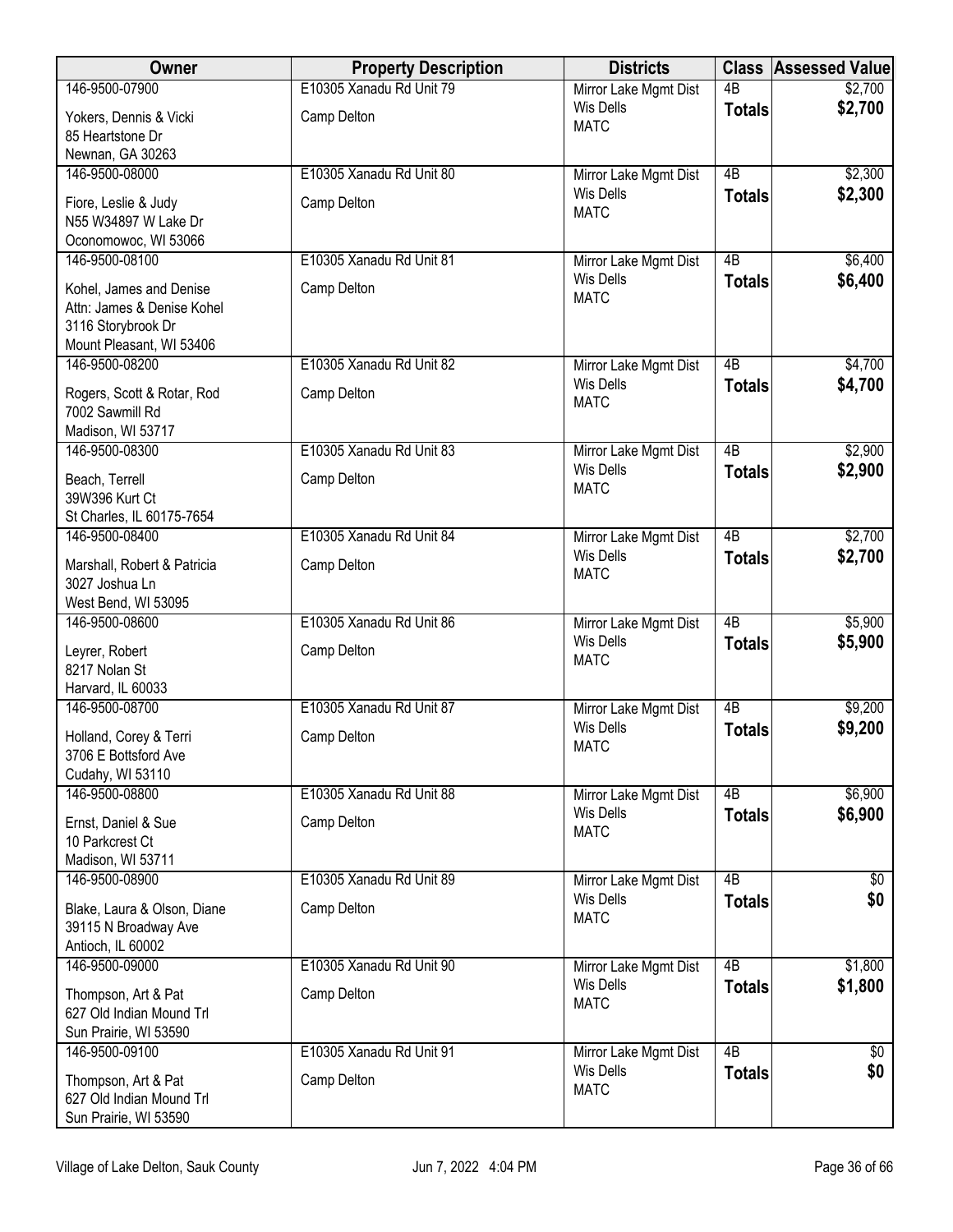| Owner | Property Description | Districts | Class | Assessed Value |
|---|---|---|---|---|
| 146-9500-07900<br>Yokers, Dennis & Vicki<br>85 Heartstone Dr<br>Newnan, GA 30263 | E10305 Xanadu Rd Unit 79<br>Camp Delton | Mirror Lake Mgmt Dist<br>Wis Dells<br>MATC | 4B<br>**Totals** | $2,700<br>**$2,700** |
| 146-9500-08000<br>Fiore, Leslie & Judy<br>N55 W34897 W Lake Dr<br>Oconomowoc, WI 53066 | E10305 Xanadu Rd Unit 80<br>Camp Delton | Mirror Lake Mgmt Dist<br>Wis Dells<br>MATC | 4B<br>**Totals** | $2,300<br>**$2,300** |
| 146-9500-08100<br>Kohel, James and Denise<br>Attn: James & Denise Kohel<br>3116 Storybrook Dr<br>Mount Pleasant, WI 53406 | E10305 Xanadu Rd Unit 81<br>Camp Delton | Mirror Lake Mgmt Dist<br>Wis Dells<br>MATC | 4B<br>**Totals** | $6,400<br>**$6,400** |
| 146-9500-08200<br>Rogers, Scott & Rotar, Rod<br>7002 Sawmill Rd<br>Madison, WI 53717 | E10305 Xanadu Rd Unit 82<br>Camp Delton | Mirror Lake Mgmt Dist<br>Wis Dells<br>MATC | 4B<br>**Totals** | $4,700<br>**$4,700** |
| 146-9500-08300<br>Beach, Terrell<br>39W396 Kurt Ct<br>St Charles, IL 60175-7654 | E10305 Xanadu Rd Unit 83<br>Camp Delton | Mirror Lake Mgmt Dist<br>Wis Dells<br>MATC | 4B<br>**Totals** | $2,900<br>**$2,900** |
| 146-9500-08400<br>Marshall, Robert & Patricia<br>3027 Joshua Ln<br>West Bend, WI 53095 | E10305 Xanadu Rd Unit 84<br>Camp Delton | Mirror Lake Mgmt Dist<br>Wis Dells<br>MATC | 4B<br>**Totals** | $2,700<br>**$2,700** |
| 146-9500-08600<br>Leyrer, Robert<br>8217 Nolan St<br>Harvard, IL 60033 | E10305 Xanadu Rd Unit 86<br>Camp Delton | Mirror Lake Mgmt Dist<br>Wis Dells<br>MATC | 4B<br>**Totals** | $5,900<br>**$5,900** |
| 146-9500-08700<br>Holland, Corey & Terri<br>3706 E Bottsford Ave<br>Cudahy, WI 53110 | E10305 Xanadu Rd Unit 87<br>Camp Delton | Mirror Lake Mgmt Dist<br>Wis Dells<br>MATC | 4B<br>**Totals** | $9,200<br>**$9,200** |
| 146-9500-08800<br>Ernst, Daniel & Sue<br>10 Parkcrest Ct<br>Madison, WI 53711 | E10305 Xanadu Rd Unit 88<br>Camp Delton | Mirror Lake Mgmt Dist<br>Wis Dells<br>MATC | 4B<br>**Totals** | $6,900<br>**$6,900** |
| 146-9500-08900<br>Blake, Laura & Olson, Diane<br>39115 N Broadway Ave<br>Antioch, IL 60002 | E10305 Xanadu Rd Unit 89<br>Camp Delton | Mirror Lake Mgmt Dist<br>Wis Dells<br>MATC | 4B<br>**Totals** | $0<br>**$0** |
| 146-9500-09000<br>Thompson, Art & Pat<br>627 Old Indian Mound Trl<br>Sun Prairie, WI 53590 | E10305 Xanadu Rd Unit 90<br>Camp Delton | Mirror Lake Mgmt Dist<br>Wis Dells<br>MATC | 4B<br>**Totals** | $1,800<br>**$1,800** |
| 146-9500-09100<br>Thompson, Art & Pat<br>627 Old Indian Mound Trl<br>Sun Prairie, WI 53590 | E10305 Xanadu Rd Unit 91<br>Camp Delton | Mirror Lake Mgmt Dist<br>Wis Dells<br>MATC | 4B<br>**Totals** | $0<br>**$0** |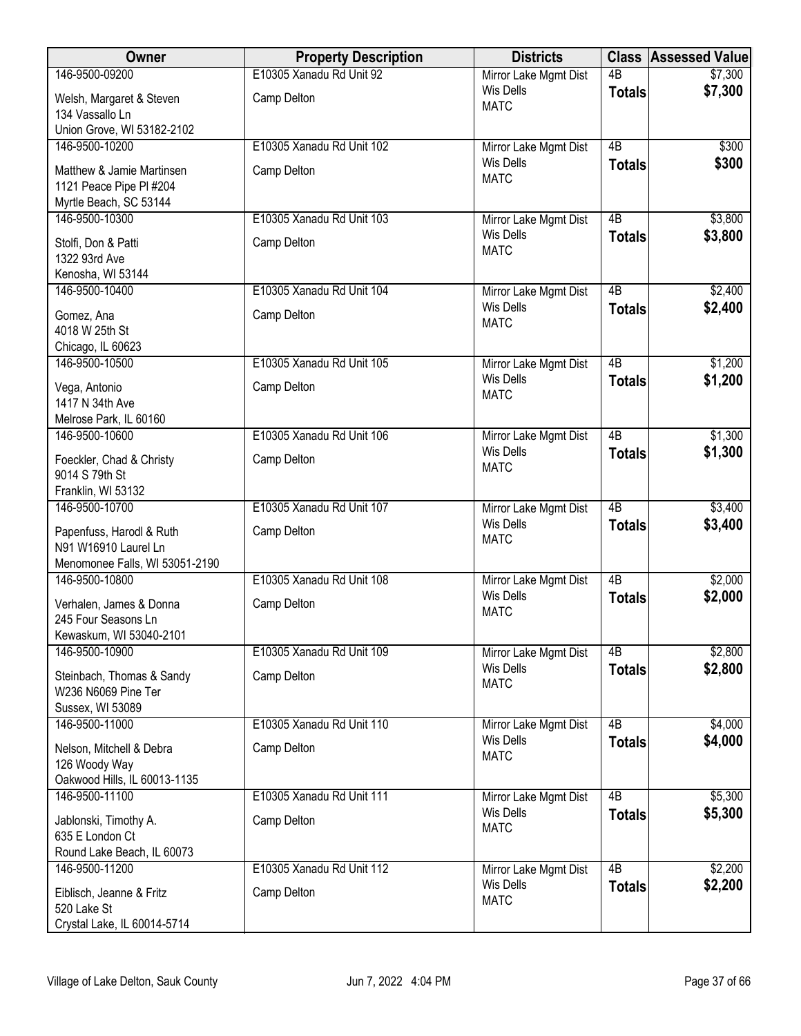| Owner | Property Description | Districts | Class | Assessed Value |
|---|---|---|---|---|
| 146-9500-09200<br>Welsh, Margaret & Steven<br>134 Vassallo Ln<br>Union Grove, WI 53182-2102 | E10305 Xanadu Rd Unit 92<br>Camp Delton | Mirror Lake Mgmt Dist<br>Wis Dells<br>MATC | 4B<br>**Totals** | $7,300<br>**$7,300** |
| 146-9500-10200<br>Matthew & Jamie Martinsen<br>1121 Peace Pipe Pl #204<br>Myrtle Beach, SC 53144 | E10305 Xanadu Rd Unit 102<br>Camp Delton | Mirror Lake Mgmt Dist<br>Wis Dells<br>MATC | 4B<br>**Totals** | $300<br>**$300** |
| 146-9500-10300<br>Stolfi, Don & Patti<br>1322 93rd Ave<br>Kenosha, WI 53144 | E10305 Xanadu Rd Unit 103<br>Camp Delton | Mirror Lake Mgmt Dist<br>Wis Dells<br>MATC | 4B<br>**Totals** | $3,800<br>**$3,800** |
| 146-9500-10400<br>Gomez, Ana<br>4018 W 25th St<br>Chicago, IL 60623 | E10305 Xanadu Rd Unit 104<br>Camp Delton | Mirror Lake Mgmt Dist<br>Wis Dells<br>MATC | 4B<br>**Totals** | $2,400<br>**$2,400** |
| 146-9500-10500<br>Vega, Antonio<br>1417 N 34th Ave<br>Melrose Park, IL 60160 | E10305 Xanadu Rd Unit 105<br>Camp Delton | Mirror Lake Mgmt Dist<br>Wis Dells<br>MATC | 4B<br>**Totals** | $1,200<br>**$1,200** |
| 146-9500-10600<br>Foeckler, Chad & Christy<br>9014 S 79th St<br>Franklin, WI 53132 | E10305 Xanadu Rd Unit 106<br>Camp Delton | Mirror Lake Mgmt Dist<br>Wis Dells<br>MATC | 4B<br>**Totals** | $1,300<br>**$1,300** |
| 146-9500-10700<br>Papenfuss, Harodl & Ruth<br>N91 W16910 Laurel Ln<br>Menomonee Falls, WI 53051-2190 | E10305 Xanadu Rd Unit 107<br>Camp Delton | Mirror Lake Mgmt Dist<br>Wis Dells<br>MATC | 4B<br>**Totals** | $3,400<br>**$3,400** |
| 146-9500-10800<br>Verhalen, James & Donna<br>245 Four Seasons Ln<br>Kewaskum, WI 53040-2101 | E10305 Xanadu Rd Unit 108<br>Camp Delton | Mirror Lake Mgmt Dist<br>Wis Dells<br>MATC | 4B<br>**Totals** | $2,000<br>**$2,000** |
| 146-9500-10900<br>Steinbach, Thomas & Sandy<br>W236 N6069 Pine Ter<br>Sussex, WI 53089 | E10305 Xanadu Rd Unit 109<br>Camp Delton | Mirror Lake Mgmt Dist<br>Wis Dells<br>MATC | 4B<br>**Totals** | $2,800<br>**$2,800** |
| 146-9500-11000<br>Nelson, Mitchell & Debra<br>126 Woody Way<br>Oakwood Hills, IL 60013-1135 | E10305 Xanadu Rd Unit 110<br>Camp Delton | Mirror Lake Mgmt Dist<br>Wis Dells<br>MATC | 4B<br>**Totals** | $4,000<br>**$4,000** |
| 146-9500-11100<br>Jablonski, Timothy A.<br>635 E London Ct<br>Round Lake Beach, IL 60073 | E10305 Xanadu Rd Unit 111<br>Camp Delton | Mirror Lake Mgmt Dist<br>Wis Dells<br>MATC | 4B<br>**Totals** | $5,300<br>**$5,300** |
| 146-9500-11200<br>Eiblisch, Jeanne & Fritz<br>520 Lake St<br>Crystal Lake, IL 60014-5714 | E10305 Xanadu Rd Unit 112<br>Camp Delton | Mirror Lake Mgmt Dist<br>Wis Dells<br>MATC | 4B<br>**Totals** | $2,200<br>**$2,200** |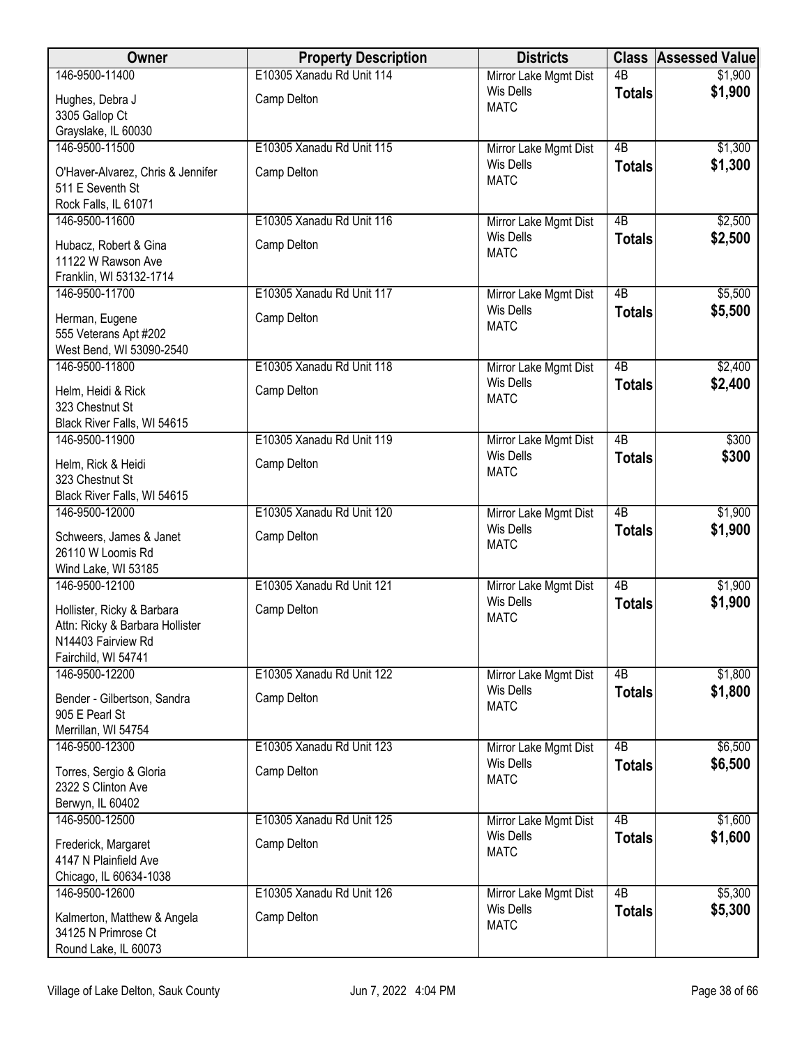| Owner | Property Description | Districts | Class | Assessed Value |
|---|---|---|---|---|
| 146-9500-11400<br>Hughes, Debra J<br>3305 Gallop Ct<br>Grayslake, IL 60030 | E10305 Xanadu Rd Unit 114<br>Camp Delton | Mirror Lake Mgmt Dist<br>Wis Dells<br>MATC | 4B<br>**Totals** | $1,900<br>**$1,900** |
| 146-9500-11500<br>O'Haver-Alvarez, Chris & Jennifer<br>511 E Seventh St<br>Rock Falls, IL 61071 | E10305 Xanadu Rd Unit 115<br>Camp Delton | Mirror Lake Mgmt Dist<br>Wis Dells<br>MATC | 4B<br>**Totals** | $1,300<br>**$1,300** |
| 146-9500-11600<br>Hubacz, Robert & Gina<br>11122 W Rawson Ave<br>Franklin, WI 53132-1714 | E10305 Xanadu Rd Unit 116<br>Camp Delton | Mirror Lake Mgmt Dist<br>Wis Dells<br>MATC | 4B<br>**Totals** | $2,500<br>**$2,500** |
| 146-9500-11700<br>Herman, Eugene<br>555 Veterans Apt #202<br>West Bend, WI 53090-2540 | E10305 Xanadu Rd Unit 117<br>Camp Delton | Mirror Lake Mgmt Dist<br>Wis Dells<br>MATC | 4B<br>**Totals** | $5,500<br>**$5,500** |
| 146-9500-11800<br>Helm, Heidi & Rick<br>323 Chestnut St<br>Black River Falls, WI 54615 | E10305 Xanadu Rd Unit 118<br>Camp Delton | Mirror Lake Mgmt Dist<br>Wis Dells<br>MATC | 4B<br>**Totals** | $2,400<br>**$2,400** |
| 146-9500-11900<br>Helm, Rick & Heidi<br>323 Chestnut St<br>Black River Falls, WI 54615 | E10305 Xanadu Rd Unit 119<br>Camp Delton | Mirror Lake Mgmt Dist<br>Wis Dells<br>MATC | 4B<br>**Totals** | $300<br>**$300** |
| 146-9500-12000<br>Schweers, James & Janet<br>26110 W Loomis Rd<br>Wind Lake, WI 53185 | E10305 Xanadu Rd Unit 120<br>Camp Delton | Mirror Lake Mgmt Dist<br>Wis Dells<br>MATC | 4B<br>**Totals** | $1,900<br>**$1,900** |
| 146-9500-12100<br>Hollister, Ricky & Barbara<br>Attn: Ricky & Barbara Hollister<br>N14403 Fairview Rd<br>Fairchild, WI 54741 | E10305 Xanadu Rd Unit 121<br>Camp Delton | Mirror Lake Mgmt Dist<br>Wis Dells<br>MATC | 4B<br>**Totals** | $1,900<br>**$1,900** |
| 146-9500-12200<br>Bender - Gilbertson, Sandra<br>905 E Pearl St<br>Merrillan, WI 54754 | E10305 Xanadu Rd Unit 122<br>Camp Delton | Mirror Lake Mgmt Dist<br>Wis Dells<br>MATC | 4B<br>**Totals** | $1,800<br>**$1,800** |
| 146-9500-12300<br>Torres, Sergio & Gloria<br>2322 S Clinton Ave<br>Berwyn, IL 60402 | E10305 Xanadu Rd Unit 123<br>Camp Delton | Mirror Lake Mgmt Dist<br>Wis Dells<br>MATC | 4B<br>**Totals** | $6,500<br>**$6,500** |
| 146-9500-12500<br>Frederick, Margaret<br>4147 N Plainfield Ave<br>Chicago, IL 60634-1038 | E10305 Xanadu Rd Unit 125<br>Camp Delton | Mirror Lake Mgmt Dist<br>Wis Dells<br>MATC | 4B<br>**Totals** | $1,600<br>**$1,600** |
| 146-9500-12600<br>Kalmerton, Matthew & Angela<br>34125 N Primrose Ct<br>Round Lake, IL 60073 | E10305 Xanadu Rd Unit 126<br>Camp Delton | Mirror Lake Mgmt Dist<br>Wis Dells<br>MATC | 4B<br>**Totals** | $5,300<br>**$5,300** |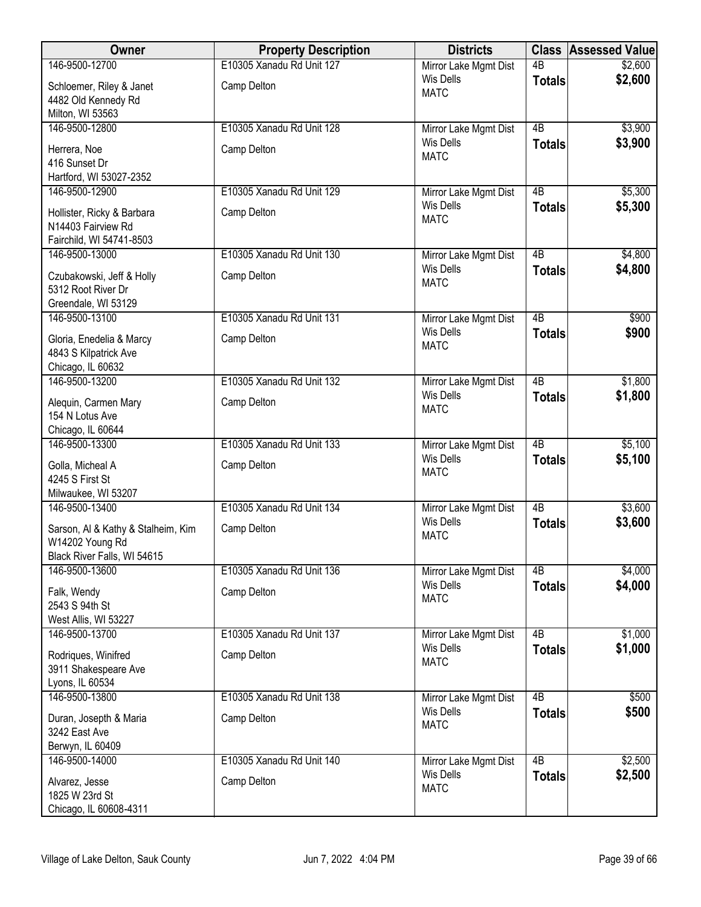| Owner | Property Description | Districts | Class | Assessed Value |
|---|---|---|---|---|
| 146-9500-12700<br>Schloemer, Riley & Janet<br>4482 Old Kennedy Rd<br>Milton, WI 53563 | E10305 Xanadu Rd Unit 127<br>Camp Delton | Mirror Lake Mgmt Dist<br>Wis Dells<br>MATC | 4B<br>**Totals** | $2,600<br>**$2,600** |
| 146-9500-12800<br>Herrera, Noe<br>416 Sunset Dr<br>Hartford, WI 53027-2352 | E10305 Xanadu Rd Unit 128<br>Camp Delton | Mirror Lake Mgmt Dist<br>Wis Dells<br>MATC | 4B<br>**Totals** | $3,900<br>**$3,900** |
| 146-9500-12900<br>Hollister, Ricky & Barbara<br>N14403 Fairview Rd<br>Fairchild, WI 54741-8503 | E10305 Xanadu Rd Unit 129<br>Camp Delton | Mirror Lake Mgmt Dist<br>Wis Dells<br>MATC | 4B<br>**Totals** | $5,300<br>**$5,300** |
| 146-9500-13000<br>Czubakowski, Jeff & Holly<br>5312 Root River Dr<br>Greendale, WI 53129 | E10305 Xanadu Rd Unit 130<br>Camp Delton | Mirror Lake Mgmt Dist<br>Wis Dells<br>MATC | 4B<br>**Totals** | $4,800<br>**$4,800** |
| 146-9500-13100<br>Gloria, Enedelia & Marcy<br>4843 S Kilpatrick Ave<br>Chicago, IL 60632 | E10305 Xanadu Rd Unit 131<br>Camp Delton | Mirror Lake Mgmt Dist<br>Wis Dells<br>MATC | 4B<br>**Totals** | $900<br>**$900** |
| 146-9500-13200<br>Alequin, Carmen Mary<br>154 N Lotus Ave<br>Chicago, IL 60644 | E10305 Xanadu Rd Unit 132<br>Camp Delton | Mirror Lake Mgmt Dist<br>Wis Dells<br>MATC | 4B<br>**Totals** | $1,800<br>**$1,800** |
| 146-9500-13300<br>Golla, Micheal A<br>4245 S First St<br>Milwaukee, WI 53207 | E10305 Xanadu Rd Unit 133<br>Camp Delton | Mirror Lake Mgmt Dist<br>Wis Dells<br>MATC | 4B<br>**Totals** | $5,100<br>**$5,100** |
| 146-9500-13400<br>Sarson, Al & Kathy & Stalheim, Kim<br>W14202 Young Rd<br>Black River Falls, WI 54615 | E10305 Xanadu Rd Unit 134<br>Camp Delton | Mirror Lake Mgmt Dist<br>Wis Dells<br>MATC | 4B<br>**Totals** | $3,600<br>**$3,600** |
| 146-9500-13600<br>Falk, Wendy<br>2543 S 94th St<br>West Allis, WI 53227 | E10305 Xanadu Rd Unit 136<br>Camp Delton | Mirror Lake Mgmt Dist<br>Wis Dells<br>MATC | 4B<br>**Totals** | $4,000<br>**$4,000** |
| 146-9500-13700<br>Rodriques, Winifred<br>3911 Shakespeare Ave<br>Lyons, IL 60534 | E10305 Xanadu Rd Unit 137<br>Camp Delton | Mirror Lake Mgmt Dist<br>Wis Dells<br>MATC | 4B<br>**Totals** | $1,000<br>**$1,000** |
| 146-9500-13800<br>Duran, Josepth & Maria<br>3242 East Ave<br>Berwyn, IL 60409 | E10305 Xanadu Rd Unit 138<br>Camp Delton | Mirror Lake Mgmt Dist<br>Wis Dells<br>MATC | 4B<br>**Totals** | $500<br>**$500** |
| 146-9500-14000<br>Alvarez, Jesse<br>1825 W 23rd St<br>Chicago, IL 60608-4311 | E10305 Xanadu Rd Unit 140<br>Camp Delton | Mirror Lake Mgmt Dist<br>Wis Dells<br>MATC | 4B<br>**Totals** | $2,500<br>**$2,500** |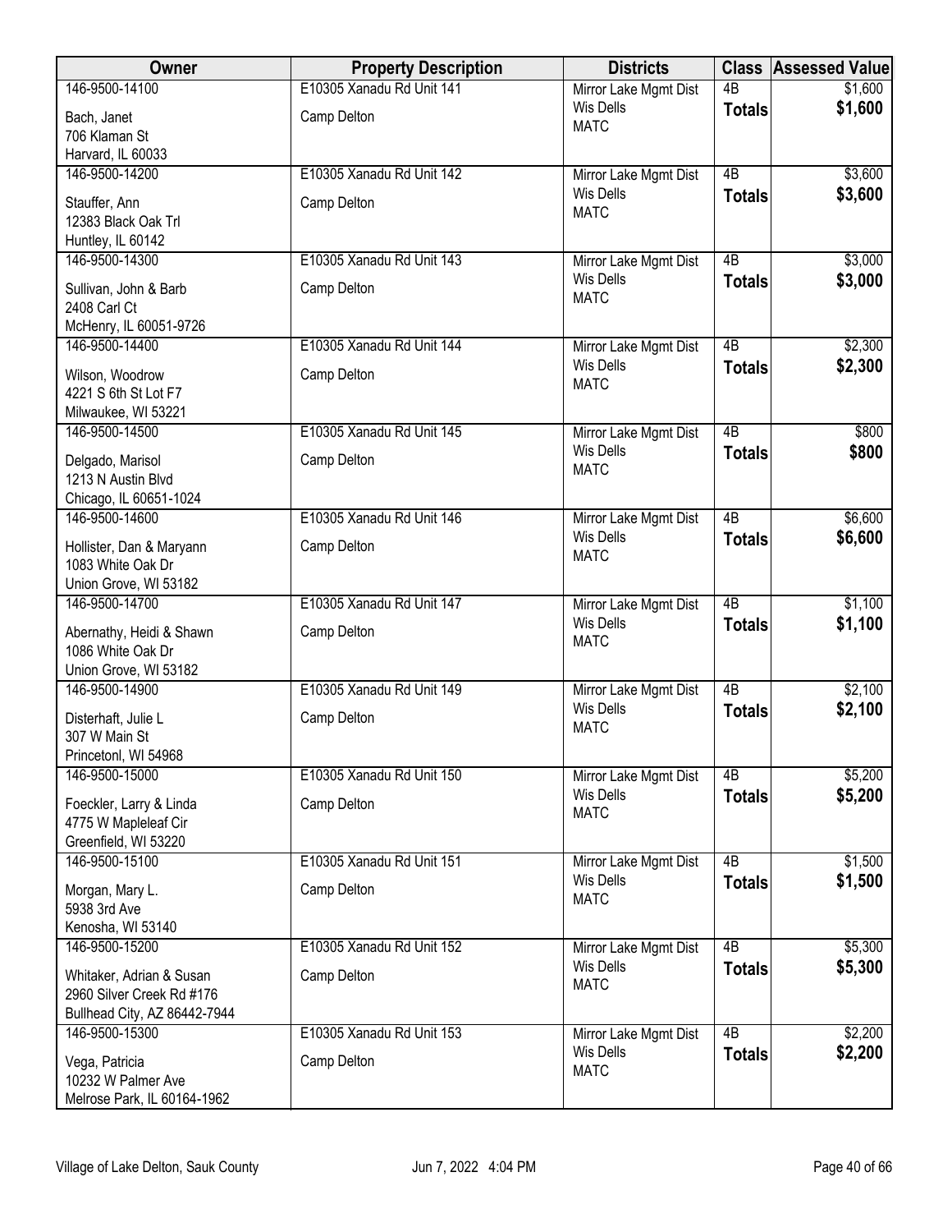| Owner | Property Description | Districts | Class | Assessed Value |
|---|---|---|---|---|
| 146-9500-14100<br>Bach, Janet<br>706 Klaman St<br>Harvard, IL 60033 | E10305 Xanadu Rd Unit 141<br>Camp Delton | Mirror Lake Mgmt Dist<br>Wis Dells<br>MATC | 4B<br>**Totals** | $1,600<br>**$1,600** |
| 146-9500-14200<br>Stauffer, Ann<br>12383 Black Oak Trl<br>Huntley, IL 60142 | E10305 Xanadu Rd Unit 142<br>Camp Delton | Mirror Lake Mgmt Dist<br>Wis Dells<br>MATC | 4B<br>**Totals** | $3,600<br>**$3,600** |
| 146-9500-14300<br>Sullivan, John & Barb<br>2408 Carl Ct<br>McHenry, IL 60051-9726 | E10305 Xanadu Rd Unit 143<br>Camp Delton | Mirror Lake Mgmt Dist<br>Wis Dells<br>MATC | 4B<br>**Totals** | $3,000<br>**$3,000** |
| 146-9500-14400<br>Wilson, Woodrow<br>4221 S 6th St Lot F7<br>Milwaukee, WI 53221 | E10305 Xanadu Rd Unit 144<br>Camp Delton | Mirror Lake Mgmt Dist<br>Wis Dells<br>MATC | 4B<br>**Totals** | $2,300<br>**$2,300** |
| 146-9500-14500<br>Delgado, Marisol<br>1213 N Austin Blvd<br>Chicago, IL 60651-1024 | E10305 Xanadu Rd Unit 145<br>Camp Delton | Mirror Lake Mgmt Dist<br>Wis Dells<br>MATC | 4B<br>**Totals** | $800<br>**$800** |
| 146-9500-14600<br>Hollister, Dan & Maryann<br>1083 White Oak Dr<br>Union Grove, WI 53182 | E10305 Xanadu Rd Unit 146<br>Camp Delton | Mirror Lake Mgmt Dist<br>Wis Dells<br>MATC | 4B<br>**Totals** | $6,600<br>**$6,600** |
| 146-9500-14700<br>Abernathy, Heidi & Shawn<br>1086 White Oak Dr<br>Union Grove, WI 53182 | E10305 Xanadu Rd Unit 147<br>Camp Delton | Mirror Lake Mgmt Dist<br>Wis Dells<br>MATC | 4B<br>**Totals** | $1,100<br>**$1,100** |
| 146-9500-14900<br>Disterhaft, Julie L<br>307 W Main St<br>Princetonl, WI 54968 | E10305 Xanadu Rd Unit 149<br>Camp Delton | Mirror Lake Mgmt Dist<br>Wis Dells<br>MATC | 4B<br>**Totals** | $2,100<br>**$2,100** |
| 146-9500-15000<br>Foeckler, Larry & Linda<br>4775 W Mapleleaf Cir<br>Greenfield, WI 53220 | E10305 Xanadu Rd Unit 150<br>Camp Delton | Mirror Lake Mgmt Dist<br>Wis Dells<br>MATC | 4B<br>**Totals** | $5,200<br>**$5,200** |
| 146-9500-15100<br>Morgan, Mary L.<br>5938 3rd Ave<br>Kenosha, WI 53140 | E10305 Xanadu Rd Unit 151<br>Camp Delton | Mirror Lake Mgmt Dist<br>Wis Dells<br>MATC | 4B<br>**Totals** | $1,500<br>**$1,500** |
| 146-9500-15200<br>Whitaker, Adrian & Susan<br>2960 Silver Creek Rd #176<br>Bullhead City, AZ 86442-7944 | E10305 Xanadu Rd Unit 152<br>Camp Delton | Mirror Lake Mgmt Dist<br>Wis Dells<br>MATC | 4B<br>**Totals** | $5,300<br>**$5,300** |
| 146-9500-15300<br>Vega, Patricia<br>10232 W Palmer Ave<br>Melrose Park, IL 60164-1962 | E10305 Xanadu Rd Unit 153<br>Camp Delton | Mirror Lake Mgmt Dist<br>Wis Dells<br>MATC | 4B<br>**Totals** | $2,200<br>**$2,200** |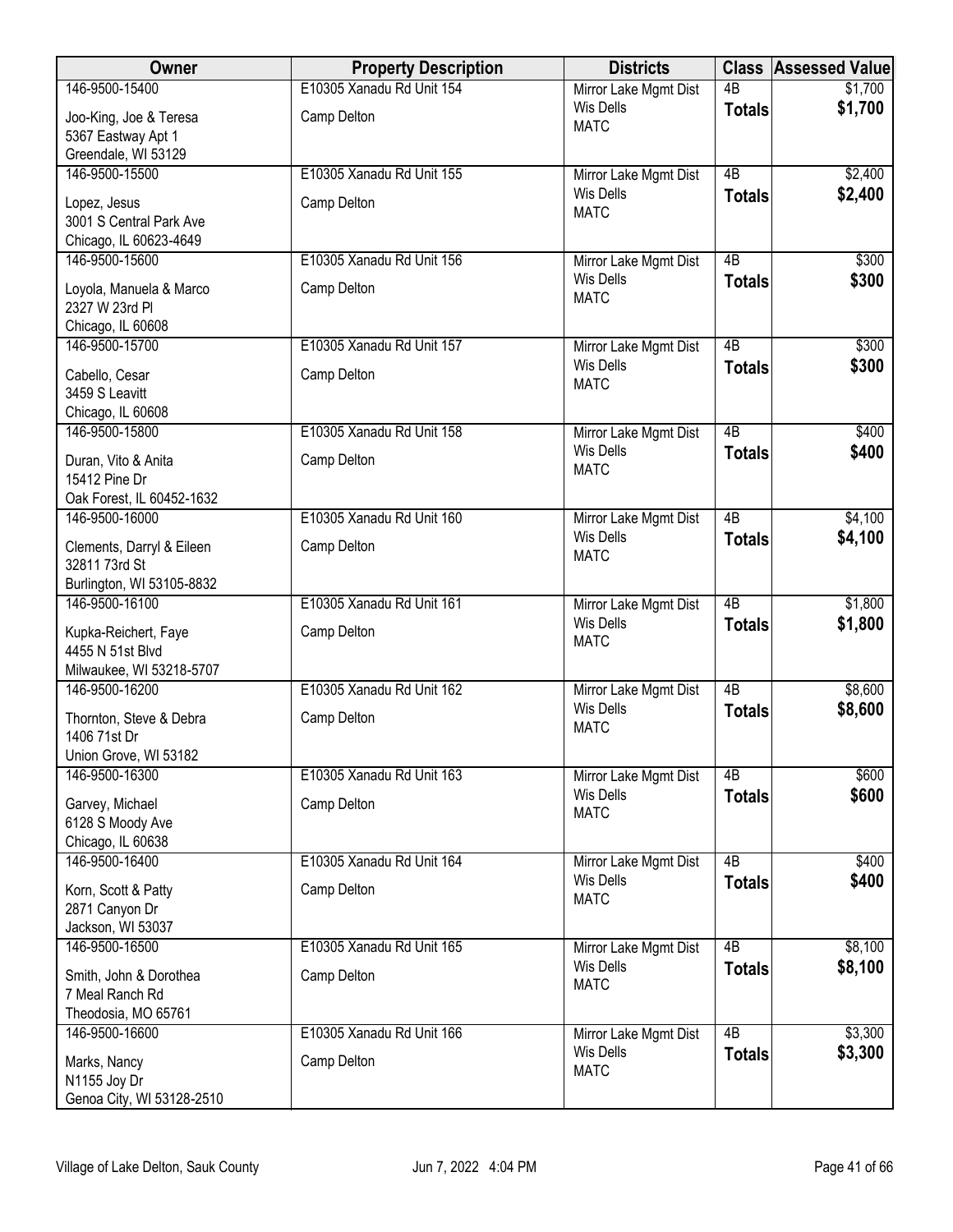| Owner | Property Description | Districts | Class | Assessed Value |
|---|---|---|---|---|
| 146-9500-15400<br>Joo-King, Joe & Teresa<br>5367 Eastway Apt 1<br>Greendale, WI 53129 | E10305 Xanadu Rd Unit 154<br>Camp Delton | Mirror Lake Mgmt Dist<br>Wis Dells<br>MATC | 4B<br>**Totals** | $1,700<br>**$1,700** |
| 146-9500-15500<br>Lopez, Jesus<br>3001 S Central Park Ave<br>Chicago, IL 60623-4649 | E10305 Xanadu Rd Unit 155<br>Camp Delton | Mirror Lake Mgmt Dist<br>Wis Dells<br>MATC | 4B<br>**Totals** | $2,400<br>**$2,400** |
| 146-9500-15600<br>Loyola, Manuela & Marco<br>2327 W 23rd Pl<br>Chicago, IL 60608 | E10305 Xanadu Rd Unit 156<br>Camp Delton | Mirror Lake Mgmt Dist<br>Wis Dells<br>MATC | 4B<br>**Totals** | $300<br>**$300** |
| 146-9500-15700<br>Cabello, Cesar<br>3459 S Leavitt<br>Chicago, IL 60608 | E10305 Xanadu Rd Unit 157<br>Camp Delton | Mirror Lake Mgmt Dist<br>Wis Dells<br>MATC | 4B<br>**Totals** | $300<br>**$300** |
| 146-9500-15800<br>Duran, Vito & Anita<br>15412 Pine Dr<br>Oak Forest, IL 60452-1632 | E10305 Xanadu Rd Unit 158<br>Camp Delton | Mirror Lake Mgmt Dist<br>Wis Dells<br>MATC | 4B<br>**Totals** | $400<br>**$400** |
| 146-9500-16000<br>Clements, Darryl & Eileen<br>32811 73rd St<br>Burlington, WI 53105-8832 | E10305 Xanadu Rd Unit 160<br>Camp Delton | Mirror Lake Mgmt Dist<br>Wis Dells<br>MATC | 4B<br>**Totals** | $4,100<br>**$4,100** |
| 146-9500-16100<br>Kupka-Reichert, Faye<br>4455 N 51st Blvd<br>Milwaukee, WI 53218-5707 | E10305 Xanadu Rd Unit 161<br>Camp Delton | Mirror Lake Mgmt Dist<br>Wis Dells<br>MATC | 4B<br>**Totals** | $1,800<br>**$1,800** |
| 146-9500-16200<br>Thornton, Steve & Debra<br>1406 71st Dr<br>Union Grove, WI 53182 | E10305 Xanadu Rd Unit 162<br>Camp Delton | Mirror Lake Mgmt Dist<br>Wis Dells<br>MATC | 4B<br>**Totals** | $8,600<br>**$8,600** |
| 146-9500-16300<br>Garvey, Michael<br>6128 S Moody Ave<br>Chicago, IL 60638 | E10305 Xanadu Rd Unit 163<br>Camp Delton | Mirror Lake Mgmt Dist<br>Wis Dells<br>MATC | 4B<br>**Totals** | $600<br>**$600** |
| 146-9500-16400<br>Korn, Scott & Patty<br>2871 Canyon Dr<br>Jackson, WI 53037 | E10305 Xanadu Rd Unit 164<br>Camp Delton | Mirror Lake Mgmt Dist<br>Wis Dells<br>MATC | 4B<br>**Totals** | $400<br>**$400** |
| 146-9500-16500<br>Smith, John & Dorothea<br>7 Meal Ranch Rd<br>Theodosia, MO 65761 | E10305 Xanadu Rd Unit 165<br>Camp Delton | Mirror Lake Mgmt Dist<br>Wis Dells<br>MATC | 4B<br>**Totals** | $8,100<br>**$8,100** |
| 146-9500-16600<br>Marks, Nancy<br>N1155 Joy Dr<br>Genoa City, WI 53128-2510 | E10305 Xanadu Rd Unit 166<br>Camp Delton | Mirror Lake Mgmt Dist<br>Wis Dells<br>MATC | 4B<br>**Totals** | $3,300<br>**$3,300** |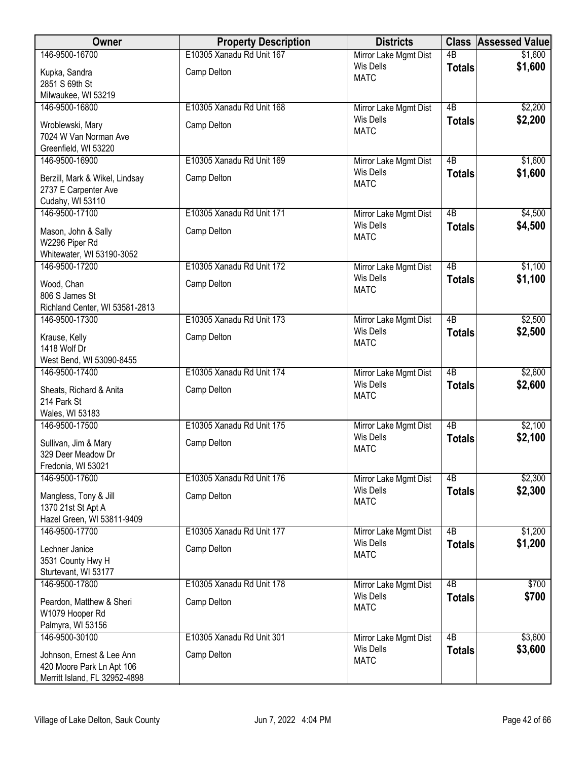| Owner | Property Description | Districts | Class | Assessed Value |
|---|---|---|---|---|
| 146-9500-16700<br>Kupka, Sandra<br>2851 S 69th St<br>Milwaukee, WI 53219 | E10305 Xanadu Rd Unit 167<br>Camp Delton | Mirror Lake Mgmt Dist<br>Wis Dells<br>MATC | 4B<br>**Totals** | $1,600<br>**$1,600** |
| 146-9500-16800<br>Wroblewski, Mary<br>7024 W Van Norman Ave<br>Greenfield, WI 53220 | E10305 Xanadu Rd Unit 168<br>Camp Delton | Mirror Lake Mgmt Dist<br>Wis Dells<br>MATC | 4B<br>**Totals** | $2,200<br>**$2,200** |
| 146-9500-16900<br>Berzill, Mark & Wikel, Lindsay<br>2737 E Carpenter Ave<br>Cudahy, WI 53110 | E10305 Xanadu Rd Unit 169<br>Camp Delton | Mirror Lake Mgmt Dist<br>Wis Dells<br>MATC | 4B<br>**Totals** | $1,600<br>**$1,600** |
| 146-9500-17100<br>Mason, John & Sally<br>W2296 Piper Rd<br>Whitewater, WI 53190-3052 | E10305 Xanadu Rd Unit 171<br>Camp Delton | Mirror Lake Mgmt Dist<br>Wis Dells<br>MATC | 4B<br>**Totals** | $4,500<br>**$4,500** |
| 146-9500-17200<br>Wood, Chan<br>806 S James St<br>Richland Center, WI 53581-2813 | E10305 Xanadu Rd Unit 172<br>Camp Delton | Mirror Lake Mgmt Dist<br>Wis Dells<br>MATC | 4B<br>**Totals** | $1,100<br>**$1,100** |
| 146-9500-17300<br>Krause, Kelly<br>1418 Wolf Dr<br>West Bend, WI 53090-8455 | E10305 Xanadu Rd Unit 173<br>Camp Delton | Mirror Lake Mgmt Dist<br>Wis Dells<br>MATC | 4B<br>**Totals** | $2,500<br>**$2,500** |
| 146-9500-17400<br>Sheats, Richard & Anita<br>214 Park St<br>Wales, WI 53183 | E10305 Xanadu Rd Unit 174<br>Camp Delton | Mirror Lake Mgmt Dist<br>Wis Dells<br>MATC | 4B<br>**Totals** | $2,600<br>**$2,600** |
| 146-9500-17500<br>Sullivan, Jim & Mary<br>329 Deer Meadow Dr<br>Fredonia, WI 53021 | E10305 Xanadu Rd Unit 175<br>Camp Delton | Mirror Lake Mgmt Dist<br>Wis Dells<br>MATC | 4B<br>**Totals** | $2,100<br>**$2,100** |
| 146-9500-17600<br>Mangless, Tony & Jill<br>1370 21st St Apt A<br>Hazel Green, WI 53811-9409 | E10305 Xanadu Rd Unit 176<br>Camp Delton | Mirror Lake Mgmt Dist<br>Wis Dells<br>MATC | 4B<br>**Totals** | $2,300<br>**$2,300** |
| 146-9500-17700<br>Lechner Janice<br>3531 County Hwy H<br>Sturtevant, WI 53177 | E10305 Xanadu Rd Unit 177<br>Camp Delton | Mirror Lake Mgmt Dist<br>Wis Dells<br>MATC | 4B<br>**Totals** | $1,200<br>**$1,200** |
| 146-9500-17800<br>Peardon, Matthew & Sheri<br>W1079 Hooper Rd<br>Palmyra, WI 53156 | E10305 Xanadu Rd Unit 178<br>Camp Delton | Mirror Lake Mgmt Dist<br>Wis Dells<br>MATC | 4B<br>**Totals** | $700<br>**$700** |
| 146-9500-30100<br>Johnson, Ernest & Lee Ann<br>420 Moore Park Ln Apt 106<br>Merritt Island, FL 32952-4898 | E10305 Xanadu Rd Unit 301<br>Camp Delton | Mirror Lake Mgmt Dist<br>Wis Dells<br>MATC | 4B<br>**Totals** | $3,600<br>**$3,600** |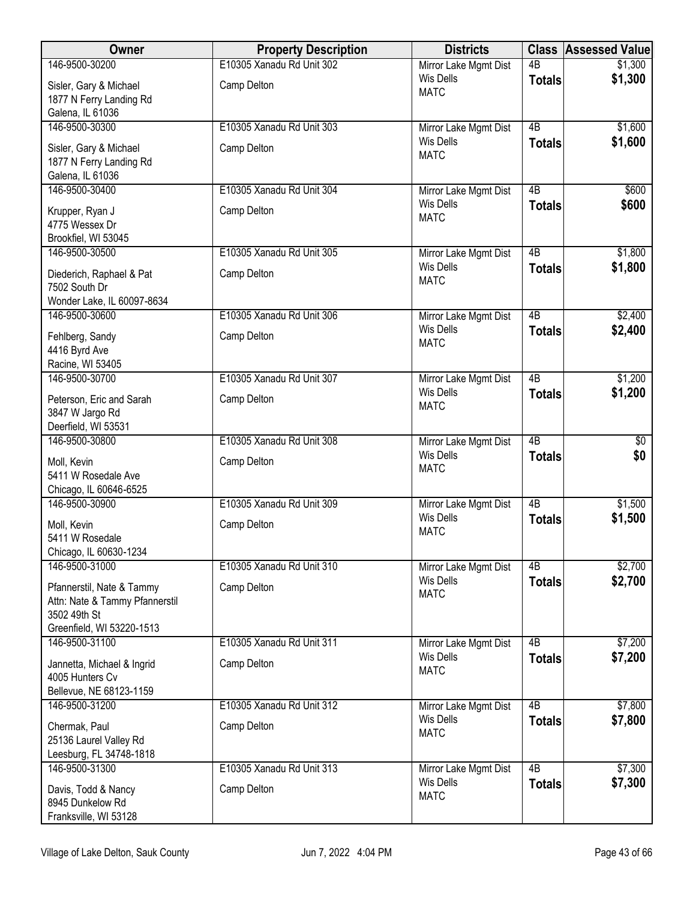| Owner | Property Description | Districts | Class | Assessed Value |
|---|---|---|---|---|
| 146-9500-30200<br>Sisler, Gary & Michael<br>1877 N Ferry Landing Rd<br>Galena, IL 61036 | E10305 Xanadu Rd Unit 302<br>Camp Delton | Mirror Lake Mgmt Dist<br>Wis Dells<br>MATC | 4B<br>**Totals** | $1,300<br>**$1,300** |
| 146-9500-30300<br>Sisler, Gary & Michael<br>1877 N Ferry Landing Rd<br>Galena, IL 61036 | E10305 Xanadu Rd Unit 303<br>Camp Delton | Mirror Lake Mgmt Dist<br>Wis Dells<br>MATC | 4B<br>**Totals** | $1,600<br>**$1,600** |
| 146-9500-30400<br>Krupper, Ryan J<br>4775 Wessex Dr<br>Brookfiel, WI 53045 | E10305 Xanadu Rd Unit 304<br>Camp Delton | Mirror Lake Mgmt Dist<br>Wis Dells<br>MATC | 4B<br>**Totals** | $600<br>**$600** |
| 146-9500-30500<br>Diederich, Raphael & Pat<br>7502 South Dr<br>Wonder Lake, IL 60097-8634 | E10305 Xanadu Rd Unit 305<br>Camp Delton | Mirror Lake Mgmt Dist<br>Wis Dells<br>MATC | 4B<br>**Totals** | $1,800<br>**$1,800** |
| 146-9500-30600<br>Fehlberg, Sandy<br>4416 Byrd Ave<br>Racine, WI 53405 | E10305 Xanadu Rd Unit 306<br>Camp Delton | Mirror Lake Mgmt Dist<br>Wis Dells<br>MATC | 4B<br>**Totals** | $2,400<br>**$2,400** |
| 146-9500-30700<br>Peterson, Eric and Sarah<br>3847 W Jargo Rd<br>Deerfield, WI 53531 | E10305 Xanadu Rd Unit 307<br>Camp Delton | Mirror Lake Mgmt Dist<br>Wis Dells<br>MATC | 4B<br>**Totals** | $1,200<br>**$1,200** |
| 146-9500-30800<br>Moll, Kevin<br>5411 W Rosedale Ave<br>Chicago, IL 60646-6525 | E10305 Xanadu Rd Unit 308<br>Camp Delton | Mirror Lake Mgmt Dist<br>Wis Dells<br>MATC | 4B<br>**Totals** | $0<br>**$0** |
| 146-9500-30900<br>Moll, Kevin<br>5411 W Rosedale<br>Chicago, IL 60630-1234 | E10305 Xanadu Rd Unit 309<br>Camp Delton | Mirror Lake Mgmt Dist<br>Wis Dells<br>MATC | 4B<br>**Totals** | $1,500<br>**$1,500** |
| 146-9500-31000<br>Pfannerstil, Nate & Tammy<br>Attn: Nate & Tammy Pfannerstil<br>3502 49th St<br>Greenfield, WI 53220-1513 | E10305 Xanadu Rd Unit 310<br>Camp Delton | Mirror Lake Mgmt Dist<br>Wis Dells<br>MATC | 4B<br>**Totals** | $2,700<br>**$2,700** |
| 146-9500-31100<br>Jannetta, Michael & Ingrid<br>4005 Hunters Cv<br>Bellevue, NE 68123-1159 | E10305 Xanadu Rd Unit 311<br>Camp Delton | Mirror Lake Mgmt Dist<br>Wis Dells<br>MATC | 4B<br>**Totals** | $7,200<br>**$7,200** |
| 146-9500-31200<br>Chermak, Paul<br>25136 Laurel Valley Rd<br>Leesburg, FL 34748-1818 | E10305 Xanadu Rd Unit 312<br>Camp Delton | Mirror Lake Mgmt Dist<br>Wis Dells<br>MATC | 4B<br>**Totals** | $7,800<br>**$7,800** |
| 146-9500-31300<br>Davis, Todd & Nancy<br>8945 Dunkelow Rd<br>Franksville, WI 53128 | E10305 Xanadu Rd Unit 313<br>Camp Delton | Mirror Lake Mgmt Dist<br>Wis Dells<br>MATC | 4B<br>**Totals** | $7,300<br>**$7,300** |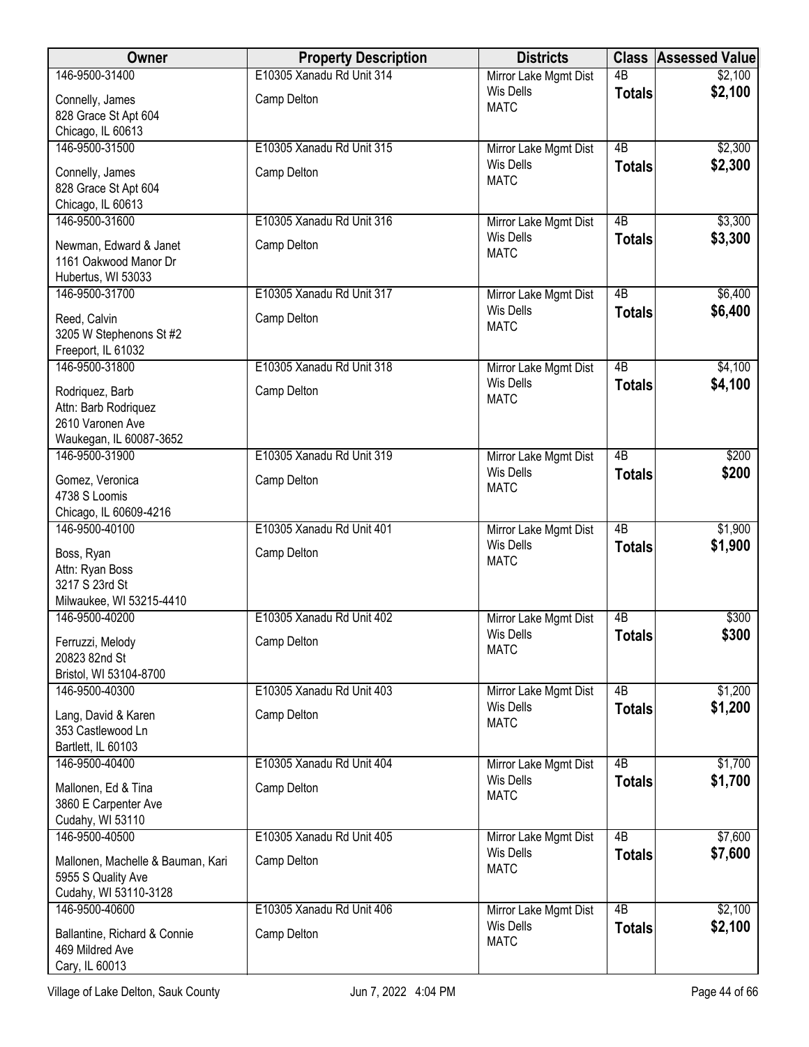| Owner | Property Description | Districts | Class | Assessed Value |
|---|---|---|---|---|
| 146-9500-31400<br>Connelly, James<br>828 Grace St Apt 604<br>Chicago, IL 60613 | E10305 Xanadu Rd Unit 314<br>Camp Delton | Mirror Lake Mgmt Dist<br>Wis Dells<br>MATC | 4B<br>**Totals** | $2,100<br>**$2,100** |
| 146-9500-31500<br>Connelly, James<br>828 Grace St Apt 604<br>Chicago, IL 60613 | E10305 Xanadu Rd Unit 315<br>Camp Delton | Mirror Lake Mgmt Dist<br>Wis Dells<br>MATC | 4B<br>**Totals** | $2,300<br>**$2,300** |
| 146-9500-31600<br>Newman, Edward & Janet<br>1161 Oakwood Manor Dr<br>Hubertus, WI 53033 | E10305 Xanadu Rd Unit 316<br>Camp Delton | Mirror Lake Mgmt Dist<br>Wis Dells<br>MATC | 4B<br>**Totals** | $3,300<br>**$3,300** |
| 146-9500-31700<br>Reed, Calvin<br>3205 W Stephenons St #2<br>Freeport, IL 61032 | E10305 Xanadu Rd Unit 317<br>Camp Delton | Mirror Lake Mgmt Dist<br>Wis Dells<br>MATC | 4B<br>**Totals** | $6,400<br>**$6,400** |
| 146-9500-31800<br>Rodriquez, Barb<br>Attn: Barb Rodriquez<br>2610 Varonen Ave<br>Waukegan, IL 60087-3652 | E10305 Xanadu Rd Unit 318<br>Camp Delton | Mirror Lake Mgmt Dist<br>Wis Dells<br>MATC | 4B<br>**Totals** | $4,100<br>**$4,100** |
| 146-9500-31900<br>Gomez, Veronica<br>4738 S Loomis<br>Chicago, IL 60609-4216 | E10305 Xanadu Rd Unit 319<br>Camp Delton | Mirror Lake Mgmt Dist<br>Wis Dells<br>MATC | 4B<br>**Totals** | $200<br>**$200** |
| 146-9500-40100<br>Boss, Ryan<br>Attn: Ryan Boss<br>3217 S 23rd St<br>Milwaukee, WI 53215-4410 | E10305 Xanadu Rd Unit 401<br>Camp Delton | Mirror Lake Mgmt Dist<br>Wis Dells<br>MATC | 4B<br>**Totals** | $1,900<br>**$1,900** |
| 146-9500-40200<br>Ferruzzi, Melody<br>20823 82nd St<br>Bristol, WI 53104-8700 | E10305 Xanadu Rd Unit 402<br>Camp Delton | Mirror Lake Mgmt Dist<br>Wis Dells<br>MATC | 4B<br>**Totals** | $300<br>**$300** |
| 146-9500-40300<br>Lang, David & Karen<br>353 Castlewood Ln<br>Bartlett, IL 60103 | E10305 Xanadu Rd Unit 403<br>Camp Delton | Mirror Lake Mgmt Dist<br>Wis Dells<br>MATC | 4B<br>**Totals** | $1,200<br>**$1,200** |
| 146-9500-40400<br>Mallonen, Ed & Tina<br>3860 E Carpenter Ave<br>Cudahy, WI 53110 | E10305 Xanadu Rd Unit 404<br>Camp Delton | Mirror Lake Mgmt Dist<br>Wis Dells<br>MATC | 4B<br>**Totals** | $1,700<br>**$1,700** |
| 146-9500-40500<br>Mallonen, Machelle & Bauman, Kari<br>5955 S Quality Ave<br>Cudahy, WI 53110-3128 | E10305 Xanadu Rd Unit 405<br>Camp Delton | Mirror Lake Mgmt Dist<br>Wis Dells<br>MATC | 4B<br>**Totals** | $7,600<br>**$7,600** |
| 146-9500-40600<br>Ballantine, Richard & Connie<br>469 Mildred Ave<br>Cary, IL 60013 | E10305 Xanadu Rd Unit 406<br>Camp Delton | Mirror Lake Mgmt Dist<br>Wis Dells<br>MATC | 4B<br>**Totals** | $2,100<br>**$2,100** |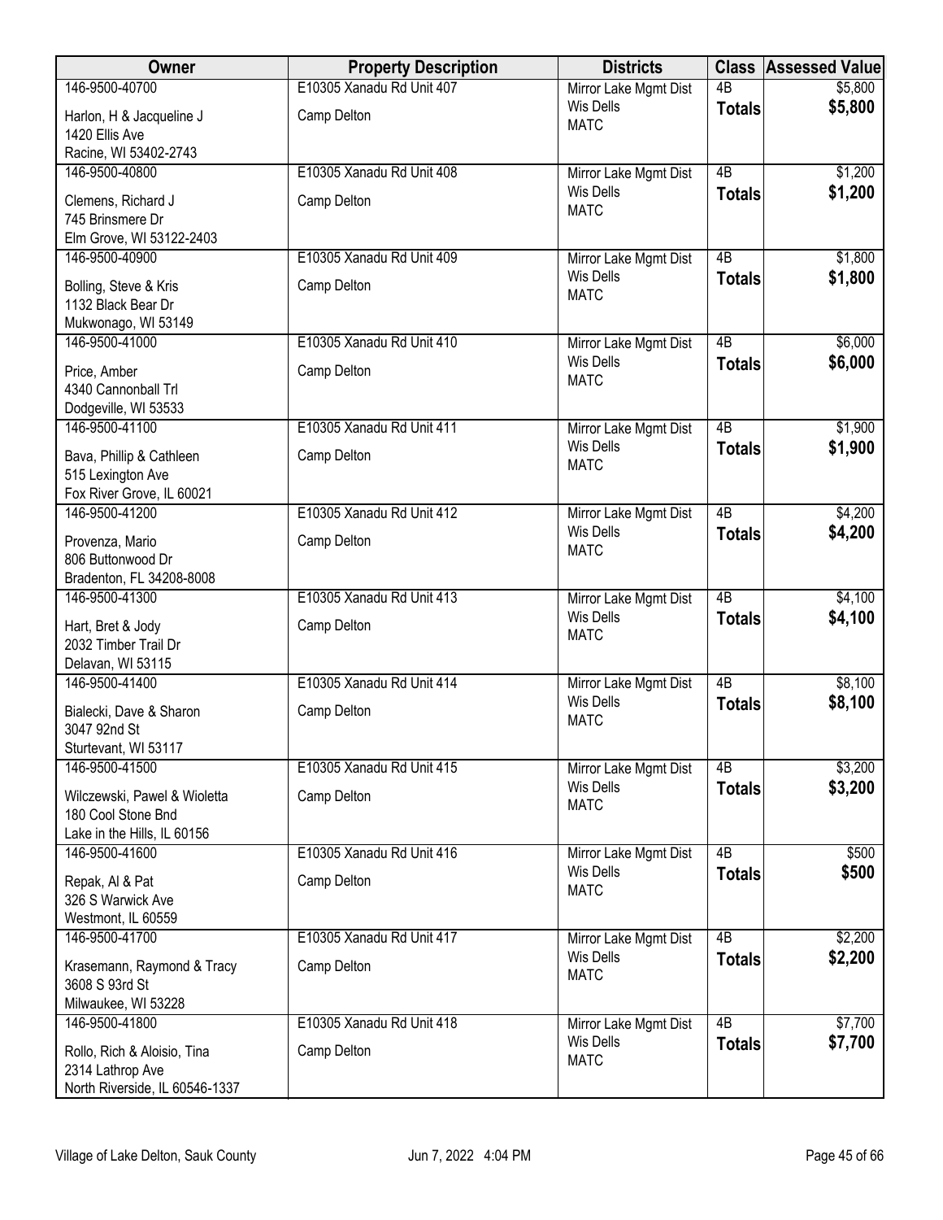| Owner | Property Description | Districts | Class | Assessed Value |
|---|---|---|---|---|
| 146-9500-40700<br>Harlon, H & Jacqueline J<br>1420 Ellis Ave<br>Racine, WI 53402-2743 | E10305 Xanadu Rd Unit 407<br>Camp Delton | Mirror Lake Mgmt Dist<br>Wis Dells<br>MATC | 4B<br>**Totals** | $5,800<br>**$5,800** |
| 146-9500-40800<br>Clemens, Richard J<br>745 Brinsmere Dr<br>Elm Grove, WI 53122-2403 | E10305 Xanadu Rd Unit 408<br>Camp Delton | Mirror Lake Mgmt Dist<br>Wis Dells<br>MATC | 4B<br>**Totals** | $1,200<br>**$1,200** |
| 146-9500-40900<br>Bolling, Steve & Kris<br>1132 Black Bear Dr<br>Mukwonago, WI 53149 | E10305 Xanadu Rd Unit 409<br>Camp Delton | Mirror Lake Mgmt Dist<br>Wis Dells<br>MATC | 4B<br>**Totals** | $1,800<br>**$1,800** |
| 146-9500-41000<br>Price, Amber<br>4340 Cannonball Trl<br>Dodgeville, WI 53533 | E10305 Xanadu Rd Unit 410<br>Camp Delton | Mirror Lake Mgmt Dist<br>Wis Dells<br>MATC | 4B<br>**Totals** | $6,000<br>**$6,000** |
| 146-9500-41100<br>Bava, Phillip & Cathleen<br>515 Lexington Ave<br>Fox River Grove, IL 60021 | E10305 Xanadu Rd Unit 411<br>Camp Delton | Mirror Lake Mgmt Dist<br>Wis Dells<br>MATC | 4B<br>**Totals** | $1,900<br>**$1,900** |
| 146-9500-41200<br>Provenza, Mario<br>806 Buttonwood Dr<br>Bradenton, FL 34208-8008 | E10305 Xanadu Rd Unit 412<br>Camp Delton | Mirror Lake Mgmt Dist<br>Wis Dells<br>MATC | 4B<br>**Totals** | $4,200<br>**$4,200** |
| 146-9500-41300<br>Hart, Bret & Jody<br>2032 Timber Trail Dr<br>Delavan, WI 53115 | E10305 Xanadu Rd Unit 413<br>Camp Delton | Mirror Lake Mgmt Dist<br>Wis Dells<br>MATC | 4B<br>**Totals** | $4,100<br>**$4,100** |
| 146-9500-41400<br>Bialecki, Dave & Sharon<br>3047 92nd St<br>Sturtevant, WI 53117 | E10305 Xanadu Rd Unit 414<br>Camp Delton | Mirror Lake Mgmt Dist<br>Wis Dells<br>MATC | 4B<br>**Totals** | $8,100<br>**$8,100** |
| 146-9500-41500<br>Wilczewski, Pawel & Wioletta<br>180 Cool Stone Bnd<br>Lake in the Hills, IL 60156 | E10305 Xanadu Rd Unit 415<br>Camp Delton | Mirror Lake Mgmt Dist<br>Wis Dells<br>MATC | 4B<br>**Totals** | $3,200<br>**$3,200** |
| 146-9500-41600<br>Repak, Al & Pat<br>326 S Warwick Ave<br>Westmont, IL 60559 | E10305 Xanadu Rd Unit 416<br>Camp Delton | Mirror Lake Mgmt Dist<br>Wis Dells<br>MATC | 4B<br>**Totals** | $500<br>**$500** |
| 146-9500-41700<br>Krasemann, Raymond & Tracy<br>3608 S 93rd St<br>Milwaukee, WI 53228 | E10305 Xanadu Rd Unit 417<br>Camp Delton | Mirror Lake Mgmt Dist<br>Wis Dells<br>MATC | 4B<br>**Totals** | $2,200<br>**$2,200** |
| 146-9500-41800<br>Rollo, Rich & Aloisio, Tina<br>2314 Lathrop Ave<br>North Riverside, IL 60546-1337 | E10305 Xanadu Rd Unit 418<br>Camp Delton | Mirror Lake Mgmt Dist<br>Wis Dells<br>MATC | 4B<br>**Totals** | $7,700<br>**$7,700** |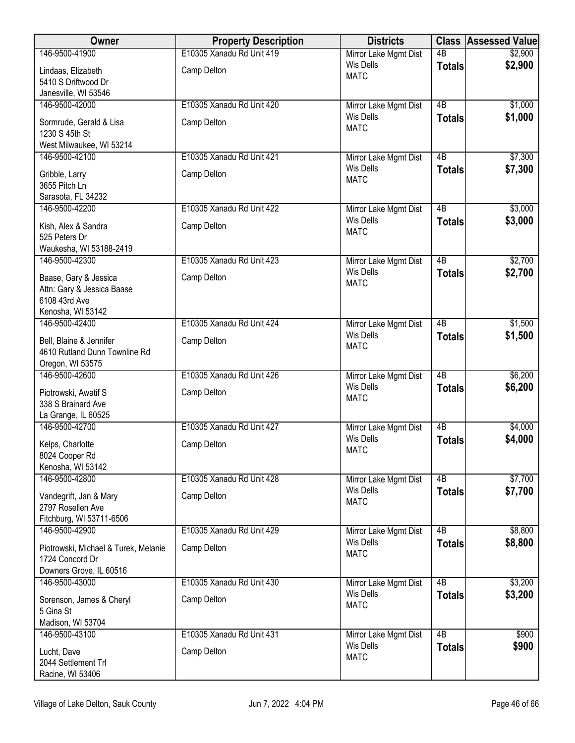| Owner | Property Description | Districts | Class | Assessed Value |
|---|---|---|---|---|
| 146-9500-41900<br>Lindaas, Elizabeth<br>5410 S Driftwood Dr<br>Janesville, WI 53546 | E10305 Xanadu Rd Unit 419<br>Camp Delton | Mirror Lake Mgmt Dist<br>Wis Dells<br>MATC | 4B<br>**Totals** | $2,900<br>**$2,900** |
| 146-9500-42000<br>Sormrude, Gerald & Lisa<br>1230 S 45th St<br>West Milwaukee, WI 53214 | E10305 Xanadu Rd Unit 420<br>Camp Delton | Mirror Lake Mgmt Dist<br>Wis Dells<br>MATC | 4B<br>**Totals** | $1,000<br>**$1,000** |
| 146-9500-42100<br>Gribble, Larry<br>3655 Pitch Ln<br>Sarasota, FL 34232 | E10305 Xanadu Rd Unit 421<br>Camp Delton | Mirror Lake Mgmt Dist<br>Wis Dells<br>MATC | 4B<br>**Totals** | $7,300<br>**$7,300** |
| 146-9500-42200<br>Kish, Alex & Sandra<br>525 Peters Dr<br>Waukesha, WI 53188-2419 | E10305 Xanadu Rd Unit 422<br>Camp Delton | Mirror Lake Mgmt Dist<br>Wis Dells<br>MATC | 4B<br>**Totals** | $3,000<br>**$3,000** |
| 146-9500-42300<br>Baase, Gary & Jessica<br>Attn: Gary & Jessica Baase<br>6108 43rd Ave<br>Kenosha, WI 53142 | E10305 Xanadu Rd Unit 423<br>Camp Delton | Mirror Lake Mgmt Dist<br>Wis Dells<br>MATC | 4B<br>**Totals** | $2,700<br>**$2,700** |
| 146-9500-42400<br>Bell, Blaine & Jennifer<br>4610 Rutland Dunn Townline Rd<br>Oregon, WI 53575 | E10305 Xanadu Rd Unit 424<br>Camp Delton | Mirror Lake Mgmt Dist<br>Wis Dells<br>MATC | 4B<br>**Totals** | $1,500<br>**$1,500** |
| 146-9500-42600<br>Piotrowski, Awatif S<br>338 S Brainard Ave<br>La Grange, IL 60525 | E10305 Xanadu Rd Unit 426<br>Camp Delton | Mirror Lake Mgmt Dist<br>Wis Dells<br>MATC | 4B<br>**Totals** | $6,200<br>**$6,200** |
| 146-9500-42700<br>Kelps, Charlotte<br>8024 Cooper Rd<br>Kenosha, WI 53142 | E10305 Xanadu Rd Unit 427<br>Camp Delton | Mirror Lake Mgmt Dist<br>Wis Dells<br>MATC | 4B<br>**Totals** | $4,000<br>**$4,000** |
| 146-9500-42800<br>Vandegrift, Jan & Mary<br>2797 Rosellen Ave<br>Fitchburg, WI 53711-6506 | E10305 Xanadu Rd Unit 428<br>Camp Delton | Mirror Lake Mgmt Dist<br>Wis Dells<br>MATC | 4B<br>**Totals** | $7,700<br>**$7,700** |
| 146-9500-42900<br>Piotrowski, Michael & Turek, Melanie<br>1724 Concord Dr<br>Downers Grove, IL 60516 | E10305 Xanadu Rd Unit 429<br>Camp Delton | Mirror Lake Mgmt Dist<br>Wis Dells<br>MATC | 4B<br>**Totals** | $8,800<br>**$8,800** |
| 146-9500-43000<br>Sorenson, James & Cheryl<br>5 Gina St<br>Madison, WI 53704 | E10305 Xanadu Rd Unit 430<br>Camp Delton | Mirror Lake Mgmt Dist<br>Wis Dells<br>MATC | 4B<br>**Totals** | $3,200<br>**$3,200** |
| 146-9500-43100<br>Lucht, Dave<br>2044 Settlement Trl<br>Racine, WI 53406 | E10305 Xanadu Rd Unit 431<br>Camp Delton | Mirror Lake Mgmt Dist<br>Wis Dells<br>MATC | 4B<br>**Totals** | $900<br>**$900** |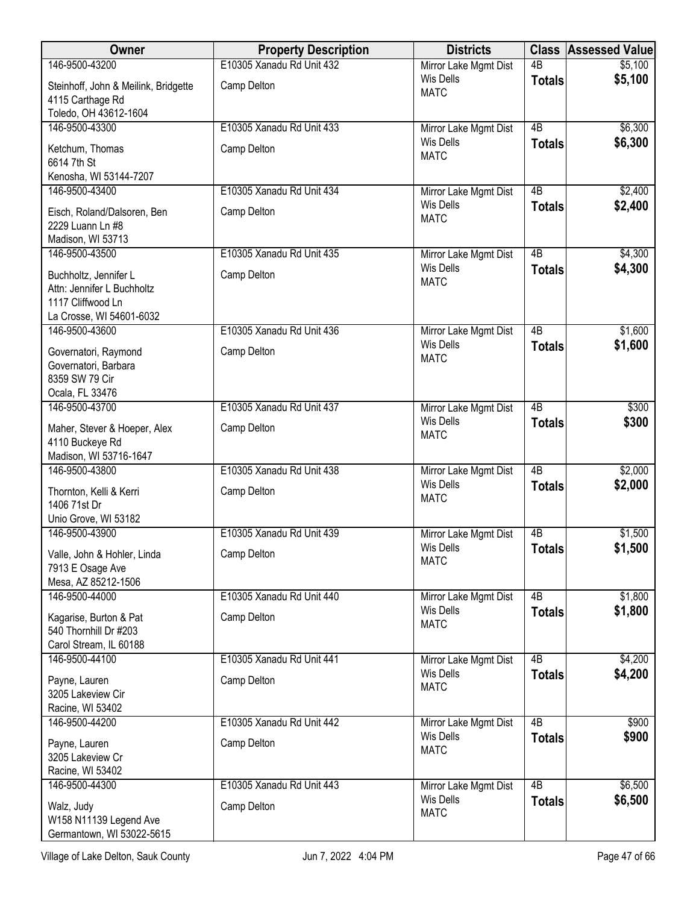| Owner | Property Description | Districts | Class | Assessed Value |
|---|---|---|---|---|
| 146-9500-43200<br>Steinhoff, John & Meilink, Bridgette<br>4115 Carthage Rd<br>Toledo, OH 43612-1604 | E10305 Xanadu Rd Unit 432<br>Camp Delton | Mirror Lake Mgmt Dist<br>Wis Dells<br>MATC | 4B<br>**Totals** | $5,100<br>**$5,100** |
| 146-9500-43300<br>Ketchum, Thomas<br>6614 7th St<br>Kenosha, WI 53144-7207 | E10305 Xanadu Rd Unit 433<br>Camp Delton | Mirror Lake Mgmt Dist<br>Wis Dells<br>MATC | 4B<br>**Totals** | $6,300<br>**$6,300** |
| 146-9500-43400<br>Eisch, Roland/Dalsoren, Ben<br>2229 Luann Ln #8<br>Madison, WI 53713 | E10305 Xanadu Rd Unit 434<br>Camp Delton | Mirror Lake Mgmt Dist<br>Wis Dells<br>MATC | 4B<br>**Totals** | $2,400<br>**$2,400** |
| 146-9500-43500<br>Buchholtz, Jennifer L<br>Attn: Jennifer L Buchholtz<br>1117 Cliffwood Ln<br>La Crosse, WI 54601-6032 | E10305 Xanadu Rd Unit 435<br>Camp Delton | Mirror Lake Mgmt Dist<br>Wis Dells<br>MATC | 4B<br>**Totals** | $4,300<br>**$4,300** |
| 146-9500-43600<br>Governatori, Raymond<br>Governatori, Barbara<br>8359 SW 79 Cir<br>Ocala, FL 33476 | E10305 Xanadu Rd Unit 436<br>Camp Delton | Mirror Lake Mgmt Dist<br>Wis Dells<br>MATC | 4B<br>**Totals** | $1,600<br>**$1,600** |
| 146-9500-43700<br>Maher, Stever & Hoeper, Alex<br>4110 Buckeye Rd<br>Madison, WI 53716-1647 | E10305 Xanadu Rd Unit 437<br>Camp Delton | Mirror Lake Mgmt Dist<br>Wis Dells<br>MATC | 4B<br>**Totals** | $300<br>**$300** |
| 146-9500-43800<br>Thornton, Kelli & Kerri<br>1406 71st Dr<br>Unio Grove, WI 53182 | E10305 Xanadu Rd Unit 438<br>Camp Delton | Mirror Lake Mgmt Dist<br>Wis Dells<br>MATC | 4B<br>**Totals** | $2,000<br>**$2,000** |
| 146-9500-43900<br>Valle, John & Hohler, Linda<br>7913 E Osage Ave<br>Mesa, AZ 85212-1506 | E10305 Xanadu Rd Unit 439<br>Camp Delton | Mirror Lake Mgmt Dist<br>Wis Dells<br>MATC | 4B<br>**Totals** | $1,500<br>**$1,500** |
| 146-9500-44000<br>Kagarise, Burton & Pat<br>540 Thornhill Dr #203<br>Carol Stream, IL 60188 | E10305 Xanadu Rd Unit 440<br>Camp Delton | Mirror Lake Mgmt Dist<br>Wis Dells<br>MATC | 4B<br>**Totals** | $1,800<br>**$1,800** |
| 146-9500-44100<br>Payne, Lauren<br>3205 Lakeview Cir<br>Racine, WI 53402 | E10305 Xanadu Rd Unit 441<br>Camp Delton | Mirror Lake Mgmt Dist<br>Wis Dells<br>MATC | 4B<br>**Totals** | $4,200<br>**$4,200** |
| 146-9500-44200<br>Payne, Lauren<br>3205 Lakeview Cr<br>Racine, WI 53402 | E10305 Xanadu Rd Unit 442<br>Camp Delton | Mirror Lake Mgmt Dist<br>Wis Dells<br>MATC | 4B<br>**Totals** | $900<br>**$900** |
| 146-9500-44300<br>Walz, Judy<br>W158 N11139 Legend Ave<br>Germantown, WI 53022-5615 | E10305 Xanadu Rd Unit 443<br>Camp Delton | Mirror Lake Mgmt Dist<br>Wis Dells<br>MATC | 4B<br>**Totals** | $6,500<br>**$6,500** |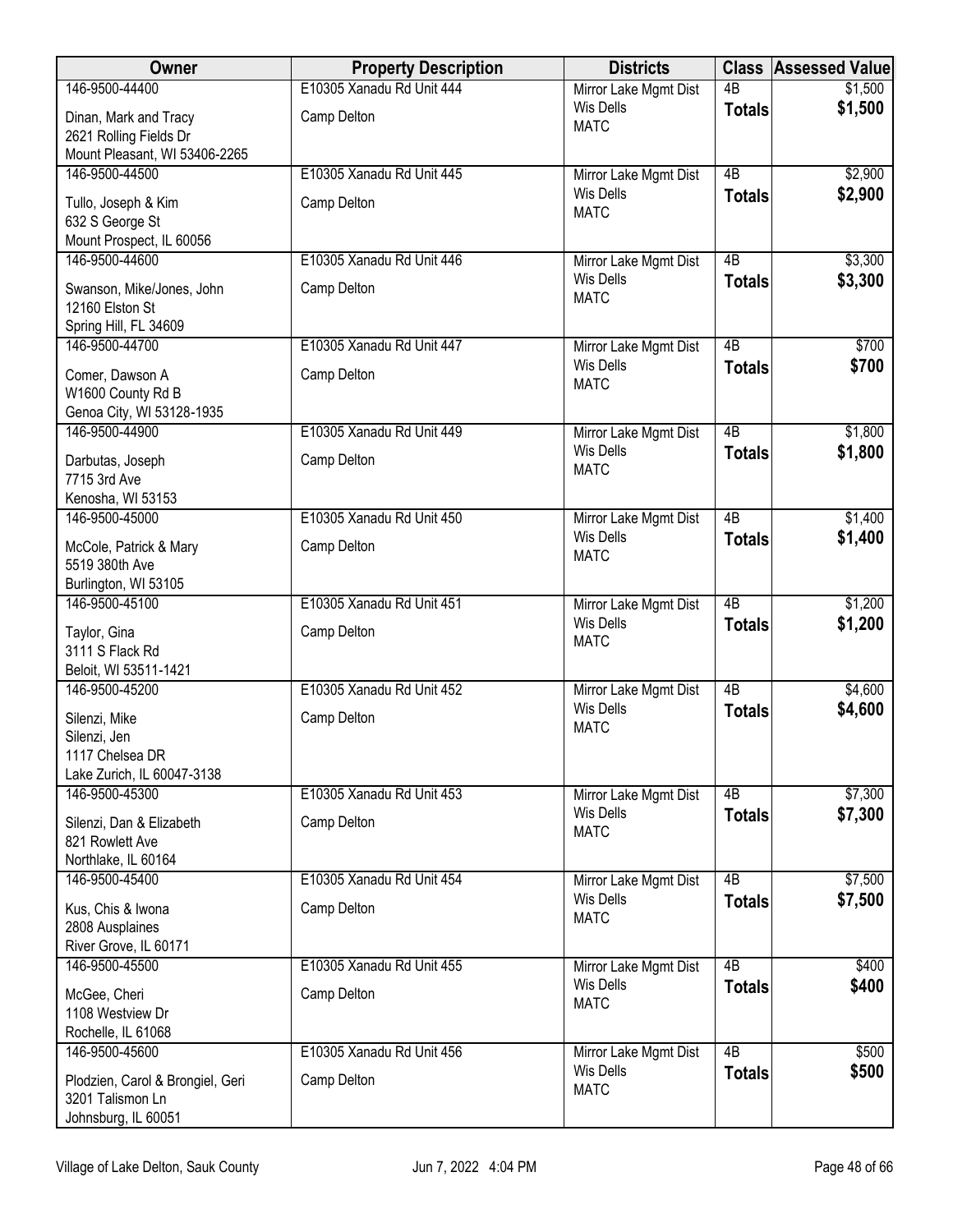| Owner | Property Description | Districts | Class | Assessed Value |
|---|---|---|---|---|
| 146-9500-44400<br>Dinan, Mark and Tracy<br>2621 Rolling Fields Dr<br>Mount Pleasant, WI 53406-2265 | E10305 Xanadu Rd Unit 444<br>Camp Delton | Mirror Lake Mgmt Dist<br>Wis Dells<br>MATC | 4B<br>**Totals** | $1,500<br>**$1,500** |
| 146-9500-44500<br>Tullo, Joseph & Kim<br>632 S George St<br>Mount Prospect, IL 60056 | E10305 Xanadu Rd Unit 445<br>Camp Delton | Mirror Lake Mgmt Dist<br>Wis Dells<br>MATC | 4B<br>**Totals** | $2,900<br>**$2,900** |
| 146-9500-44600<br>Swanson, Mike/Jones, John<br>12160 Elston St<br>Spring Hill, FL 34609 | E10305 Xanadu Rd Unit 446<br>Camp Delton | Mirror Lake Mgmt Dist<br>Wis Dells<br>MATC | 4B<br>**Totals** | $3,300<br>**$3,300** |
| 146-9500-44700<br>Comer, Dawson A<br>W1600 County Rd B<br>Genoa City, WI 53128-1935 | E10305 Xanadu Rd Unit 447<br>Camp Delton | Mirror Lake Mgmt Dist<br>Wis Dells<br>MATC | 4B<br>**Totals** | $700<br>**$700** |
| 146-9500-44900<br>Darbutas, Joseph<br>7715 3rd Ave<br>Kenosha, WI 53153 | E10305 Xanadu Rd Unit 449<br>Camp Delton | Mirror Lake Mgmt Dist<br>Wis Dells<br>MATC | 4B<br>**Totals** | $1,800<br>**$1,800** |
| 146-9500-45000<br>McCole, Patrick & Mary<br>5519 380th Ave<br>Burlington, WI 53105 | E10305 Xanadu Rd Unit 450<br>Camp Delton | Mirror Lake Mgmt Dist<br>Wis Dells<br>MATC | 4B<br>**Totals** | $1,400<br>**$1,400** |
| 146-9500-45100<br>Taylor, Gina<br>3111 S Flack Rd<br>Beloit, WI 53511-1421 | E10305 Xanadu Rd Unit 451<br>Camp Delton | Mirror Lake Mgmt Dist<br>Wis Dells<br>MATC | 4B<br>**Totals** | $1,200<br>**$1,200** |
| 146-9500-45200<br>Silenzi, Mike<br>Silenzi, Jen<br>1117 Chelsea DR<br>Lake Zurich, IL 60047-3138 | E10305 Xanadu Rd Unit 452<br>Camp Delton | Mirror Lake Mgmt Dist<br>Wis Dells<br>MATC | 4B<br>**Totals** | $4,600<br>**$4,600** |
| 146-9500-45300<br>Silenzi, Dan & Elizabeth<br>821 Rowlett Ave<br>Northlake, IL 60164 | E10305 Xanadu Rd Unit 453<br>Camp Delton | Mirror Lake Mgmt Dist<br>Wis Dells<br>MATC | 4B<br>**Totals** | $7,300<br>**$7,300** |
| 146-9500-45400<br>Kus, Chis & Iwona<br>2808 Ausplaines<br>River Grove, IL 60171 | E10305 Xanadu Rd Unit 454<br>Camp Delton | Mirror Lake Mgmt Dist<br>Wis Dells<br>MATC | 4B<br>**Totals** | $7,500<br>**$7,500** |
| 146-9500-45500<br>McGee, Cheri<br>1108 Westview Dr<br>Rochelle, IL 61068 | E10305 Xanadu Rd Unit 455<br>Camp Delton | Mirror Lake Mgmt Dist<br>Wis Dells<br>MATC | 4B<br>**Totals** | $400<br>**$400** |
| 146-9500-45600<br>Plodzien, Carol & Brongiel, Geri<br>3201 Talismon Ln<br>Johnsburg, IL 60051 | E10305 Xanadu Rd Unit 456<br>Camp Delton | Mirror Lake Mgmt Dist<br>Wis Dells<br>MATC | 4B<br>**Totals** | $500<br>**$500** |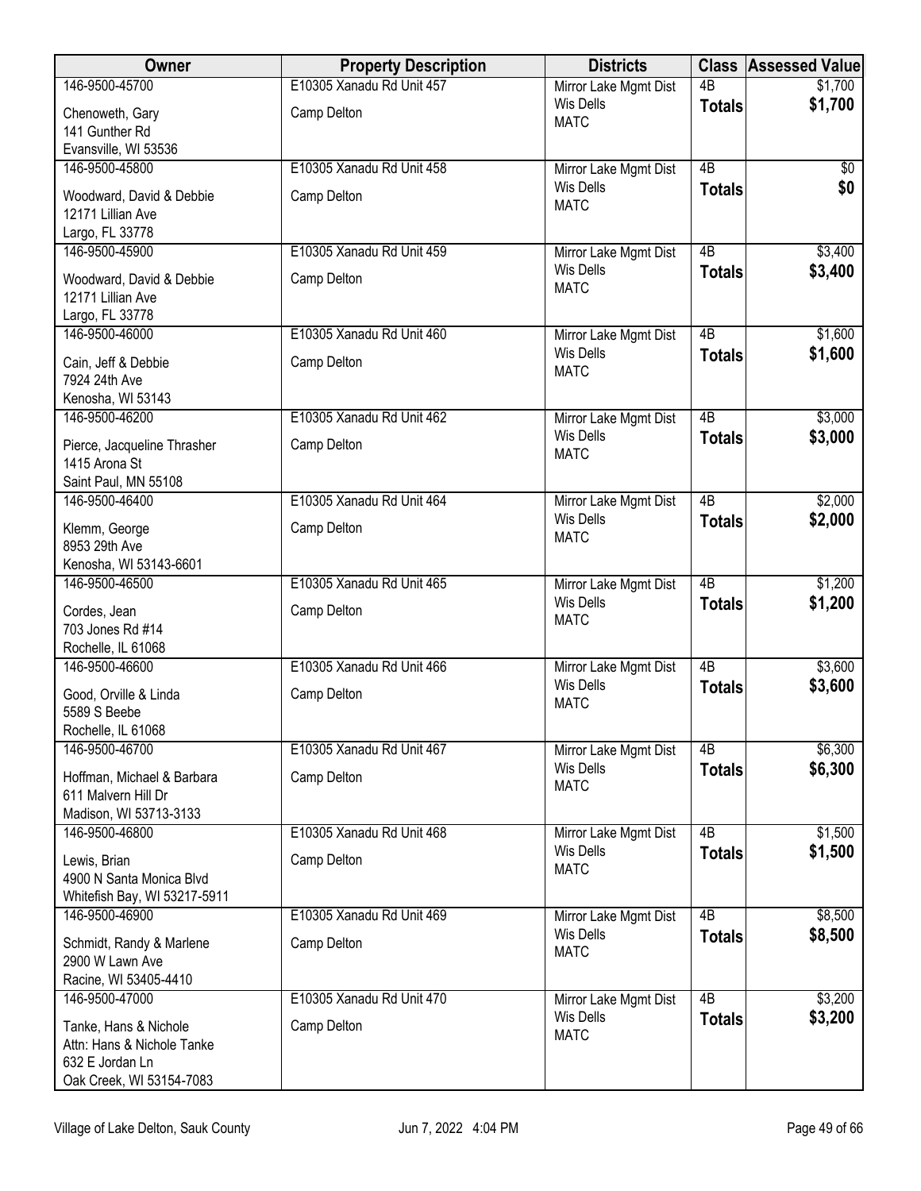| Owner | Property Description | Districts | Class | Assessed Value |
|---|---|---|---|---|
| 146-9500-45700<br>Chenoweth, Gary<br>141 Gunther Rd<br>Evansville, WI 53536 | E10305 Xanadu Rd Unit 457<br>Camp Delton | Mirror Lake Mgmt Dist<br>Wis Dells<br>MATC | 4B<br>**Totals** | $1,700<br>**$1,700** |
| 146-9500-45800<br>Woodward, David & Debbie<br>12171 Lillian Ave<br>Largo, FL 33778 | E10305 Xanadu Rd Unit 458<br>Camp Delton | Mirror Lake Mgmt Dist<br>Wis Dells<br>MATC | 4B<br>**Totals** | $0<br>**$0** |
| 146-9500-45900<br>Woodward, David & Debbie<br>12171 Lillian Ave<br>Largo, FL 33778 | E10305 Xanadu Rd Unit 459<br>Camp Delton | Mirror Lake Mgmt Dist<br>Wis Dells<br>MATC | 4B<br>**Totals** | $3,400<br>**$3,400** |
| 146-9500-46000<br>Cain, Jeff & Debbie<br>7924 24th Ave<br>Kenosha, WI 53143 | E10305 Xanadu Rd Unit 460<br>Camp Delton | Mirror Lake Mgmt Dist<br>Wis Dells<br>MATC | 4B<br>**Totals** | $1,600<br>**$1,600** |
| 146-9500-46200<br>Pierce, Jacqueline Thrasher<br>1415 Arona St<br>Saint Paul, MN 55108 | E10305 Xanadu Rd Unit 462<br>Camp Delton | Mirror Lake Mgmt Dist<br>Wis Dells<br>MATC | 4B<br>**Totals** | $3,000<br>**$3,000** |
| 146-9500-46400<br>Klemm, George<br>8953 29th Ave<br>Kenosha, WI 53143-6601 | E10305 Xanadu Rd Unit 464<br>Camp Delton | Mirror Lake Mgmt Dist<br>Wis Dells<br>MATC | 4B<br>**Totals** | $2,000<br>**$2,000** |
| 146-9500-46500<br>Cordes, Jean<br>703 Jones Rd #14<br>Rochelle, IL 61068 | E10305 Xanadu Rd Unit 465<br>Camp Delton | Mirror Lake Mgmt Dist<br>Wis Dells<br>MATC | 4B<br>**Totals** | $1,200<br>**$1,200** |
| 146-9500-46600<br>Good, Orville & Linda<br>5589 S Beebe<br>Rochelle, IL 61068 | E10305 Xanadu Rd Unit 466<br>Camp Delton | Mirror Lake Mgmt Dist<br>Wis Dells<br>MATC | 4B<br>**Totals** | $3,600<br>**$3,600** |
| 146-9500-46700<br>Hoffman, Michael & Barbara<br>611 Malvern Hill Dr<br>Madison, WI 53713-3133 | E10305 Xanadu Rd Unit 467<br>Camp Delton | Mirror Lake Mgmt Dist<br>Wis Dells<br>MATC | 4B<br>**Totals** | $6,300<br>**$6,300** |
| 146-9500-46800<br>Lewis, Brian<br>4900 N Santa Monica Blvd<br>Whitefish Bay, WI 53217-5911 | E10305 Xanadu Rd Unit 468<br>Camp Delton | Mirror Lake Mgmt Dist<br>Wis Dells<br>MATC | 4B<br>**Totals** | $1,500<br>**$1,500** |
| 146-9500-46900<br>Schmidt, Randy & Marlene<br>2900 W Lawn Ave<br>Racine, WI 53405-4410 | E10305 Xanadu Rd Unit 469<br>Camp Delton | Mirror Lake Mgmt Dist<br>Wis Dells<br>MATC | 4B<br>**Totals** | $8,500<br>**$8,500** |
| 146-9500-47000<br>Tanke, Hans & Nichole<br>Attn: Hans & Nichole Tanke<br>632 E Jordan Ln<br>Oak Creek, WI 53154-7083 | E10305 Xanadu Rd Unit 470<br>Camp Delton | Mirror Lake Mgmt Dist<br>Wis Dells<br>MATC | 4B<br>**Totals** | $3,200<br>**$3,200** |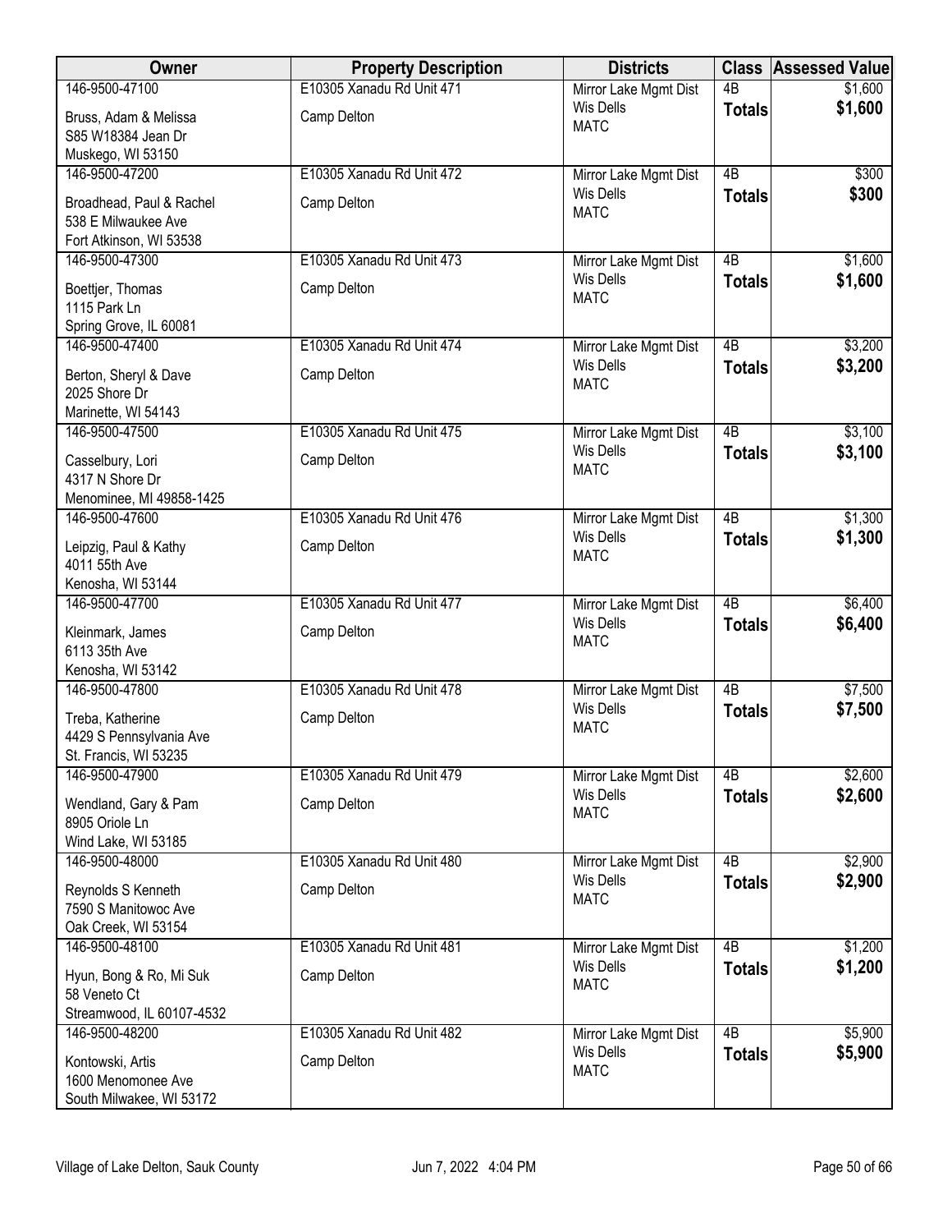| Owner | Property Description | Districts | Class | Assessed Value |
|---|---|---|---|---|
| 146-9500-47100<br>Bruss, Adam & Melissa<br>S85 W18384 Jean Dr<br>Muskego, WI 53150 | E10305 Xanadu Rd Unit 471<br>Camp Delton | Mirror Lake Mgmt Dist<br>Wis Dells<br>MATC | 4B<br>**Totals** | $1,600<br>**$1,600** |
| 146-9500-47200<br>Broadhead, Paul & Rachel<br>538 E Milwaukee Ave<br>Fort Atkinson, WI 53538 | E10305 Xanadu Rd Unit 472<br>Camp Delton | Mirror Lake Mgmt Dist<br>Wis Dells<br>MATC | 4B<br>**Totals** | $300<br>**$300** |
| 146-9500-47300<br>Boettjer, Thomas<br>1115 Park Ln<br>Spring Grove, IL 60081 | E10305 Xanadu Rd Unit 473<br>Camp Delton | Mirror Lake Mgmt Dist<br>Wis Dells<br>MATC | 4B<br>**Totals** | $1,600<br>**$1,600** |
| 146-9500-47400<br>Berton, Sheryl & Dave<br>2025 Shore Dr<br>Marinette, WI 54143 | E10305 Xanadu Rd Unit 474<br>Camp Delton | Mirror Lake Mgmt Dist<br>Wis Dells<br>MATC | 4B<br>**Totals** | $3,200<br>**$3,200** |
| 146-9500-47500<br>Casselbury, Lori<br>4317 N Shore Dr<br>Menominee, MI 49858-1425 | E10305 Xanadu Rd Unit 475<br>Camp Delton | Mirror Lake Mgmt Dist<br>Wis Dells<br>MATC | 4B<br>**Totals** | $3,100<br>**$3,100** |
| 146-9500-47600<br>Leipzig, Paul & Kathy<br>4011 55th Ave<br>Kenosha, WI 53144 | E10305 Xanadu Rd Unit 476<br>Camp Delton | Mirror Lake Mgmt Dist<br>Wis Dells<br>MATC | 4B<br>**Totals** | $1,300<br>**$1,300** |
| 146-9500-47700<br>Kleinmark, James<br>6113 35th Ave<br>Kenosha, WI 53142 | E10305 Xanadu Rd Unit 477<br>Camp Delton | Mirror Lake Mgmt Dist<br>Wis Dells<br>MATC | 4B<br>**Totals** | $6,400<br>**$6,400** |
| 146-9500-47800<br>Treba, Katherine<br>4429 S Pennsylvania Ave<br>St. Francis, WI 53235 | E10305 Xanadu Rd Unit 478<br>Camp Delton | Mirror Lake Mgmt Dist<br>Wis Dells<br>MATC | 4B<br>**Totals** | $7,500<br>**$7,500** |
| 146-9500-47900<br>Wendland, Gary & Pam<br>8905 Oriole Ln<br>Wind Lake, WI 53185 | E10305 Xanadu Rd Unit 479<br>Camp Delton | Mirror Lake Mgmt Dist<br>Wis Dells<br>MATC | 4B<br>**Totals** | $2,600<br>**$2,600** |
| 146-9500-48000<br>Reynolds S Kenneth<br>7590 S Manitowoc Ave<br>Oak Creek, WI 53154 | E10305 Xanadu Rd Unit 480<br>Camp Delton | Mirror Lake Mgmt Dist<br>Wis Dells<br>MATC | 4B<br>**Totals** | $2,900<br>**$2,900** |
| 146-9500-48100<br>Hyun, Bong & Ro, Mi Suk<br>58 Veneto Ct<br>Streamwood, IL 60107-4532 | E10305 Xanadu Rd Unit 481<br>Camp Delton | Mirror Lake Mgmt Dist<br>Wis Dells<br>MATC | 4B<br>**Totals** | $1,200<br>**$1,200** |
| 146-9500-48200<br>Kontowski, Artis<br>1600 Menomonee Ave<br>South Milwakee, WI 53172 | E10305 Xanadu Rd Unit 482<br>Camp Delton | Mirror Lake Mgmt Dist<br>Wis Dells<br>MATC | 4B<br>**Totals** | $5,900<br>**$5,900** |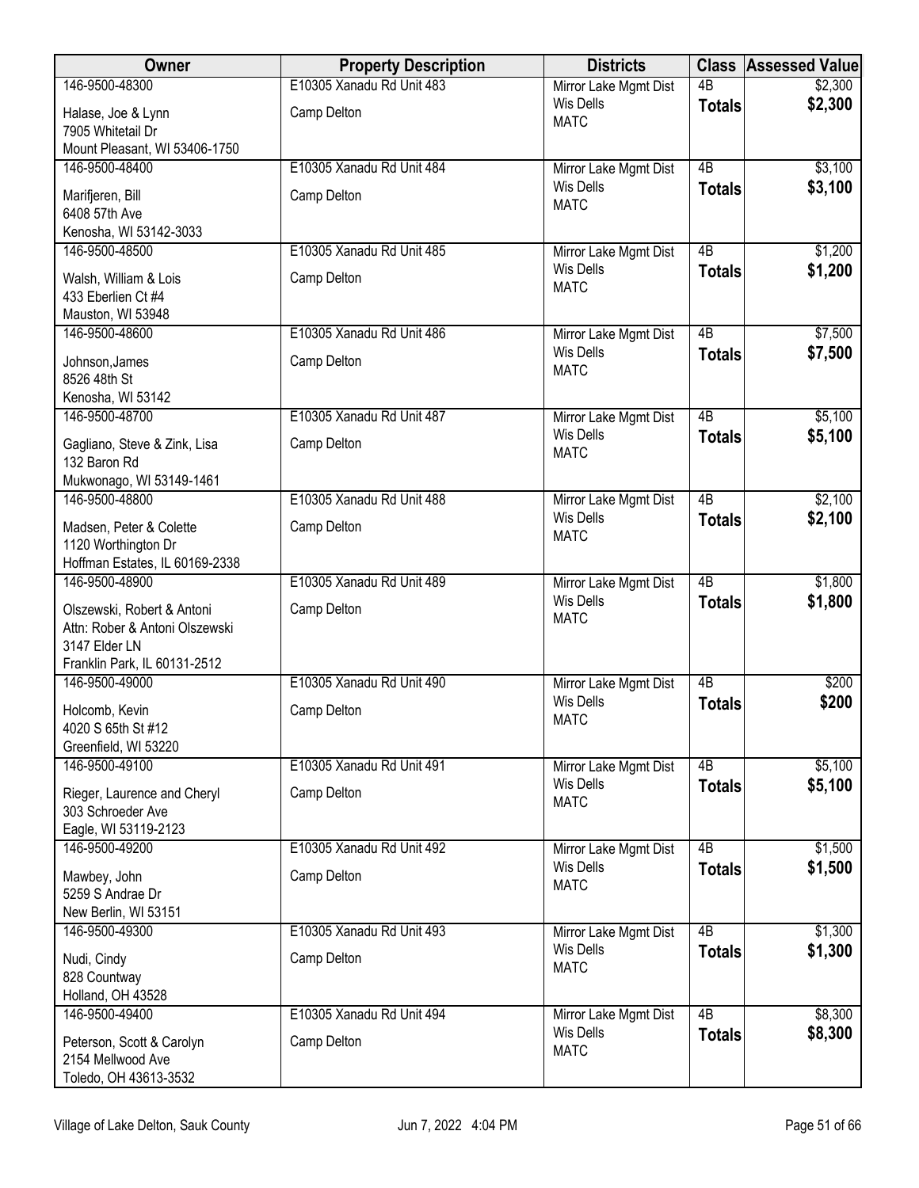| Owner | Property Description | Districts | Class | Assessed Value |
|---|---|---|---|---|
| 146-9500-48300<br>Halase, Joe & Lynn<br>7905 Whitetail Dr<br>Mount Pleasant, WI 53406-1750 | E10305 Xanadu Rd Unit 483<br>Camp Delton | Mirror Lake Mgmt Dist<br>Wis Dells<br>MATC | 4B<br>**Totals** | $2,300<br>**$2,300** |
| 146-9500-48400<br>Marifjeren, Bill<br>6408 57th Ave<br>Kenosha, WI 53142-3033 | E10305 Xanadu Rd Unit 484<br>Camp Delton | Mirror Lake Mgmt Dist<br>Wis Dells<br>MATC | 4B<br>**Totals** | $3,100<br>**$3,100** |
| 146-9500-48500<br>Walsh, William & Lois<br>433 Eberlien Ct #4<br>Mauston, WI 53948 | E10305 Xanadu Rd Unit 485<br>Camp Delton | Mirror Lake Mgmt Dist<br>Wis Dells<br>MATC | 4B<br>**Totals** | $1,200<br>**$1,200** |
| 146-9500-48600<br>Johnson,James<br>8526 48th St<br>Kenosha, WI 53142 | E10305 Xanadu Rd Unit 486<br>Camp Delton | Mirror Lake Mgmt Dist<br>Wis Dells<br>MATC | 4B<br>**Totals** | $7,500<br>**$7,500** |
| 146-9500-48700<br>Gagliano, Steve & Zink, Lisa<br>132 Baron Rd<br>Mukwonago, WI 53149-1461 | E10305 Xanadu Rd Unit 487<br>Camp Delton | Mirror Lake Mgmt Dist<br>Wis Dells<br>MATC | 4B<br>**Totals** | $5,100<br>**$5,100** |
| 146-9500-48800<br>Madsen, Peter & Colette<br>1120 Worthington Dr<br>Hoffman Estates, IL 60169-2338 | E10305 Xanadu Rd Unit 488<br>Camp Delton | Mirror Lake Mgmt Dist<br>Wis Dells<br>MATC | 4B<br>**Totals** | $2,100<br>**$2,100** |
| 146-9500-48900<br>Olszewski, Robert & Antoni<br>Attn: Rober & Antoni Olszewski<br>3147 Elder LN<br>Franklin Park, IL 60131-2512 | E10305 Xanadu Rd Unit 489<br>Camp Delton | Mirror Lake Mgmt Dist<br>Wis Dells<br>MATC | 4B<br>**Totals** | $1,800<br>**$1,800** |
| 146-9500-49000<br>Holcomb, Kevin<br>4020 S 65th St #12<br>Greenfield, WI 53220 | E10305 Xanadu Rd Unit 490<br>Camp Delton | Mirror Lake Mgmt Dist<br>Wis Dells<br>MATC | 4B<br>**Totals** | $200<br>**$200** |
| 146-9500-49100<br>Rieger, Laurence and Cheryl<br>303 Schroeder Ave<br>Eagle, WI 53119-2123 | E10305 Xanadu Rd Unit 491<br>Camp Delton | Mirror Lake Mgmt Dist<br>Wis Dells<br>MATC | 4B<br>**Totals** | $5,100<br>**$5,100** |
| 146-9500-49200<br>Mawbey, John<br>5259 S Andrae Dr<br>New Berlin, WI 53151 | E10305 Xanadu Rd Unit 492<br>Camp Delton | Mirror Lake Mgmt Dist<br>Wis Dells<br>MATC | 4B<br>**Totals** | $1,500<br>**$1,500** |
| 146-9500-49300<br>Nudi, Cindy<br>828 Countway<br>Holland, OH 43528 | E10305 Xanadu Rd Unit 493<br>Camp Delton | Mirror Lake Mgmt Dist<br>Wis Dells<br>MATC | 4B<br>**Totals** | $1,300<br>**$1,300** |
| 146-9500-49400<br>Peterson, Scott & Carolyn<br>2154 Mellwood Ave<br>Toledo, OH 43613-3532 | E10305 Xanadu Rd Unit 494<br>Camp Delton | Mirror Lake Mgmt Dist<br>Wis Dells<br>MATC | 4B<br>**Totals** | $8,300<br>**$8,300** |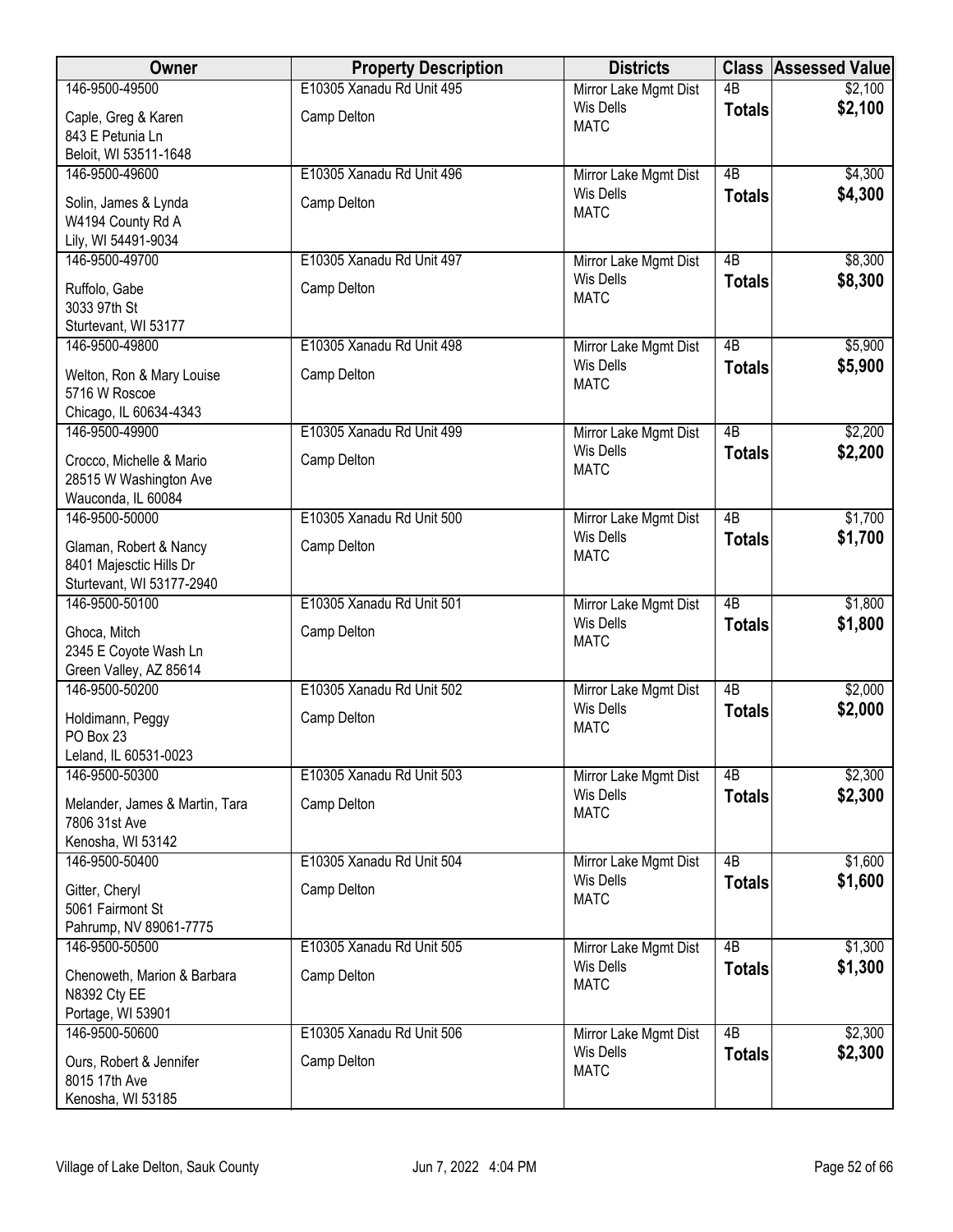| Owner | Property Description | Districts | Class | Assessed Value |
|---|---|---|---|---|
| 146-9500-49500 | E10305 Xanadu Rd Unit 495 | Mirror Lake Mgmt Dist | 4B | $2,100 |
| Caple, Greg & Karen<br>843 E Petunia Ln<br>Beloit, WI 53511-1648 | Camp Delton | Wis Dells<br>MATC | **Totals** | **$2,100** |
| 146-9500-49600 | E10305 Xanadu Rd Unit 496 | Mirror Lake Mgmt Dist | 4B | $4,300 |
| Solin, James & Lynda<br>W4194 County Rd A<br>Lily, WI 54491-9034 | Camp Delton | Wis Dells<br>MATC | **Totals** | **$4,300** |
| 146-9500-49700 | E10305 Xanadu Rd Unit 497 | Mirror Lake Mgmt Dist | 4B | $8,300 |
| Ruffolo, Gabe<br>3033 97th St<br>Sturtevant, WI 53177 | Camp Delton | Wis Dells<br>MATC | **Totals** | **$8,300** |
| 146-9500-49800 | E10305 Xanadu Rd Unit 498 | Mirror Lake Mgmt Dist | 4B | $5,900 |
| Welton, Ron & Mary Louise<br>5716 W Roscoe<br>Chicago, IL 60634-4343 | Camp Delton | Wis Dells<br>MATC | **Totals** | **$5,900** |
| 146-9500-49900 | E10305 Xanadu Rd Unit 499 | Mirror Lake Mgmt Dist | 4B | $2,200 |
| Crocco, Michelle & Mario<br>28515 W Washington Ave<br>Wauconda, IL 60084 | Camp Delton | Wis Dells<br>MATC | **Totals** | **$2,200** |
| 146-9500-50000 | E10305 Xanadu Rd Unit 500 | Mirror Lake Mgmt Dist | 4B | $1,700 |
| Glaman, Robert & Nancy<br>8401 Majesctic Hills Dr<br>Sturtevant, WI 53177-2940 | Camp Delton | Wis Dells<br>MATC | **Totals** | **$1,700** |
| 146-9500-50100 | E10305 Xanadu Rd Unit 501 | Mirror Lake Mgmt Dist | 4B | $1,800 |
| Ghoca, Mitch<br>2345 E Coyote Wash Ln<br>Green Valley, AZ 85614 | Camp Delton | Wis Dells<br>MATC | **Totals** | **$1,800** |
| 146-9500-50200 | E10305 Xanadu Rd Unit 502 | Mirror Lake Mgmt Dist | 4B | $2,000 |
| Holdimann, Peggy<br>PO Box 23<br>Leland, IL 60531-0023 | Camp Delton | Wis Dells<br>MATC | **Totals** | **$2,000** |
| 146-9500-50300 | E10305 Xanadu Rd Unit 503 | Mirror Lake Mgmt Dist | 4B | $2,300 |
| Melander, James & Martin, Tara<br>7806 31st Ave<br>Kenosha, WI 53142 | Camp Delton | Wis Dells<br>MATC | **Totals** | **$2,300** |
| 146-9500-50400 | E10305 Xanadu Rd Unit 504 | Mirror Lake Mgmt Dist | 4B | $1,600 |
| Gitter, Cheryl<br>5061 Fairmont St<br>Pahrump, NV 89061-7775 | Camp Delton | Wis Dells<br>MATC | **Totals** | **$1,600** |
| 146-9500-50500 | E10305 Xanadu Rd Unit 505 | Mirror Lake Mgmt Dist | 4B | $1,300 |
| Chenoweth, Marion & Barbara<br>N8392 Cty EE<br>Portage, WI 53901 | Camp Delton | Wis Dells<br>MATC | **Totals** | **$1,300** |
| 146-9500-50600 | E10305 Xanadu Rd Unit 506 | Mirror Lake Mgmt Dist | 4B | $2,300 |
| Ours, Robert & Jennifer<br>8015 17th Ave<br>Kenosha, WI 53185 | Camp Delton | Wis Dells<br>MATC | **Totals** | **$2,300** |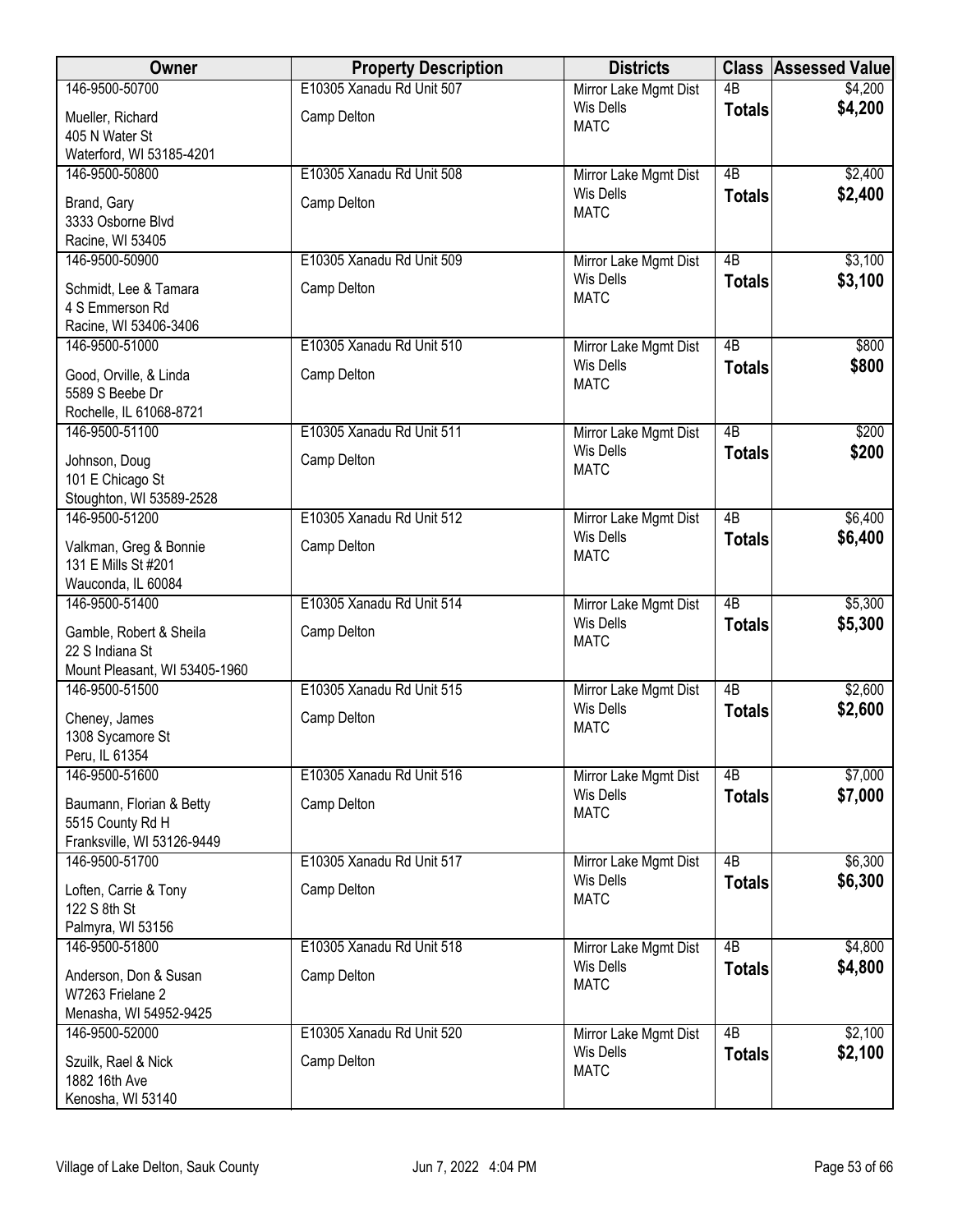| Owner | Property Description | Districts | Class | Assessed Value |
|---|---|---|---|---|
| 146-9500-50700<br>Mueller, Richard<br>405 N Water St<br>Waterford, WI 53185-4201 | E10305 Xanadu Rd Unit 507<br>Camp Delton | Mirror Lake Mgmt Dist<br>Wis Dells<br>MATC | 4B<br>**Totals** | \$4,200<br>**\$4,200** |
| 146-9500-50800<br>Brand, Gary<br>3333 Osborne Blvd<br>Racine, WI 53405 | E10305 Xanadu Rd Unit 508<br>Camp Delton | Mirror Lake Mgmt Dist<br>Wis Dells<br>MATC | 4B<br>**Totals** | \$2,400<br>**\$2,400** |
| 146-9500-50900<br>Schmidt, Lee & Tamara<br>4 S Emmerson Rd<br>Racine, WI 53406-3406 | E10305 Xanadu Rd Unit 509<br>Camp Delton | Mirror Lake Mgmt Dist<br>Wis Dells<br>MATC | 4B<br>**Totals** | \$3,100<br>**\$3,100** |
| 146-9500-51000<br>Good, Orville, & Linda<br>5589 S Beebe Dr<br>Rochelle, IL 61068-8721 | E10305 Xanadu Rd Unit 510<br>Camp Delton | Mirror Lake Mgmt Dist<br>Wis Dells<br>MATC | 4B<br>**Totals** | \$800<br>**\$800** |
| 146-9500-51100<br>Johnson, Doug<br>101 E Chicago St<br>Stoughton, WI 53589-2528 | E10305 Xanadu Rd Unit 511<br>Camp Delton | Mirror Lake Mgmt Dist<br>Wis Dells<br>MATC | 4B<br>**Totals** | \$200<br>**\$200** |
| 146-9500-51200<br>Valkman, Greg & Bonnie<br>131 E Mills St #201<br>Wauconda, IL 60084 | E10305 Xanadu Rd Unit 512<br>Camp Delton | Mirror Lake Mgmt Dist<br>Wis Dells<br>MATC | 4B<br>**Totals** | \$6,400<br>**\$6,400** |
| 146-9500-51400<br>Gamble, Robert & Sheila<br>22 S Indiana St<br>Mount Pleasant, WI 53405-1960 | E10305 Xanadu Rd Unit 514<br>Camp Delton | Mirror Lake Mgmt Dist<br>Wis Dells<br>MATC | 4B<br>**Totals** | \$5,300<br>**\$5,300** |
| 146-9500-51500<br>Cheney, James<br>1308 Sycamore St<br>Peru, IL 61354 | E10305 Xanadu Rd Unit 515<br>Camp Delton | Mirror Lake Mgmt Dist<br>Wis Dells<br>MATC | 4B<br>**Totals** | \$2,600<br>**\$2,600** |
| 146-9500-51600<br>Baumann, Florian & Betty<br>5515 County Rd H<br>Franksville, WI 53126-9449 | E10305 Xanadu Rd Unit 516<br>Camp Delton | Mirror Lake Mgmt Dist<br>Wis Dells<br>MATC | 4B<br>**Totals** | \$7,000<br>**\$7,000** |
| 146-9500-51700<br>Loften, Carrie & Tony<br>122 S 8th St<br>Palmyra, WI 53156 | E10305 Xanadu Rd Unit 517<br>Camp Delton | Mirror Lake Mgmt Dist<br>Wis Dells<br>MATC | 4B<br>**Totals** | \$6,300<br>**\$6,300** |
| 146-9500-51800<br>Anderson, Don & Susan<br>W7263 Frielane 2<br>Menasha, WI 54952-9425 | E10305 Xanadu Rd Unit 518<br>Camp Delton | Mirror Lake Mgmt Dist<br>Wis Dells<br>MATC | 4B<br>**Totals** | \$4,800<br>**\$4,800** |
| 146-9500-52000<br>Szuilk, Rael & Nick<br>1882 16th Ave<br>Kenosha, WI 53140 | E10305 Xanadu Rd Unit 520<br>Camp Delton | Mirror Lake Mgmt Dist<br>Wis Dells<br>MATC | 4B<br>**Totals** | \$2,100<br>**\$2,100** |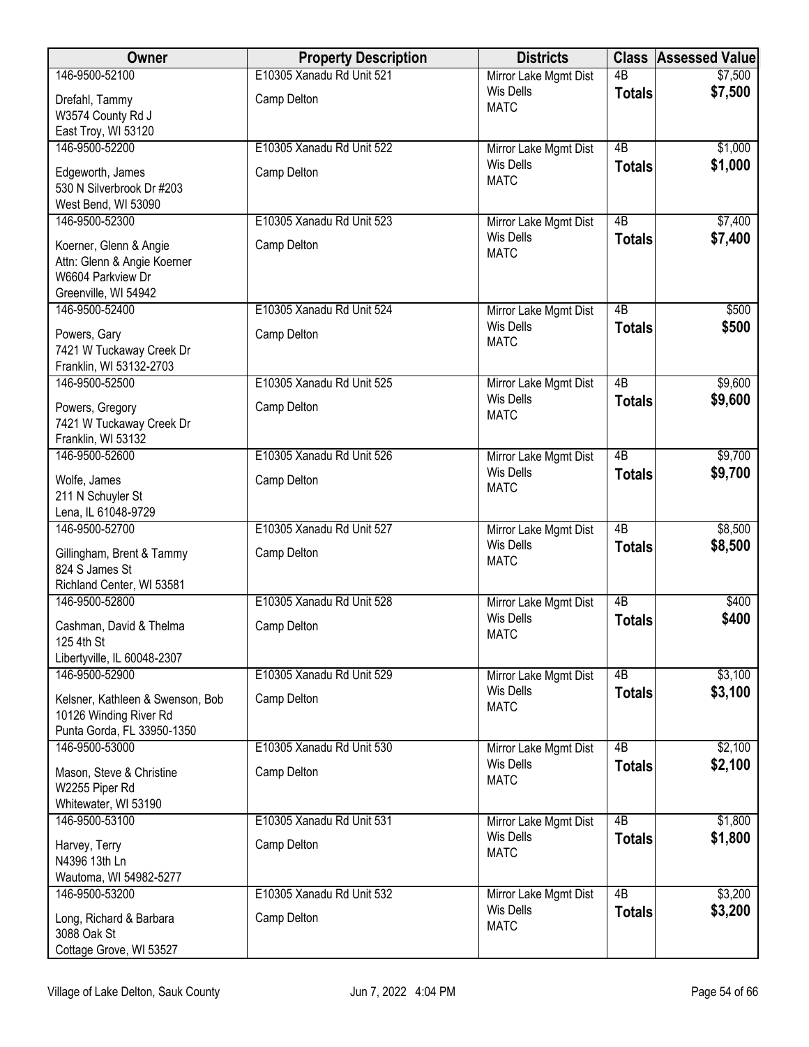| Owner | Property Description | Districts | Class | Assessed Value |
|---|---|---|---|---|
| 146-9500-52100<br>Drefahl, Tammy<br>W3574 County Rd J<br>East Troy, WI 53120 | E10305 Xanadu Rd Unit 521<br>Camp Delton | Mirror Lake Mgmt Dist<br>Wis Dells<br>MATC | 4B<br>**Totals** | $7,500<br>**$7,500** |
| 146-9500-52200<br>Edgeworth, James<br>530 N Silverbrook Dr #203<br>West Bend, WI 53090 | E10305 Xanadu Rd Unit 522<br>Camp Delton | Mirror Lake Mgmt Dist<br>Wis Dells<br>MATC | 4B<br>**Totals** | $1,000<br>**$1,000** |
| 146-9500-52300<br>Koerner, Glenn & Angie<br>Attn: Glenn & Angie Koerner<br>W6604 Parkview Dr<br>Greenville, WI 54942 | E10305 Xanadu Rd Unit 523<br>Camp Delton | Mirror Lake Mgmt Dist<br>Wis Dells<br>MATC | 4B<br>**Totals** | $7,400<br>**$7,400** |
| 146-9500-52400<br>Powers, Gary<br>7421 W Tuckaway Creek Dr<br>Franklin, WI 53132-2703 | E10305 Xanadu Rd Unit 524<br>Camp Delton | Mirror Lake Mgmt Dist<br>Wis Dells<br>MATC | 4B<br>**Totals** | $500<br>**$500** |
| 146-9500-52500<br>Powers, Gregory<br>7421 W Tuckaway Creek Dr<br>Franklin, WI 53132 | E10305 Xanadu Rd Unit 525<br>Camp Delton | Mirror Lake Mgmt Dist<br>Wis Dells<br>MATC | 4B<br>**Totals** | $9,600<br>**$9,600** |
| 146-9500-52600<br>Wolfe, James<br>211 N Schuyler St<br>Lena, IL 61048-9729 | E10305 Xanadu Rd Unit 526<br>Camp Delton | Mirror Lake Mgmt Dist<br>Wis Dells<br>MATC | 4B<br>**Totals** | $9,700<br>**$9,700** |
| 146-9500-52700<br>Gillingham, Brent & Tammy<br>824 S James St<br>Richland Center, WI 53581 | E10305 Xanadu Rd Unit 527<br>Camp Delton | Mirror Lake Mgmt Dist<br>Wis Dells<br>MATC | 4B<br>**Totals** | $8,500<br>**$8,500** |
| 146-9500-52800<br>Cashman, David & Thelma<br>125 4th St<br>Libertyville, IL 60048-2307 | E10305 Xanadu Rd Unit 528<br>Camp Delton | Mirror Lake Mgmt Dist<br>Wis Dells<br>MATC | 4B<br>**Totals** | $400<br>**$400** |
| 146-9500-52900<br>Kelsner, Kathleen & Swenson, Bob<br>10126 Winding River Rd<br>Punta Gorda, FL 33950-1350 | E10305 Xanadu Rd Unit 529<br>Camp Delton | Mirror Lake Mgmt Dist<br>Wis Dells<br>MATC | 4B<br>**Totals** | $3,100<br>**$3,100** |
| 146-9500-53000<br>Mason, Steve & Christine<br>W2255 Piper Rd<br>Whitewater, WI 53190 | E10305 Xanadu Rd Unit 530<br>Camp Delton | Mirror Lake Mgmt Dist<br>Wis Dells<br>MATC | 4B<br>**Totals** | $2,100<br>**$2,100** |
| 146-9500-53100<br>Harvey, Terry<br>N4396 13th Ln<br>Wautoma, WI 54982-5277 | E10305 Xanadu Rd Unit 531<br>Camp Delton | Mirror Lake Mgmt Dist<br>Wis Dells<br>MATC | 4B<br>**Totals** | $1,800<br>**$1,800** |
| 146-9500-53200<br>Long, Richard & Barbara<br>3088 Oak St<br>Cottage Grove, WI 53527 | E10305 Xanadu Rd Unit 532<br>Camp Delton | Mirror Lake Mgmt Dist<br>Wis Dells<br>MATC | 4B<br>**Totals** | $3,200<br>**$3,200** |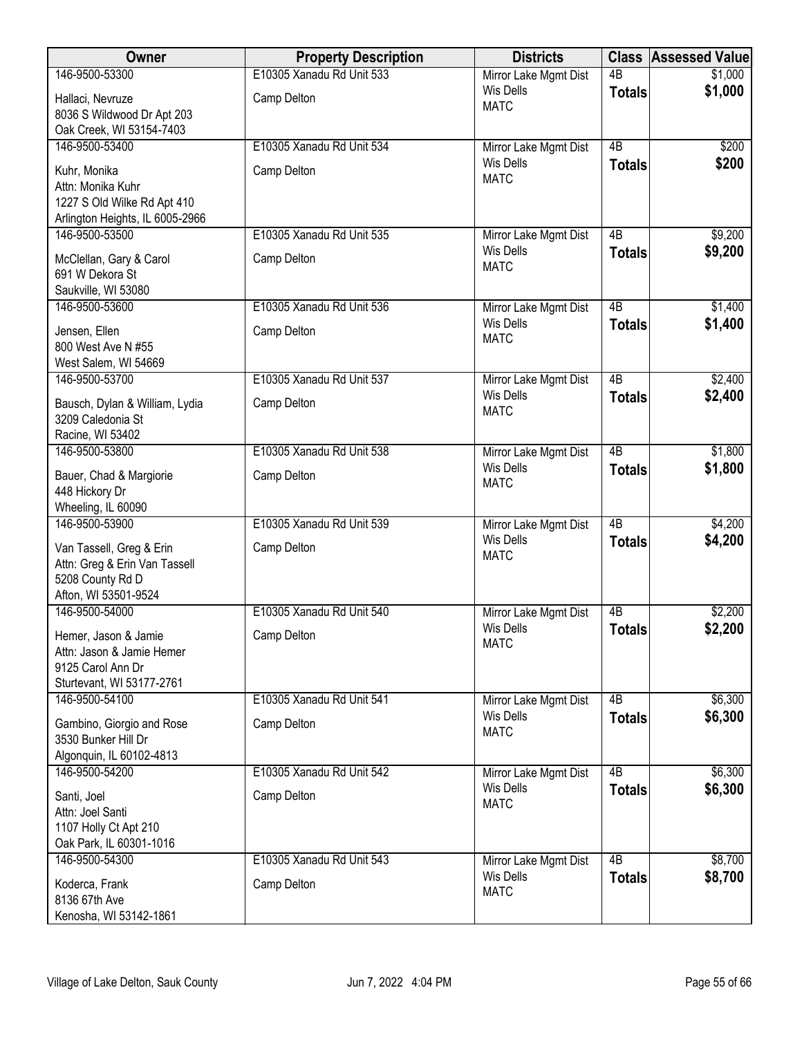| Owner | Property Description | Districts | Class | Assessed Value |
|---|---|---|---|---|
| 146-9500-53300<br>Hallaci, Nevruze<br>8036 S Wildwood Dr Apt 203<br>Oak Creek, WI 53154-7403 | E10305 Xanadu Rd Unit 533<br>Camp Delton | Mirror Lake Mgmt Dist<br>Wis Dells<br>MATC | 4B<br>**Totals** | $1,000<br>**$1,000** |
| 146-9500-53400<br>Kuhr, Monika<br>Attn: Monika Kuhr<br>1227 S Old Wilke Rd Apt 410<br>Arlington Heights, IL 6005-2966 | E10305 Xanadu Rd Unit 534<br>Camp Delton | Mirror Lake Mgmt Dist<br>Wis Dells<br>MATC | 4B<br>**Totals** | $200<br>**$200** |
| 146-9500-53500<br>McClellan, Gary & Carol<br>691 W Dekora St<br>Saukville, WI 53080 | E10305 Xanadu Rd Unit 535<br>Camp Delton | Mirror Lake Mgmt Dist<br>Wis Dells<br>MATC | 4B<br>**Totals** | $9,200<br>**$9,200** |
| 146-9500-53600<br>Jensen, Ellen<br>800 West Ave N #55<br>West Salem, WI 54669 | E10305 Xanadu Rd Unit 536<br>Camp Delton | Mirror Lake Mgmt Dist<br>Wis Dells<br>MATC | 4B<br>**Totals** | $1,400<br>**$1,400** |
| 146-9500-53700<br>Bausch, Dylan & William, Lydia<br>3209 Caledonia St<br>Racine, WI 53402 | E10305 Xanadu Rd Unit 537<br>Camp Delton | Mirror Lake Mgmt Dist<br>Wis Dells<br>MATC | 4B<br>**Totals** | $2,400<br>**$2,400** |
| 146-9500-53800<br>Bauer, Chad & Margiorie<br>448 Hickory Dr<br>Wheeling, IL 60090 | E10305 Xanadu Rd Unit 538<br>Camp Delton | Mirror Lake Mgmt Dist<br>Wis Dells<br>MATC | 4B<br>**Totals** | $1,800<br>**$1,800** |
| 146-9500-53900<br>Van Tassell, Greg & Erin<br>Attn: Greg & Erin Van Tassell<br>5208 County Rd D<br>Afton, WI 53501-9524 | E10305 Xanadu Rd Unit 539<br>Camp Delton | Mirror Lake Mgmt Dist<br>Wis Dells<br>MATC | 4B<br>**Totals** | $4,200<br>**$4,200** |
| 146-9500-54000<br>Hemer, Jason & Jamie<br>Attn: Jason & Jamie Hemer<br>9125 Carol Ann Dr<br>Sturtevant, WI 53177-2761 | E10305 Xanadu Rd Unit 540<br>Camp Delton | Mirror Lake Mgmt Dist<br>Wis Dells<br>MATC | 4B<br>**Totals** | $2,200<br>**$2,200** |
| 146-9500-54100<br>Gambino, Giorgio and Rose<br>3530 Bunker Hill Dr<br>Algonquin, IL 60102-4813 | E10305 Xanadu Rd Unit 541<br>Camp Delton | Mirror Lake Mgmt Dist<br>Wis Dells<br>MATC | 4B<br>**Totals** | $6,300<br>**$6,300** |
| 146-9500-54200<br>Santi, Joel<br>Attn: Joel Santi<br>1107 Holly Ct Apt 210<br>Oak Park, IL 60301-1016 | E10305 Xanadu Rd Unit 542<br>Camp Delton | Mirror Lake Mgmt Dist<br>Wis Dells<br>MATC | 4B<br>**Totals** | $6,300<br>**$6,300** |
| 146-9500-54300<br>Koderca, Frank<br>8136 67th Ave<br>Kenosha, WI 53142-1861 | E10305 Xanadu Rd Unit 543<br>Camp Delton | Mirror Lake Mgmt Dist<br>Wis Dells<br>MATC | 4B<br>**Totals** | $8,700<br>**$8,700** |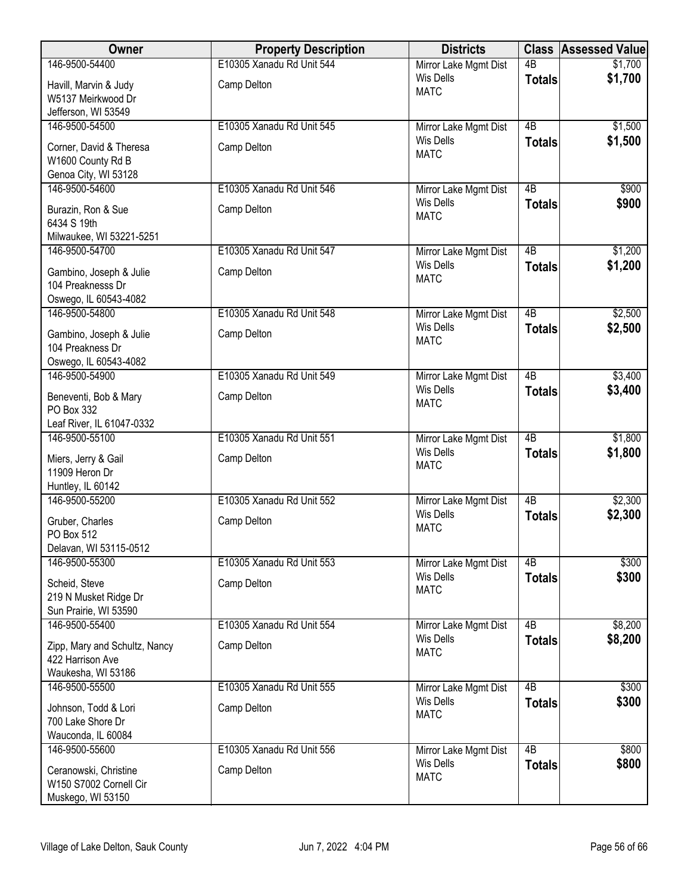| Owner | Property Description | Districts | Class | Assessed Value |
|---|---|---|---|---|
| 146-9500-54400<br>Havill, Marvin & Judy<br>W5137 Meirkwood Dr<br>Jefferson, WI 53549 | E10305 Xanadu Rd Unit 544<br>Camp Delton | Mirror Lake Mgmt Dist<br>Wis Dells<br>MATC | 4B<br>**Totals** | $1,700<br>**$1,700** |
| 146-9500-54500<br>Corner, David & Theresa<br>W1600 County Rd B<br>Genoa City, WI 53128 | E10305 Xanadu Rd Unit 545<br>Camp Delton | Mirror Lake Mgmt Dist<br>Wis Dells<br>MATC | 4B<br>**Totals** | $1,500<br>**$1,500** |
| 146-9500-54600<br>Burazin, Ron & Sue<br>6434 S 19th<br>Milwaukee, WI 53221-5251 | E10305 Xanadu Rd Unit 546<br>Camp Delton | Mirror Lake Mgmt Dist<br>Wis Dells<br>MATC | 4B<br>**Totals** | $900<br>**$900** |
| 146-9500-54700<br>Gambino, Joseph & Julie<br>104 Preaknesss Dr<br>Oswego, IL 60543-4082 | E10305 Xanadu Rd Unit 547<br>Camp Delton | Mirror Lake Mgmt Dist<br>Wis Dells<br>MATC | 4B<br>**Totals** | $1,200<br>**$1,200** |
| 146-9500-54800<br>Gambino, Joseph & Julie<br>104 Preakness Dr<br>Oswego, IL 60543-4082 | E10305 Xanadu Rd Unit 548<br>Camp Delton | Mirror Lake Mgmt Dist<br>Wis Dells<br>MATC | 4B<br>**Totals** | $2,500<br>**$2,500** |
| 146-9500-54900<br>Beneventi, Bob & Mary<br>PO Box 332<br>Leaf River, IL 61047-0332 | E10305 Xanadu Rd Unit 549<br>Camp Delton | Mirror Lake Mgmt Dist<br>Wis Dells<br>MATC | 4B<br>**Totals** | $3,400<br>**$3,400** |
| 146-9500-55100<br>Miers, Jerry & Gail<br>11909 Heron Dr<br>Huntley, IL 60142 | E10305 Xanadu Rd Unit 551<br>Camp Delton | Mirror Lake Mgmt Dist<br>Wis Dells<br>MATC | 4B<br>**Totals** | $1,800<br>**$1,800** |
| 146-9500-55200<br>Gruber, Charles<br>PO Box 512<br>Delavan, WI 53115-0512 | E10305 Xanadu Rd Unit 552<br>Camp Delton | Mirror Lake Mgmt Dist<br>Wis Dells<br>MATC | 4B<br>**Totals** | $2,300<br>**$2,300** |
| 146-9500-55300<br>Scheid, Steve<br>219 N Musket Ridge Dr<br>Sun Prairie, WI 53590 | E10305 Xanadu Rd Unit 553<br>Camp Delton | Mirror Lake Mgmt Dist<br>Wis Dells<br>MATC | 4B<br>**Totals** | $300<br>**$300** |
| 146-9500-55400<br>Zipp, Mary and Schultz, Nancy<br>422 Harrison Ave<br>Waukesha, WI 53186 | E10305 Xanadu Rd Unit 554<br>Camp Delton | Mirror Lake Mgmt Dist<br>Wis Dells<br>MATC | 4B<br>**Totals** | $8,200<br>**$8,200** |
| 146-9500-55500<br>Johnson, Todd & Lori<br>700 Lake Shore Dr<br>Wauconda, IL 60084 | E10305 Xanadu Rd Unit 555<br>Camp Delton | Mirror Lake Mgmt Dist<br>Wis Dells<br>MATC | 4B<br>**Totals** | $300<br>**$300** |
| 146-9500-55600<br>Ceranowski, Christine<br>W150 S7002 Cornell Cir<br>Muskego, WI 53150 | E10305 Xanadu Rd Unit 556<br>Camp Delton | Mirror Lake Mgmt Dist<br>Wis Dells<br>MATC | 4B<br>**Totals** | $800<br>**$800** |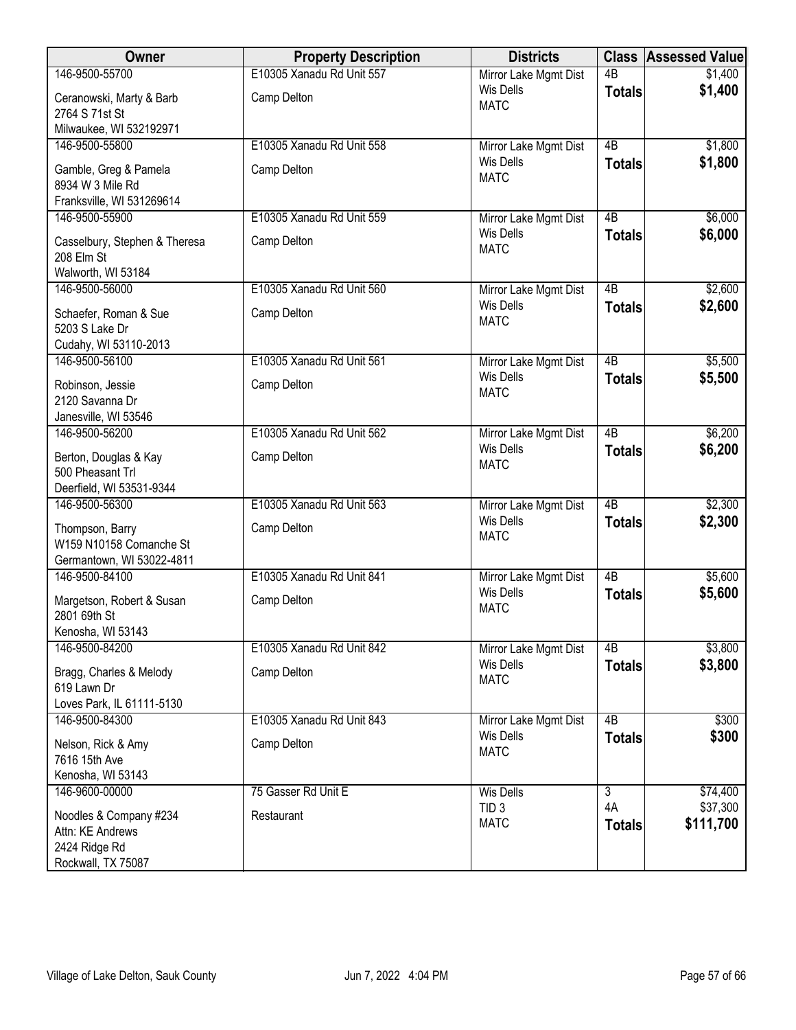| Owner | Property Description | Districts | Class | Assessed Value |
|---|---|---|---|---|
| 146-9500-55700<br>Ceranowski, Marty & Barb<br>2764 S 71st St<br>Milwaukee, WI 532192971 | E10305 Xanadu Rd Unit 557<br>Camp Delton | Mirror Lake Mgmt Dist<br>Wis Dells<br>MATC | 4B<br>**Totals** | $1,400<br>**$1,400** |
| 146-9500-55800<br>Gamble, Greg & Pamela<br>8934 W 3 Mile Rd<br>Franksville, WI 531269614 | E10305 Xanadu Rd Unit 558<br>Camp Delton | Mirror Lake Mgmt Dist<br>Wis Dells<br>MATC | 4B<br>**Totals** | $1,800<br>**$1,800** |
| 146-9500-55900<br>Casselbury, Stephen & Theresa<br>208 Elm St<br>Walworth, WI 53184 | E10305 Xanadu Rd Unit 559<br>Camp Delton | Mirror Lake Mgmt Dist<br>Wis Dells<br>MATC | 4B<br>**Totals** | $6,000<br>**$6,000** |
| 146-9500-56000<br>Schaefer, Roman & Sue<br>5203 S Lake Dr<br>Cudahy, WI 53110-2013 | E10305 Xanadu Rd Unit 560<br>Camp Delton | Mirror Lake Mgmt Dist<br>Wis Dells<br>MATC | 4B<br>**Totals** | $2,600<br>**$2,600** |
| 146-9500-56100<br>Robinson, Jessie<br>2120 Savanna Dr<br>Janesville, WI 53546 | E10305 Xanadu Rd Unit 561<br>Camp Delton | Mirror Lake Mgmt Dist<br>Wis Dells<br>MATC | 4B<br>**Totals** | $5,500<br>**$5,500** |
| 146-9500-56200<br>Berton, Douglas & Kay<br>500 Pheasant Trl<br>Deerfield, WI 53531-9344 | E10305 Xanadu Rd Unit 562<br>Camp Delton | Mirror Lake Mgmt Dist<br>Wis Dells<br>MATC | 4B<br>**Totals** | $6,200<br>**$6,200** |
| 146-9500-56300<br>Thompson, Barry<br>W159 N10158 Comanche St<br>Germantown, WI 53022-4811 | E10305 Xanadu Rd Unit 563<br>Camp Delton | Mirror Lake Mgmt Dist<br>Wis Dells<br>MATC | 4B<br>**Totals** | $2,300<br>**$2,300** |
| 146-9500-84100<br>Margetson, Robert & Susan<br>2801 69th St<br>Kenosha, WI 53143 | E10305 Xanadu Rd Unit 841<br>Camp Delton | Mirror Lake Mgmt Dist<br>Wis Dells<br>MATC | 4B<br>**Totals** | $5,600<br>**$5,600** |
| 146-9500-84200<br>Bragg, Charles & Melody<br>619 Lawn Dr<br>Loves Park, IL 61111-5130 | E10305 Xanadu Rd Unit 842<br>Camp Delton | Mirror Lake Mgmt Dist<br>Wis Dells<br>MATC | 4B<br>**Totals** | $3,800<br>**$3,800** |
| 146-9500-84300<br>Nelson, Rick & Amy<br>7616 15th Ave<br>Kenosha, WI 53143 | E10305 Xanadu Rd Unit 843<br>Camp Delton | Mirror Lake Mgmt Dist<br>Wis Dells<br>MATC | 4B<br>**Totals** | $300<br>**$300** |
| 146-9600-00000<br>Noodles & Company #234<br>Attn: KE Andrews<br>2424 Ridge Rd<br>Rockwall, TX 75087 | 75 Gasser Rd Unit E<br>Restaurant | Wis Dells<br>TID 3<br>MATC | 3<br>4A<br>**Totals** | $74,400<br>$37,300<br>**$111,700** |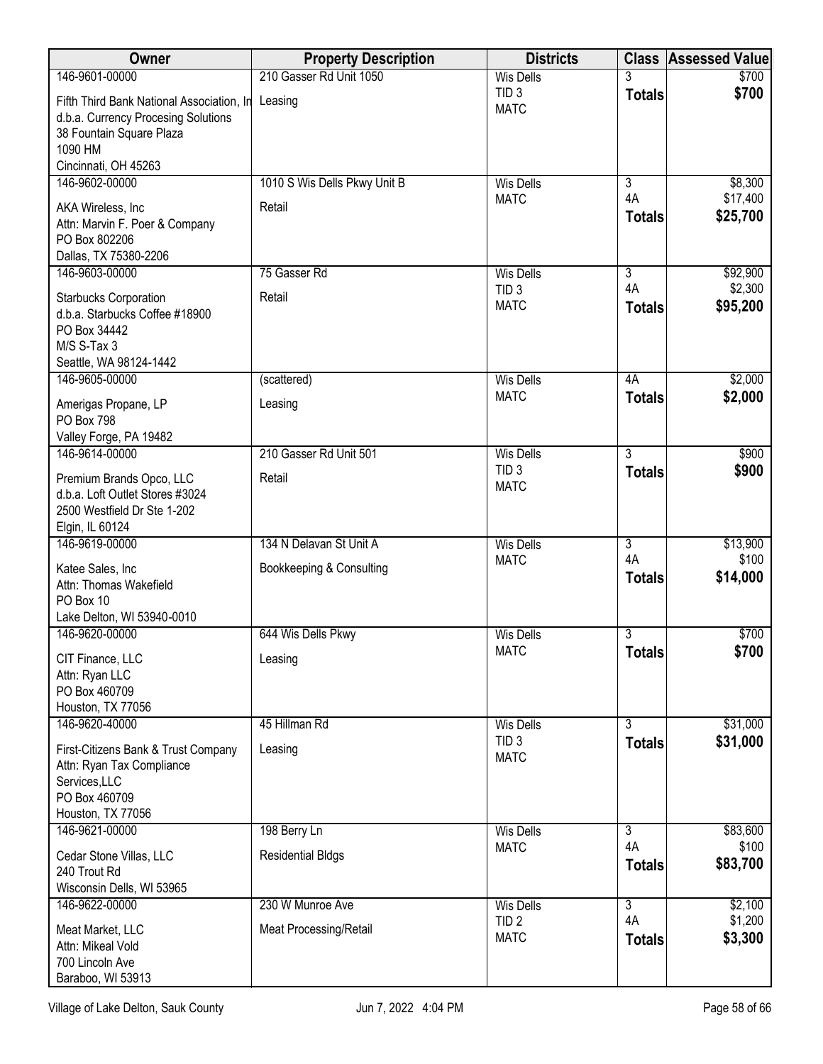| Owner | Property Description | Districts | Class | Assessed Value |
|---|---|---|---|---|
| 146-9601-00000<br>Fifth Third Bank National Association, In<br>d.b.a. Currency Procesing Solutions<br>38 Fountain Square Plaza<br>1090 HM<br>Cincinnati, OH 45263 | 210 Gasser Rd Unit 1050<br>Leasing | Wis Dells<br>TID 3<br>MATC | 3<br>**Totals** | $700<br>**$700** |
| 146-9602-00000<br>AKA Wireless, Inc<br>Attn: Marvin F. Poer & Company<br>PO Box 802206<br>Dallas, TX 75380-2206 | 1010 S Wis Dells Pkwy Unit B<br>Retail | Wis Dells<br>MATC | 3<br>4A<br>**Totals** | $8,300<br>$17,400<br>**$25,700** |
| 146-9603-00000<br>Starbucks Corporation<br>d.b.a. Starbucks Coffee #18900<br>PO Box 34442<br>M/S S-Tax 3<br>Seattle, WA 98124-1442 | 75 Gasser Rd<br>Retail | Wis Dells<br>TID 3<br>MATC | 3<br>4A<br>**Totals** | $92,900<br>$2,300<br>**$95,200** |
| 146-9605-00000<br>Amerigas Propane, LP<br>PO Box 798<br>Valley Forge, PA 19482 | (scattered)<br>Leasing | Wis Dells<br>MATC | 4A<br>**Totals** | $2,000<br>**$2,000** |
| 146-9614-00000<br>Premium Brands Opco, LLC<br>d.b.a. Loft Outlet Stores #3024<br>2500 Westfield Dr Ste 1-202<br>Elgin, IL 60124 | 210 Gasser Rd Unit 501<br>Retail | Wis Dells<br>TID 3<br>MATC | 3<br>**Totals** | $900<br>**$900** |
| 146-9619-00000<br>Katee Sales, Inc<br>Attn: Thomas Wakefield<br>PO Box 10<br>Lake Delton, WI 53940-0010 | 134 N Delavan St Unit A<br>Bookkeeping & Consulting | Wis Dells<br>MATC | 3<br>4A<br>**Totals** | $13,900<br>$100<br>**$14,000** |
| 146-9620-00000<br>CIT Finance, LLC<br>Attn: Ryan LLC<br>PO Box 460709<br>Houston, TX 77056 | 644 Wis Dells Pkwy<br>Leasing | Wis Dells<br>MATC | 3<br>**Totals** | $700<br>**$700** |
| 146-9620-40000<br>First-Citizens Bank & Trust Company<br>Attn: Ryan Tax Compliance Services,LLC<br>PO Box 460709<br>Houston, TX 77056 | 45 Hillman Rd<br>Leasing | Wis Dells<br>TID 3<br>MATC | 3<br>**Totals** | $31,000<br>**$31,000** |
| 146-9621-00000<br>Cedar Stone Villas, LLC<br>240 Trout Rd<br>Wisconsin Dells, WI 53965 | 198 Berry Ln<br>Residential Bldgs | Wis Dells<br>MATC | 3<br>4A<br>**Totals** | $83,600<br>$100<br>**$83,700** |
| 146-9622-00000<br>Meat Market, LLC<br>Attn: Mikeal Vold<br>700 Lincoln Ave<br>Baraboo, WI 53913 | 230 W Munroe Ave<br>Meat Processing/Retail | Wis Dells<br>TID 2<br>MATC | 3<br>4A<br>**Totals** | $2,100<br>$1,200<br>**$3,300** |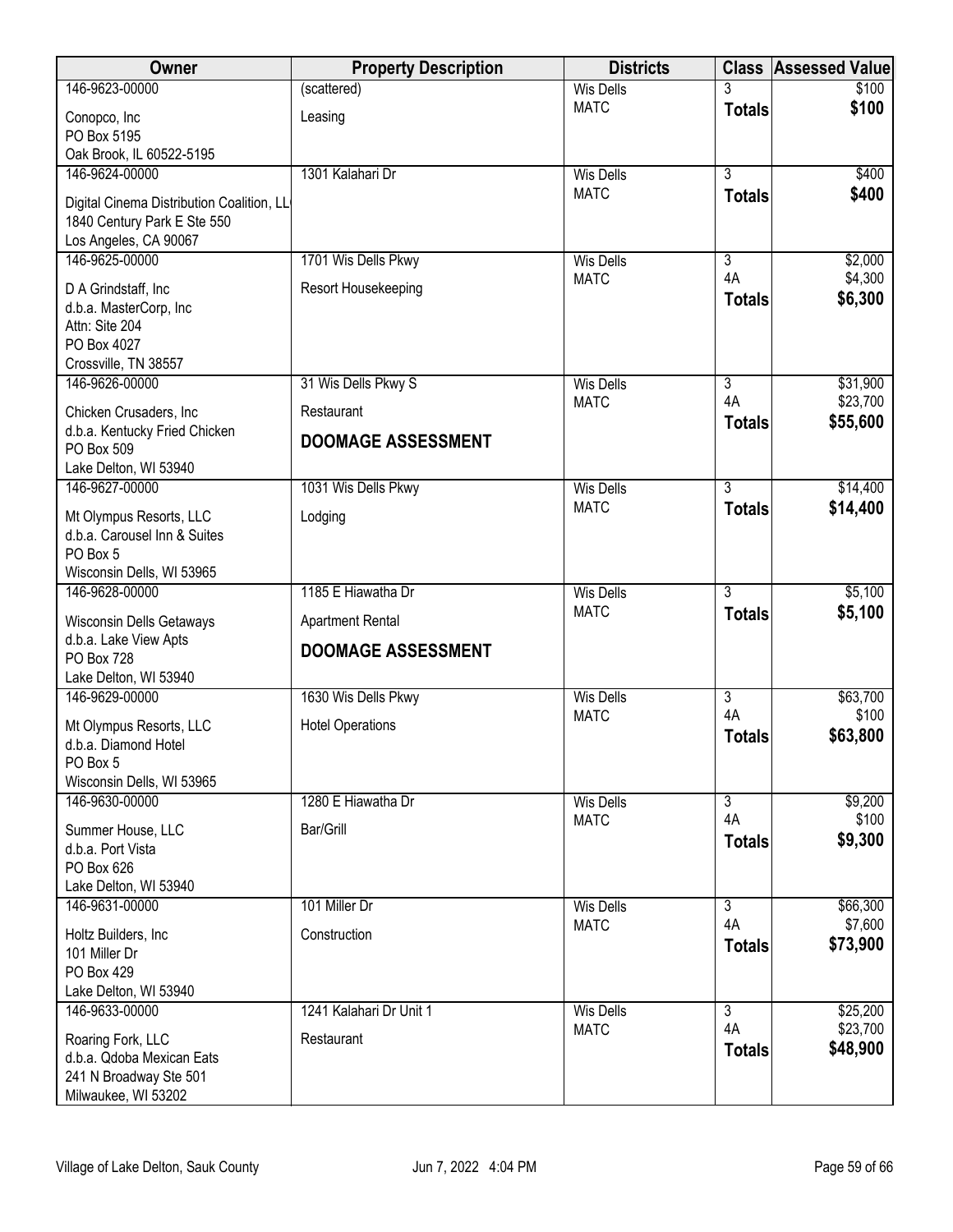| Owner | Property Description | Districts | Class | Assessed Value |
|---|---|---|---|---|
| 146-9623-00000<br>Conopco, Inc<br>PO Box 5195<br>Oak Brook, IL 60522-5195 | (scattered)<br>Leasing | Wis Dells<br>MATC | 3<br>**Totals** | $100<br>**$100** |
| 146-9624-00000<br>Digital Cinema Distribution Coalition, LL<br>1840 Century Park E Ste 550<br>Los Angeles, CA 90067 | 1301 Kalahari Dr | Wis Dells<br>MATC | 3<br>**Totals** | $400<br>**$400** |
| 146-9625-00000<br>D A Grindstaff, Inc<br>d.b.a. MasterCorp, Inc<br>Attn: Site 204<br>PO Box 4027<br>Crossville, TN 38557 | 1701 Wis Dells Pkwy<br>Resort Housekeeping | Wis Dells<br>MATC | 3<br>4A<br>**Totals** | $2,000<br>$4,300<br>**$6,300** |
| 146-9626-00000<br>Chicken Crusaders, Inc<br>d.b.a. Kentucky Fried Chicken<br>PO Box 509<br>Lake Delton, WI 53940 | 31 Wis Dells Pkwy S<br>Restaurant<br>**DOOMAGE ASSESSMENT** | Wis Dells<br>MATC | 3<br>4A<br>**Totals** | $31,900<br>$23,700<br>**$55,600** |
| 146-9627-00000<br>Mt Olympus Resorts, LLC<br>d.b.a. Carousel Inn & Suites<br>PO Box 5<br>Wisconsin Dells, WI 53965 | 1031 Wis Dells Pkwy<br>Lodging | Wis Dells<br>MATC | 3<br>**Totals** | $14,400<br>**$14,400** |
| 146-9628-00000<br>Wisconsin Dells Getaways<br>d.b.a. Lake View Apts<br>PO Box 728<br>Lake Delton, WI 53940 | 1185 E Hiawatha Dr<br>Apartment Rental<br>**DOOMAGE ASSESSMENT** | Wis Dells<br>MATC | 3<br>**Totals** | $5,100<br>**$5,100** |
| 146-9629-00000<br>Mt Olympus Resorts, LLC<br>d.b.a. Diamond Hotel<br>PO Box 5<br>Wisconsin Dells, WI 53965 | 1630 Wis Dells Pkwy<br>Hotel Operations | Wis Dells<br>MATC | 3<br>4A<br>**Totals** | $63,700<br>$100<br>**$63,800** |
| 146-9630-00000<br>Summer House, LLC<br>d.b.a. Port Vista<br>PO Box 626<br>Lake Delton, WI 53940 | 1280 E Hiawatha Dr<br>Bar/Grill | Wis Dells<br>MATC | 3<br>4A<br>**Totals** | $9,200<br>$100<br>**$9,300** |
| 146-9631-00000<br>Holtz Builders, Inc<br>101 Miller Dr<br>PO Box 429<br>Lake Delton, WI 53940 | 101 Miller Dr<br>Construction | Wis Dells<br>MATC | 3<br>4A<br>**Totals** | $66,300<br>$7,600<br>**$73,900** |
| 146-9633-00000<br>Roaring Fork, LLC<br>d.b.a. Qdoba Mexican Eats<br>241 N Broadway Ste 501<br>Milwaukee, WI 53202 | 1241 Kalahari Dr Unit 1<br>Restaurant | Wis Dells<br>MATC | 3<br>4A<br>**Totals** | $25,200<br>$23,700<br>**$48,900** |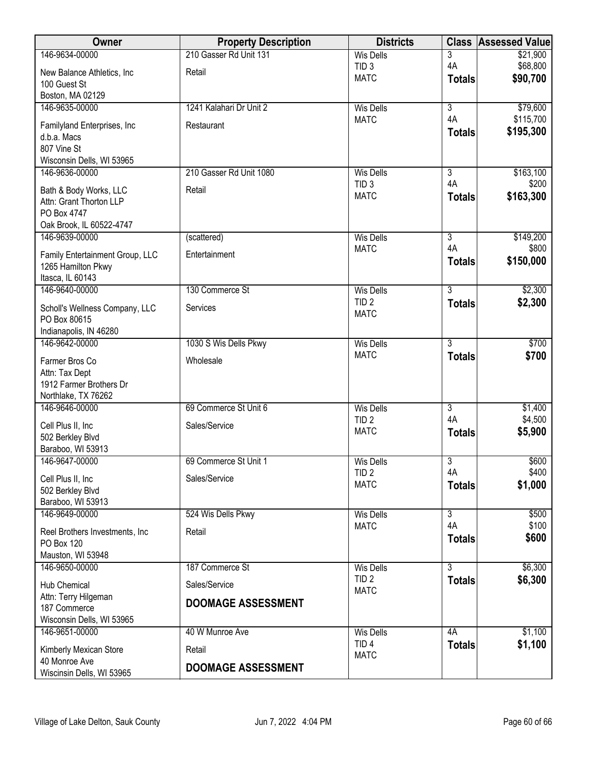| Owner | Property Description | Districts | Class | Assessed Value |
|---|---|---|---|---|
| 146-9634-00000<br>New Balance Athletics, Inc<br>100 Guest St<br>Boston, MA 02129 | 210 Gasser Rd Unit 131<br>Retail | Wis Dells<br>TID 3<br>MATC | 3<br>4A<br>**Totals** | $21,900<br>$68,800<br>**$90,700** |
| 146-9635-00000<br>Familyland Enterprises, Inc<br>d.b.a. Macs<br>807 Vine St<br>Wisconsin Dells, WI 53965 | 1241 Kalahari Dr Unit 2<br>Restaurant | Wis Dells<br>MATC | 3<br>4A<br>**Totals** | $79,600<br>$115,700<br>**$195,300** |
| 146-9636-00000<br>Bath & Body Works, LLC<br>Attn: Grant Thorton LLP<br>PO Box 4747<br>Oak Brook, IL 60522-4747 | 210 Gasser Rd Unit 1080<br>Retail | Wis Dells<br>TID 3<br>MATC | 3<br>4A<br>**Totals** | $163,100<br>$200<br>**$163,300** |
| 146-9639-00000<br>Family Entertainment Group, LLC<br>1265 Hamilton Pkwy<br>Itasca, IL 60143 | (scattered)<br>Entertainment | Wis Dells<br>MATC | 3<br>4A<br>**Totals** | $149,200<br>$800<br>**$150,000** |
| 146-9640-00000<br>Scholl's Wellness Company, LLC<br>PO Box 80615<br>Indianapolis, IN 46280 | 130 Commerce St<br>Services | Wis Dells<br>TID 2<br>MATC | 3<br>**Totals** | $2,300<br>**$2,300** |
| 146-9642-00000<br>Farmer Bros Co<br>Attn: Tax Dept<br>1912 Farmer Brothers Dr<br>Northlake, TX 76262 | 1030 S Wis Dells Pkwy<br>Wholesale | Wis Dells<br>MATC | 3<br>**Totals** | $700<br>**$700** |
| 146-9646-00000<br>Cell Plus II, Inc<br>502 Berkley Blvd<br>Baraboo, WI 53913 | 69 Commerce St Unit 6<br>Sales/Service | Wis Dells<br>TID 2<br>MATC | 3<br>4A<br>**Totals** | $1,400<br>$4,500<br>**$5,900** |
| 146-9647-00000<br>Cell Plus II, Inc<br>502 Berkley Blvd<br>Baraboo, WI 53913 | 69 Commerce St Unit 1<br>Sales/Service | Wis Dells<br>TID 2<br>MATC | 3<br>4A<br>**Totals** | $600<br>$400<br>**$1,000** |
| 146-9649-00000<br>Reel Brothers Investments, Inc<br>PO Box 120<br>Mauston, WI 53948 | 524 Wis Dells Pkwy<br>Retail | Wis Dells<br>MATC | 3<br>4A<br>**Totals** | $500<br>$100<br>**$600** |
| 146-9650-00000<br>Hub Chemical<br>Attn: Terry Hilgeman<br>187 Commerce<br>Wisconsin Dells, WI 53965 | 187 Commerce St<br>Sales/Service<br>**DOOMAGE ASSESSMENT** | Wis Dells<br>TID 2<br>MATC | 3<br>**Totals** | $6,300<br>**$6,300** |
| 146-9651-00000<br>Kimberly Mexican Store<br>40 Monroe Ave<br>Wiscinsin Dells, WI 53965 | 40 W Munroe Ave<br>Retail<br>**DOOMAGE ASSESSMENT** | Wis Dells<br>TID 4<br>MATC | 4A<br>**Totals** | $1,100<br>**$1,100** |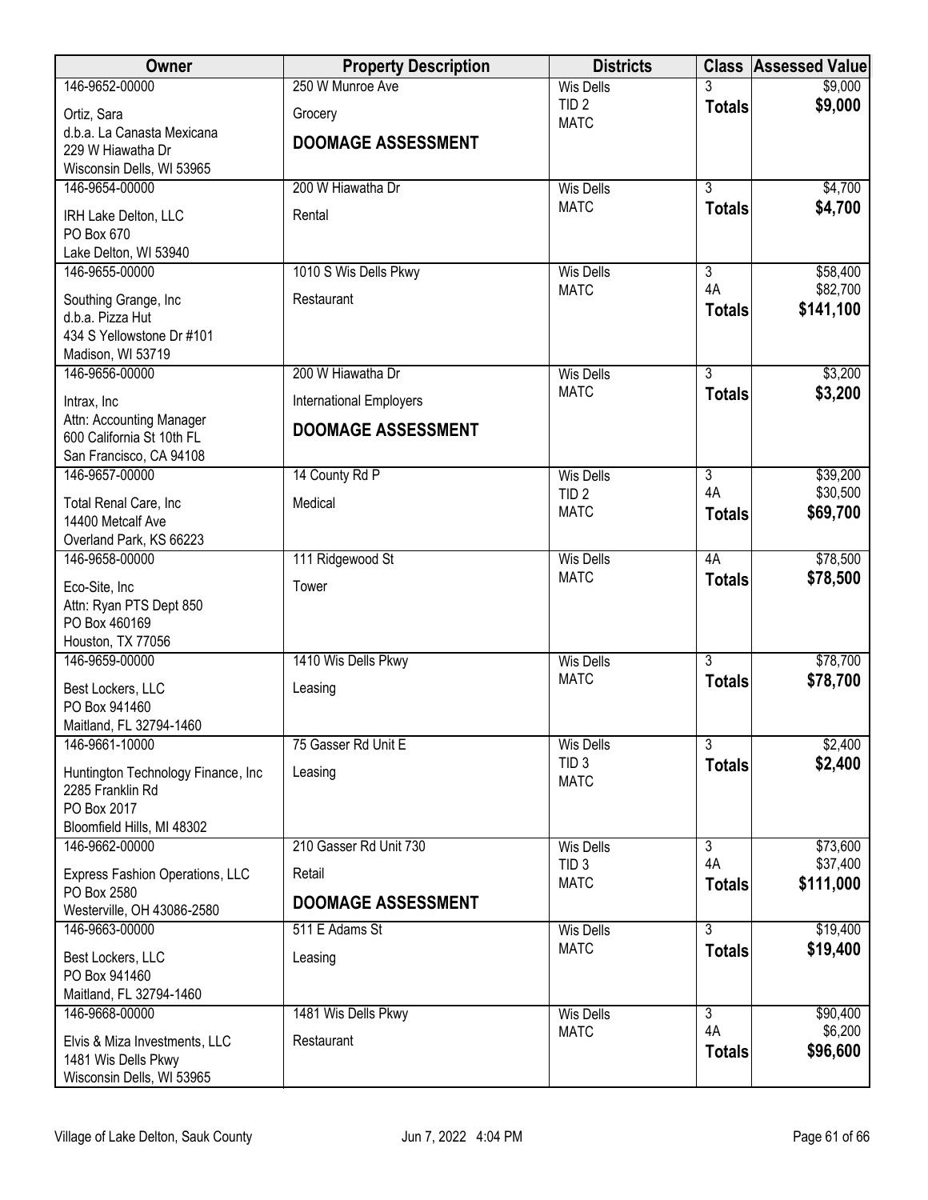| Owner | Property Description | Districts | Class | Assessed Value |
|---|---|---|---|---|
| 146-9652-00000<br>Ortiz, Sara<br>d.b.a. La Canasta Mexicana<br>229 W Hiawatha Dr<br>Wisconsin Dells, WI 53965 | 250 W Munroe Ave<br>Grocery<br>**DOOMAGE ASSESSMENT** | Wis Dells<br>TID 2<br>MATC | 3<br>**Totals** | $9,000<br>**$9,000** |
| 146-9654-00000<br>IRH Lake Delton, LLC<br>PO Box 670<br>Lake Delton, WI 53940 | 200 W Hiawatha Dr<br>Rental | Wis Dells<br>MATC | 3<br>**Totals** | $4,700<br>**$4,700** |
| 146-9655-00000<br>Southing Grange, Inc<br>d.b.a. Pizza Hut<br>434 S Yellowstone Dr #101<br>Madison, WI 53719 | 1010 S Wis Dells Pkwy<br>Restaurant | Wis Dells<br>MATC | 3<br>4A<br>**Totals** | $58,400<br>$82,700<br>**$141,100** |
| 146-9656-00000<br>Intrax, Inc<br>Attn: Accounting Manager<br>600 California St 10th FL<br>San Francisco, CA 94108 | 200 W Hiawatha Dr<br>International Employers<br>**DOOMAGE ASSESSMENT** | Wis Dells<br>MATC | 3<br>**Totals** | $3,200<br>**$3,200** |
| 146-9657-00000<br>Total Renal Care, Inc<br>14400 Metcalf Ave<br>Overland Park, KS 66223 | 14 County Rd P<br>Medical | Wis Dells<br>TID 2<br>MATC | 3<br>4A<br>**Totals** | $39,200<br>$30,500<br>**$69,700** |
| 146-9658-00000<br>Eco-Site, Inc<br>Attn: Ryan PTS Dept 850<br>PO Box 460169<br>Houston, TX 77056 | 111 Ridgewood St<br>Tower | Wis Dells<br>MATC | 4A<br>**Totals** | $78,500<br>**$78,500** |
| 146-9659-00000<br>Best Lockers, LLC<br>PO Box 941460<br>Maitland, FL 32794-1460 | 1410 Wis Dells Pkwy<br>Leasing | Wis Dells<br>MATC | 3<br>**Totals** | $78,700<br>**$78,700** |
| 146-9661-10000<br>Huntington Technology Finance, Inc<br>2285 Franklin Rd<br>PO Box 2017<br>Bloomfield Hills, MI 48302 | 75 Gasser Rd Unit E<br>Leasing | Wis Dells<br>TID 3<br>MATC | 3<br>**Totals** | $2,400<br>**$2,400** |
| 146-9662-00000<br>Express Fashion Operations, LLC<br>PO Box 2580<br>Westerville, OH 43086-2580 | 210 Gasser Rd Unit 730<br>Retail<br>**DOOMAGE ASSESSMENT** | Wis Dells<br>TID 3<br>MATC | 3<br>4A<br>**Totals** | $73,600<br>$37,400<br>**$111,000** |
| 146-9663-00000<br>Best Lockers, LLC<br>PO Box 941460<br>Maitland, FL 32794-1460 | 511 E Adams St<br>Leasing | Wis Dells<br>MATC | 3<br>**Totals** | $19,400<br>**$19,400** |
| 146-9668-00000<br>Elvis & Miza Investments, LLC<br>1481 Wis Dells Pkwy<br>Wisconsin Dells, WI 53965 | 1481 Wis Dells Pkwy<br>Restaurant | Wis Dells<br>MATC | 3<br>4A<br>**Totals** | $90,400<br>$6,200<br>**$96,600** |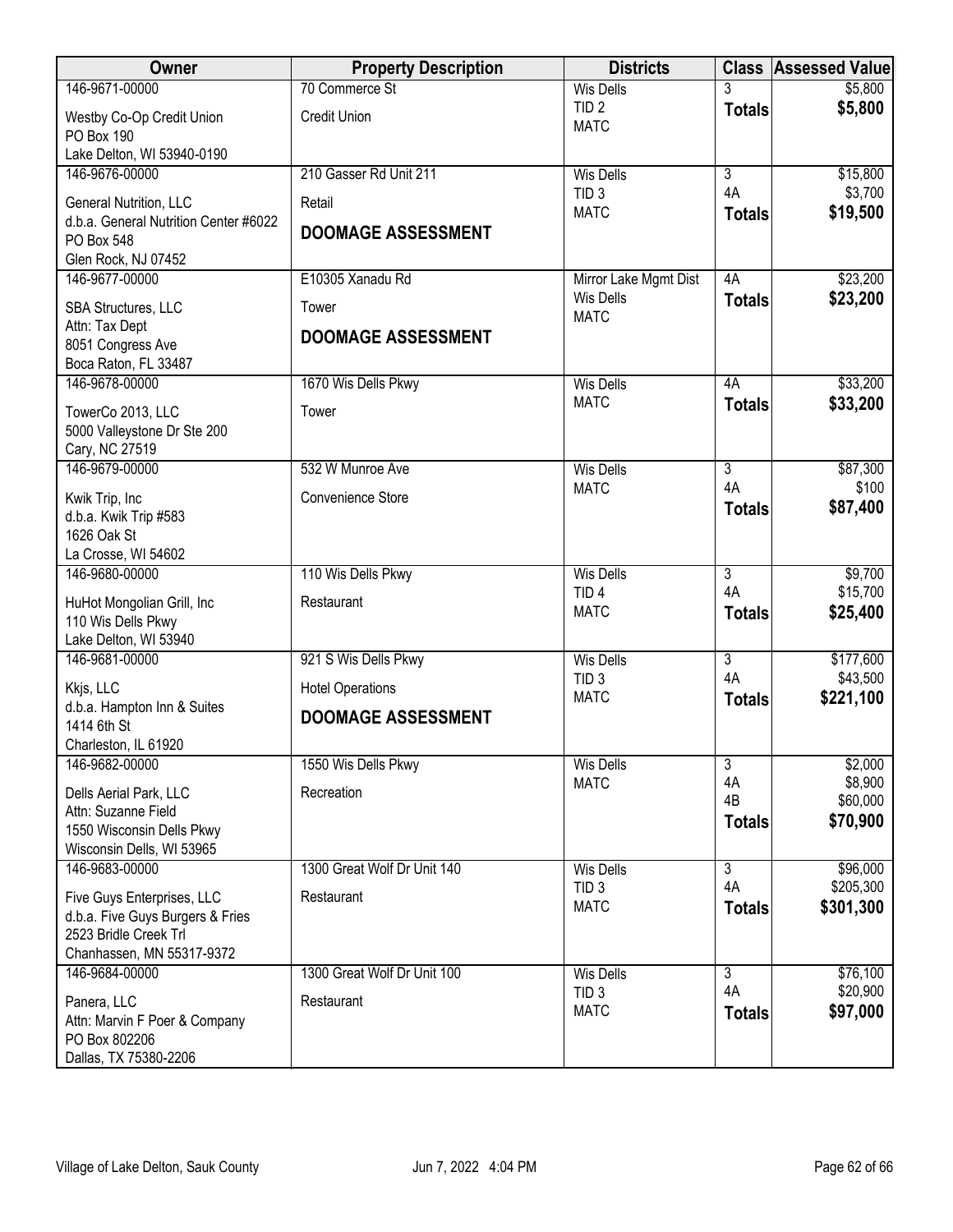| Owner | Property Description | Districts | Class | Assessed Value |
|---|---|---|---|---|
| 146-9671-00000<br>Westby Co-Op Credit Union<br>PO Box 190<br>Lake Delton, WI 53940-0190 | 70 Commerce St<br>Credit Union | Wis Dells<br>TID 2<br>MATC | 3<br>**Totals** | $5,800<br>**$5,800** |
| 146-9676-00000<br>General Nutrition, LLC<br>d.b.a. General Nutrition Center #6022<br>PO Box 548<br>Glen Rock, NJ 07452 | 210 Gasser Rd Unit 211<br>Retail<br>**DOOMAGE ASSESSMENT** | Wis Dells<br>TID 3<br>MATC | 3<br>4A<br>**Totals** | $15,800<br>$3,700<br>**$19,500** |
| 146-9677-00000<br>SBA Structures, LLC<br>Attn: Tax Dept<br>8051 Congress Ave<br>Boca Raton, FL 33487 | E10305 Xanadu Rd<br>Tower<br>**DOOMAGE ASSESSMENT** | Mirror Lake Mgmt Dist<br>Wis Dells<br>MATC | 4A<br>**Totals** | $23,200<br>**$23,200** |
| 146-9678-00000<br>TowerCo 2013, LLC<br>5000 Valleystone Dr Ste 200<br>Cary, NC 27519 | 1670 Wis Dells Pkwy<br>Tower | Wis Dells<br>MATC | 4A<br>**Totals** | $33,200<br>**$33,200** |
| 146-9679-00000<br>Kwik Trip, Inc<br>d.b.a. Kwik Trip #583<br>1626 Oak St<br>La Crosse, WI 54602 | 532 W Munroe Ave<br>Convenience Store | Wis Dells<br>MATC | 3<br>4A<br>**Totals** | $87,300<br>$100<br>**$87,400** |
| 146-9680-00000<br>HuHot Mongolian Grill, Inc<br>110 Wis Dells Pkwy<br>Lake Delton, WI 53940 | 110 Wis Dells Pkwy<br>Restaurant | Wis Dells<br>TID 4<br>MATC | 3<br>4A<br>**Totals** | $9,700<br>$15,700<br>**$25,400** |
| 146-9681-00000<br>Kkjs, LLC<br>d.b.a. Hampton Inn & Suites<br>1414 6th St<br>Charleston, IL 61920 | 921 S Wis Dells Pkwy<br>Hotel Operations<br>**DOOMAGE ASSESSMENT** | Wis Dells<br>TID 3<br>MATC | 3<br>4A<br>**Totals** | $177,600<br>$43,500<br>**$221,100** |
| 146-9682-00000<br>Dells Aerial Park, LLC<br>Attn: Suzanne Field<br>1550 Wisconsin Dells Pkwy<br>Wisconsin Dells, WI 53965 | 1550 Wis Dells Pkwy<br>Recreation | Wis Dells<br>MATC | 3<br>4A<br>4B<br>**Totals** | $2,000<br>$8,900<br>$60,000<br>**$70,900** |
| 146-9683-00000<br>Five Guys Enterprises, LLC<br>d.b.a. Five Guys Burgers & Fries<br>2523 Bridle Creek Trl<br>Chanhassen, MN 55317-9372 | 1300 Great Wolf Dr Unit 140<br>Restaurant | Wis Dells<br>TID 3<br>MATC | 3<br>4A<br>**Totals** | $96,000<br>$205,300<br>**$301,300** |
| 146-9684-00000<br>Panera, LLC<br>Attn: Marvin F Poer & Company<br>PO Box 802206<br>Dallas, TX 75380-2206 | 1300 Great Wolf Dr Unit 100<br>Restaurant | Wis Dells<br>TID 3<br>MATC | 3<br>4A<br>**Totals** | $76,100<br>$20,900<br>**$97,000** |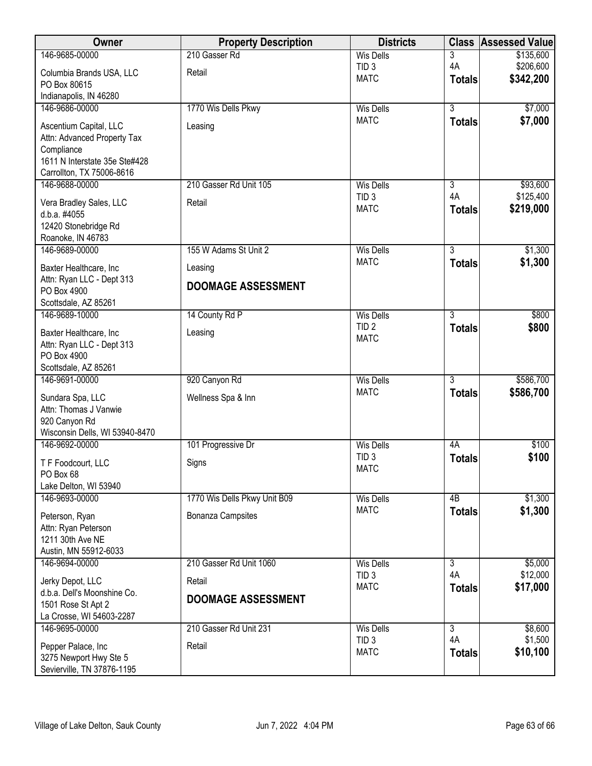| Owner | Property Description | Districts | Class | Assessed Value |
|---|---|---|---|---|
| 146-9685-00000<br>Columbia Brands USA, LLC<br>PO Box 80615<br>Indianapolis, IN 46280 | 210 Gasser Rd<br>Retail | Wis Dells<br>TID 3<br>MATC | 3<br>4A<br>**Totals** | \$135,600<br>\$206,600<br>**\$342,200** |
| 146-9686-00000<br>Ascentium Capital, LLC<br>Attn: Advanced Property Tax Compliance<br>1611 N Interstate 35e Ste#428<br>Carrollton, TX 75006-8616 | 1770 Wis Dells Pkwy<br>Leasing | Wis Dells<br>MATC | 3<br>**Totals** | \$7,000<br>**\$7,000** |
| 146-9688-00000<br>Vera Bradley Sales, LLC<br>d.b.a. #4055<br>12420 Stonebridge Rd<br>Roanoke, IN 46783 | 210 Gasser Rd Unit 105<br>Retail | Wis Dells<br>TID 3<br>MATC | 3<br>4A<br>**Totals** | \$93,600<br>\$125,400<br>**\$219,000** |
| 146-9689-00000<br>Baxter Healthcare, Inc<br>Attn: Ryan LLC - Dept 313<br>PO Box 4900<br>Scottsdale, AZ 85261 | 155 W Adams St Unit 2<br>Leasing<br>**DOOMAGE ASSESSMENT** | Wis Dells<br>MATC | 3<br>**Totals** | \$1,300<br>**\$1,300** |
| 146-9689-10000<br>Baxter Healthcare, Inc<br>Attn: Ryan LLC - Dept 313<br>PO Box 4900<br>Scottsdale, AZ 85261 | 14 County Rd P<br>Leasing | Wis Dells<br>TID 2<br>MATC | 3<br>**Totals** | \$800<br>**\$800** |
| 146-9691-00000<br>Sundara Spa, LLC<br>Attn: Thomas J Vanwie<br>920 Canyon Rd<br>Wisconsin Dells, WI 53940-8470 | 920 Canyon Rd<br>Wellness Spa & Inn | Wis Dells<br>MATC | 3<br>**Totals** | \$586,700<br>**\$586,700** |
| 146-9692-00000<br>T F Foodcourt, LLC<br>PO Box 68<br>Lake Delton, WI 53940 | 101 Progressive Dr<br>Signs | Wis Dells<br>TID 3<br>MATC | 4A<br>**Totals** | \$100<br>**\$100** |
| 146-9693-00000<br>Peterson, Ryan<br>Attn: Ryan Peterson<br>1211 30th Ave NE<br>Austin, MN 55912-6033 | 1770 Wis Dells Pkwy Unit B09<br>Bonanza Campsites | Wis Dells<br>MATC | 4B<br>**Totals** | \$1,300<br>**\$1,300** |
| 146-9694-00000<br>Jerky Depot, LLC<br>d.b.a. Dell's Moonshine Co.<br>1501 Rose St Apt 2<br>La Crosse, WI 54603-2287 | 210 Gasser Rd Unit 1060<br>Retail<br>**DOOMAGE ASSESSMENT** | Wis Dells<br>TID 3<br>MATC | 3<br>4A<br>**Totals** | \$5,000<br>\$12,000<br>**\$17,000** |
| 146-9695-00000<br>Pepper Palace, Inc<br>3275 Newport Hwy Ste 5<br>Sevierville, TN 37876-1195 | 210 Gasser Rd Unit 231<br>Retail | Wis Dells<br>TID 3<br>MATC | 3<br>4A<br>**Totals** | \$8,600<br>\$1,500<br>**\$10,100** |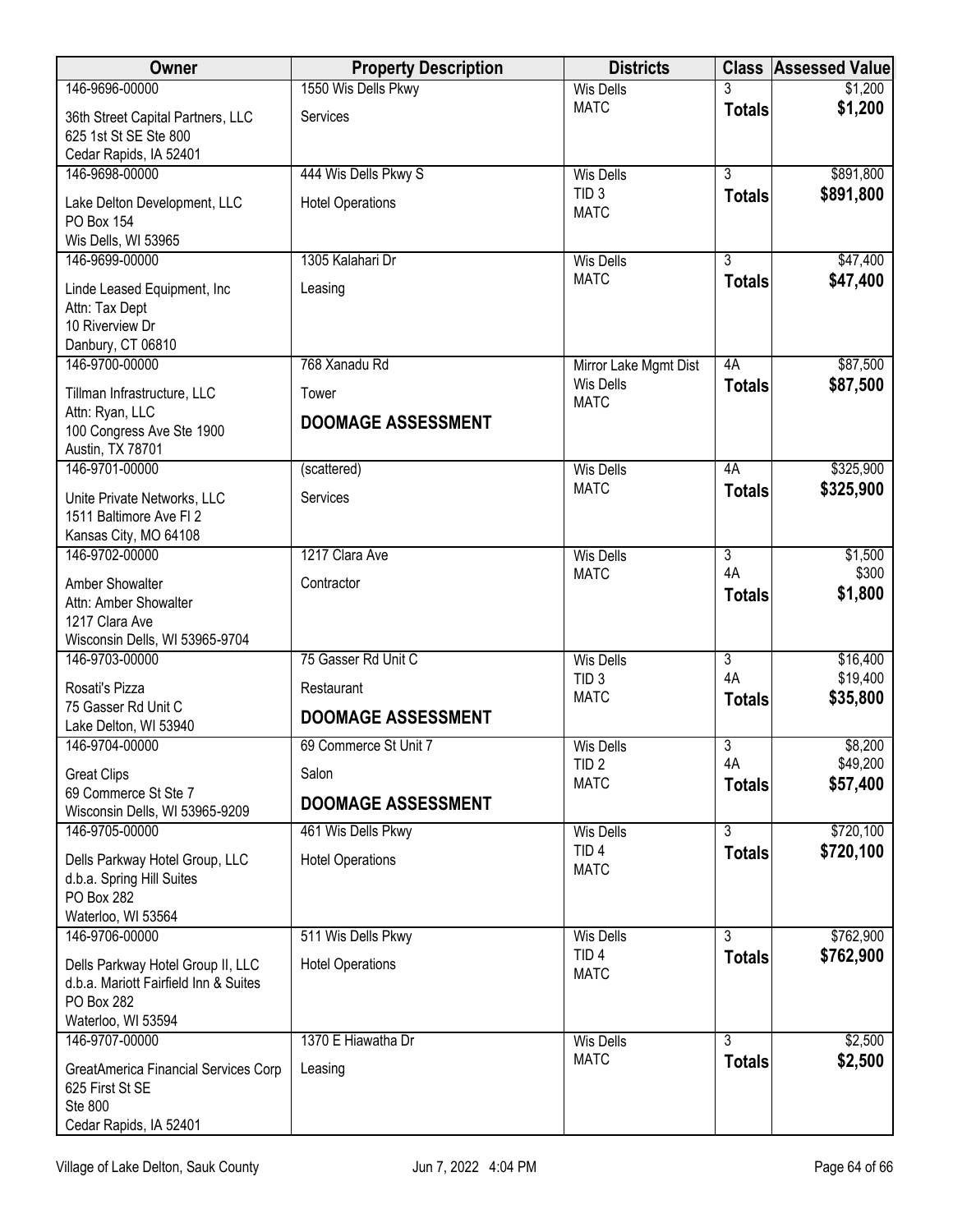| Owner | Property Description | Districts | Class | Assessed Value |
|---|---|---|---|---|
| 146-9696-00000<br>36th Street Capital Partners, LLC<br>625 1st St SE Ste 800<br>Cedar Rapids, IA 52401 | 1550 Wis Dells Pkwy<br>Services | Wis Dells<br>MATC | 3<br>**Totals** | $1,200<br>**$1,200** |
| 146-9698-00000<br>Lake Delton Development, LLC<br>PO Box 154<br>Wis Dells, WI 53965 | 444 Wis Dells Pkwy S<br>Hotel Operations | Wis Dells<br>TID 3<br>MATC | 3<br>**Totals** | $891,800<br>**$891,800** |
| 146-9699-00000<br>Linde Leased Equipment, Inc<br>Attn: Tax Dept<br>10 Riverview Dr<br>Danbury, CT 06810 | 1305 Kalahari Dr<br>Leasing | Wis Dells<br>MATC | 3<br>**Totals** | $47,400<br>**$47,400** |
| 146-9700-00000<br>Tillman Infrastructure, LLC<br>Attn: Ryan, LLC<br>100 Congress Ave Ste 1900<br>Austin, TX 78701 | 768 Xanadu Rd<br>Tower<br>**DOOMAGE ASSESSMENT** | Mirror Lake Mgmt Dist<br>Wis Dells<br>MATC | 4A<br>**Totals** | $87,500<br>**$87,500** |
| 146-9701-00000<br>Unite Private Networks, LLC<br>1511 Baltimore Ave Fl 2<br>Kansas City, MO 64108 | (scattered)<br>Services | Wis Dells<br>MATC | 4A<br>**Totals** | $325,900<br>**$325,900** |
| 146-9702-00000<br>Amber Showalter<br>Attn: Amber Showalter<br>1217 Clara Ave<br>Wisconsin Dells, WI 53965-9704 | 1217 Clara Ave<br>Contractor | Wis Dells<br>MATC | 3<br>4A<br>**Totals** | $1,500<br>$300<br>**$1,800** |
| 146-9703-00000<br>Rosati's Pizza<br>75 Gasser Rd Unit C<br>Lake Delton, WI 53940 | 75 Gasser Rd Unit C<br>Restaurant<br>**DOOMAGE ASSESSMENT** | Wis Dells<br>TID 3<br>MATC | 3<br>4A<br>**Totals** | $16,400<br>$19,400<br>**$35,800** |
| 146-9704-00000<br>Great Clips<br>69 Commerce St Ste 7<br>Wisconsin Dells, WI 53965-9209 | 69 Commerce St Unit 7<br>Salon<br>**DOOMAGE ASSESSMENT** | Wis Dells<br>TID 2<br>MATC | 3<br>4A<br>**Totals** | $8,200<br>$49,200<br>**$57,400** |
| 146-9705-00000<br>Dells Parkway Hotel Group, LLC<br>d.b.a. Spring Hill Suites<br>PO Box 282<br>Waterloo, WI 53564 | 461 Wis Dells Pkwy<br>Hotel Operations | Wis Dells<br>TID 4<br>MATC | 3<br>**Totals** | $720,100<br>**$720,100** |
| 146-9706-00000<br>Dells Parkway Hotel Group II, LLC<br>d.b.a. Mariott Fairfield Inn & Suites<br>PO Box 282<br>Waterloo, WI 53594 | 511 Wis Dells Pkwy<br>Hotel Operations | Wis Dells<br>TID 4<br>MATC | 3<br>**Totals** | $762,900<br>**$762,900** |
| 146-9707-00000<br>GreatAmerica Financial Services Corp<br>625 First St SE<br>Ste 800<br>Cedar Rapids, IA 52401 | 1370 E Hiawatha Dr<br>Leasing | Wis Dells<br>MATC | 3<br>**Totals** | $2,500<br>**$2,500** |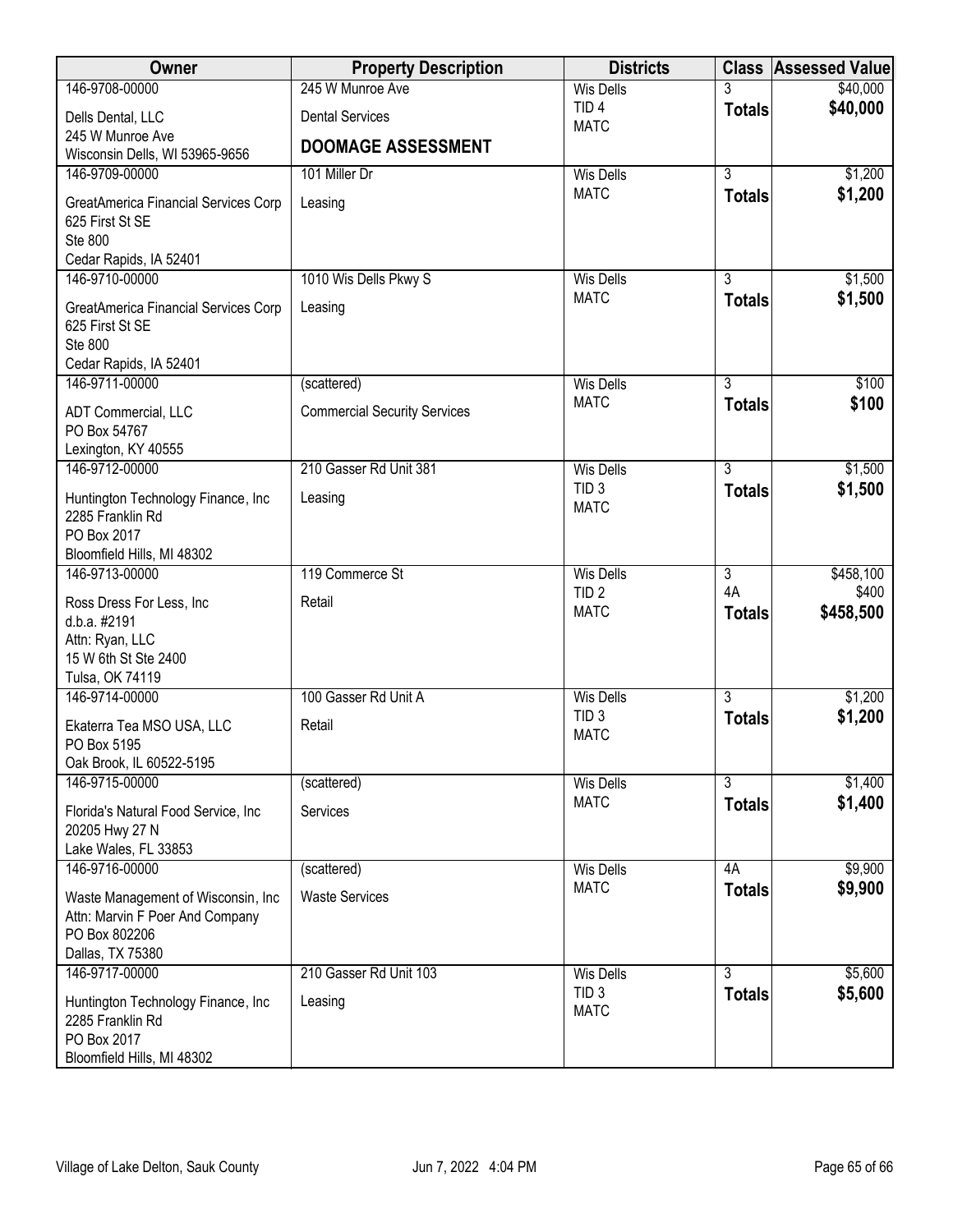| Owner | Property Description | Districts | Class | Assessed Value |
|---|---|---|---|---|
| 146-9708-00000<br>Dells Dental, LLC<br>245 W Munroe Ave<br>Wisconsin Dells, WI 53965-9656 | 245 W Munroe Ave<br>Dental Services<br>**DOOMAGE ASSESSMENT** | Wis Dells<br>TID 4<br>MATC | 3<br>**Totals** | $40,000<br>**$40,000** |
| 146-9709-00000<br>GreatAmerica Financial Services Corp<br>625 First St SE<br>Ste 800<br>Cedar Rapids, IA 52401 | 101 Miller Dr<br>Leasing | Wis Dells<br>MATC | 3<br>**Totals** | $1,200<br>**$1,200** |
| 146-9710-00000<br>GreatAmerica Financial Services Corp<br>625 First St SE<br>Ste 800<br>Cedar Rapids, IA 52401 | 1010 Wis Dells Pkwy S<br>Leasing | Wis Dells<br>MATC | 3<br>**Totals** | $1,500<br>**$1,500** |
| 146-9711-00000<br>ADT Commercial, LLC<br>PO Box 54767<br>Lexington, KY 40555 | (scattered)<br>Commercial Security Services | Wis Dells<br>MATC | 3<br>**Totals** | $100<br>**$100** |
| 146-9712-00000<br>Huntington Technology Finance, Inc<br>2285 Franklin Rd<br>PO Box 2017<br>Bloomfield Hills, MI 48302 | 210 Gasser Rd Unit 381<br>Leasing | Wis Dells<br>TID 3<br>MATC | 3<br>**Totals** | $1,500<br>**$1,500** |
| 146-9713-00000<br>Ross Dress For Less, Inc<br>d.b.a. #2191<br>Attn: Ryan, LLC<br>15 W 6th St Ste 2400<br>Tulsa, OK 74119 | 119 Commerce St<br>Retail | Wis Dells<br>TID 2<br>MATC | 3<br>4A<br>**Totals** | $458,100<br>$400<br>**$458,500** |
| 146-9714-00000<br>Ekaterra Tea MSO USA, LLC<br>PO Box 5195<br>Oak Brook, IL 60522-5195 | 100 Gasser Rd Unit A<br>Retail | Wis Dells<br>TID 3<br>MATC | 3<br>**Totals** | $1,200<br>**$1,200** |
| 146-9715-00000<br>Florida's Natural Food Service, Inc<br>20205 Hwy 27 N<br>Lake Wales, FL 33853 | (scattered)<br>Services | Wis Dells<br>MATC | 3<br>**Totals** | $1,400<br>**$1,400** |
| 146-9716-00000<br>Waste Management of Wisconsin, Inc<br>Attn: Marvin F Poer And Company<br>PO Box 802206<br>Dallas, TX 75380 | (scattered)<br>Waste Services | Wis Dells<br>MATC | 4A<br>**Totals** | $9,900<br>**$9,900** |
| 146-9717-00000<br>Huntington Technology Finance, Inc<br>2285 Franklin Rd<br>PO Box 2017<br>Bloomfield Hills, MI 48302 | 210 Gasser Rd Unit 103<br>Leasing | Wis Dells<br>TID 3<br>MATC | 3<br>**Totals** | $5,600<br>**$5,600** |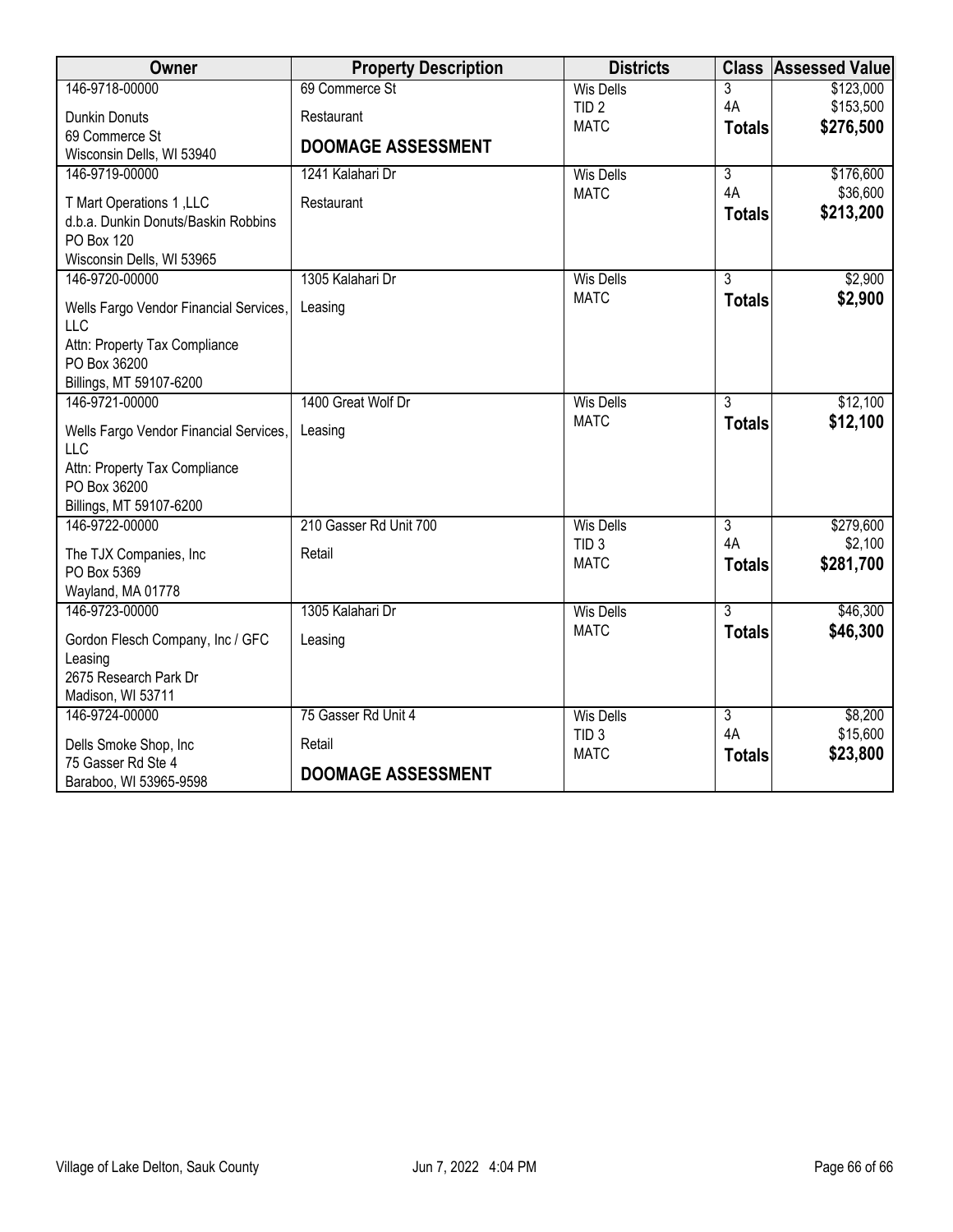| Owner | Property Description | Districts | Class | Assessed Value |
|---|---|---|---|---|
| 146-9718-00000<br>Dunkin Donuts<br>69 Commerce St<br>Wisconsin Dells, WI 53940 | 69 Commerce St<br>Restaurant<br>**DOOMAGE ASSESSMENT** | Wis Dells<br>TID 2<br>MATC | 3<br>4A<br>**Totals** | $123,000<br>$153,500<br>**$276,500** |
| 146-9719-00000<br>T Mart Operations 1 ,LLC<br>d.b.a. Dunkin Donuts/Baskin Robbins<br>PO Box 120<br>Wisconsin Dells, WI 53965 | 1241 Kalahari Dr<br>Restaurant | Wis Dells<br>MATC | 3<br>4A<br>**Totals** | $176,600<br>$36,600<br>**$213,200** |
| 146-9720-00000<br>Wells Fargo Vendor Financial Services, LLC<br>Attn: Property Tax Compliance<br>PO Box 36200<br>Billings, MT 59107-6200 | 1305 Kalahari Dr<br>Leasing | Wis Dells<br>MATC | 3<br>**Totals** | $2,900<br>**$2,900** |
| 146-9721-00000<br>Wells Fargo Vendor Financial Services, LLC<br>Attn: Property Tax Compliance<br>PO Box 36200<br>Billings, MT 59107-6200 | 1400 Great Wolf Dr<br>Leasing | Wis Dells<br>MATC | 3<br>**Totals** | $12,100<br>**$12,100** |
| 146-9722-00000<br>The TJX Companies, Inc<br>PO Box 5369<br>Wayland, MA 01778 | 210 Gasser Rd Unit 700<br>Retail | Wis Dells<br>TID 3<br>MATC | 3<br>4A<br>**Totals** | $279,600<br>$2,100<br>**$281,700** |
| 146-9723-00000<br>Gordon Flesch Company, Inc / GFC Leasing<br>2675 Research Park Dr<br>Madison, WI 53711 | 1305 Kalahari Dr<br>Leasing | Wis Dells<br>MATC | 3<br>**Totals** | $46,300<br>**$46,300** |
| 146-9724-00000<br>Dells Smoke Shop, Inc<br>75 Gasser Rd Ste 4<br>Baraboo, WI 53965-9598 | 75 Gasser Rd Unit 4<br>Retail<br>**DOOMAGE ASSESSMENT** | Wis Dells<br>TID 3<br>MATC | 3<br>4A<br>**Totals** | $8,200<br>$15,600<br>**$23,800** |